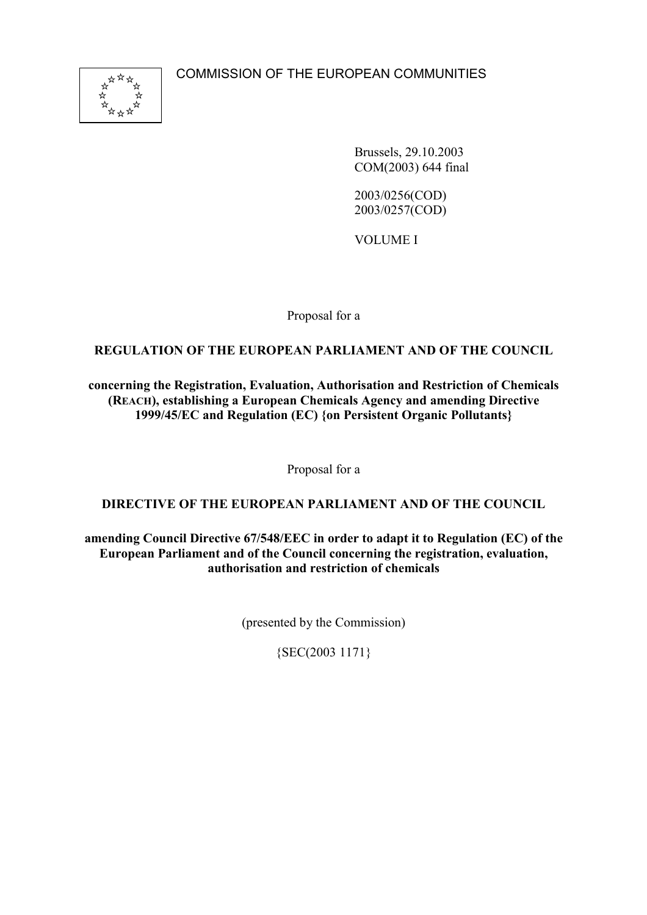COMMISSION OF THE EUROPEAN COMMUNITIES

Brussels, 29.10.2003
COM(2003) 644 final

2003/0256(COD)
2003/0257(COD)

VOLUME I

Proposal for a

**REGULATION OF THE EUROPEAN PARLIAMENT AND OF THE COUNCIL**

**concerning the Registration, Evaluation, Authorisation and Restriction of Chemicals (REACH), establishing a European Chemicals Agency and amending Directive 1999/45/EC and Regulation (EC) {on Persistent Organic Pollutants}**

Proposal for a

**DIRECTIVE OF THE EUROPEAN PARLIAMENT AND OF THE COUNCIL**

**amending Council Directive 67/548/EEC in order to adapt it to Regulation (EC) of the European Parliament and of the Council concerning the registration, evaluation, authorisation and restriction of chemicals**

(presented by the Commission)

{SEC(2003 1171}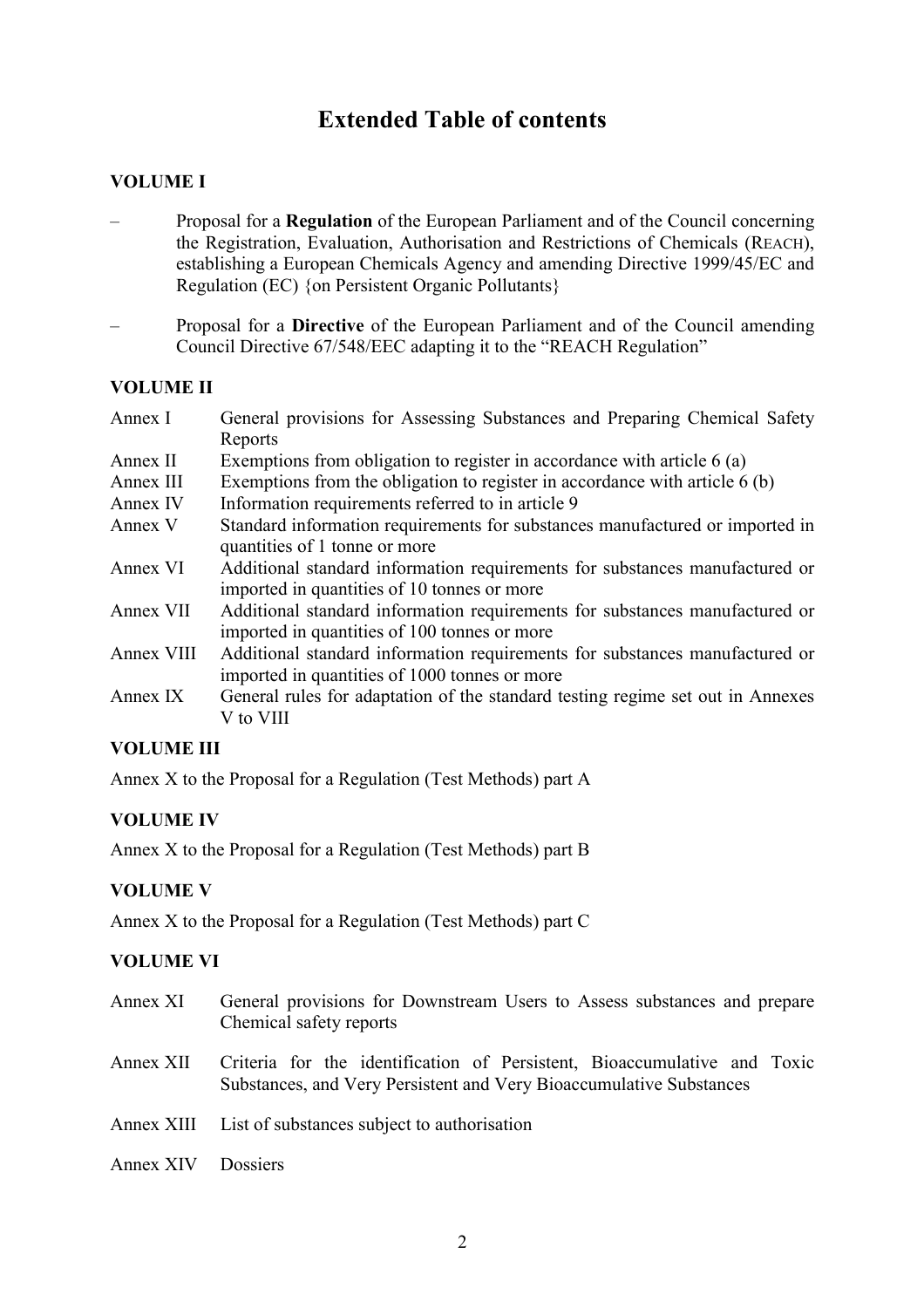# Extended Table of contents

## VOLUME I

– Proposal for a **Regulation** of the European Parliament and of the Council concerning the Registration, Evaluation, Authorisation and Restrictions of Chemicals (REACH), establishing a European Chemicals Agency and amending Directive 1999/45/EC and Regulation (EC) {on Persistent Organic Pollutants}

– Proposal for a **Directive** of the European Parliament and of the Council amending Council Directive 67/548/EEC adapting it to the "REACH Regulation"

## VOLUME II

| | |
|---|---|
| Annex I | General provisions for Assessing Substances and Preparing Chemical Safety Reports |
| Annex II | Exemptions from obligation to register in accordance with article 6 (a) |
| Annex III | Exemptions from the obligation to register in accordance with article 6 (b) |
| Annex IV | Information requirements referred to in article 9 |
| Annex V | Standard information requirements for substances manufactured or imported in quantities of 1 tonne or more |
| Annex VI | Additional standard information requirements for substances manufactured or imported in quantities of 10 tonnes or more |
| Annex VII | Additional standard information requirements for substances manufactured or imported in quantities of 100 tonnes or more |
| Annex VIII | Additional standard information requirements for substances manufactured or imported in quantities of 1000 tonnes or more |
| Annex IX | General rules for adaptation of the standard testing regime set out in Annexes V to VIII |

## VOLUME III

Annex X to the Proposal for a Regulation (Test Methods) part A

## VOLUME IV

Annex X to the Proposal for a Regulation (Test Methods) part B

## VOLUME V

Annex X to the Proposal for a Regulation (Test Methods) part C

## VOLUME VI

| | |
|---|---|
| Annex XI | General provisions for Downstream Users to Assess substances and prepare Chemical safety reports |
| Annex XII | Criteria for the identification of Persistent, Bioaccumulative and Toxic Substances, and Very Persistent and Very Bioaccumulative Substances |
| Annex XIII | List of substances subject to authorisation |
| Annex XIV | Dossiers |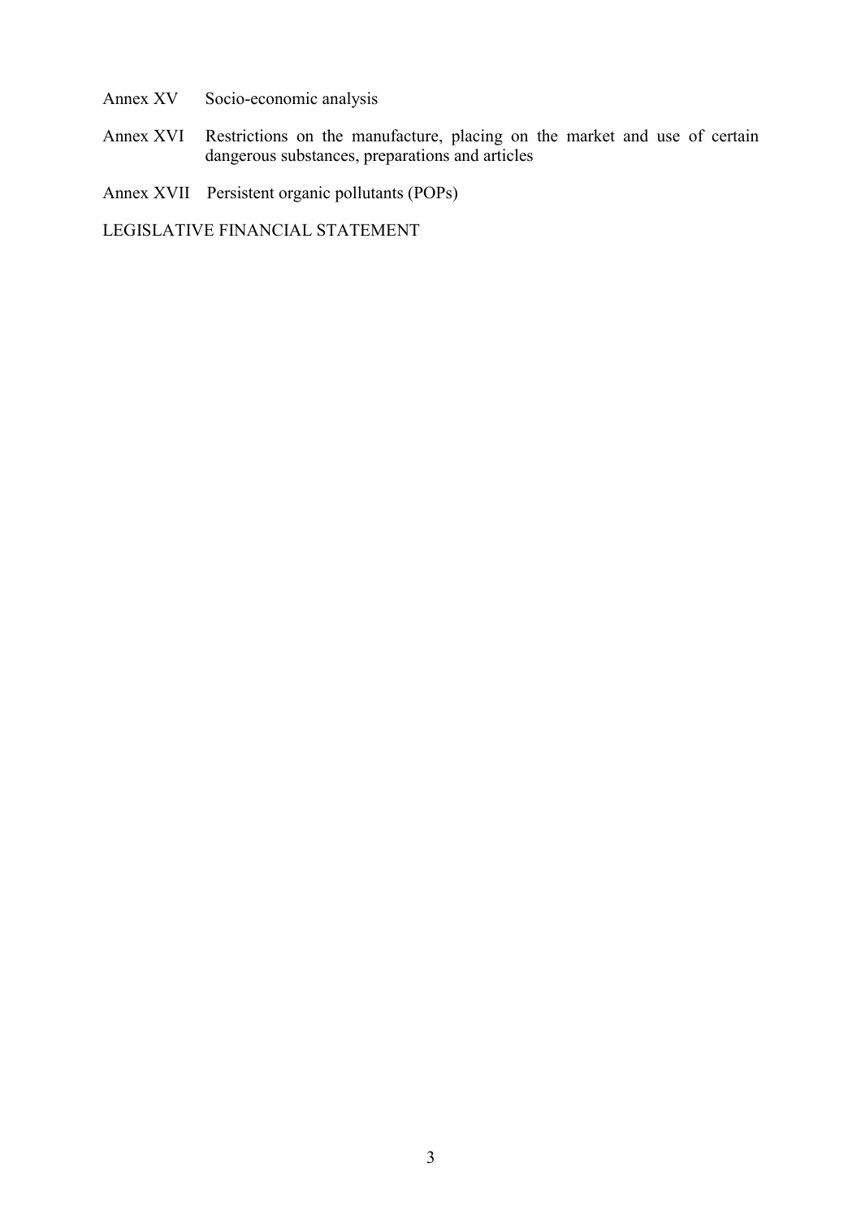Annex XV Socio-economic analysis

Annex XVI Restrictions on the manufacture, placing on the market and use of certain dangerous substances, preparations and articles

Annex XVII Persistent organic pollutants (POPs)

LEGISLATIVE FINANCIAL STATEMENT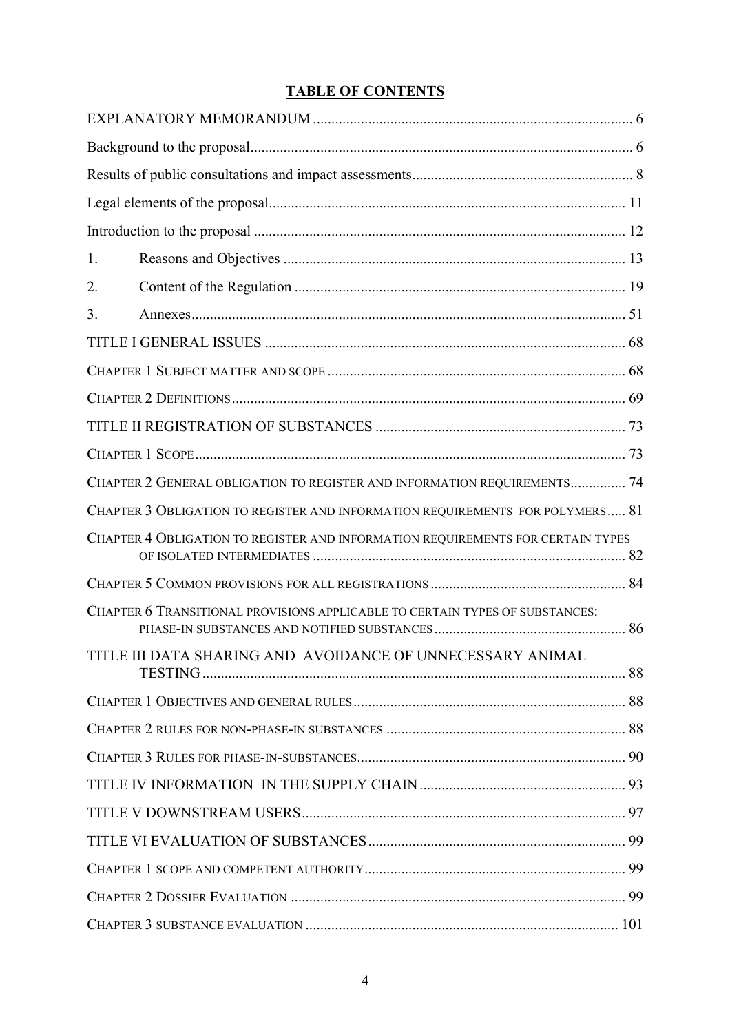**TABLE OF CONTENTS**

EXPLANATORY MEMORANDUM ..................................................................................... 6

Background to the proposal...................................................................................................... 6

Results of public consultations and impact assessments........................................................... 8

Legal elements of the proposal............................................................................................... 11

Introduction to the proposal ................................................................................................... 12

1. Reasons and Objectives ........................................................................................... 13

2. Content of the Regulation ........................................................................................ 19

3. Annexes.................................................................................................................... 51

TITLE I GENERAL ISSUES ................................................................................................. 68

CHAPTER 1 SUBJECT MATTER AND SCOPE ................................................................................ 68

CHAPTER 2 DEFINITIONS.......................................................................................................... 69

TITLE II REGISTRATION OF SUBSTANCES ................................................................... 73

CHAPTER 1 SCOPE.................................................................................................................... 73

CHAPTER 2 GENERAL OBLIGATION TO REGISTER AND INFORMATION REQUIREMENTS............... 74

CHAPTER 3 OBLIGATION TO REGISTER AND INFORMATION REQUIREMENTS FOR POLYMERS..... 81

CHAPTER 4 OBLIGATION TO REGISTER AND INFORMATION REQUIREMENTS FOR CERTAIN TYPES OF ISOLATED INTERMEDIATES .................................................................................... 82

CHAPTER 5 COMMON PROVISIONS FOR ALL REGISTRATIONS ..................................................... 84

CHAPTER 6 TRANSITIONAL PROVISIONS APPLICABLE TO CERTAIN TYPES OF SUBSTANCES: PHASE-IN SUBSTANCES AND NOTIFIED SUBSTANCES .................................................... 86

TITLE III DATA SHARING AND AVOIDANCE OF UNNECESSARY ANIMAL TESTING................................................................................................................. 88

CHAPTER 1 OBJECTIVES AND GENERAL RULES......................................................................... 88

CHAPTER 2 RULES FOR NON-PHASE-IN SUBSTANCES ................................................................ 88

CHAPTER 3 RULES FOR PHASE-IN-SUBSTANCES........................................................................ 90

TITLE IV INFORMATION IN THE SUPPLY CHAIN........................................................ 93

TITLE V DOWNSTREAM USERS....................................................................................... 97

TITLE VI EVALUATION OF SUBSTANCES..................................................................... 99

CHAPTER 1 SCOPE AND COMPETENT AUTHORITY...................................................................... 99

CHAPTER 2 DOSSIER EVALUATION .......................................................................................... 99

CHAPTER 3 SUBSTANCE EVALUATION .................................................................................... 101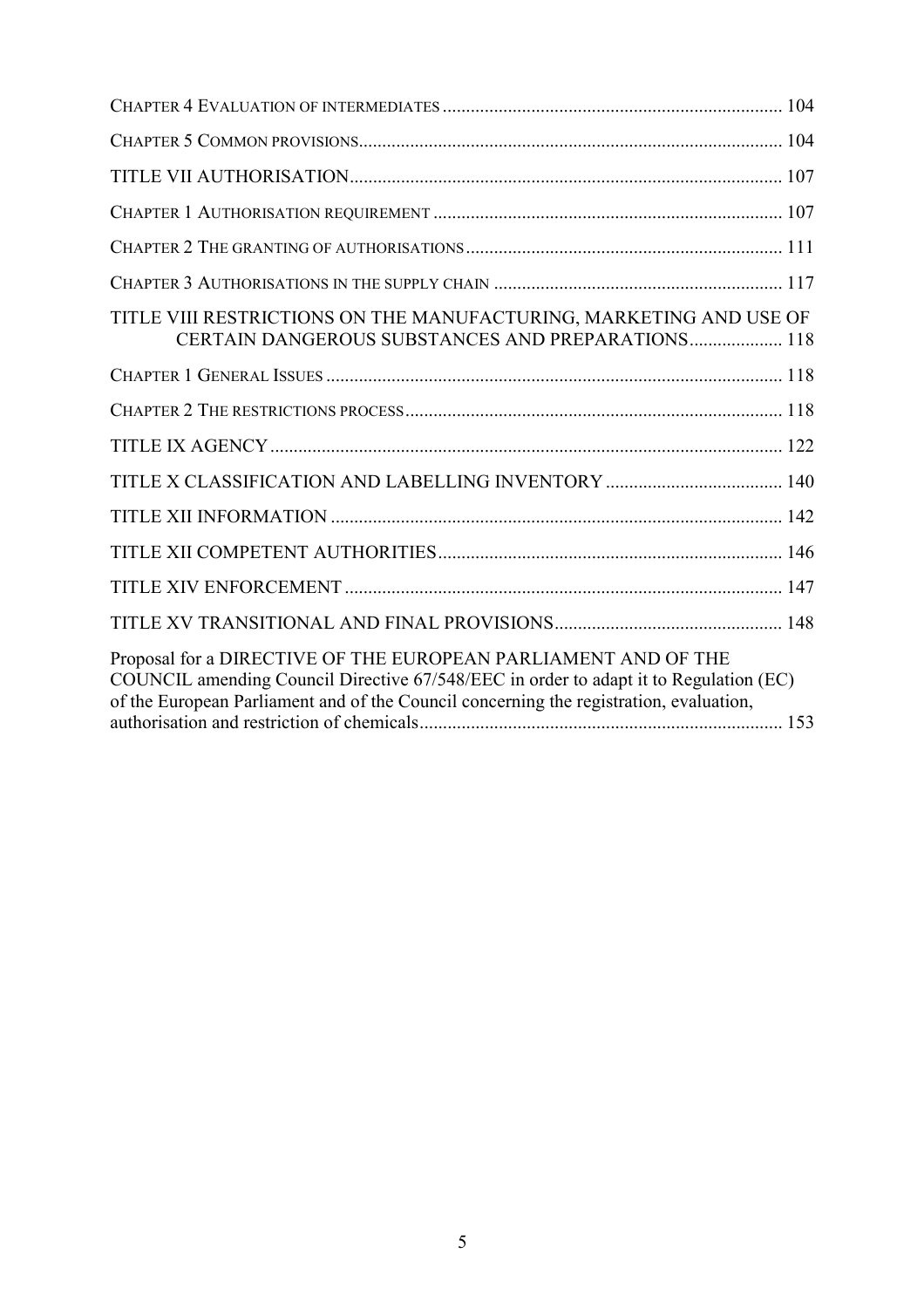CHAPTER 4 EVALUATION OF INTERMEDIATES ........................................................................ 104

CHAPTER 5 COMMON PROVISIONS.......................................................................................... 104

TITLE VII AUTHORISATION............................................................................................ 107

CHAPTER 1 AUTHORISATION REQUIREMENT ........................................................................... 107

CHAPTER 2 THE GRANTING OF AUTHORISATIONS.................................................................... 111

CHAPTER 3 AUTHORISATIONS IN THE SUPPLY CHAIN ............................................................. 117

TITLE VIII RESTRICTIONS ON THE MANUFACTURING, MARKETING AND USE OF CERTAIN DANGEROUS SUBSTANCES AND PREPARATIONS.................... 118

CHAPTER 1 GENERAL ISSUES .................................................................................................. 118

CHAPTER 2 THE RESTRICTIONS PROCESS................................................................................ 118

TITLE IX AGENCY ............................................................................................................. 122

TITLE X CLASSIFICATION AND LABELLING INVENTORY ...................................... 140

TITLE XII INFORMATION ................................................................................................ 142

TITLE XII COMPETENT AUTHORITIES......................................................................... 146

TITLE XIV ENFORCEMENT ............................................................................................. 147

TITLE XV TRANSITIONAL AND FINAL PROVISIONS................................................ 148

Proposal for a DIRECTIVE OF THE EUROPEAN PARLIAMENT AND OF THE COUNCIL amending Council Directive 67/548/EEC in order to adapt it to Regulation (EC) of the European Parliament and of the Council concerning the registration, evaluation, authorisation and restriction of chemicals............................................................................. 153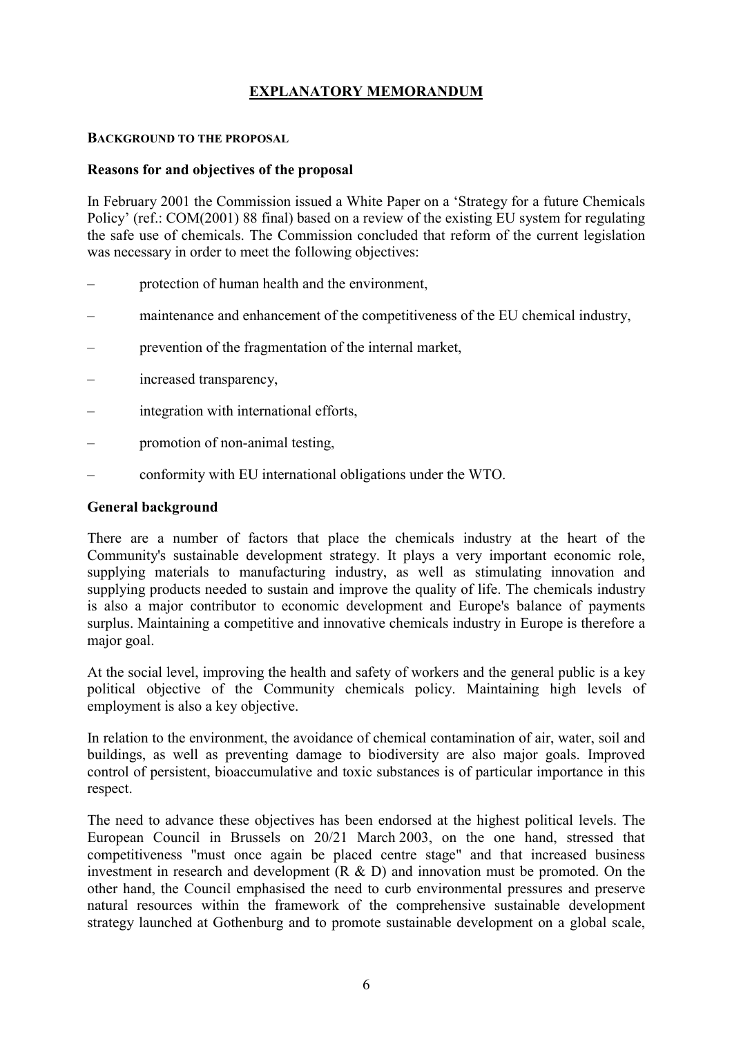# EXPLANATORY MEMORANDUM

**BACKGROUND TO THE PROPOSAL**

## Reasons for and objectives of the proposal

In February 2001 the Commission issued a White Paper on a 'Strategy for a future Chemicals Policy' (ref.: COM(2001) 88 final) based on a review of the existing EU system for regulating the safe use of chemicals. The Commission concluded that reform of the current legislation was necessary in order to meet the following objectives:

- protection of human health and the environment,
- maintenance and enhancement of the competitiveness of the EU chemical industry,
- prevention of the fragmentation of the internal market,
- increased transparency,
- integration with international efforts,
- promotion of non-animal testing,
- conformity with EU international obligations under the WTO.

## General background

There are a number of factors that place the chemicals industry at the heart of the Community's sustainable development strategy. It plays a very important economic role, supplying materials to manufacturing industry, as well as stimulating innovation and supplying products needed to sustain and improve the quality of life. The chemicals industry is also a major contributor to economic development and Europe's balance of payments surplus. Maintaining a competitive and innovative chemicals industry in Europe is therefore a major goal.

At the social level, improving the health and safety of workers and the general public is a key political objective of the Community chemicals policy. Maintaining high levels of employment is also a key objective.

In relation to the environment, the avoidance of chemical contamination of air, water, soil and buildings, as well as preventing damage to biodiversity are also major goals. Improved control of persistent, bioaccumulative and toxic substances is of particular importance in this respect.

The need to advance these objectives has been endorsed at the highest political levels. The European Council in Brussels on 20/21 March 2003, on the one hand, stressed that competitiveness "must once again be placed centre stage" and that increased business investment in research and development (R & D) and innovation must be promoted. On the other hand, the Council emphasised the need to curb environmental pressures and preserve natural resources within the framework of the comprehensive sustainable development strategy launched at Gothenburg and to promote sustainable development on a global scale,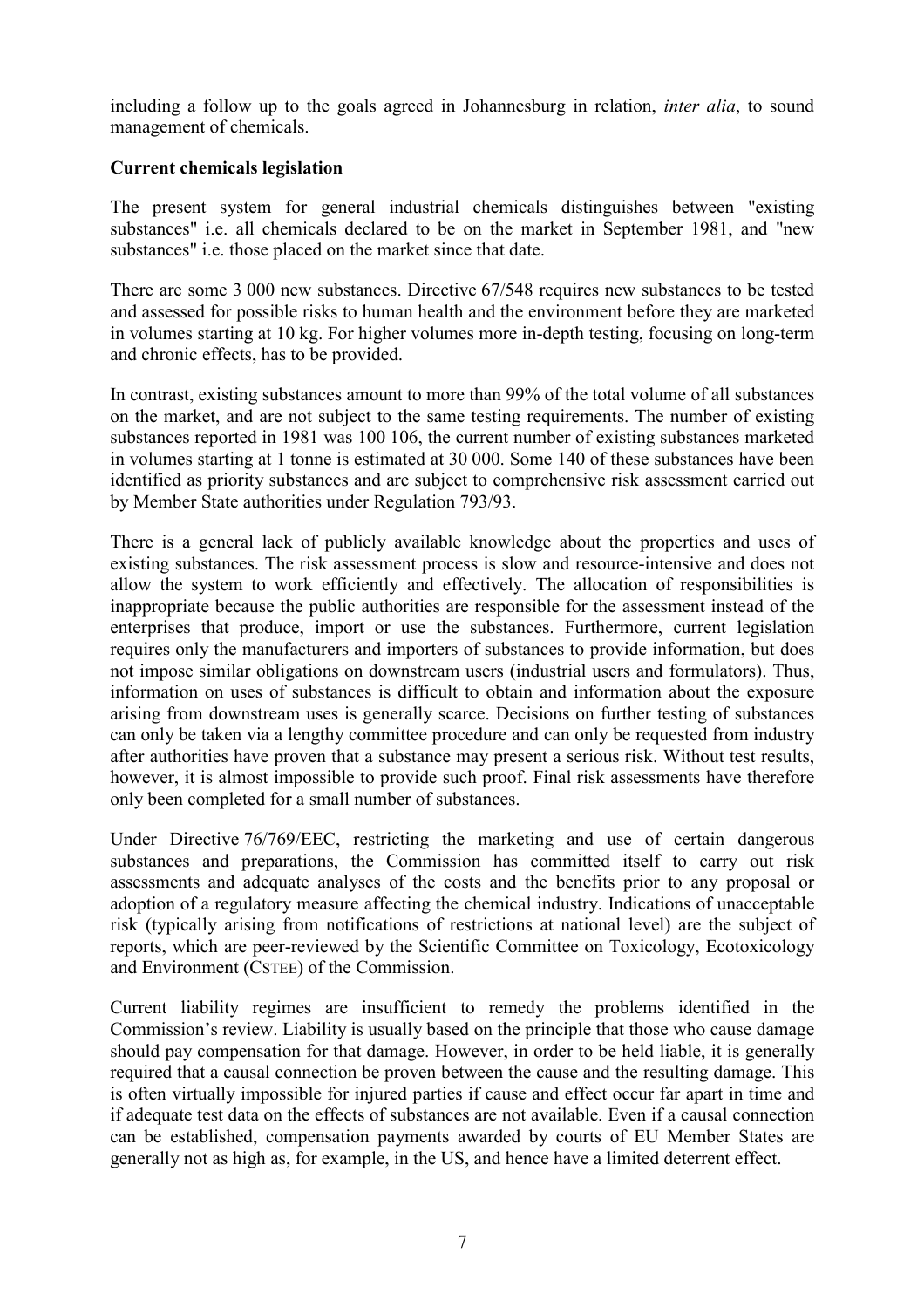including a follow up to the goals agreed in Johannesburg in relation, *inter alia*, to sound management of chemicals.

**Current chemicals legislation**

The present system for general industrial chemicals distinguishes between "existing substances" i.e. all chemicals declared to be on the market in September 1981, and "new substances" i.e. those placed on the market since that date.

There are some 3 000 new substances. Directive 67/548 requires new substances to be tested and assessed for possible risks to human health and the environment before they are marketed in volumes starting at 10 kg. For higher volumes more in-depth testing, focusing on long-term and chronic effects, has to be provided.

In contrast, existing substances amount to more than 99% of the total volume of all substances on the market, and are not subject to the same testing requirements. The number of existing substances reported in 1981 was 100 106, the current number of existing substances marketed in volumes starting at 1 tonne is estimated at 30 000. Some 140 of these substances have been identified as priority substances and are subject to comprehensive risk assessment carried out by Member State authorities under Regulation 793/93.

There is a general lack of publicly available knowledge about the properties and uses of existing substances. The risk assessment process is slow and resource-intensive and does not allow the system to work efficiently and effectively. The allocation of responsibilities is inappropriate because the public authorities are responsible for the assessment instead of the enterprises that produce, import or use the substances. Furthermore, current legislation requires only the manufacturers and importers of substances to provide information, but does not impose similar obligations on downstream users (industrial users and formulators). Thus, information on uses of substances is difficult to obtain and information about the exposure arising from downstream uses is generally scarce. Decisions on further testing of substances can only be taken via a lengthy committee procedure and can only be requested from industry after authorities have proven that a substance may present a serious risk. Without test results, however, it is almost impossible to provide such proof. Final risk assessments have therefore only been completed for a small number of substances.

Under Directive 76/769/EEC, restricting the marketing and use of certain dangerous substances and preparations, the Commission has committed itself to carry out risk assessments and adequate analyses of the costs and the benefits prior to any proposal or adoption of a regulatory measure affecting the chemical industry. Indications of unacceptable risk (typically arising from notifications of restrictions at national level) are the subject of reports, which are peer-reviewed by the Scientific Committee on Toxicology, Ecotoxicology and Environment (CSTEE) of the Commission.

Current liability regimes are insufficient to remedy the problems identified in the Commission's review. Liability is usually based on the principle that those who cause damage should pay compensation for that damage. However, in order to be held liable, it is generally required that a causal connection be proven between the cause and the resulting damage. This is often virtually impossible for injured parties if cause and effect occur far apart in time and if adequate test data on the effects of substances are not available. Even if a causal connection can be established, compensation payments awarded by courts of EU Member States are generally not as high as, for example, in the US, and hence have a limited deterrent effect.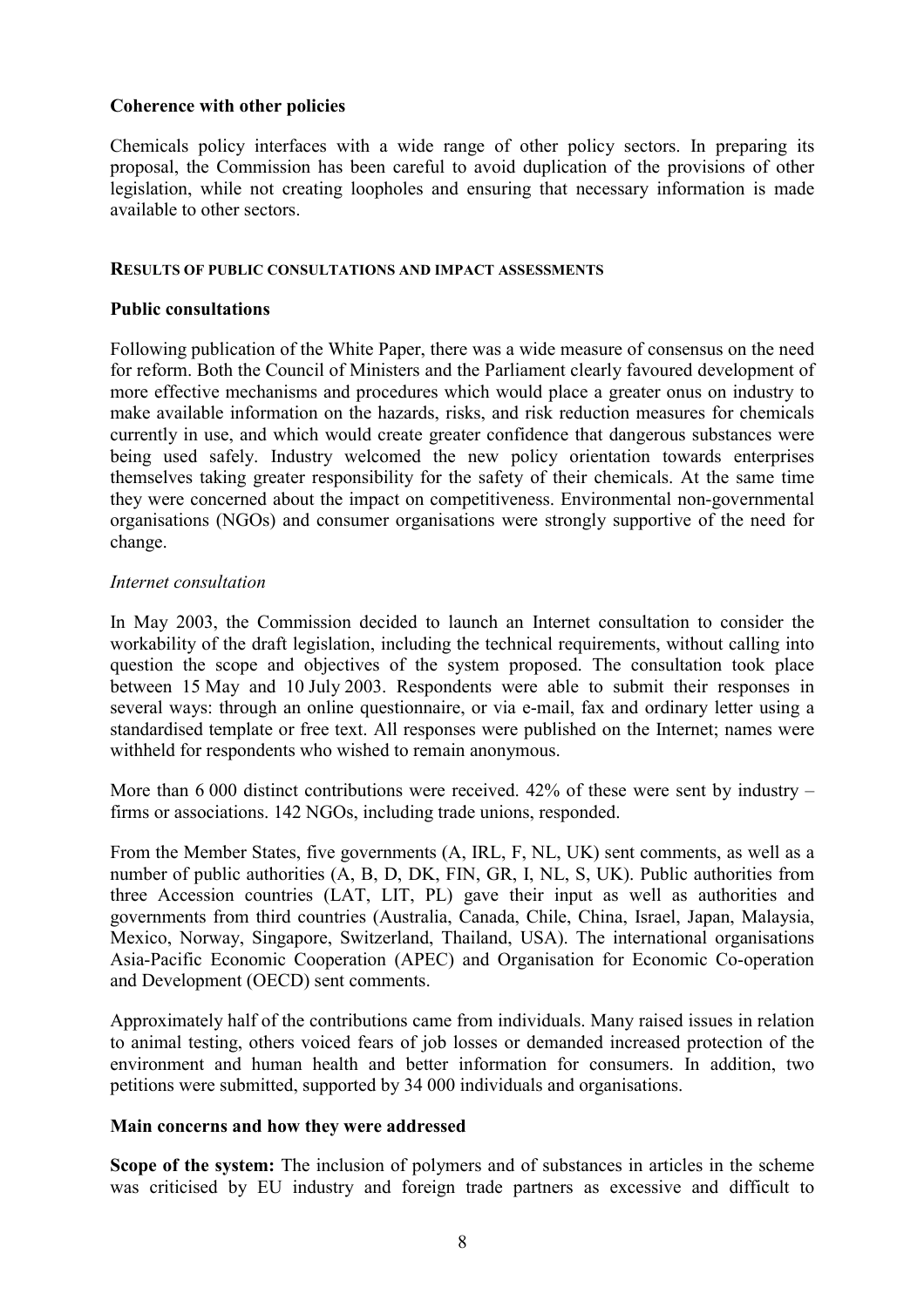**Coherence with other policies**

Chemicals policy interfaces with a wide range of other policy sectors. In preparing its proposal, the Commission has been careful to avoid duplication of the provisions of other legislation, while not creating loopholes and ensuring that necessary information is made available to other sectors.

## RESULTS OF PUBLIC CONSULTATIONS AND IMPACT ASSESSMENTS

### Public consultations

Following publication of the White Paper, there was a wide measure of consensus on the need for reform. Both the Council of Ministers and the Parliament clearly favoured development of more effective mechanisms and procedures which would place a greater onus on industry to make available information on the hazards, risks, and risk reduction measures for chemicals currently in use, and which would create greater confidence that dangerous substances were being used safely. Industry welcomed the new policy orientation towards enterprises themselves taking greater responsibility for the safety of their chemicals. At the same time they were concerned about the impact on competitiveness. Environmental non-governmental organisations (NGOs) and consumer organisations were strongly supportive of the need for change.

*Internet consultation*

In May 2003, the Commission decided to launch an Internet consultation to consider the workability of the draft legislation, including the technical requirements, without calling into question the scope and objectives of the system proposed. The consultation took place between 15 May and 10 July 2003. Respondents were able to submit their responses in several ways: through an online questionnaire, or via e-mail, fax and ordinary letter using a standardised template or free text. All responses were published on the Internet; names were withheld for respondents who wished to remain anonymous.

More than 6 000 distinct contributions were received. 42% of these were sent by industry – firms or associations. 142 NGOs, including trade unions, responded.

From the Member States, five governments (A, IRL, F, NL, UK) sent comments, as well as a number of public authorities (A, B, D, DK, FIN, GR, I, NL, S, UK). Public authorities from three Accession countries (LAT, LIT, PL) gave their input as well as authorities and governments from third countries (Australia, Canada, Chile, China, Israel, Japan, Malaysia, Mexico, Norway, Singapore, Switzerland, Thailand, USA). The international organisations Asia-Pacific Economic Cooperation (APEC) and Organisation for Economic Co-operation and Development (OECD) sent comments.

Approximately half of the contributions came from individuals. Many raised issues in relation to animal testing, others voiced fears of job losses or demanded increased protection of the environment and human health and better information for consumers. In addition, two petitions were submitted, supported by 34 000 individuals and organisations.

### Main concerns and how they were addressed

**Scope of the system:** The inclusion of polymers and of substances in articles in the scheme was criticised by EU industry and foreign trade partners as excessive and difficult to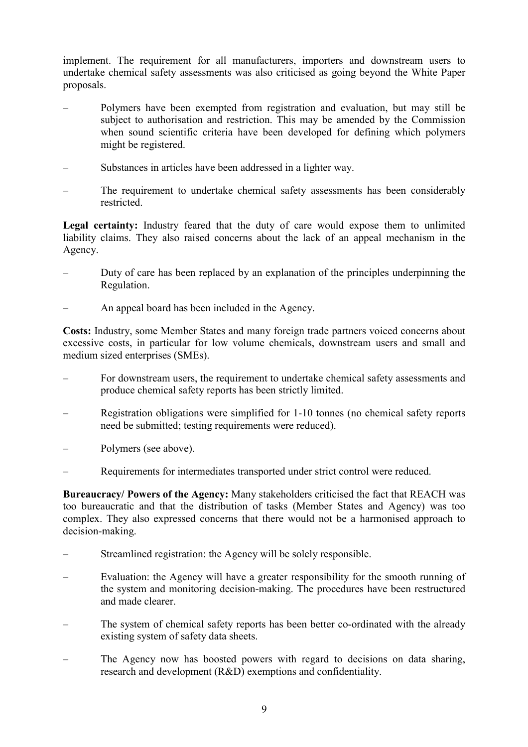implement. The requirement for all manufacturers, importers and downstream users to undertake chemical safety assessments was also criticised as going beyond the White Paper proposals.

– Polymers have been exempted from registration and evaluation, but may still be subject to authorisation and restriction. This may be amended by the Commission when sound scientific criteria have been developed for defining which polymers might be registered.

– Substances in articles have been addressed in a lighter way.

– The requirement to undertake chemical safety assessments has been considerably restricted.

**Legal certainty:** Industry feared that the duty of care would expose them to unlimited liability claims. They also raised concerns about the lack of an appeal mechanism in the Agency.

– Duty of care has been replaced by an explanation of the principles underpinning the Regulation.

– An appeal board has been included in the Agency.

**Costs:** Industry, some Member States and many foreign trade partners voiced concerns about excessive costs, in particular for low volume chemicals, downstream users and small and medium sized enterprises (SMEs).

– For downstream users, the requirement to undertake chemical safety assessments and produce chemical safety reports has been strictly limited.

– Registration obligations were simplified for 1-10 tonnes (no chemical safety reports need be submitted; testing requirements were reduced).

– Polymers (see above).

– Requirements for intermediates transported under strict control were reduced.

**Bureaucracy/ Powers of the Agency:** Many stakeholders criticised the fact that REACH was too bureaucratic and that the distribution of tasks (Member States and Agency) was too complex. They also expressed concerns that there would not be a harmonised approach to decision-making.

– Streamlined registration: the Agency will be solely responsible.

– Evaluation: the Agency will have a greater responsibility for the smooth running of the system and monitoring decision-making. The procedures have been restructured and made clearer.

– The system of chemical safety reports has been better co-ordinated with the already existing system of safety data sheets.

– The Agency now has boosted powers with regard to decisions on data sharing, research and development (R&D) exemptions and confidentiality.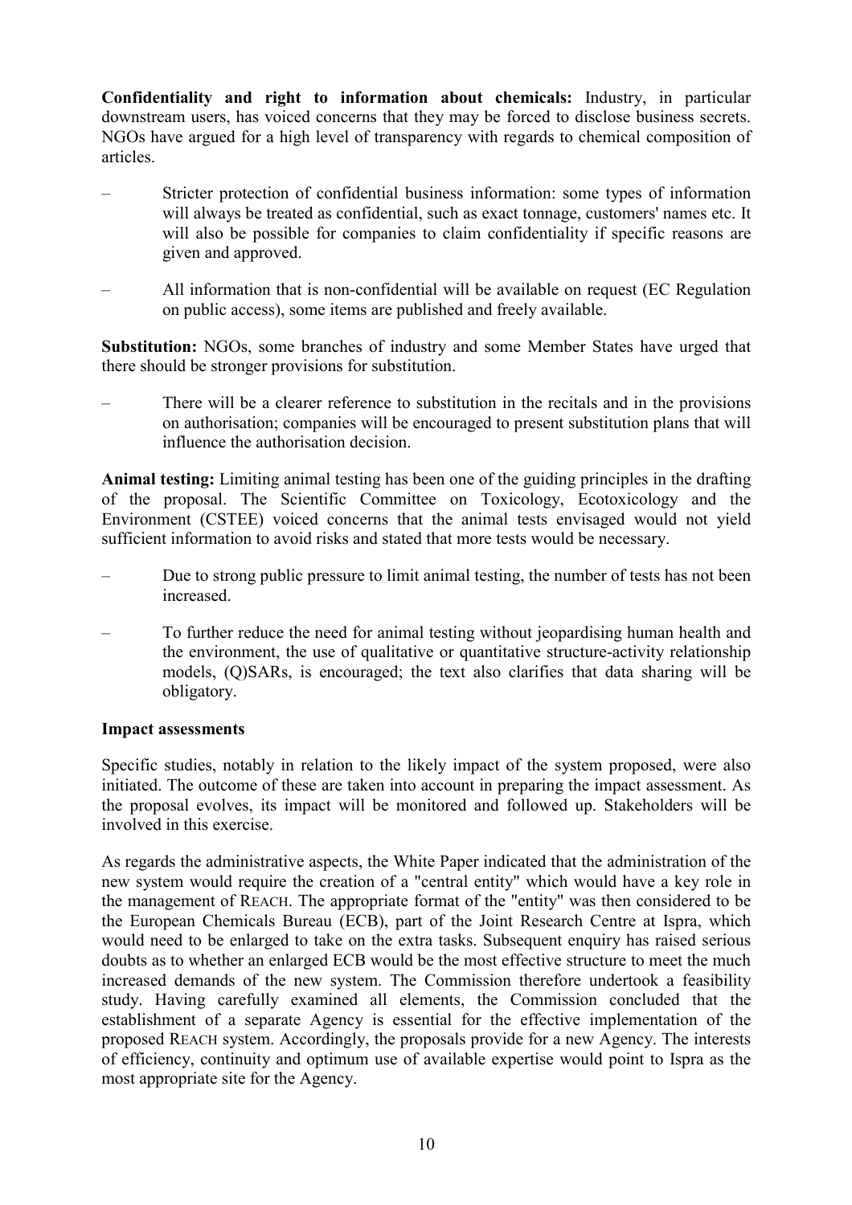**Confidentiality and right to information about chemicals:** Industry, in particular downstream users, has voiced concerns that they may be forced to disclose business secrets. NGOs have argued for a high level of transparency with regards to chemical composition of articles.

– Stricter protection of confidential business information: some types of information will always be treated as confidential, such as exact tonnage, customers' names etc. It will also be possible for companies to claim confidentiality if specific reasons are given and approved.

– All information that is non-confidential will be available on request (EC Regulation on public access), some items are published and freely available.

**Substitution:** NGOs, some branches of industry and some Member States have urged that there should be stronger provisions for substitution.

– There will be a clearer reference to substitution in the recitals and in the provisions on authorisation; companies will be encouraged to present substitution plans that will influence the authorisation decision.

**Animal testing:** Limiting animal testing has been one of the guiding principles in the drafting of the proposal. The Scientific Committee on Toxicology, Ecotoxicology and the Environment (CSTEE) voiced concerns that the animal tests envisaged would not yield sufficient information to avoid risks and stated that more tests would be necessary.

– Due to strong public pressure to limit animal testing, the number of tests has not been increased.

– To further reduce the need for animal testing without jeopardising human health and the environment, the use of qualitative or quantitative structure-activity relationship models, (Q)SARs, is encouraged; the text also clarifies that data sharing will be obligatory.

**Impact assessments**

Specific studies, notably in relation to the likely impact of the system proposed, were also initiated. The outcome of these are taken into account in preparing the impact assessment. As the proposal evolves, its impact will be monitored and followed up. Stakeholders will be involved in this exercise.

As regards the administrative aspects, the White Paper indicated that the administration of the new system would require the creation of a "central entity" which would have a key role in the management of REACH. The appropriate format of the "entity" was then considered to be the European Chemicals Bureau (ECB), part of the Joint Research Centre at Ispra, which would need to be enlarged to take on the extra tasks. Subsequent enquiry has raised serious doubts as to whether an enlarged ECB would be the most effective structure to meet the much increased demands of the new system. The Commission therefore undertook a feasibility study. Having carefully examined all elements, the Commission concluded that the establishment of a separate Agency is essential for the effective implementation of the proposed REACH system. Accordingly, the proposals provide for a new Agency. The interests of efficiency, continuity and optimum use of available expertise would point to Ispra as the most appropriate site for the Agency.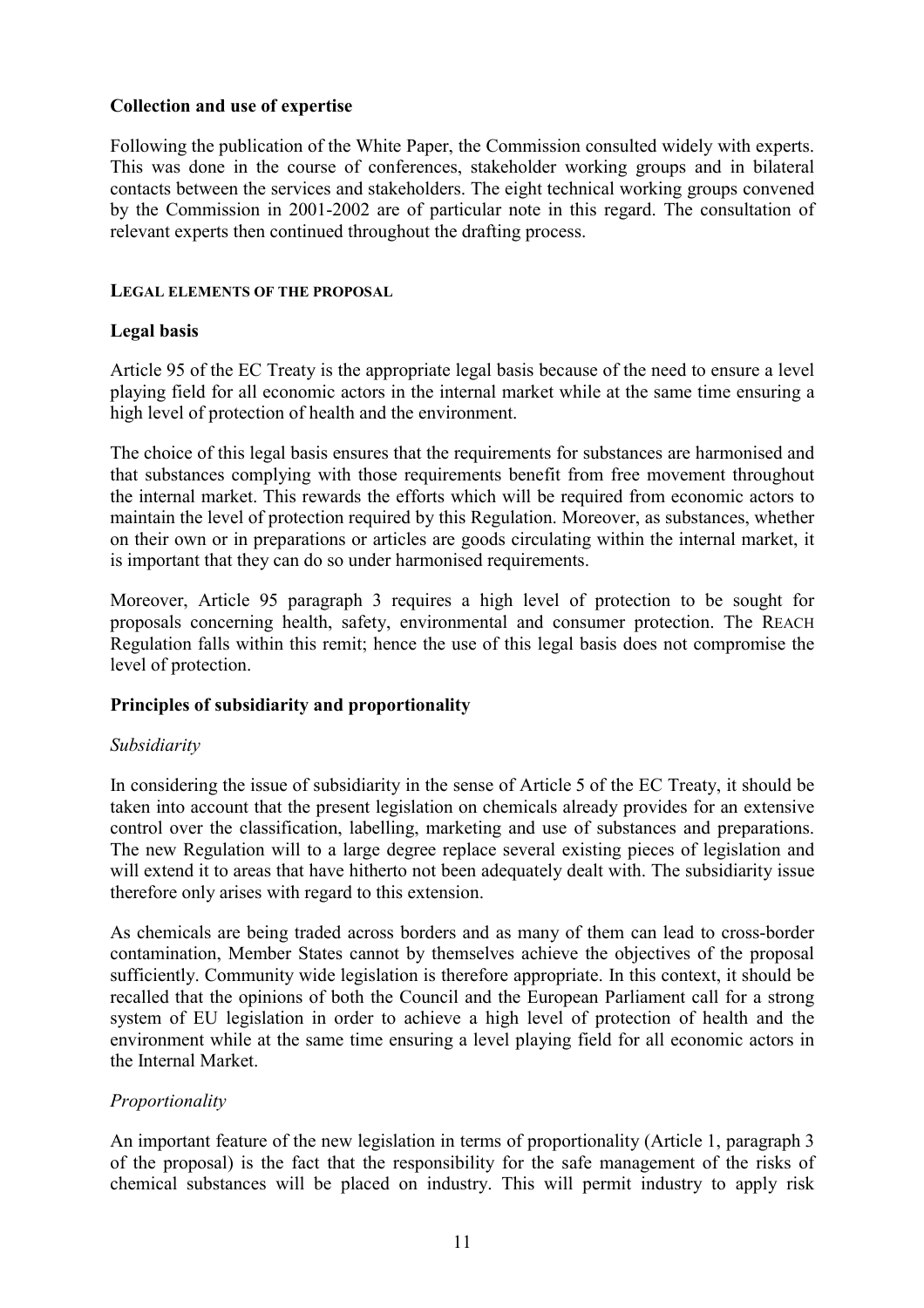**Collection and use of expertise**

Following the publication of the White Paper, the Commission consulted widely with experts. This was done in the course of conferences, stakeholder working groups and in bilateral contacts between the services and stakeholders. The eight technical working groups convened by the Commission in 2001-2002 are of particular note in this regard. The consultation of relevant experts then continued throughout the drafting process.

## LEGAL ELEMENTS OF THE PROPOSAL

**Legal basis**

Article 95 of the EC Treaty is the appropriate legal basis because of the need to ensure a level playing field for all economic actors in the internal market while at the same time ensuring a high level of protection of health and the environment.

The choice of this legal basis ensures that the requirements for substances are harmonised and that substances complying with those requirements benefit from free movement throughout the internal market. This rewards the efforts which will be required from economic actors to maintain the level of protection required by this Regulation. Moreover, as substances, whether on their own or in preparations or articles are goods circulating within the internal market, it is important that they can do so under harmonised requirements.

Moreover, Article 95 paragraph 3 requires a high level of protection to be sought for proposals concerning health, safety, environmental and consumer protection. The REACH Regulation falls within this remit; hence the use of this legal basis does not compromise the level of protection.

**Principles of subsidiarity and proportionality**

*Subsidiarity*

In considering the issue of subsidiarity in the sense of Article 5 of the EC Treaty, it should be taken into account that the present legislation on chemicals already provides for an extensive control over the classification, labelling, marketing and use of substances and preparations. The new Regulation will to a large degree replace several existing pieces of legislation and will extend it to areas that have hitherto not been adequately dealt with. The subsidiarity issue therefore only arises with regard to this extension.

As chemicals are being traded across borders and as many of them can lead to cross-border contamination, Member States cannot by themselves achieve the objectives of the proposal sufficiently. Community wide legislation is therefore appropriate. In this context, it should be recalled that the opinions of both the Council and the European Parliament call for a strong system of EU legislation in order to achieve a high level of protection of health and the environment while at the same time ensuring a level playing field for all economic actors in the Internal Market.

*Proportionality*

An important feature of the new legislation in terms of proportionality (Article 1, paragraph 3 of the proposal) is the fact that the responsibility for the safe management of the risks of chemical substances will be placed on industry. This will permit industry to apply risk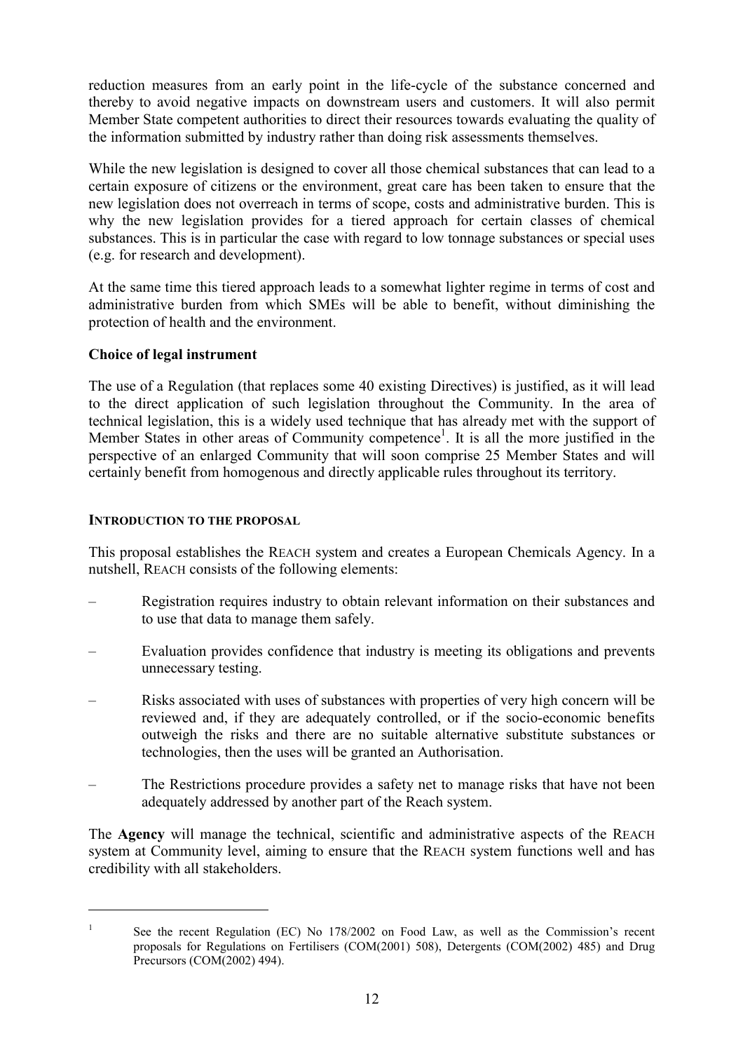reduction measures from an early point in the life-cycle of the substance concerned and thereby to avoid negative impacts on downstream users and customers. It will also permit Member State competent authorities to direct their resources towards evaluating the quality of the information submitted by industry rather than doing risk assessments themselves.

While the new legislation is designed to cover all those chemical substances that can lead to a certain exposure of citizens or the environment, great care has been taken to ensure that the new legislation does not overreach in terms of scope, costs and administrative burden. This is why the new legislation provides for a tiered approach for certain classes of chemical substances. This is in particular the case with regard to low tonnage substances or special uses (e.g. for research and development).

At the same time this tiered approach leads to a somewhat lighter regime in terms of cost and administrative burden from which SMEs will be able to benefit, without diminishing the protection of health and the environment.

**Choice of legal instrument**

The use of a Regulation (that replaces some 40 existing Directives) is justified, as it will lead to the direct application of such legislation throughout the Community. In the area of technical legislation, this is a widely used technique that has already met with the support of Member States in other areas of Community competence[1]. It is all the more justified in the perspective of an enlarged Community that will soon comprise 25 Member States and will certainly benefit from homogenous and directly applicable rules throughout its territory.

## INTRODUCTION TO THE PROPOSAL

This proposal establishes the REACH system and creates a European Chemicals Agency. In a nutshell, REACH consists of the following elements:

– Registration requires industry to obtain relevant information on their substances and to use that data to manage them safely.

– Evaluation provides confidence that industry is meeting its obligations and prevents unnecessary testing.

– Risks associated with uses of substances with properties of very high concern will be reviewed and, if they are adequately controlled, or if the socio-economic benefits outweigh the risks and there are no suitable alternative substitute substances or technologies, then the uses will be granted an Authorisation.

– The Restrictions procedure provides a safety net to manage risks that have not been adequately addressed by another part of the Reach system.

The **Agency** will manage the technical, scientific and administrative aspects of the REACH system at Community level, aiming to ensure that the REACH system functions well and has credibility with all stakeholders.

---

[1] See the recent Regulation (EC) No 178/2002 on Food Law, as well as the Commission's recent proposals for Regulations on Fertilisers (COM(2001) 508), Detergents (COM(2002) 485) and Drug Precursors (COM(2002) 494).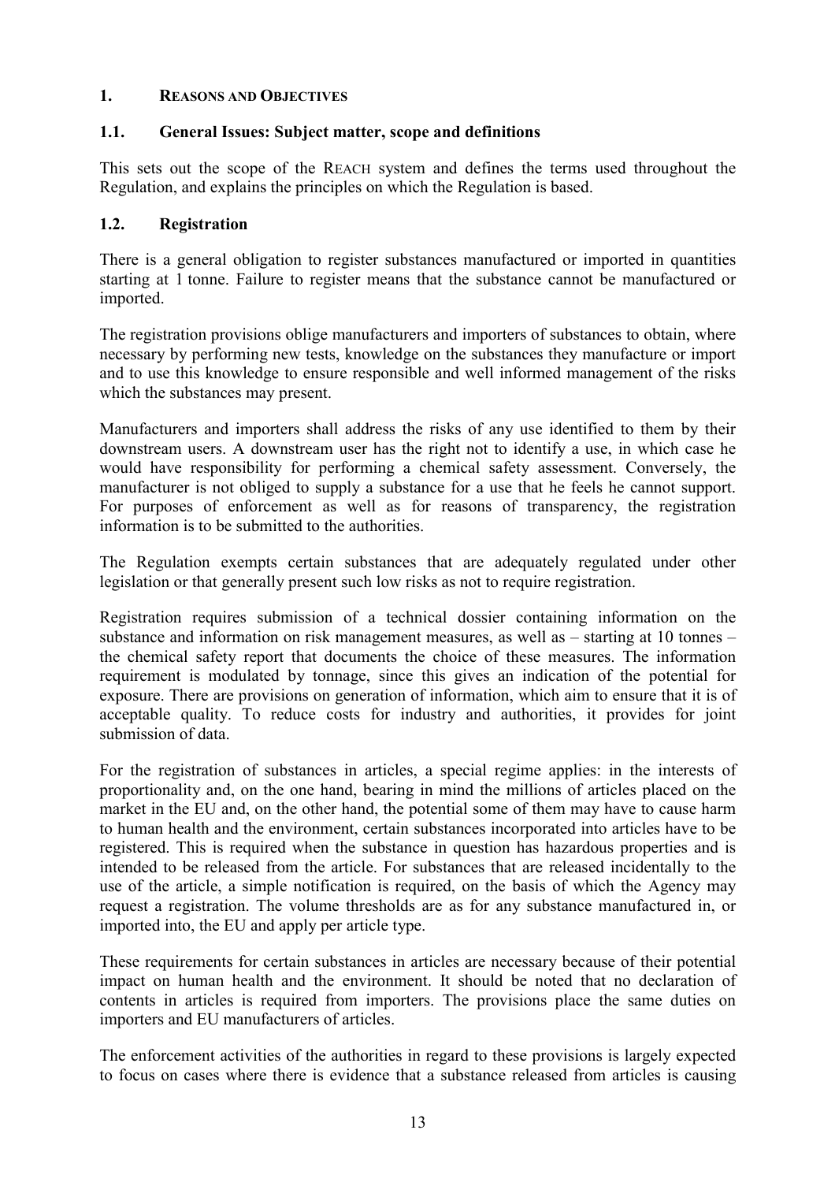## 1. REASONS AND OBJECTIVES

### 1.1. General Issues: Subject matter, scope and definitions

This sets out the scope of the REACH system and defines the terms used throughout the Regulation, and explains the principles on which the Regulation is based.

### 1.2. Registration

There is a general obligation to register substances manufactured or imported in quantities starting at 1 tonne. Failure to register means that the substance cannot be manufactured or imported.

The registration provisions oblige manufacturers and importers of substances to obtain, where necessary by performing new tests, knowledge on the substances they manufacture or import and to use this knowledge to ensure responsible and well informed management of the risks which the substances may present.

Manufacturers and importers shall address the risks of any use identified to them by their downstream users. A downstream user has the right not to identify a use, in which case he would have responsibility for performing a chemical safety assessment. Conversely, the manufacturer is not obliged to supply a substance for a use that he feels he cannot support. For purposes of enforcement as well as for reasons of transparency, the registration information is to be submitted to the authorities.

The Regulation exempts certain substances that are adequately regulated under other legislation or that generally present such low risks as not to require registration.

Registration requires submission of a technical dossier containing information on the substance and information on risk management measures, as well as – starting at 10 tonnes – the chemical safety report that documents the choice of these measures. The information requirement is modulated by tonnage, since this gives an indication of the potential for exposure. There are provisions on generation of information, which aim to ensure that it is of acceptable quality. To reduce costs for industry and authorities, it provides for joint submission of data.

For the registration of substances in articles, a special regime applies: in the interests of proportionality and, on the one hand, bearing in mind the millions of articles placed on the market in the EU and, on the other hand, the potential some of them may have to cause harm to human health and the environment, certain substances incorporated into articles have to be registered. This is required when the substance in question has hazardous properties and is intended to be released from the article. For substances that are released incidentally to the use of the article, a simple notification is required, on the basis of which the Agency may request a registration. The volume thresholds are as for any substance manufactured in, or imported into, the EU and apply per article type.

These requirements for certain substances in articles are necessary because of their potential impact on human health and the environment. It should be noted that no declaration of contents in articles is required from importers. The provisions place the same duties on importers and EU manufacturers of articles.

The enforcement activities of the authorities in regard to these provisions is largely expected to focus on cases where there is evidence that a substance released from articles is causing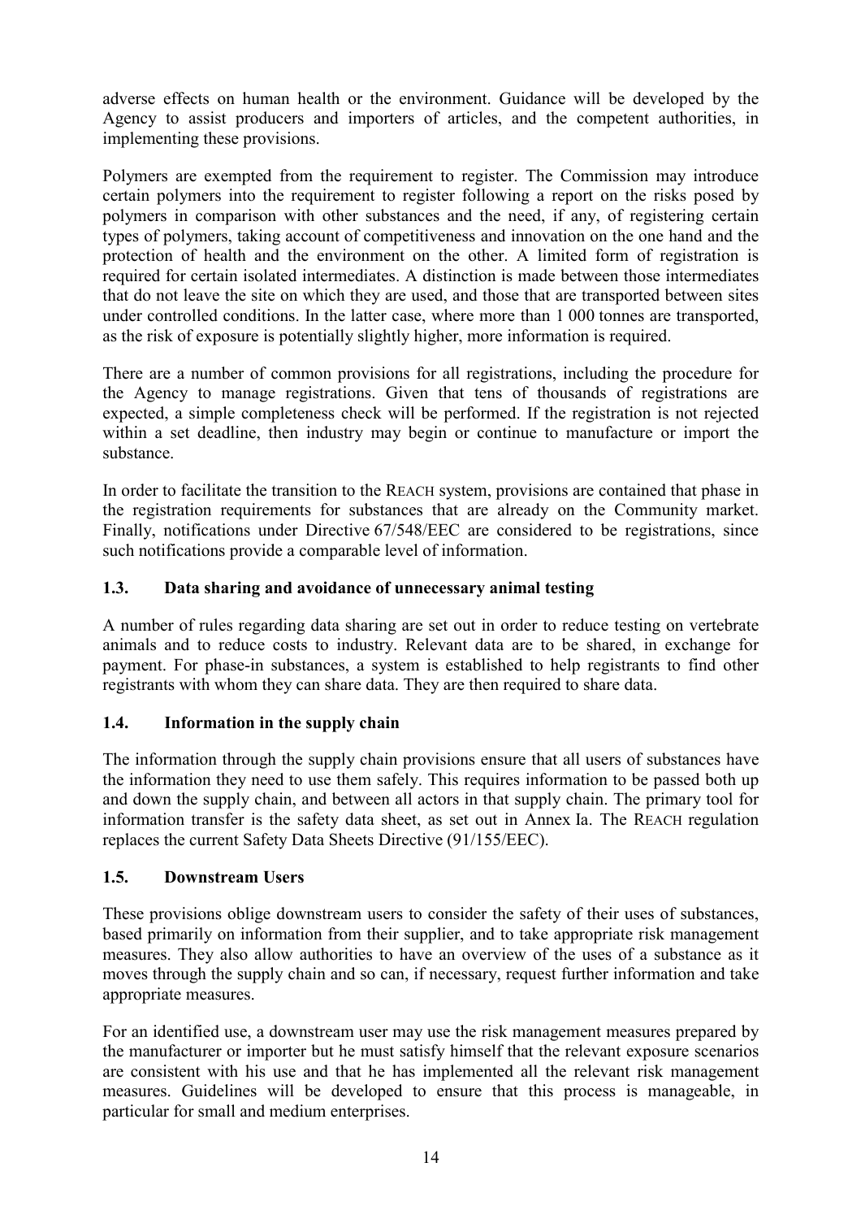adverse effects on human health or the environment. Guidance will be developed by the Agency to assist producers and importers of articles, and the competent authorities, in implementing these provisions.

Polymers are exempted from the requirement to register. The Commission may introduce certain polymers into the requirement to register following a report on the risks posed by polymers in comparison with other substances and the need, if any, of registering certain types of polymers, taking account of competitiveness and innovation on the one hand and the protection of health and the environment on the other. A limited form of registration is required for certain isolated intermediates. A distinction is made between those intermediates that do not leave the site on which they are used, and those that are transported between sites under controlled conditions. In the latter case, where more than 1 000 tonnes are transported, as the risk of exposure is potentially slightly higher, more information is required.

There are a number of common provisions for all registrations, including the procedure for the Agency to manage registrations. Given that tens of thousands of registrations are expected, a simple completeness check will be performed. If the registration is not rejected within a set deadline, then industry may begin or continue to manufacture or import the substance.

In order to facilitate the transition to the REACH system, provisions are contained that phase in the registration requirements for substances that are already on the Community market. Finally, notifications under Directive 67/548/EEC are considered to be registrations, since such notifications provide a comparable level of information.

### 1.3. Data sharing and avoidance of unnecessary animal testing

A number of rules regarding data sharing are set out in order to reduce testing on vertebrate animals and to reduce costs to industry. Relevant data are to be shared, in exchange for payment. For phase-in substances, a system is established to help registrants to find other registrants with whom they can share data. They are then required to share data.

### 1.4. Information in the supply chain

The information through the supply chain provisions ensure that all users of substances have the information they need to use them safely. This requires information to be passed both up and down the supply chain, and between all actors in that supply chain. The primary tool for information transfer is the safety data sheet, as set out in Annex Ia. The REACH regulation replaces the current Safety Data Sheets Directive (91/155/EEC).

### 1.5. Downstream Users

These provisions oblige downstream users to consider the safety of their uses of substances, based primarily on information from their supplier, and to take appropriate risk management measures. They also allow authorities to have an overview of the uses of a substance as it moves through the supply chain and so can, if necessary, request further information and take appropriate measures.

For an identified use, a downstream user may use the risk management measures prepared by the manufacturer or importer but he must satisfy himself that the relevant exposure scenarios are consistent with his use and that he has implemented all the relevant risk management measures. Guidelines will be developed to ensure that this process is manageable, in particular for small and medium enterprises.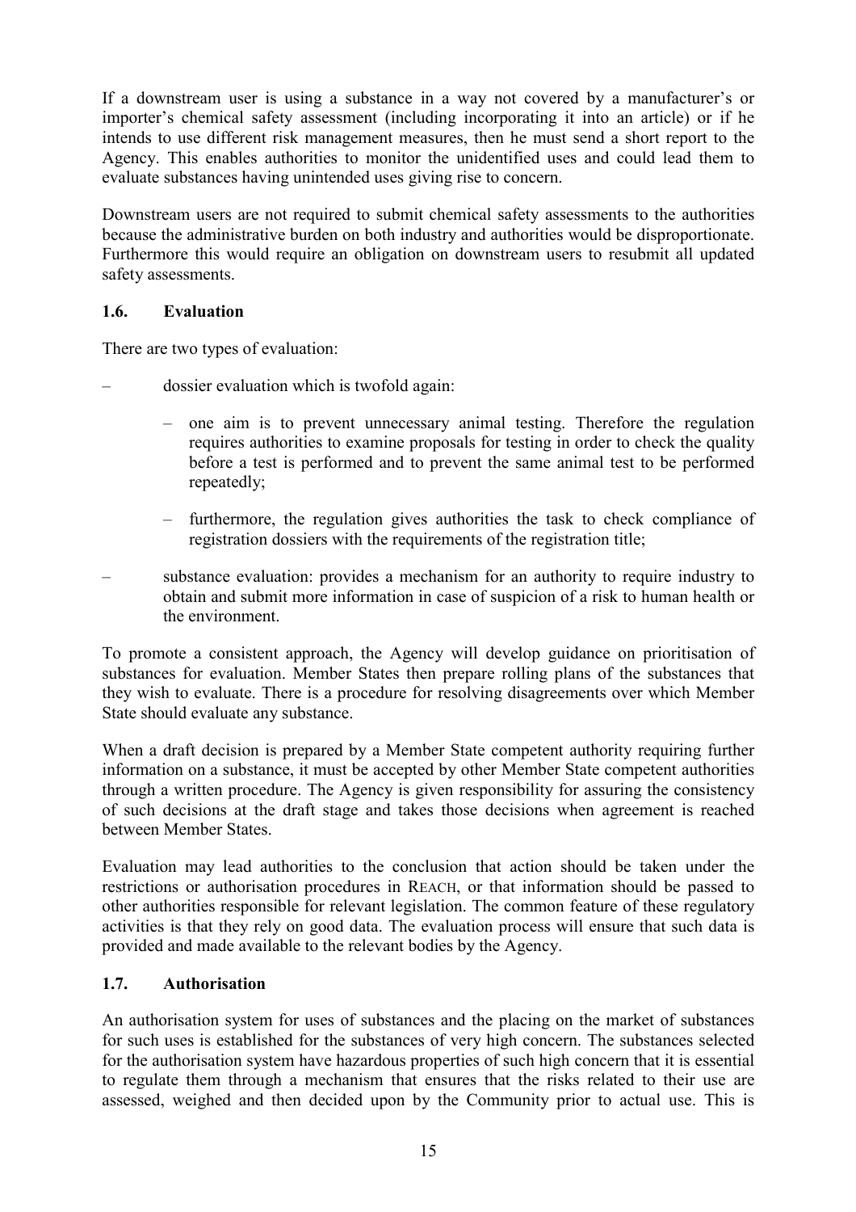If a downstream user is using a substance in a way not covered by a manufacturer's or importer's chemical safety assessment (including incorporating it into an article) or if he intends to use different risk management measures, then he must send a short report to the Agency. This enables authorities to monitor the unidentified uses and could lead them to evaluate substances having unintended uses giving rise to concern.

Downstream users are not required to submit chemical safety assessments to the authorities because the administrative burden on both industry and authorities would be disproportionate. Furthermore this would require an obligation on downstream users to resubmit all updated safety assessments.

### 1.6. Evaluation

There are two types of evaluation:

- dossier evaluation which is twofold again:
  - one aim is to prevent unnecessary animal testing. Therefore the regulation requires authorities to examine proposals for testing in order to check the quality before a test is performed and to prevent the same animal test to be performed repeatedly;
  - furthermore, the regulation gives authorities the task to check compliance of registration dossiers with the requirements of the registration title;
- substance evaluation: provides a mechanism for an authority to require industry to obtain and submit more information in case of suspicion of a risk to human health or the environment.

To promote a consistent approach, the Agency will develop guidance on prioritisation of substances for evaluation. Member States then prepare rolling plans of the substances that they wish to evaluate. There is a procedure for resolving disagreements over which Member State should evaluate any substance.

When a draft decision is prepared by a Member State competent authority requiring further information on a substance, it must be accepted by other Member State competent authorities through a written procedure. The Agency is given responsibility for assuring the consistency of such decisions at the draft stage and takes those decisions when agreement is reached between Member States.

Evaluation may lead authorities to the conclusion that action should be taken under the restrictions or authorisation procedures in REACH, or that information should be passed to other authorities responsible for relevant legislation. The common feature of these regulatory activities is that they rely on good data. The evaluation process will ensure that such data is provided and made available to the relevant bodies by the Agency.

### 1.7. Authorisation

An authorisation system for uses of substances and the placing on the market of substances for such uses is established for the substances of very high concern. The substances selected for the authorisation system have hazardous properties of such high concern that it is essential to regulate them through a mechanism that ensures that the risks related to their use are assessed, weighed and then decided upon by the Community prior to actual use. This is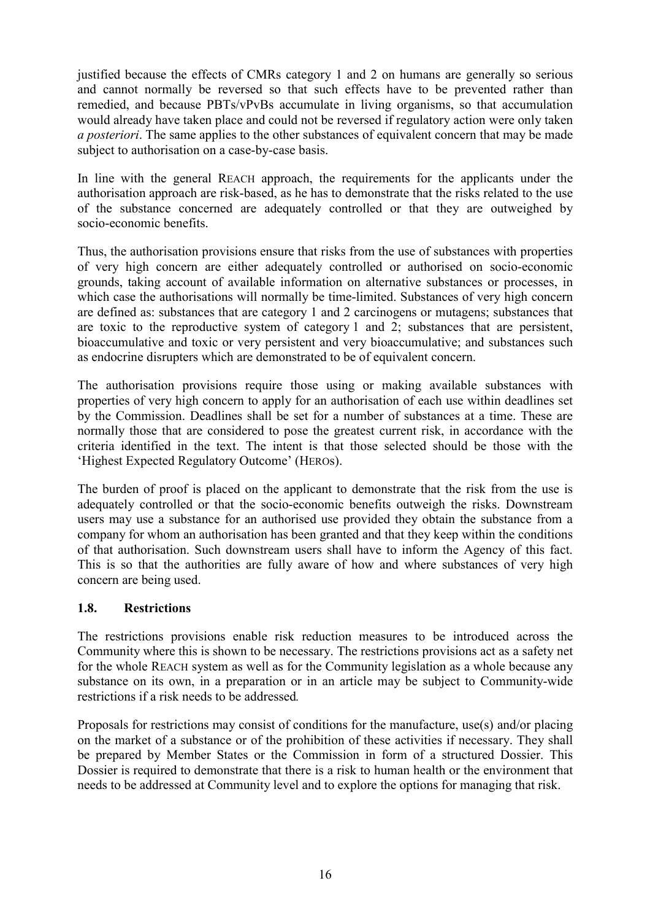justified because the effects of CMRs category 1 and 2 on humans are generally so serious and cannot normally be reversed so that such effects have to be prevented rather than remedied, and because PBTs/vPvBs accumulate in living organisms, so that accumulation would already have taken place and could not be reversed if regulatory action were only taken *a posteriori*. The same applies to the other substances of equivalent concern that may be made subject to authorisation on a case-by-case basis.

In line with the general REACH approach, the requirements for the applicants under the authorisation approach are risk-based, as he has to demonstrate that the risks related to the use of the substance concerned are adequately controlled or that they are outweighed by socio-economic benefits.

Thus, the authorisation provisions ensure that risks from the use of substances with properties of very high concern are either adequately controlled or authorised on socio-economic grounds, taking account of available information on alternative substances or processes, in which case the authorisations will normally be time-limited. Substances of very high concern are defined as: substances that are category 1 and 2 carcinogens or mutagens; substances that are toxic to the reproductive system of category 1 and 2; substances that are persistent, bioaccumulative and toxic or very persistent and very bioaccumulative; and substances such as endocrine disrupters which are demonstrated to be of equivalent concern.

The authorisation provisions require those using or making available substances with properties of very high concern to apply for an authorisation of each use within deadlines set by the Commission. Deadlines shall be set for a number of substances at a time. These are normally those that are considered to pose the greatest current risk, in accordance with the criteria identified in the text. The intent is that those selected should be those with the 'Highest Expected Regulatory Outcome' (HEROs).

The burden of proof is placed on the applicant to demonstrate that the risk from the use is adequately controlled or that the socio-economic benefits outweigh the risks. Downstream users may use a substance for an authorised use provided they obtain the substance from a company for whom an authorisation has been granted and that they keep within the conditions of that authorisation. Such downstream users shall have to inform the Agency of this fact. This is so that the authorities are fully aware of how and where substances of very high concern are being used.

## 1.8. Restrictions

The restrictions provisions enable risk reduction measures to be introduced across the Community where this is shown to be necessary. The restrictions provisions act as a safety net for the whole REACH system as well as for the Community legislation as a whole because any substance on its own, in a preparation or in an article may be subject to Community-wide restrictions if a risk needs to be addressed.

Proposals for restrictions may consist of conditions for the manufacture, use(s) and/or placing on the market of a substance or of the prohibition of these activities if necessary. They shall be prepared by Member States or the Commission in form of a structured Dossier. This Dossier is required to demonstrate that there is a risk to human health or the environment that needs to be addressed at Community level and to explore the options for managing that risk.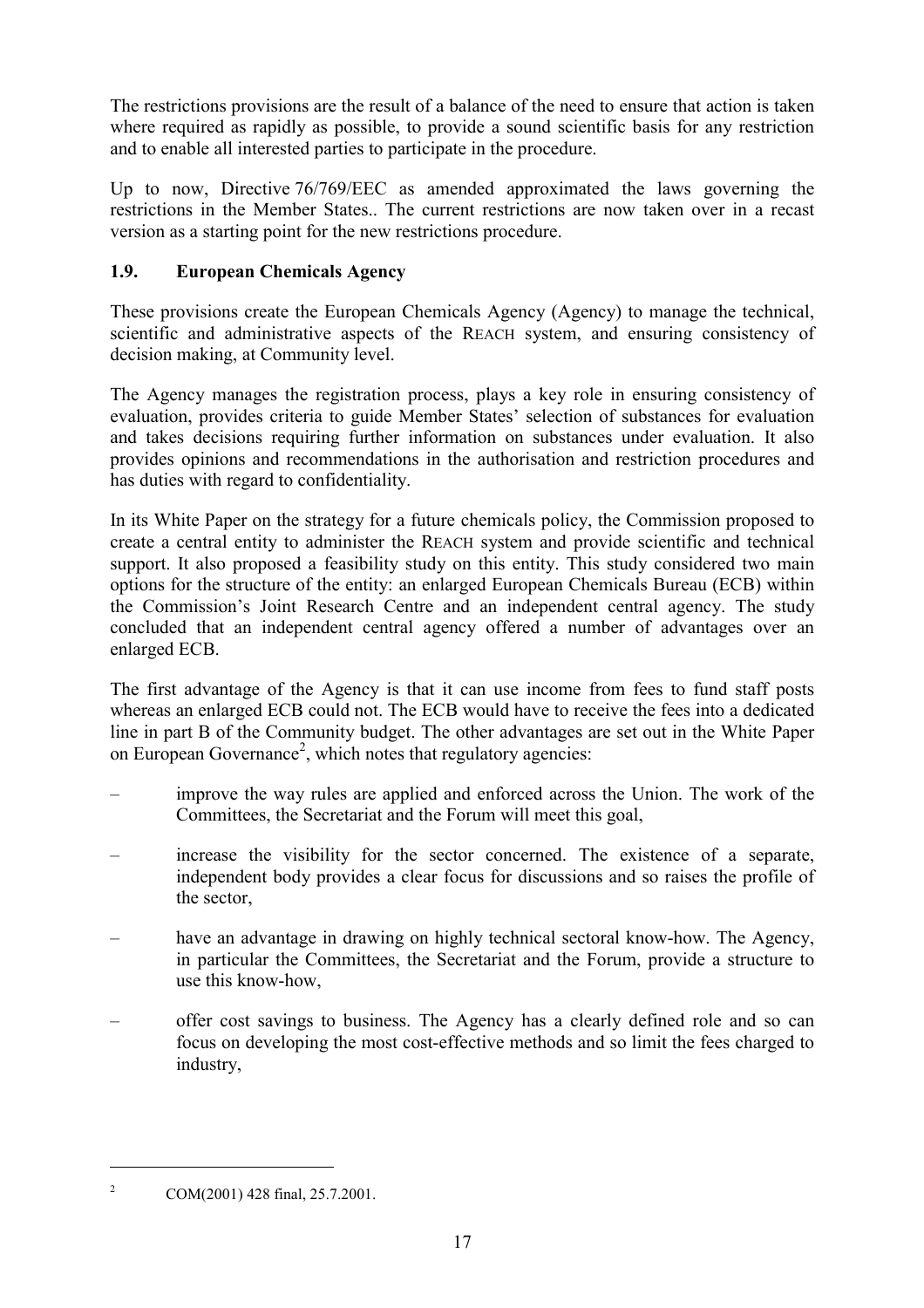The restrictions provisions are the result of a balance of the need to ensure that action is taken where required as rapidly as possible, to provide a sound scientific basis for any restriction and to enable all interested parties to participate in the procedure.

Up to now, Directive 76/769/EEC as amended approximated the laws governing the restrictions in the Member States.. The current restrictions are now taken over in a recast version as a starting point for the new restrictions procedure.

### 1.9. European Chemicals Agency

These provisions create the European Chemicals Agency (Agency) to manage the technical, scientific and administrative aspects of the REACH system, and ensuring consistency of decision making, at Community level.

The Agency manages the registration process, plays a key role in ensuring consistency of evaluation, provides criteria to guide Member States' selection of substances for evaluation and takes decisions requiring further information on substances under evaluation. It also provides opinions and recommendations in the authorisation and restriction procedures and has duties with regard to confidentiality.

In its White Paper on the strategy for a future chemicals policy, the Commission proposed to create a central entity to administer the REACH system and provide scientific and technical support. It also proposed a feasibility study on this entity. This study considered two main options for the structure of the entity: an enlarged European Chemicals Bureau (ECB) within the Commission's Joint Research Centre and an independent central agency. The study concluded that an independent central agency offered a number of advantages over an enlarged ECB.

The first advantage of the Agency is that it can use income from fees to fund staff posts whereas an enlarged ECB could not. The ECB would have to receive the fees into a dedicated line in part B of the Community budget. The other advantages are set out in the White Paper on European Governance[2], which notes that regulatory agencies:

- improve the way rules are applied and enforced across the Union. The work of the Committees, the Secretariat and the Forum will meet this goal,
- increase the visibility for the sector concerned. The existence of a separate, independent body provides a clear focus for discussions and so raises the profile of the sector,
- have an advantage in drawing on highly technical sectoral know-how. The Agency, in particular the Committees, the Secretariat and the Forum, provide a structure to use this know-how,
- offer cost savings to business. The Agency has a clearly defined role and so can focus on developing the most cost-effective methods and so limit the fees charged to industry,

[2] COM(2001) 428 final, 25.7.2001.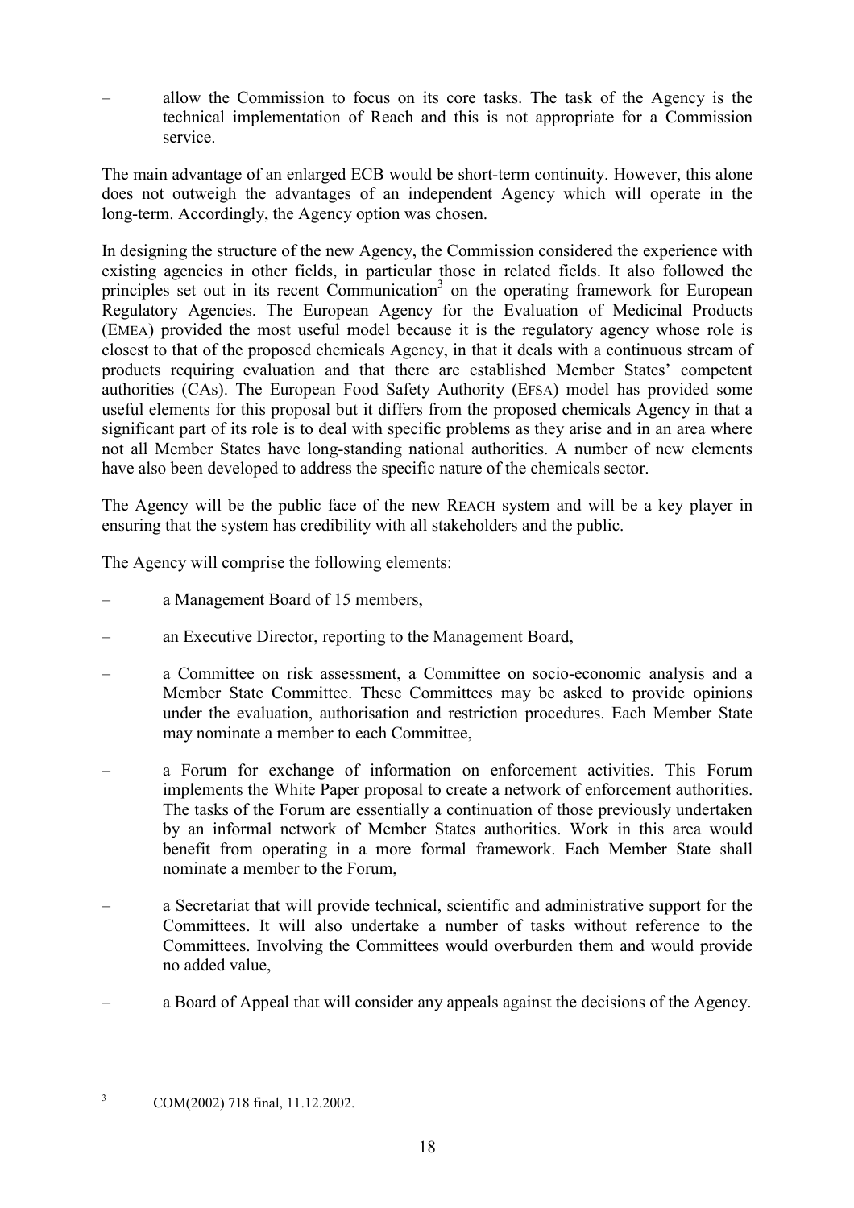- allow the Commission to focus on its core tasks. The task of the Agency is the technical implementation of Reach and this is not appropriate for a Commission service.

The main advantage of an enlarged ECB would be short-term continuity. However, this alone does not outweigh the advantages of an independent Agency which will operate in the long-term. Accordingly, the Agency option was chosen.

In designing the structure of the new Agency, the Commission considered the experience with existing agencies in other fields, in particular those in related fields. It also followed the principles set out in its recent Communication[3] on the operating framework for European Regulatory Agencies. The European Agency for the Evaluation of Medicinal Products (EMEA) provided the most useful model because it is the regulatory agency whose role is closest to that of the proposed chemicals Agency, in that it deals with a continuous stream of products requiring evaluation and that there are established Member States' competent authorities (CAs). The European Food Safety Authority (EFSA) model has provided some useful elements for this proposal but it differs from the proposed chemicals Agency in that a significant part of its role is to deal with specific problems as they arise and in an area where not all Member States have long-standing national authorities. A number of new elements have also been developed to address the specific nature of the chemicals sector.

The Agency will be the public face of the new REACH system and will be a key player in ensuring that the system has credibility with all stakeholders and the public.

The Agency will comprise the following elements:

- a Management Board of 15 members,
- an Executive Director, reporting to the Management Board,
- a Committee on risk assessment, a Committee on socio-economic analysis and a Member State Committee. These Committees may be asked to provide opinions under the evaluation, authorisation and restriction procedures. Each Member State may nominate a member to each Committee,
- a Forum for exchange of information on enforcement activities. This Forum implements the White Paper proposal to create a network of enforcement authorities. The tasks of the Forum are essentially a continuation of those previously undertaken by an informal network of Member States authorities. Work in this area would benefit from operating in a more formal framework. Each Member State shall nominate a member to the Forum,
- a Secretariat that will provide technical, scientific and administrative support for the Committees. It will also undertake a number of tasks without reference to the Committees. Involving the Committees would overburden them and would provide no added value,
- a Board of Appeal that will consider any appeals against the decisions of the Agency.

[3] COM(2002) 718 final, 11.12.2002.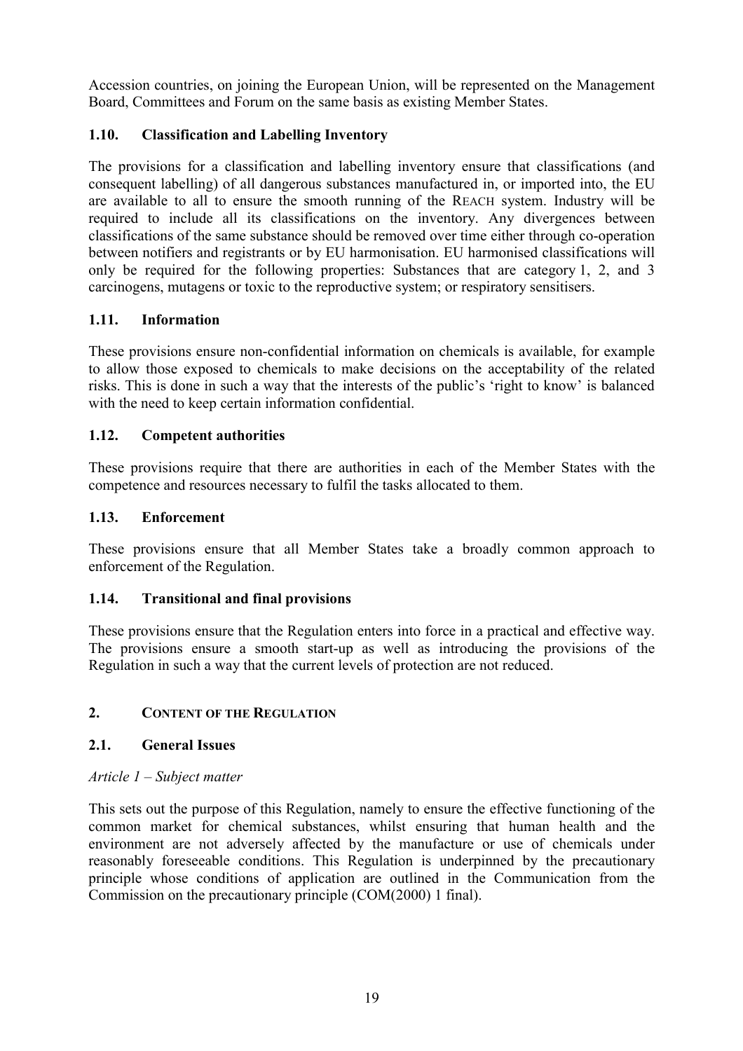Accession countries, on joining the European Union, will be represented on the Management Board, Committees and Forum on the same basis as existing Member States.

### 1.10. Classification and Labelling Inventory

The provisions for a classification and labelling inventory ensure that classifications (and consequent labelling) of all dangerous substances manufactured in, or imported into, the EU are available to all to ensure the smooth running of the REACH system. Industry will be required to include all its classifications on the inventory. Any divergences between classifications of the same substance should be removed over time either through co-operation between notifiers and registrants or by EU harmonisation. EU harmonised classifications will only be required for the following properties: Substances that are category 1, 2, and 3 carcinogens, mutagens or toxic to the reproductive system; or respiratory sensitisers.

### 1.11. Information

These provisions ensure non-confidential information on chemicals is available, for example to allow those exposed to chemicals to make decisions on the acceptability of the related risks. This is done in such a way that the interests of the public's 'right to know' is balanced with the need to keep certain information confidential.

### 1.12. Competent authorities

These provisions require that there are authorities in each of the Member States with the competence and resources necessary to fulfil the tasks allocated to them.

### 1.13. Enforcement

These provisions ensure that all Member States take a broadly common approach to enforcement of the Regulation.

### 1.14. Transitional and final provisions

These provisions ensure that the Regulation enters into force in a practical and effective way. The provisions ensure a smooth start-up as well as introducing the provisions of the Regulation in such a way that the current levels of protection are not reduced.

## 2. CONTENT OF THE REGULATION

### 2.1. General Issues

*Article 1 – Subject matter*

This sets out the purpose of this Regulation, namely to ensure the effective functioning of the common market for chemical substances, whilst ensuring that human health and the environment are not adversely affected by the manufacture or use of chemicals under reasonably foreseeable conditions. This Regulation is underpinned by the precautionary principle whose conditions of application are outlined in the Communication from the Commission on the precautionary principle (COM(2000) 1 final).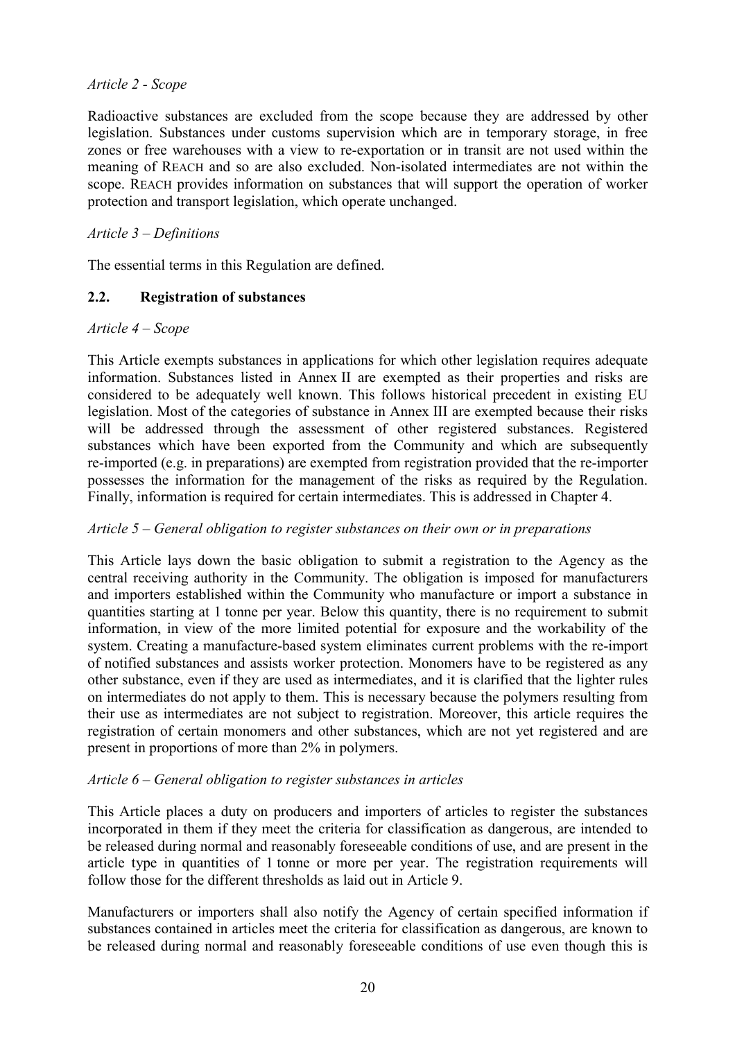*Article 2 - Scope*

Radioactive substances are excluded from the scope because they are addressed by other legislation. Substances under customs supervision which are in temporary storage, in free zones or free warehouses with a view to re-exportation or in transit are not used within the meaning of REACH and so are also excluded. Non-isolated intermediates are not within the scope. REACH provides information on substances that will support the operation of worker protection and transport legislation, which operate unchanged.

*Article 3 – Definitions*

The essential terms in this Regulation are defined.

### 2.2. Registration of substances

*Article 4 – Scope*

This Article exempts substances in applications for which other legislation requires adequate information. Substances listed in Annex II are exempted as their properties and risks are considered to be adequately well known. This follows historical precedent in existing EU legislation. Most of the categories of substance in Annex III are exempted because their risks will be addressed through the assessment of other registered substances. Registered substances which have been exported from the Community and which are subsequently re-imported (e.g. in preparations) are exempted from registration provided that the re-importer possesses the information for the management of the risks as required by the Regulation. Finally, information is required for certain intermediates. This is addressed in Chapter 4.

*Article 5 – General obligation to register substances on their own or in preparations*

This Article lays down the basic obligation to submit a registration to the Agency as the central receiving authority in the Community. The obligation is imposed for manufacturers and importers established within the Community who manufacture or import a substance in quantities starting at 1 tonne per year. Below this quantity, there is no requirement to submit information, in view of the more limited potential for exposure and the workability of the system. Creating a manufacture-based system eliminates current problems with the re-import of notified substances and assists worker protection. Monomers have to be registered as any other substance, even if they are used as intermediates, and it is clarified that the lighter rules on intermediates do not apply to them. This is necessary because the polymers resulting from their use as intermediates are not subject to registration. Moreover, this article requires the registration of certain monomers and other substances, which are not yet registered and are present in proportions of more than 2% in polymers.

*Article 6 – General obligation to register substances in articles*

This Article places a duty on producers and importers of articles to register the substances incorporated in them if they meet the criteria for classification as dangerous, are intended to be released during normal and reasonably foreseeable conditions of use, and are present in the article type in quantities of 1 tonne or more per year. The registration requirements will follow those for the different thresholds as laid out in Article 9.

Manufacturers or importers shall also notify the Agency of certain specified information if substances contained in articles meet the criteria for classification as dangerous, are known to be released during normal and reasonably foreseeable conditions of use even though this is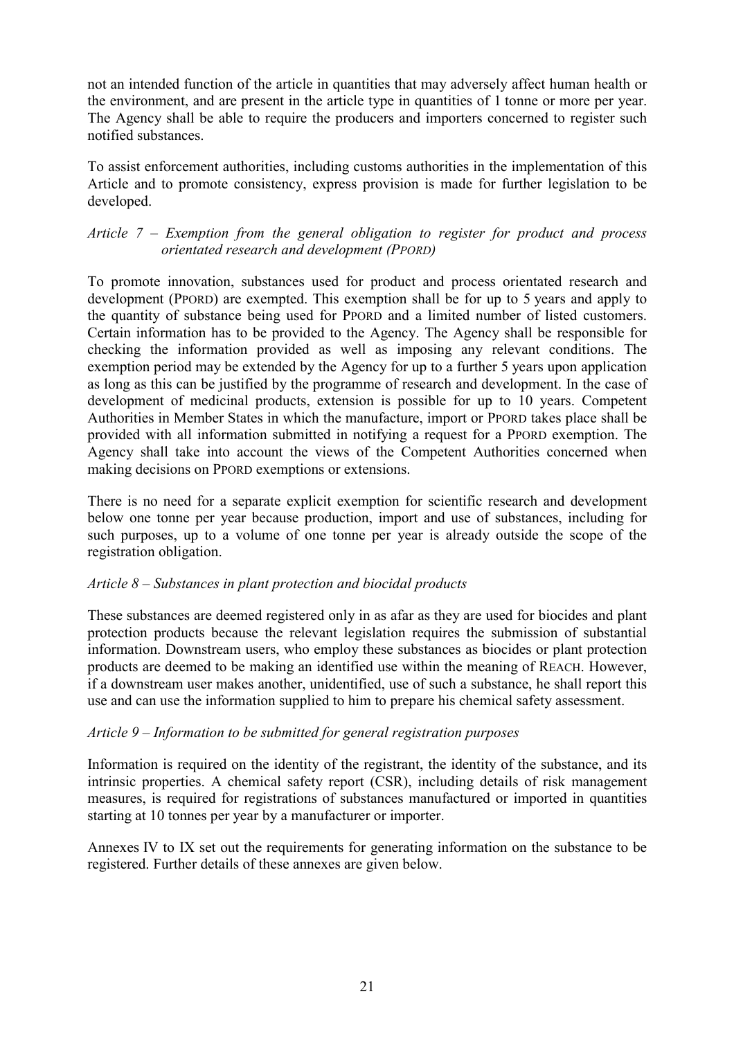not an intended function of the article in quantities that may adversely affect human health or the environment, and are present in the article type in quantities of 1 tonne or more per year. The Agency shall be able to require the producers and importers concerned to register such notified substances.

To assist enforcement authorities, including customs authorities in the implementation of this Article and to promote consistency, express provision is made for further legislation to be developed.

*Article 7 – Exemption from the general obligation to register for product and process orientated research and development (PPORD)*

To promote innovation, substances used for product and process orientated research and development (PPORD) are exempted. This exemption shall be for up to 5 years and apply to the quantity of substance being used for PPORD and a limited number of listed customers. Certain information has to be provided to the Agency. The Agency shall be responsible for checking the information provided as well as imposing any relevant conditions. The exemption period may be extended by the Agency for up to a further 5 years upon application as long as this can be justified by the programme of research and development. In the case of development of medicinal products, extension is possible for up to 10 years. Competent Authorities in Member States in which the manufacture, import or PPORD takes place shall be provided with all information submitted in notifying a request for a PPORD exemption. The Agency shall take into account the views of the Competent Authorities concerned when making decisions on PPORD exemptions or extensions.

There is no need for a separate explicit exemption for scientific research and development below one tonne per year because production, import and use of substances, including for such purposes, up to a volume of one tonne per year is already outside the scope of the registration obligation.

*Article 8 – Substances in plant protection and biocidal products*

These substances are deemed registered only in as afar as they are used for biocides and plant protection products because the relevant legislation requires the submission of substantial information. Downstream users, who employ these substances as biocides or plant protection products are deemed to be making an identified use within the meaning of REACH. However, if a downstream user makes another, unidentified, use of such a substance, he shall report this use and can use the information supplied to him to prepare his chemical safety assessment.

*Article 9 – Information to be submitted for general registration purposes*

Information is required on the identity of the registrant, the identity of the substance, and its intrinsic properties. A chemical safety report (CSR), including details of risk management measures, is required for registrations of substances manufactured or imported in quantities starting at 10 tonnes per year by a manufacturer or importer.

Annexes IV to IX set out the requirements for generating information on the substance to be registered. Further details of these annexes are given below.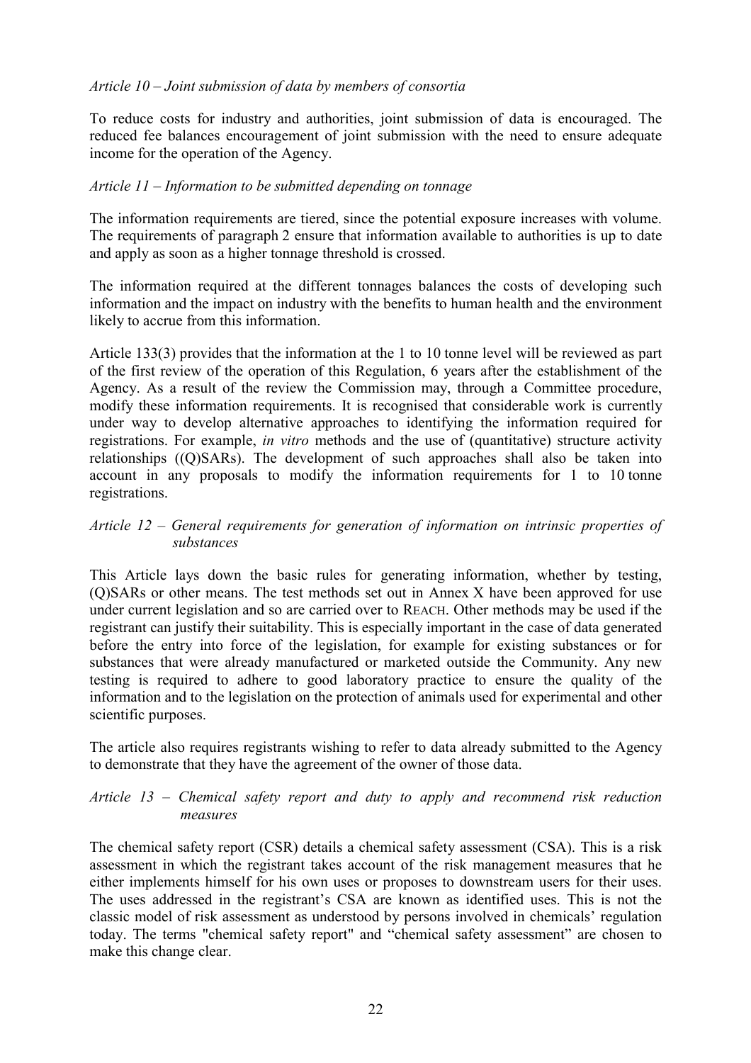*Article 10 – Joint submission of data by members of consortia*

To reduce costs for industry and authorities, joint submission of data is encouraged. The reduced fee balances encouragement of joint submission with the need to ensure adequate income for the operation of the Agency.

*Article 11 – Information to be submitted depending on tonnage*

The information requirements are tiered, since the potential exposure increases with volume. The requirements of paragraph 2 ensure that information available to authorities is up to date and apply as soon as a higher tonnage threshold is crossed.

The information required at the different tonnages balances the costs of developing such information and the impact on industry with the benefits to human health and the environment likely to accrue from this information.

Article 133(3) provides that the information at the 1 to 10 tonne level will be reviewed as part of the first review of the operation of this Regulation, 6 years after the establishment of the Agency. As a result of the review the Commission may, through a Committee procedure, modify these information requirements. It is recognised that considerable work is currently under way to develop alternative approaches to identifying the information required for registrations. For example, *in vitro* methods and the use of (quantitative) structure activity relationships ((Q)SARs). The development of such approaches shall also be taken into account in any proposals to modify the information requirements for 1 to 10 tonne registrations.

*Article 12 – General requirements for generation of information on intrinsic properties of substances*

This Article lays down the basic rules for generating information, whether by testing, (Q)SARs or other means. The test methods set out in Annex X have been approved for use under current legislation and so are carried over to REACH. Other methods may be used if the registrant can justify their suitability. This is especially important in the case of data generated before the entry into force of the legislation, for example for existing substances or for substances that were already manufactured or marketed outside the Community. Any new testing is required to adhere to good laboratory practice to ensure the quality of the information and to the legislation on the protection of animals used for experimental and other scientific purposes.

The article also requires registrants wishing to refer to data already submitted to the Agency to demonstrate that they have the agreement of the owner of those data.

*Article 13 – Chemical safety report and duty to apply and recommend risk reduction measures*

The chemical safety report (CSR) details a chemical safety assessment (CSA). This is a risk assessment in which the registrant takes account of the risk management measures that he either implements himself for his own uses or proposes to downstream users for their uses. The uses addressed in the registrant's CSA are known as identified uses. This is not the classic model of risk assessment as understood by persons involved in chemicals' regulation today. The terms "chemical safety report" and "chemical safety assessment" are chosen to make this change clear.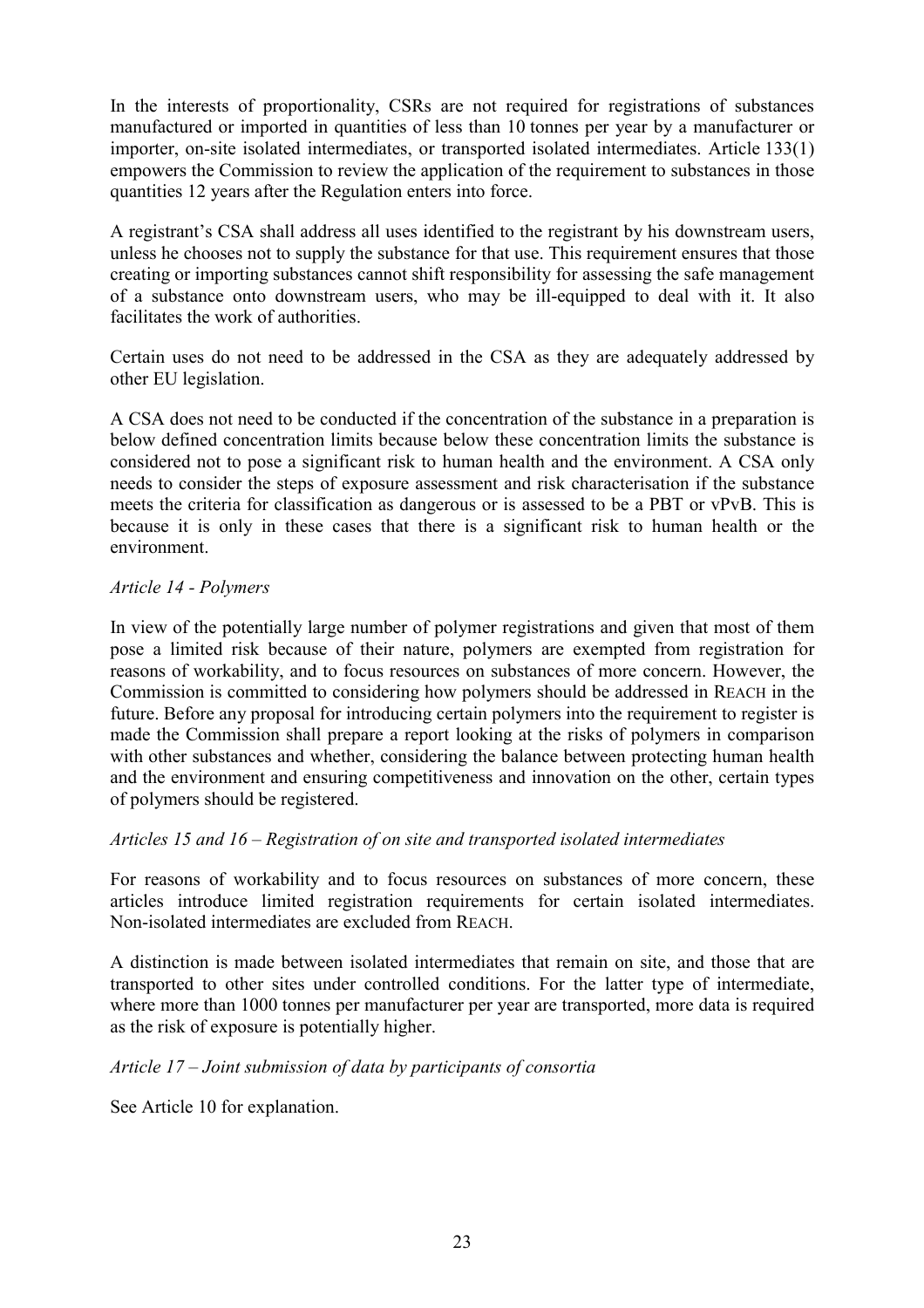In the interests of proportionality, CSRs are not required for registrations of substances manufactured or imported in quantities of less than 10 tonnes per year by a manufacturer or importer, on-site isolated intermediates, or transported isolated intermediates. Article 133(1) empowers the Commission to review the application of the requirement to substances in those quantities 12 years after the Regulation enters into force.

A registrant's CSA shall address all uses identified to the registrant by his downstream users, unless he chooses not to supply the substance for that use. This requirement ensures that those creating or importing substances cannot shift responsibility for assessing the safe management of a substance onto downstream users, who may be ill-equipped to deal with it. It also facilitates the work of authorities.

Certain uses do not need to be addressed in the CSA as they are adequately addressed by other EU legislation.

A CSA does not need to be conducted if the concentration of the substance in a preparation is below defined concentration limits because below these concentration limits the substance is considered not to pose a significant risk to human health and the environment. A CSA only needs to consider the steps of exposure assessment and risk characterisation if the substance meets the criteria for classification as dangerous or is assessed to be a PBT or vPvB. This is because it is only in these cases that there is a significant risk to human health or the environment.

*Article 14 - Polymers*

In view of the potentially large number of polymer registrations and given that most of them pose a limited risk because of their nature, polymers are exempted from registration for reasons of workability, and to focus resources on substances of more concern. However, the Commission is committed to considering how polymers should be addressed in REACH in the future. Before any proposal for introducing certain polymers into the requirement to register is made the Commission shall prepare a report looking at the risks of polymers in comparison with other substances and whether, considering the balance between protecting human health and the environment and ensuring competitiveness and innovation on the other, certain types of polymers should be registered.

*Articles 15 and 16 – Registration of on site and transported isolated intermediates*

For reasons of workability and to focus resources on substances of more concern, these articles introduce limited registration requirements for certain isolated intermediates. Non-isolated intermediates are excluded from REACH.

A distinction is made between isolated intermediates that remain on site, and those that are transported to other sites under controlled conditions. For the latter type of intermediate, where more than 1000 tonnes per manufacturer per year are transported, more data is required as the risk of exposure is potentially higher.

*Article 17 – Joint submission of data by participants of consortia*

See Article 10 for explanation.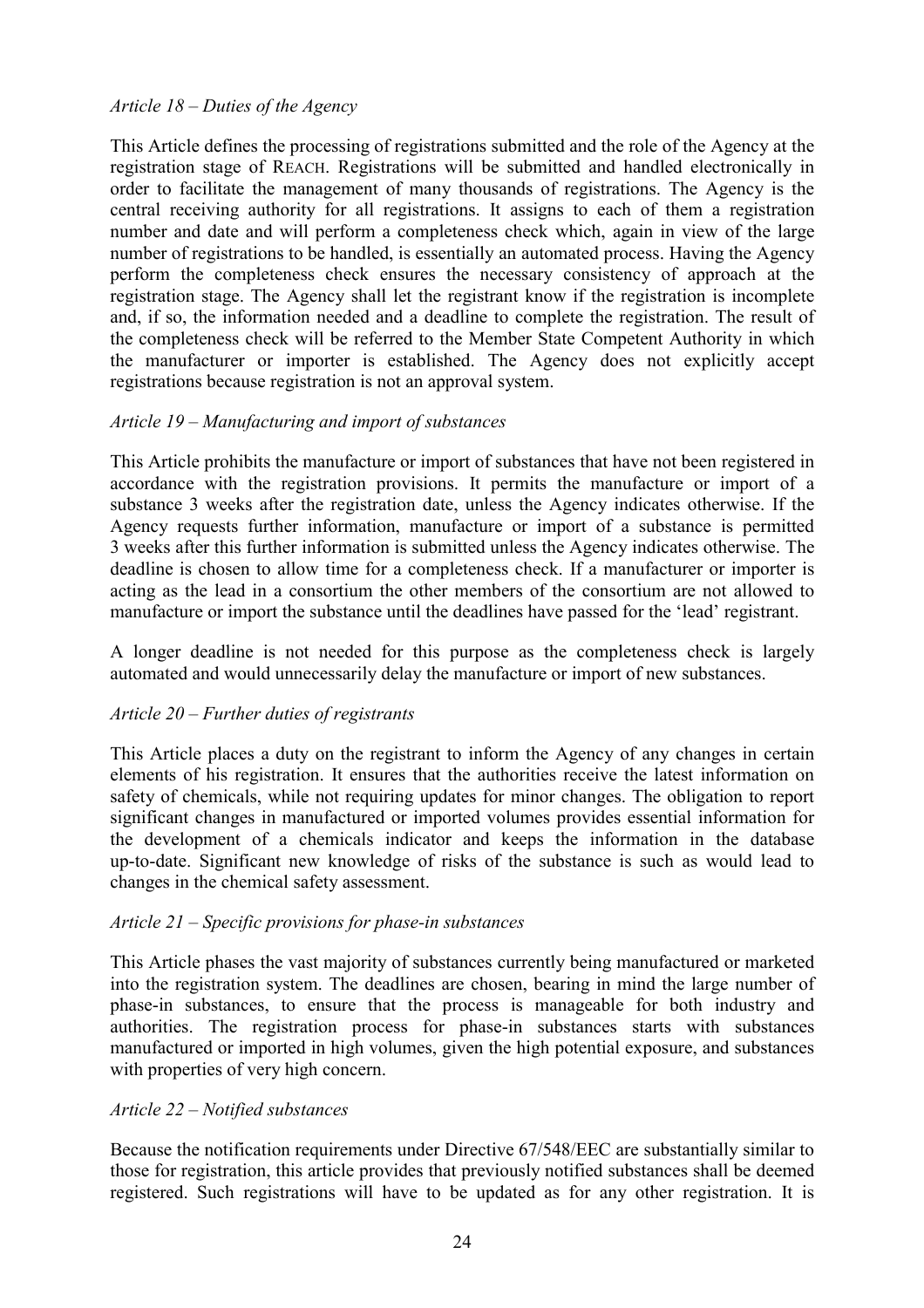*Article 18 – Duties of the Agency*

This Article defines the processing of registrations submitted and the role of the Agency at the registration stage of REACH. Registrations will be submitted and handled electronically in order to facilitate the management of many thousands of registrations. The Agency is the central receiving authority for all registrations. It assigns to each of them a registration number and date and will perform a completeness check which, again in view of the large number of registrations to be handled, is essentially an automated process. Having the Agency perform the completeness check ensures the necessary consistency of approach at the registration stage. The Agency shall let the registrant know if the registration is incomplete and, if so, the information needed and a deadline to complete the registration. The result of the completeness check will be referred to the Member State Competent Authority in which the manufacturer or importer is established. The Agency does not explicitly accept registrations because registration is not an approval system.

*Article 19 – Manufacturing and import of substances*

This Article prohibits the manufacture or import of substances that have not been registered in accordance with the registration provisions. It permits the manufacture or import of a substance 3 weeks after the registration date, unless the Agency indicates otherwise. If the Agency requests further information, manufacture or import of a substance is permitted 3 weeks after this further information is submitted unless the Agency indicates otherwise. The deadline is chosen to allow time for a completeness check. If a manufacturer or importer is acting as the lead in a consortium the other members of the consortium are not allowed to manufacture or import the substance until the deadlines have passed for the 'lead' registrant.

A longer deadline is not needed for this purpose as the completeness check is largely automated and would unnecessarily delay the manufacture or import of new substances.

*Article 20 – Further duties of registrants*

This Article places a duty on the registrant to inform the Agency of any changes in certain elements of his registration. It ensures that the authorities receive the latest information on safety of chemicals, while not requiring updates for minor changes. The obligation to report significant changes in manufactured or imported volumes provides essential information for the development of a chemicals indicator and keeps the information in the database up-to-date. Significant new knowledge of risks of the substance is such as would lead to changes in the chemical safety assessment.

*Article 21 – Specific provisions for phase-in substances*

This Article phases the vast majority of substances currently being manufactured or marketed into the registration system. The deadlines are chosen, bearing in mind the large number of phase-in substances, to ensure that the process is manageable for both industry and authorities. The registration process for phase-in substances starts with substances manufactured or imported in high volumes, given the high potential exposure, and substances with properties of very high concern.

*Article 22 – Notified substances*

Because the notification requirements under Directive 67/548/EEC are substantially similar to those for registration, this article provides that previously notified substances shall be deemed registered. Such registrations will have to be updated as for any other registration. It is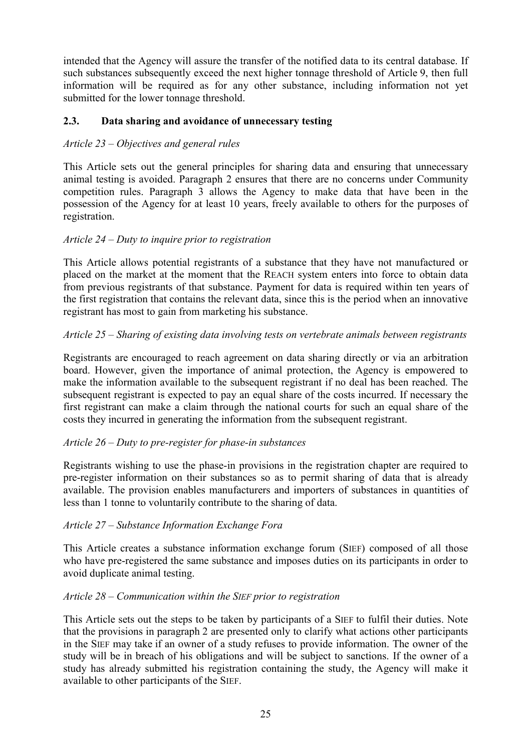intended that the Agency will assure the transfer of the notified data to its central database. If such substances subsequently exceed the next higher tonnage threshold of Article 9, then full information will be required as for any other substance, including information not yet submitted for the lower tonnage threshold.

## 2.3. Data sharing and avoidance of unnecessary testing

*Article 23 – Objectives and general rules*

This Article sets out the general principles for sharing data and ensuring that unnecessary animal testing is avoided. Paragraph 2 ensures that there are no concerns under Community competition rules. Paragraph 3 allows the Agency to make data that have been in the possession of the Agency for at least 10 years, freely available to others for the purposes of registration.

*Article 24 – Duty to inquire prior to registration*

This Article allows potential registrants of a substance that they have not manufactured or placed on the market at the moment that the REACH system enters into force to obtain data from previous registrants of that substance. Payment for data is required within ten years of the first registration that contains the relevant data, since this is the period when an innovative registrant has most to gain from marketing his substance.

*Article 25 – Sharing of existing data involving tests on vertebrate animals between registrants*

Registrants are encouraged to reach agreement on data sharing directly or via an arbitration board. However, given the importance of animal protection, the Agency is empowered to make the information available to the subsequent registrant if no deal has been reached. The subsequent registrant is expected to pay an equal share of the costs incurred. If necessary the first registrant can make a claim through the national courts for such an equal share of the costs they incurred in generating the information from the subsequent registrant.

*Article 26 – Duty to pre-register for phase-in substances*

Registrants wishing to use the phase-in provisions in the registration chapter are required to pre-register information on their substances so as to permit sharing of data that is already available. The provision enables manufacturers and importers of substances in quantities of less than 1 tonne to voluntarily contribute to the sharing of data.

*Article 27 – Substance Information Exchange Fora*

This Article creates a substance information exchange forum (SIEF) composed of all those who have pre-registered the same substance and imposes duties on its participants in order to avoid duplicate animal testing.

*Article 28 – Communication within the SIEF prior to registration*

This Article sets out the steps to be taken by participants of a SIEF to fulfil their duties. Note that the provisions in paragraph 2 are presented only to clarify what actions other participants in the SIEF may take if an owner of a study refuses to provide information. The owner of the study will be in breach of his obligations and will be subject to sanctions. If the owner of a study has already submitted his registration containing the study, the Agency will make it available to other participants of the SIEF.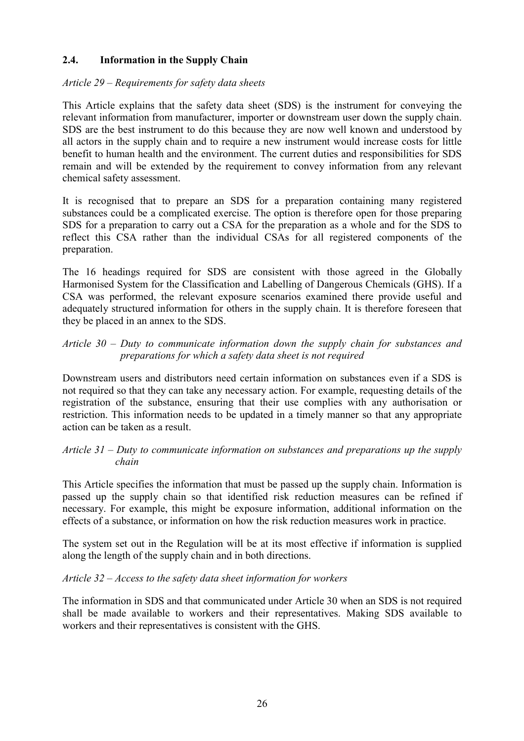### 2.4. Information in the Supply Chain

*Article 29 – Requirements for safety data sheets*

This Article explains that the safety data sheet (SDS) is the instrument for conveying the relevant information from manufacturer, importer or downstream user down the supply chain. SDS are the best instrument to do this because they are now well known and understood by all actors in the supply chain and to require a new instrument would increase costs for little benefit to human health and the environment. The current duties and responsibilities for SDS remain and will be extended by the requirement to convey information from any relevant chemical safety assessment.

It is recognised that to prepare an SDS for a preparation containing many registered substances could be a complicated exercise. The option is therefore open for those preparing SDS for a preparation to carry out a CSA for the preparation as a whole and for the SDS to reflect this CSA rather than the individual CSAs for all registered components of the preparation.

The 16 headings required for SDS are consistent with those agreed in the Globally Harmonised System for the Classification and Labelling of Dangerous Chemicals (GHS). If a CSA was performed, the relevant exposure scenarios examined there provide useful and adequately structured information for others in the supply chain. It is therefore foreseen that they be placed in an annex to the SDS.

*Article 30 – Duty to communicate information down the supply chain for substances and preparations for which a safety data sheet is not required*

Downstream users and distributors need certain information on substances even if a SDS is not required so that they can take any necessary action. For example, requesting details of the registration of the substance, ensuring that their use complies with any authorisation or restriction. This information needs to be updated in a timely manner so that any appropriate action can be taken as a result.

*Article 31 – Duty to communicate information on substances and preparations up the supply chain*

This Article specifies the information that must be passed up the supply chain. Information is passed up the supply chain so that identified risk reduction measures can be refined if necessary. For example, this might be exposure information, additional information on the effects of a substance, or information on how the risk reduction measures work in practice.

The system set out in the Regulation will be at its most effective if information is supplied along the length of the supply chain and in both directions.

*Article 32 – Access to the safety data sheet information for workers*

The information in SDS and that communicated under Article 30 when an SDS is not required shall be made available to workers and their representatives. Making SDS available to workers and their representatives is consistent with the GHS.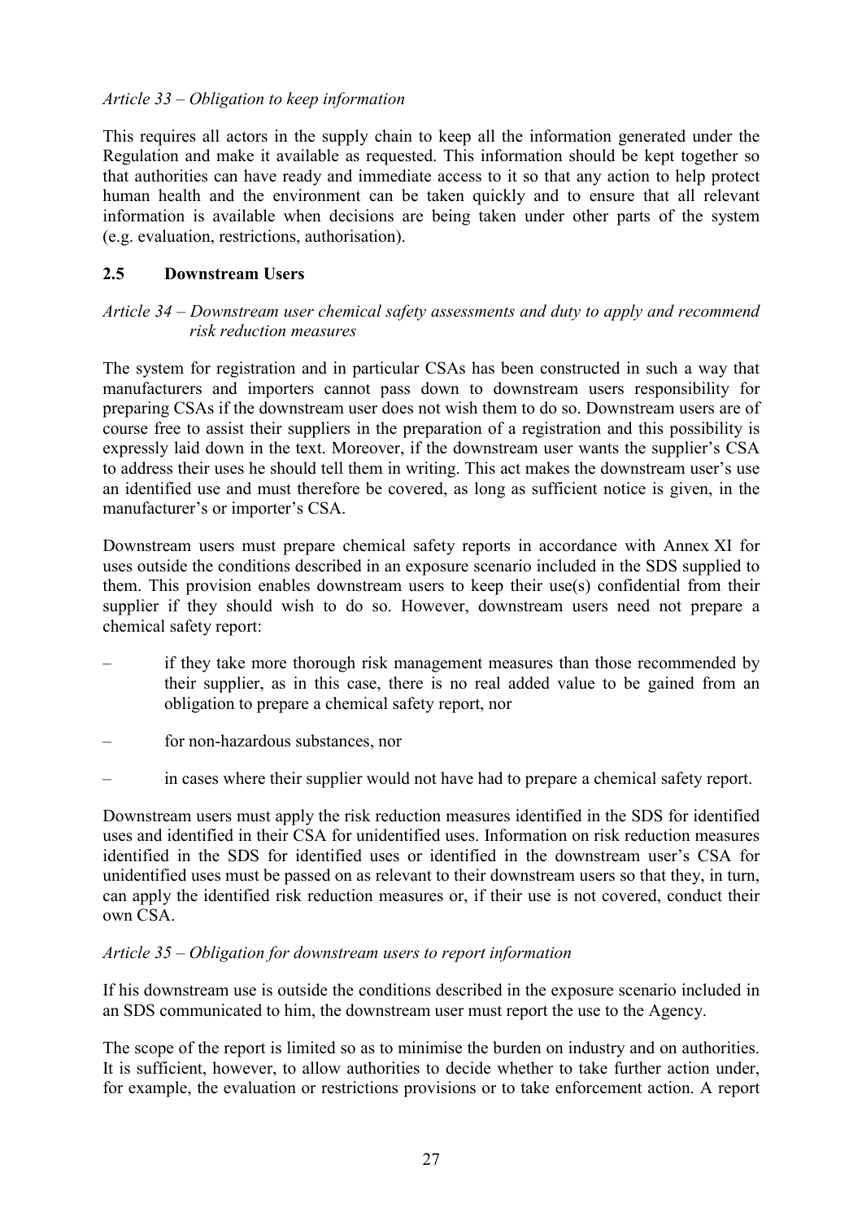*Article 33 – Obligation to keep information*

This requires all actors in the supply chain to keep all the information generated under the Regulation and make it available as requested. This information should be kept together so that authorities can have ready and immediate access to it so that any action to help protect human health and the environment can be taken quickly and to ensure that all relevant information is available when decisions are being taken under other parts of the system (e.g. evaluation, restrictions, authorisation).

## 2.5 Downstream Users

*Article 34 – Downstream user chemical safety assessments and duty to apply and recommend risk reduction measures*

The system for registration and in particular CSAs has been constructed in such a way that manufacturers and importers cannot pass down to downstream users responsibility for preparing CSAs if the downstream user does not wish them to do so. Downstream users are of course free to assist their suppliers in the preparation of a registration and this possibility is expressly laid down in the text. Moreover, if the downstream user wants the supplier's CSA to address their uses he should tell them in writing. This act makes the downstream user's use an identified use and must therefore be covered, as long as sufficient notice is given, in the manufacturer's or importer's CSA.

Downstream users must prepare chemical safety reports in accordance with Annex XI for uses outside the conditions described in an exposure scenario included in the SDS supplied to them. This provision enables downstream users to keep their use(s) confidential from their supplier if they should wish to do so. However, downstream users need not prepare a chemical safety report:

- if they take more thorough risk management measures than those recommended by their supplier, as in this case, there is no real added value to be gained from an obligation to prepare a chemical safety report, nor
- for non-hazardous substances, nor
- in cases where their supplier would not have had to prepare a chemical safety report.

Downstream users must apply the risk reduction measures identified in the SDS for identified uses and identified in their CSA for unidentified uses. Information on risk reduction measures identified in the SDS for identified uses or identified in the downstream user's CSA for unidentified uses must be passed on as relevant to their downstream users so that they, in turn, can apply the identified risk reduction measures or, if their use is not covered, conduct their own CSA.

*Article 35 – Obligation for downstream users to report information*

If his downstream use is outside the conditions described in the exposure scenario included in an SDS communicated to him, the downstream user must report the use to the Agency.

The scope of the report is limited so as to minimise the burden on industry and on authorities. It is sufficient, however, to allow authorities to decide whether to take further action under, for example, the evaluation or restrictions provisions or to take enforcement action. A report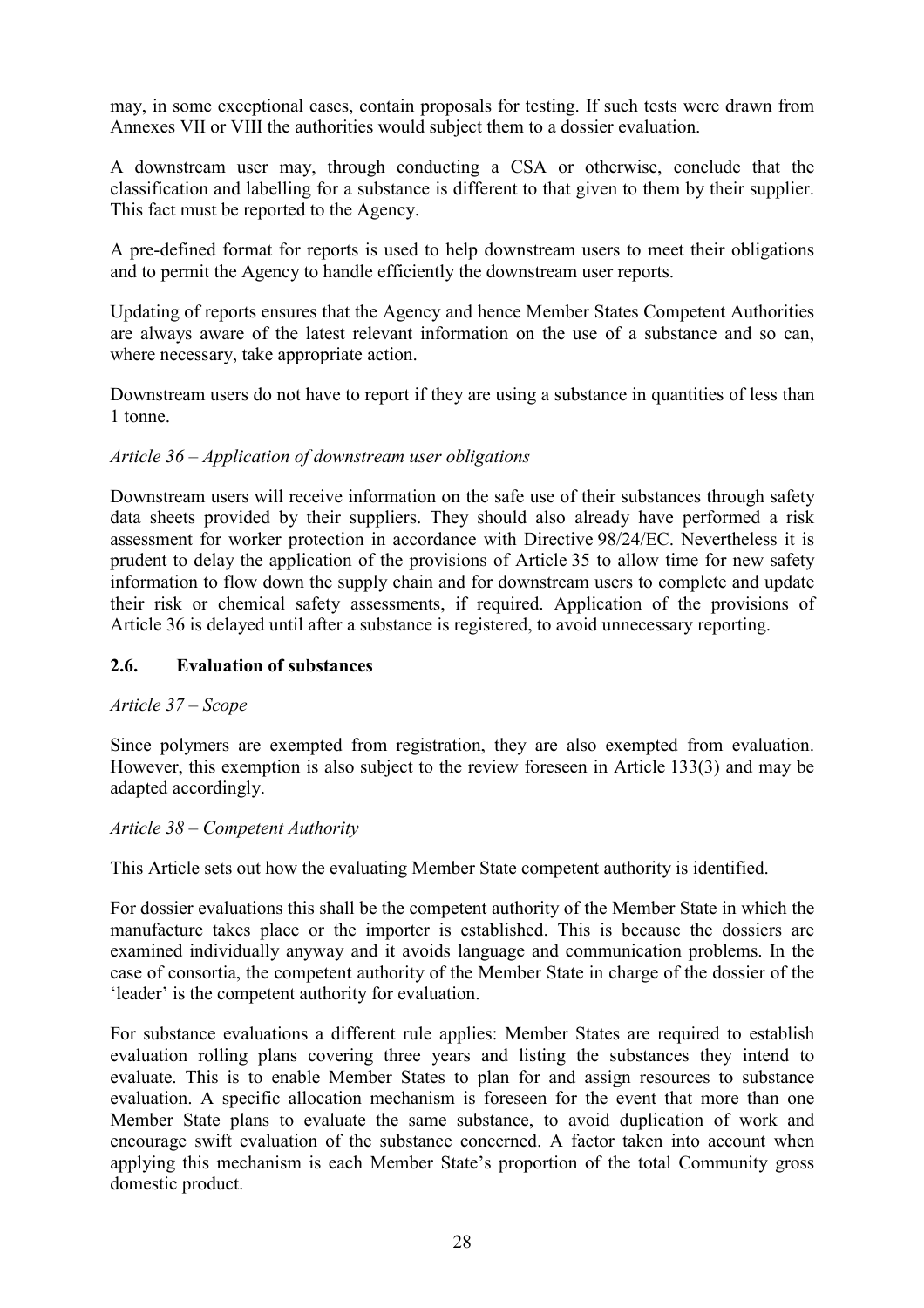may, in some exceptional cases, contain proposals for testing. If such tests were drawn from Annexes VII or VIII the authorities would subject them to a dossier evaluation.

A downstream user may, through conducting a CSA or otherwise, conclude that the classification and labelling for a substance is different to that given to them by their supplier. This fact must be reported to the Agency.

A pre-defined format for reports is used to help downstream users to meet their obligations and to permit the Agency to handle efficiently the downstream user reports.

Updating of reports ensures that the Agency and hence Member States Competent Authorities are always aware of the latest relevant information on the use of a substance and so can, where necessary, take appropriate action.

Downstream users do not have to report if they are using a substance in quantities of less than 1 tonne.

*Article 36 – Application of downstream user obligations*

Downstream users will receive information on the safe use of their substances through safety data sheets provided by their suppliers. They should also already have performed a risk assessment for worker protection in accordance with Directive 98/24/EC. Nevertheless it is prudent to delay the application of the provisions of Article 35 to allow time for new safety information to flow down the supply chain and for downstream users to complete and update their risk or chemical safety assessments, if required. Application of the provisions of Article 36 is delayed until after a substance is registered, to avoid unnecessary reporting.

## 2.6. Evaluation of substances

*Article 37 – Scope*

Since polymers are exempted from registration, they are also exempted from evaluation. However, this exemption is also subject to the review foreseen in Article 133(3) and may be adapted accordingly.

*Article 38 – Competent Authority*

This Article sets out how the evaluating Member State competent authority is identified.

For dossier evaluations this shall be the competent authority of the Member State in which the manufacture takes place or the importer is established. This is because the dossiers are examined individually anyway and it avoids language and communication problems. In the case of consortia, the competent authority of the Member State in charge of the dossier of the 'leader' is the competent authority for evaluation.

For substance evaluations a different rule applies: Member States are required to establish evaluation rolling plans covering three years and listing the substances they intend to evaluate. This is to enable Member States to plan for and assign resources to substance evaluation. A specific allocation mechanism is foreseen for the event that more than one Member State plans to evaluate the same substance, to avoid duplication of work and encourage swift evaluation of the substance concerned. A factor taken into account when applying this mechanism is each Member State's proportion of the total Community gross domestic product.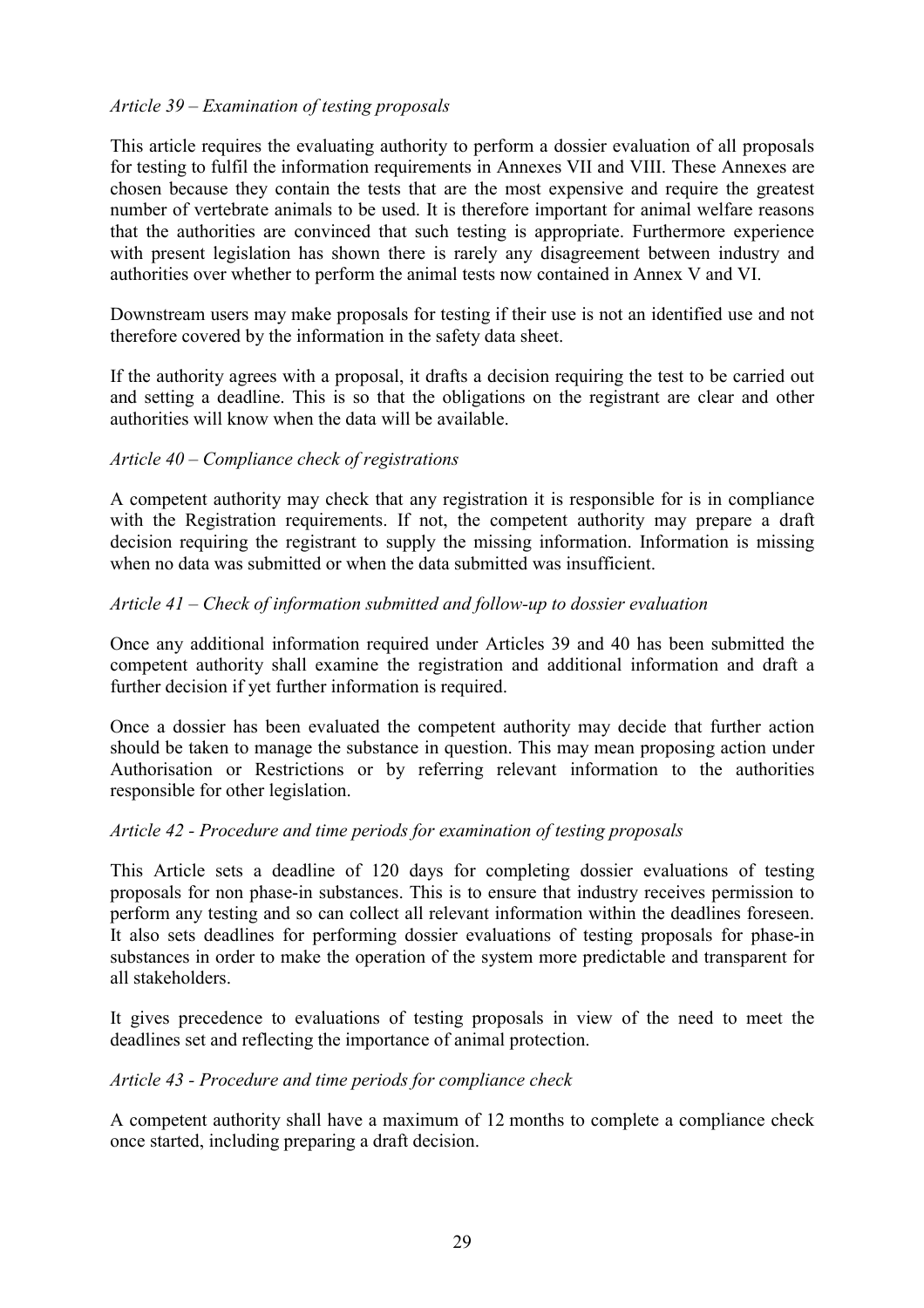*Article 39 – Examination of testing proposals*

This article requires the evaluating authority to perform a dossier evaluation of all proposals for testing to fulfil the information requirements in Annexes VII and VIII. These Annexes are chosen because they contain the tests that are the most expensive and require the greatest number of vertebrate animals to be used. It is therefore important for animal welfare reasons that the authorities are convinced that such testing is appropriate. Furthermore experience with present legislation has shown there is rarely any disagreement between industry and authorities over whether to perform the animal tests now contained in Annex V and VI.

Downstream users may make proposals for testing if their use is not an identified use and not therefore covered by the information in the safety data sheet.

If the authority agrees with a proposal, it drafts a decision requiring the test to be carried out and setting a deadline. This is so that the obligations on the registrant are clear and other authorities will know when the data will be available.

*Article 40 – Compliance check of registrations*

A competent authority may check that any registration it is responsible for is in compliance with the Registration requirements. If not, the competent authority may prepare a draft decision requiring the registrant to supply the missing information. Information is missing when no data was submitted or when the data submitted was insufficient.

*Article 41 – Check of information submitted and follow-up to dossier evaluation*

Once any additional information required under Articles 39 and 40 has been submitted the competent authority shall examine the registration and additional information and draft a further decision if yet further information is required.

Once a dossier has been evaluated the competent authority may decide that further action should be taken to manage the substance in question. This may mean proposing action under Authorisation or Restrictions or by referring relevant information to the authorities responsible for other legislation.

*Article 42 - Procedure and time periods for examination of testing proposals*

This Article sets a deadline of 120 days for completing dossier evaluations of testing proposals for non phase-in substances. This is to ensure that industry receives permission to perform any testing and so can collect all relevant information within the deadlines foreseen. It also sets deadlines for performing dossier evaluations of testing proposals for phase-in substances in order to make the operation of the system more predictable and transparent for all stakeholders.

It gives precedence to evaluations of testing proposals in view of the need to meet the deadlines set and reflecting the importance of animal protection.

*Article 43 - Procedure and time periods for compliance check*

A competent authority shall have a maximum of 12 months to complete a compliance check once started, including preparing a draft decision.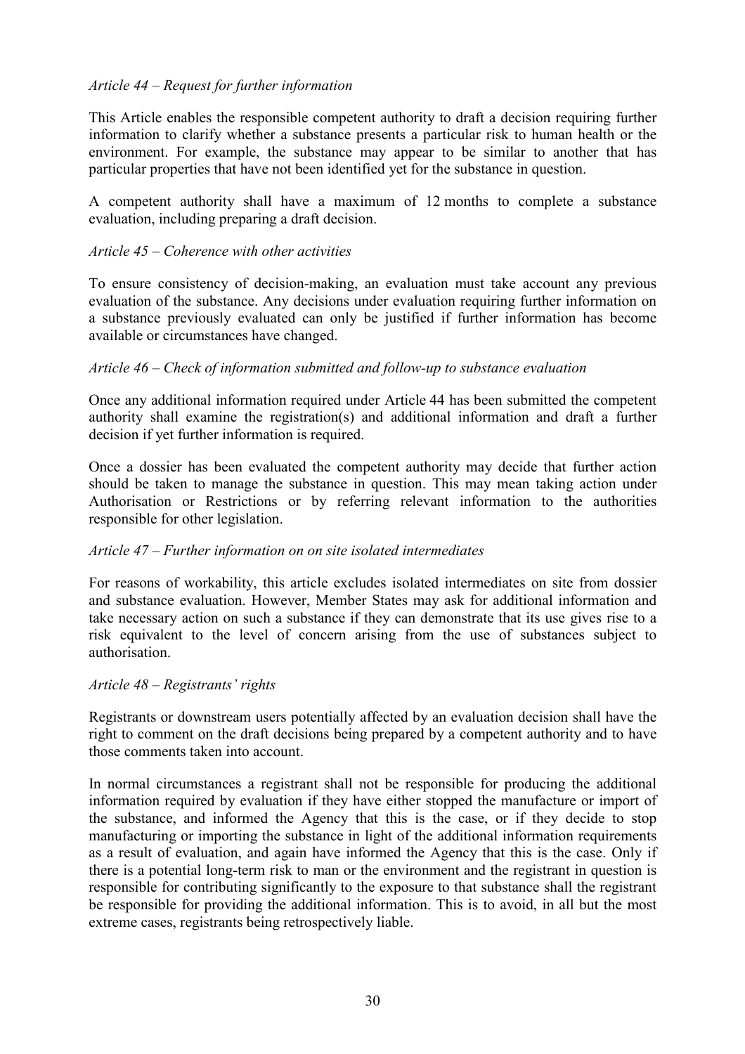*Article 44 – Request for further information*

This Article enables the responsible competent authority to draft a decision requiring further information to clarify whether a substance presents a particular risk to human health or the environment. For example, the substance may appear to be similar to another that has particular properties that have not been identified yet for the substance in question.

A competent authority shall have a maximum of 12 months to complete a substance evaluation, including preparing a draft decision.

*Article 45 – Coherence with other activities*

To ensure consistency of decision-making, an evaluation must take account any previous evaluation of the substance. Any decisions under evaluation requiring further information on a substance previously evaluated can only be justified if further information has become available or circumstances have changed.

*Article 46 – Check of information submitted and follow-up to substance evaluation*

Once any additional information required under Article 44 has been submitted the competent authority shall examine the registration(s) and additional information and draft a further decision if yet further information is required.

Once a dossier has been evaluated the competent authority may decide that further action should be taken to manage the substance in question. This may mean taking action under Authorisation or Restrictions or by referring relevant information to the authorities responsible for other legislation.

*Article 47 – Further information on on site isolated intermediates*

For reasons of workability, this article excludes isolated intermediates on site from dossier and substance evaluation. However, Member States may ask for additional information and take necessary action on such a substance if they can demonstrate that its use gives rise to a risk equivalent to the level of concern arising from the use of substances subject to authorisation.

*Article 48 – Registrants' rights*

Registrants or downstream users potentially affected by an evaluation decision shall have the right to comment on the draft decisions being prepared by a competent authority and to have those comments taken into account.

In normal circumstances a registrant shall not be responsible for producing the additional information required by evaluation if they have either stopped the manufacture or import of the substance, and informed the Agency that this is the case, or if they decide to stop manufacturing or importing the substance in light of the additional information requirements as a result of evaluation, and again have informed the Agency that this is the case. Only if there is a potential long-term risk to man or the environment and the registrant in question is responsible for contributing significantly to the exposure to that substance shall the registrant be responsible for providing the additional information. This is to avoid, in all but the most extreme cases, registrants being retrospectively liable.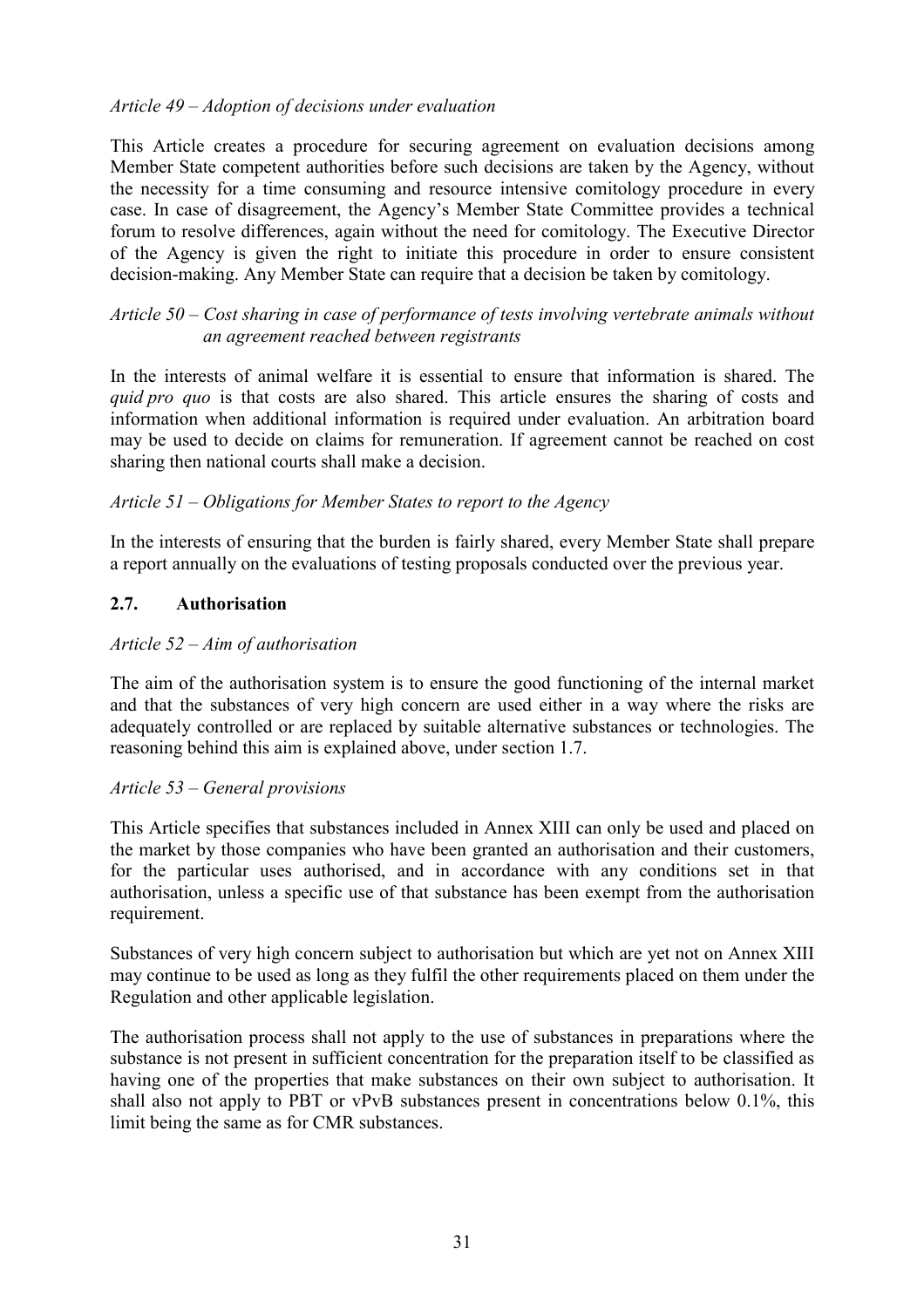*Article 49 – Adoption of decisions under evaluation*

This Article creates a procedure for securing agreement on evaluation decisions among Member State competent authorities before such decisions are taken by the Agency, without the necessity for a time consuming and resource intensive comitology procedure in every case. In case of disagreement, the Agency's Member State Committee provides a technical forum to resolve differences, again without the need for comitology. The Executive Director of the Agency is given the right to initiate this procedure in order to ensure consistent decision-making. Any Member State can require that a decision be taken by comitology.

*Article 50 – Cost sharing in case of performance of tests involving vertebrate animals without an agreement reached between registrants*

In the interests of animal welfare it is essential to ensure that information is shared. The *quid pro quo* is that costs are also shared. This article ensures the sharing of costs and information when additional information is required under evaluation. An arbitration board may be used to decide on claims for remuneration. If agreement cannot be reached on cost sharing then national courts shall make a decision.

*Article 51 – Obligations for Member States to report to the Agency*

In the interests of ensuring that the burden is fairly shared, every Member State shall prepare a report annually on the evaluations of testing proposals conducted over the previous year.

## 2.7. Authorisation

*Article 52 – Aim of authorisation*

The aim of the authorisation system is to ensure the good functioning of the internal market and that the substances of very high concern are used either in a way where the risks are adequately controlled or are replaced by suitable alternative substances or technologies. The reasoning behind this aim is explained above, under section 1.7.

*Article 53 – General provisions*

This Article specifies that substances included in Annex XIII can only be used and placed on the market by those companies who have been granted an authorisation and their customers, for the particular uses authorised, and in accordance with any conditions set in that authorisation, unless a specific use of that substance has been exempt from the authorisation requirement.

Substances of very high concern subject to authorisation but which are yet not on Annex XIII may continue to be used as long as they fulfil the other requirements placed on them under the Regulation and other applicable legislation.

The authorisation process shall not apply to the use of substances in preparations where the substance is not present in sufficient concentration for the preparation itself to be classified as having one of the properties that make substances on their own subject to authorisation. It shall also not apply to PBT or vPvB substances present in concentrations below 0.1%, this limit being the same as for CMR substances.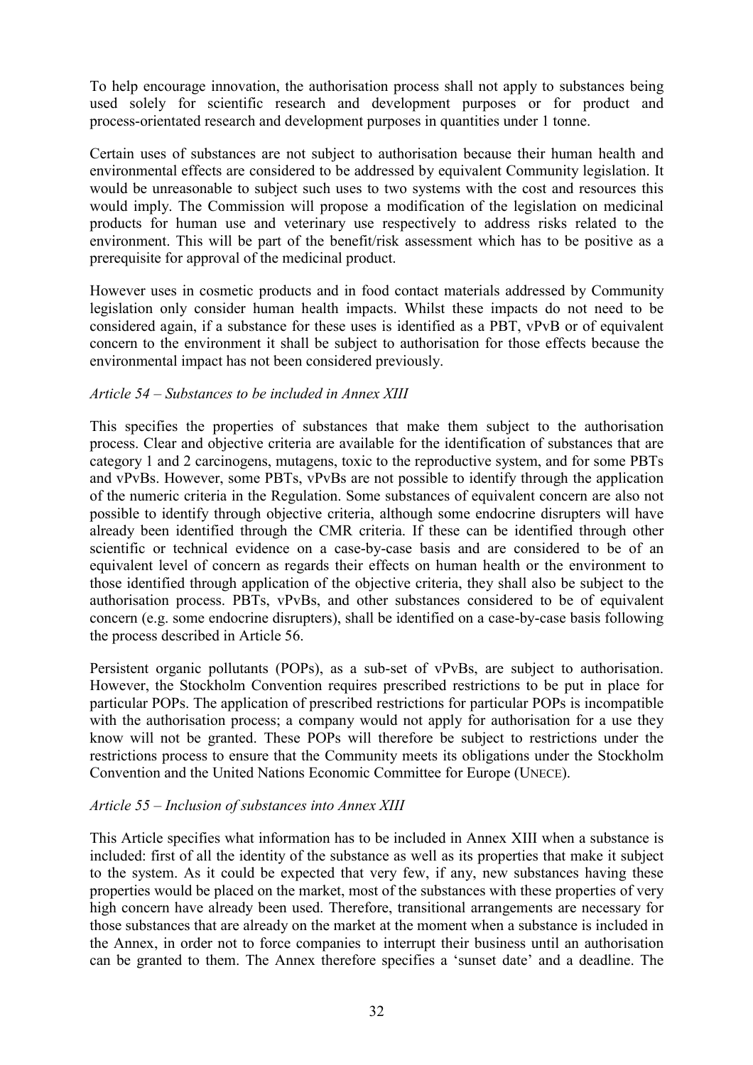To help encourage innovation, the authorisation process shall not apply to substances being used solely for scientific research and development purposes or for product and process-orientated research and development purposes in quantities under 1 tonne.

Certain uses of substances are not subject to authorisation because their human health and environmental effects are considered to be addressed by equivalent Community legislation. It would be unreasonable to subject such uses to two systems with the cost and resources this would imply. The Commission will propose a modification of the legislation on medicinal products for human use and veterinary use respectively to address risks related to the environment. This will be part of the benefit/risk assessment which has to be positive as a prerequisite for approval of the medicinal product.

However uses in cosmetic products and in food contact materials addressed by Community legislation only consider human health impacts. Whilst these impacts do not need to be considered again, if a substance for these uses is identified as a PBT, vPvB or of equivalent concern to the environment it shall be subject to authorisation for those effects because the environmental impact has not been considered previously.

*Article 54 – Substances to be included in Annex XIII*

This specifies the properties of substances that make them subject to the authorisation process. Clear and objective criteria are available for the identification of substances that are category 1 and 2 carcinogens, mutagens, toxic to the reproductive system, and for some PBTs and vPvBs. However, some PBTs, vPvBs are not possible to identify through the application of the numeric criteria in the Regulation. Some substances of equivalent concern are also not possible to identify through objective criteria, although some endocrine disrupters will have already been identified through the CMR criteria. If these can be identified through other scientific or technical evidence on a case-by-case basis and are considered to be of an equivalent level of concern as regards their effects on human health or the environment to those identified through application of the objective criteria, they shall also be subject to the authorisation process. PBTs, vPvBs, and other substances considered to be of equivalent concern (e.g. some endocrine disrupters), shall be identified on a case-by-case basis following the process described in Article 56.

Persistent organic pollutants (POPs), as a sub-set of vPvBs, are subject to authorisation. However, the Stockholm Convention requires prescribed restrictions to be put in place for particular POPs. The application of prescribed restrictions for particular POPs is incompatible with the authorisation process; a company would not apply for authorisation for a use they know will not be granted. These POPs will therefore be subject to restrictions under the restrictions process to ensure that the Community meets its obligations under the Stockholm Convention and the United Nations Economic Committee for Europe (UNECE).

*Article 55 – Inclusion of substances into Annex XIII*

This Article specifies what information has to be included in Annex XIII when a substance is included: first of all the identity of the substance as well as its properties that make it subject to the system. As it could be expected that very few, if any, new substances having these properties would be placed on the market, most of the substances with these properties of very high concern have already been used. Therefore, transitional arrangements are necessary for those substances that are already on the market at the moment when a substance is included in the Annex, in order not to force companies to interrupt their business until an authorisation can be granted to them. The Annex therefore specifies a 'sunset date' and a deadline. The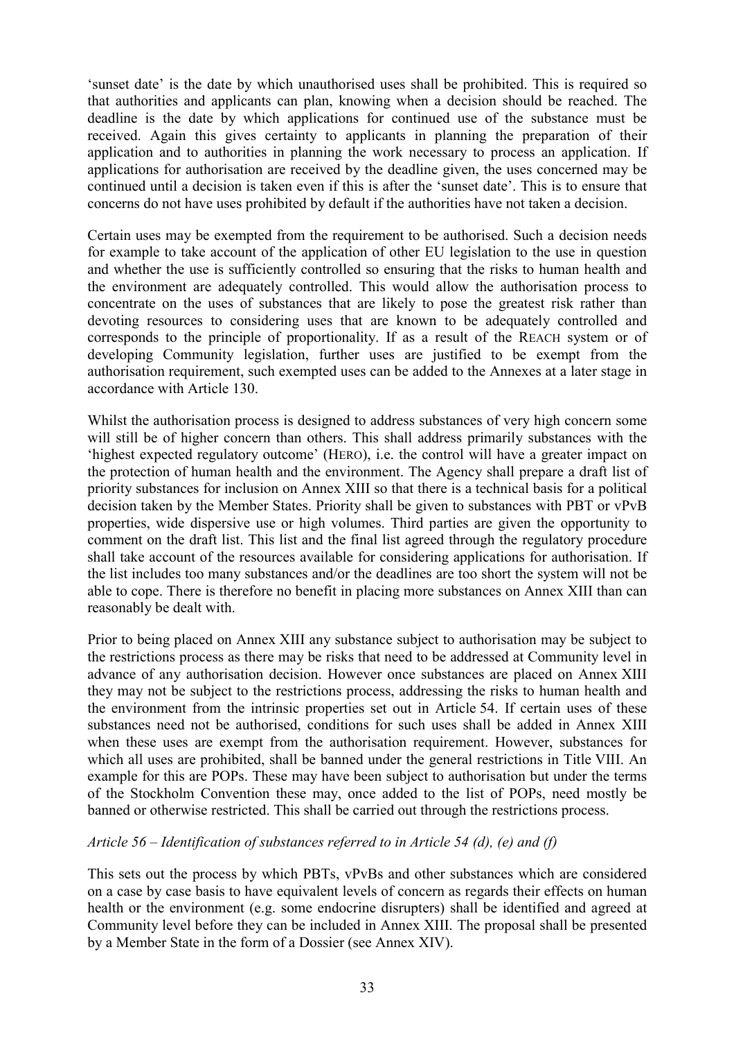'sunset date' is the date by which unauthorised uses shall be prohibited. This is required so that authorities and applicants can plan, knowing when a decision should be reached. The deadline is the date by which applications for continued use of the substance must be received. Again this gives certainty to applicants in planning the preparation of their application and to authorities in planning the work necessary to process an application. If applications for authorisation are received by the deadline given, the uses concerned may be continued until a decision is taken even if this is after the 'sunset date'. This is to ensure that concerns do not have uses prohibited by default if the authorities have not taken a decision.

Certain uses may be exempted from the requirement to be authorised. Such a decision needs for example to take account of the application of other EU legislation to the use in question and whether the use is sufficiently controlled so ensuring that the risks to human health and the environment are adequately controlled. This would allow the authorisation process to concentrate on the uses of substances that are likely to pose the greatest risk rather than devoting resources to considering uses that are known to be adequately controlled and corresponds to the principle of proportionality. If as a result of the REACH system or of developing Community legislation, further uses are justified to be exempt from the authorisation requirement, such exempted uses can be added to the Annexes at a later stage in accordance with Article 130.

Whilst the authorisation process is designed to address substances of very high concern some will still be of higher concern than others. This shall address primarily substances with the 'highest expected regulatory outcome' (HERO), i.e. the control will have a greater impact on the protection of human health and the environment. The Agency shall prepare a draft list of priority substances for inclusion on Annex XIII so that there is a technical basis for a political decision taken by the Member States. Priority shall be given to substances with PBT or vPvB properties, wide dispersive use or high volumes. Third parties are given the opportunity to comment on the draft list. This list and the final list agreed through the regulatory procedure shall take account of the resources available for considering applications for authorisation. If the list includes too many substances and/or the deadlines are too short the system will not be able to cope. There is therefore no benefit in placing more substances on Annex XIII than can reasonably be dealt with.

Prior to being placed on Annex XIII any substance subject to authorisation may be subject to the restrictions process as there may be risks that need to be addressed at Community level in advance of any authorisation decision. However once substances are placed on Annex XIII they may not be subject to the restrictions process, addressing the risks to human health and the environment from the intrinsic properties set out in Article 54. If certain uses of these substances need not be authorised, conditions for such uses shall be added in Annex XIII when these uses are exempt from the authorisation requirement. However, substances for which all uses are prohibited, shall be banned under the general restrictions in Title VIII. An example for this are POPs. These may have been subject to authorisation but under the terms of the Stockholm Convention these may, once added to the list of POPs, need mostly be banned or otherwise restricted. This shall be carried out through the restrictions process.

*Article 56 – Identification of substances referred to in Article 54 (d), (e) and (f)*

This sets out the process by which PBTs, vPvBs and other substances which are considered on a case by case basis to have equivalent levels of concern as regards their effects on human health or the environment (e.g. some endocrine disrupters) shall be identified and agreed at Community level before they can be included in Annex XIII. The proposal shall be presented by a Member State in the form of a Dossier (see Annex XIV).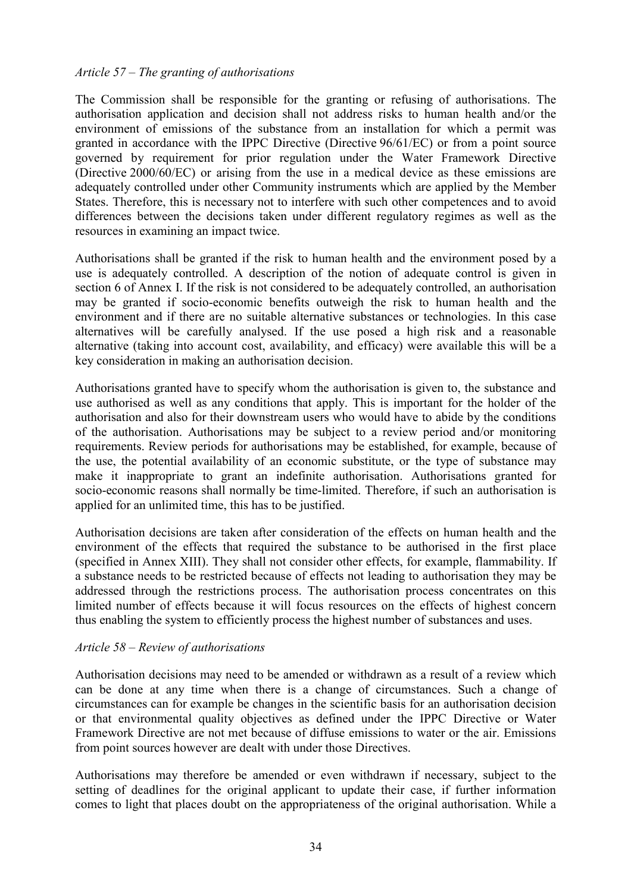*Article 57 – The granting of authorisations*

The Commission shall be responsible for the granting or refusing of authorisations. The authorisation application and decision shall not address risks to human health and/or the environment of emissions of the substance from an installation for which a permit was granted in accordance with the IPPC Directive (Directive 96/61/EC) or from a point source governed by requirement for prior regulation under the Water Framework Directive (Directive 2000/60/EC) or arising from the use in a medical device as these emissions are adequately controlled under other Community instruments which are applied by the Member States. Therefore, this is necessary not to interfere with such other competences and to avoid differences between the decisions taken under different regulatory regimes as well as the resources in examining an impact twice.

Authorisations shall be granted if the risk to human health and the environment posed by a use is adequately controlled. A description of the notion of adequate control is given in section 6 of Annex I. If the risk is not considered to be adequately controlled, an authorisation may be granted if socio-economic benefits outweigh the risk to human health and the environment and if there are no suitable alternative substances or technologies. In this case alternatives will be carefully analysed. If the use posed a high risk and a reasonable alternative (taking into account cost, availability, and efficacy) were available this will be a key consideration in making an authorisation decision.

Authorisations granted have to specify whom the authorisation is given to, the substance and use authorised as well as any conditions that apply. This is important for the holder of the authorisation and also for their downstream users who would have to abide by the conditions of the authorisation. Authorisations may be subject to a review period and/or monitoring requirements. Review periods for authorisations may be established, for example, because of the use, the potential availability of an economic substitute, or the type of substance may make it inappropriate to grant an indefinite authorisation. Authorisations granted for socio-economic reasons shall normally be time-limited. Therefore, if such an authorisation is applied for an unlimited time, this has to be justified.

Authorisation decisions are taken after consideration of the effects on human health and the environment of the effects that required the substance to be authorised in the first place (specified in Annex XIII). They shall not consider other effects, for example, flammability. If a substance needs to be restricted because of effects not leading to authorisation they may be addressed through the restrictions process. The authorisation process concentrates on this limited number of effects because it will focus resources on the effects of highest concern thus enabling the system to efficiently process the highest number of substances and uses.

*Article 58 – Review of authorisations*

Authorisation decisions may need to be amended or withdrawn as a result of a review which can be done at any time when there is a change of circumstances. Such a change of circumstances can for example be changes in the scientific basis for an authorisation decision or that environmental quality objectives as defined under the IPPC Directive or Water Framework Directive are not met because of diffuse emissions to water or the air. Emissions from point sources however are dealt with under those Directives.

Authorisations may therefore be amended or even withdrawn if necessary, subject to the setting of deadlines for the original applicant to update their case, if further information comes to light that places doubt on the appropriateness of the original authorisation. While a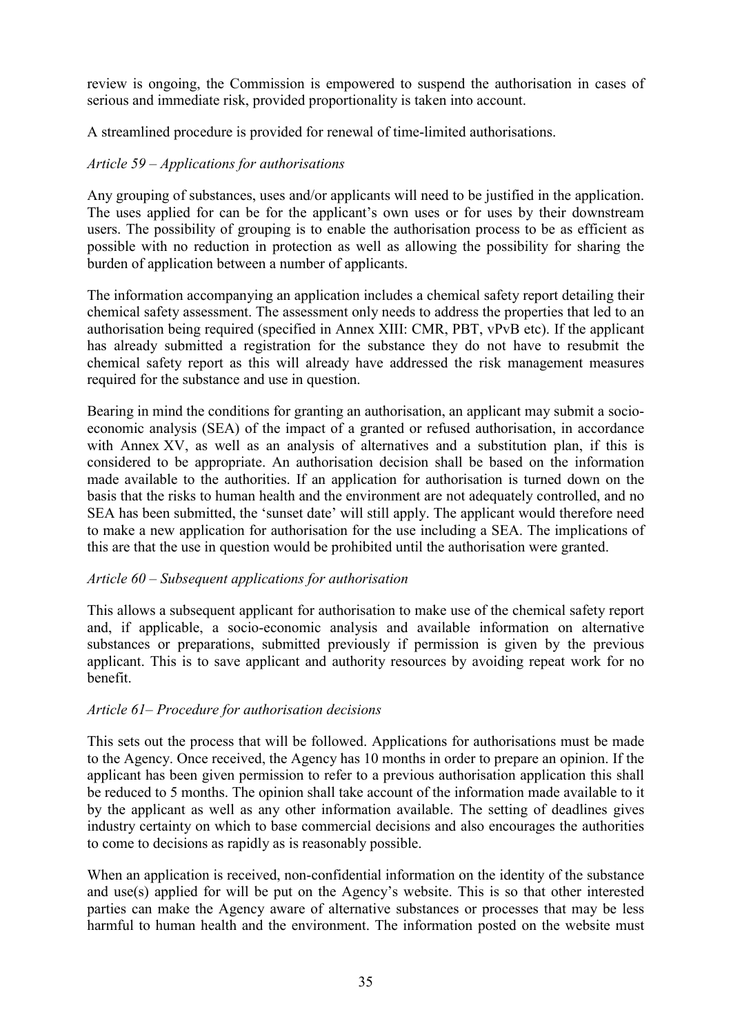review is ongoing, the Commission is empowered to suspend the authorisation in cases of serious and immediate risk, provided proportionality is taken into account.

A streamlined procedure is provided for renewal of time-limited authorisations.

*Article 59 – Applications for authorisations*

Any grouping of substances, uses and/or applicants will need to be justified in the application. The uses applied for can be for the applicant's own uses or for uses by their downstream users. The possibility of grouping is to enable the authorisation process to be as efficient as possible with no reduction in protection as well as allowing the possibility for sharing the burden of application between a number of applicants.

The information accompanying an application includes a chemical safety report detailing their chemical safety assessment. The assessment only needs to address the properties that led to an authorisation being required (specified in Annex XIII: CMR, PBT, vPvB etc). If the applicant has already submitted a registration for the substance they do not have to resubmit the chemical safety report as this will already have addressed the risk management measures required for the substance and use in question.

Bearing in mind the conditions for granting an authorisation, an applicant may submit a socio-economic analysis (SEA) of the impact of a granted or refused authorisation, in accordance with Annex XV, as well as an analysis of alternatives and a substitution plan, if this is considered to be appropriate. An authorisation decision shall be based on the information made available to the authorities. If an application for authorisation is turned down on the basis that the risks to human health and the environment are not adequately controlled, and no SEA has been submitted, the 'sunset date' will still apply. The applicant would therefore need to make a new application for authorisation for the use including a SEA. The implications of this are that the use in question would be prohibited until the authorisation were granted.

*Article 60 – Subsequent applications for authorisation*

This allows a subsequent applicant for authorisation to make use of the chemical safety report and, if applicable, a socio-economic analysis and available information on alternative substances or preparations, submitted previously if permission is given by the previous applicant. This is to save applicant and authority resources by avoiding repeat work for no benefit.

*Article 61– Procedure for authorisation decisions*

This sets out the process that will be followed. Applications for authorisations must be made to the Agency. Once received, the Agency has 10 months in order to prepare an opinion. If the applicant has been given permission to refer to a previous authorisation application this shall be reduced to 5 months. The opinion shall take account of the information made available to it by the applicant as well as any other information available. The setting of deadlines gives industry certainty on which to base commercial decisions and also encourages the authorities to come to decisions as rapidly as is reasonably possible.

When an application is received, non-confidential information on the identity of the substance and use(s) applied for will be put on the Agency's website. This is so that other interested parties can make the Agency aware of alternative substances or processes that may be less harmful to human health and the environment. The information posted on the website must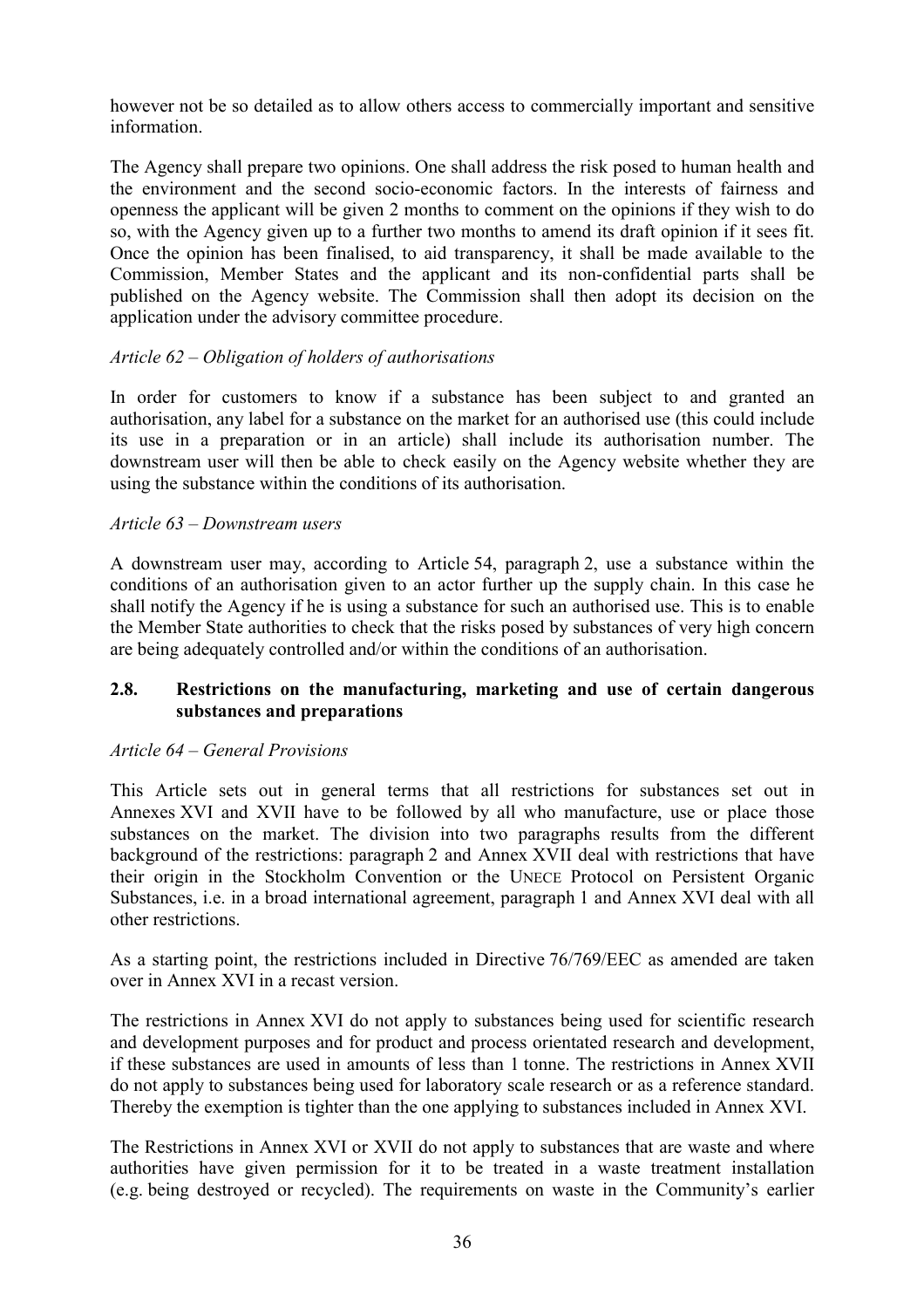however not be so detailed as to allow others access to commercially important and sensitive information.

The Agency shall prepare two opinions. One shall address the risk posed to human health and the environment and the second socio-economic factors. In the interests of fairness and openness the applicant will be given 2 months to comment on the opinions if they wish to do so, with the Agency given up to a further two months to amend its draft opinion if it sees fit. Once the opinion has been finalised, to aid transparency, it shall be made available to the Commission, Member States and the applicant and its non-confidential parts shall be published on the Agency website. The Commission shall then adopt its decision on the application under the advisory committee procedure.

*Article 62 – Obligation of holders of authorisations*

In order for customers to know if a substance has been subject to and granted an authorisation, any label for a substance on the market for an authorised use (this could include its use in a preparation or in an article) shall include its authorisation number. The downstream user will then be able to check easily on the Agency website whether they are using the substance within the conditions of its authorisation.

*Article 63 – Downstream users*

A downstream user may, according to Article 54, paragraph 2, use a substance within the conditions of an authorisation given to an actor further up the supply chain. In this case he shall notify the Agency if he is using a substance for such an authorised use. This is to enable the Member State authorities to check that the risks posed by substances of very high concern are being adequately controlled and/or within the conditions of an authorisation.

## 2.8. Restrictions on the manufacturing, marketing and use of certain dangerous substances and preparations

*Article 64 – General Provisions*

This Article sets out in general terms that all restrictions for substances set out in Annexes XVI and XVII have to be followed by all who manufacture, use or place those substances on the market. The division into two paragraphs results from the different background of the restrictions: paragraph 2 and Annex XVII deal with restrictions that have their origin in the Stockholm Convention or the UNECE Protocol on Persistent Organic Substances, i.e. in a broad international agreement, paragraph 1 and Annex XVI deal with all other restrictions.

As a starting point, the restrictions included in Directive 76/769/EEC as amended are taken over in Annex XVI in a recast version.

The restrictions in Annex XVI do not apply to substances being used for scientific research and development purposes and for product and process orientated research and development, if these substances are used in amounts of less than 1 tonne. The restrictions in Annex XVII do not apply to substances being used for laboratory scale research or as a reference standard. Thereby the exemption is tighter than the one applying to substances included in Annex XVI.

The Restrictions in Annex XVI or XVII do not apply to substances that are waste and where authorities have given permission for it to be treated in a waste treatment installation (e.g. being destroyed or recycled). The requirements on waste in the Community's earlier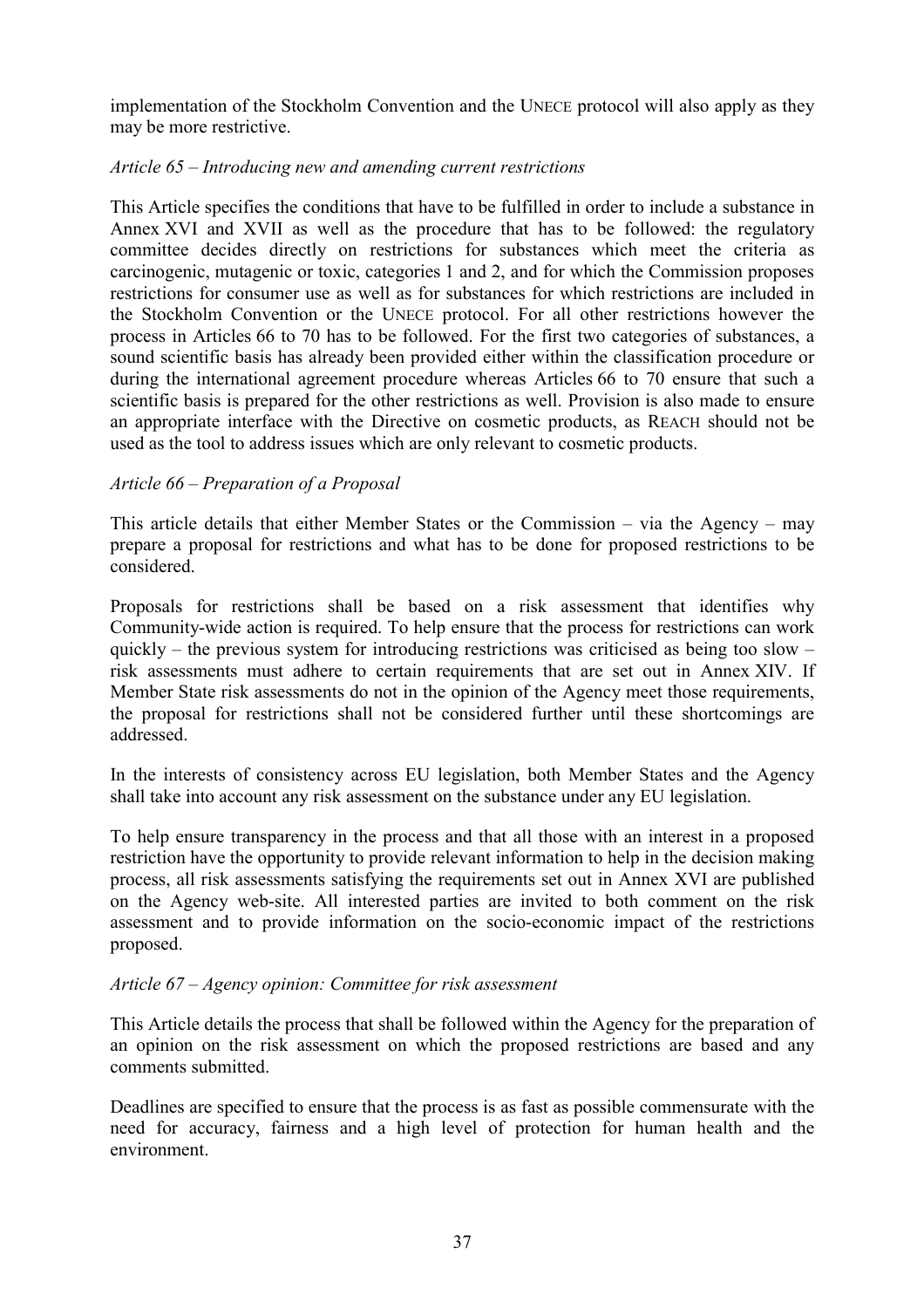implementation of the Stockholm Convention and the UNECE protocol will also apply as they may be more restrictive.

*Article 65 – Introducing new and amending current restrictions*

This Article specifies the conditions that have to be fulfilled in order to include a substance in Annex XVI and XVII as well as the procedure that has to be followed: the regulatory committee decides directly on restrictions for substances which meet the criteria as carcinogenic, mutagenic or toxic, categories 1 and 2, and for which the Commission proposes restrictions for consumer use as well as for substances for which restrictions are included in the Stockholm Convention or the UNECE protocol. For all other restrictions however the process in Articles 66 to 70 has to be followed. For the first two categories of substances, a sound scientific basis has already been provided either within the classification procedure or during the international agreement procedure whereas Articles 66 to 70 ensure that such a scientific basis is prepared for the other restrictions as well. Provision is also made to ensure an appropriate interface with the Directive on cosmetic products, as REACH should not be used as the tool to address issues which are only relevant to cosmetic products.

*Article 66 – Preparation of a Proposal*

This article details that either Member States or the Commission – via the Agency – may prepare a proposal for restrictions and what has to be done for proposed restrictions to be considered.

Proposals for restrictions shall be based on a risk assessment that identifies why Community-wide action is required. To help ensure that the process for restrictions can work quickly – the previous system for introducing restrictions was criticised as being too slow – risk assessments must adhere to certain requirements that are set out in Annex XIV. If Member State risk assessments do not in the opinion of the Agency meet those requirements, the proposal for restrictions shall not be considered further until these shortcomings are addressed.

In the interests of consistency across EU legislation, both Member States and the Agency shall take into account any risk assessment on the substance under any EU legislation.

To help ensure transparency in the process and that all those with an interest in a proposed restriction have the opportunity to provide relevant information to help in the decision making process, all risk assessments satisfying the requirements set out in Annex XVI are published on the Agency web-site. All interested parties are invited to both comment on the risk assessment and to provide information on the socio-economic impact of the restrictions proposed.

*Article 67 – Agency opinion: Committee for risk assessment*

This Article details the process that shall be followed within the Agency for the preparation of an opinion on the risk assessment on which the proposed restrictions are based and any comments submitted.

Deadlines are specified to ensure that the process is as fast as possible commensurate with the need for accuracy, fairness and a high level of protection for human health and the environment.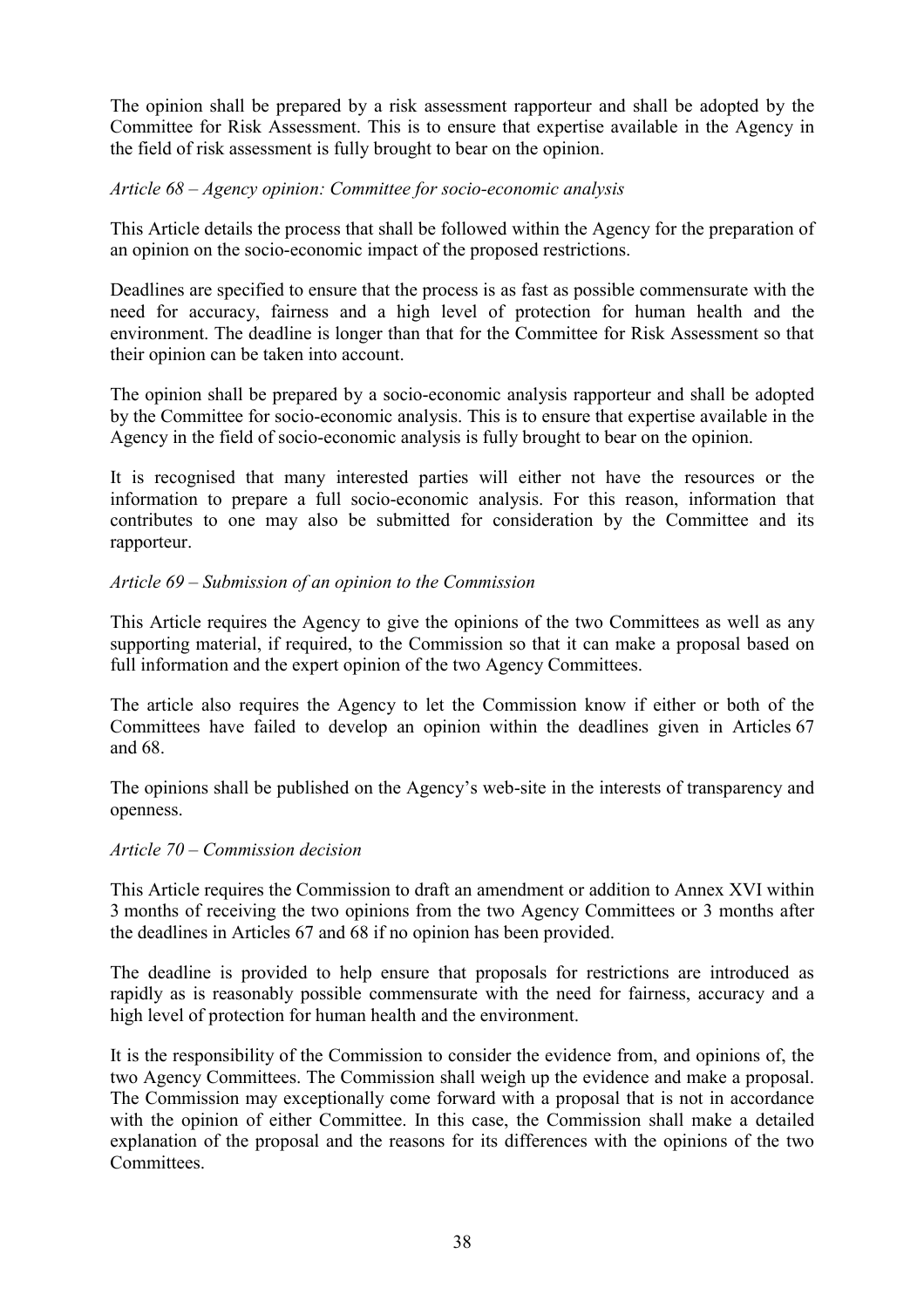The opinion shall be prepared by a risk assessment rapporteur and shall be adopted by the Committee for Risk Assessment. This is to ensure that expertise available in the Agency in the field of risk assessment is fully brought to bear on the opinion.

*Article 68 – Agency opinion: Committee for socio-economic analysis*

This Article details the process that shall be followed within the Agency for the preparation of an opinion on the socio-economic impact of the proposed restrictions.

Deadlines are specified to ensure that the process is as fast as possible commensurate with the need for accuracy, fairness and a high level of protection for human health and the environment. The deadline is longer than that for the Committee for Risk Assessment so that their opinion can be taken into account.

The opinion shall be prepared by a socio-economic analysis rapporteur and shall be adopted by the Committee for socio-economic analysis. This is to ensure that expertise available in the Agency in the field of socio-economic analysis is fully brought to bear on the opinion.

It is recognised that many interested parties will either not have the resources or the information to prepare a full socio-economic analysis. For this reason, information that contributes to one may also be submitted for consideration by the Committee and its rapporteur.

*Article 69 – Submission of an opinion to the Commission*

This Article requires the Agency to give the opinions of the two Committees as well as any supporting material, if required, to the Commission so that it can make a proposal based on full information and the expert opinion of the two Agency Committees.

The article also requires the Agency to let the Commission know if either or both of the Committees have failed to develop an opinion within the deadlines given in Articles 67 and 68.

The opinions shall be published on the Agency's web-site in the interests of transparency and openness.

*Article 70 – Commission decision*

This Article requires the Commission to draft an amendment or addition to Annex XVI within 3 months of receiving the two opinions from the two Agency Committees or 3 months after the deadlines in Articles 67 and 68 if no opinion has been provided.

The deadline is provided to help ensure that proposals for restrictions are introduced as rapidly as is reasonably possible commensurate with the need for fairness, accuracy and a high level of protection for human health and the environment.

It is the responsibility of the Commission to consider the evidence from, and opinions of, the two Agency Committees. The Commission shall weigh up the evidence and make a proposal. The Commission may exceptionally come forward with a proposal that is not in accordance with the opinion of either Committee. In this case, the Commission shall make a detailed explanation of the proposal and the reasons for its differences with the opinions of the two Committees.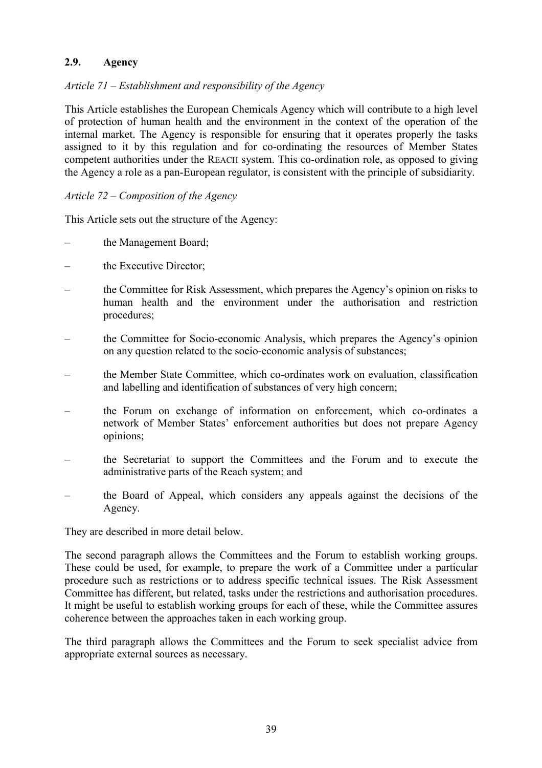## 2.9. Agency

*Article 71 – Establishment and responsibility of the Agency*

This Article establishes the European Chemicals Agency which will contribute to a high level of protection of human health and the environment in the context of the operation of the internal market. The Agency is responsible for ensuring that it operates properly the tasks assigned to it by this regulation and for co-ordinating the resources of Member States competent authorities under the REACH system. This co-ordination role, as opposed to giving the Agency a role as a pan-European regulator, is consistent with the principle of subsidiarity.

*Article 72 – Composition of the Agency*

This Article sets out the structure of the Agency:

– the Management Board;

– the Executive Director;

– the Committee for Risk Assessment, which prepares the Agency's opinion on risks to human health and the environment under the authorisation and restriction procedures;

– the Committee for Socio-economic Analysis, which prepares the Agency's opinion on any question related to the socio-economic analysis of substances;

– the Member State Committee, which co-ordinates work on evaluation, classification and labelling and identification of substances of very high concern;

– the Forum on exchange of information on enforcement, which co-ordinates a network of Member States' enforcement authorities but does not prepare Agency opinions;

– the Secretariat to support the Committees and the Forum and to execute the administrative parts of the Reach system; and

– the Board of Appeal, which considers any appeals against the decisions of the Agency.

They are described in more detail below.

The second paragraph allows the Committees and the Forum to establish working groups. These could be used, for example, to prepare the work of a Committee under a particular procedure such as restrictions or to address specific technical issues. The Risk Assessment Committee has different, but related, tasks under the restrictions and authorisation procedures. It might be useful to establish working groups for each of these, while the Committee assures coherence between the approaches taken in each working group.

The third paragraph allows the Committees and the Forum to seek specialist advice from appropriate external sources as necessary.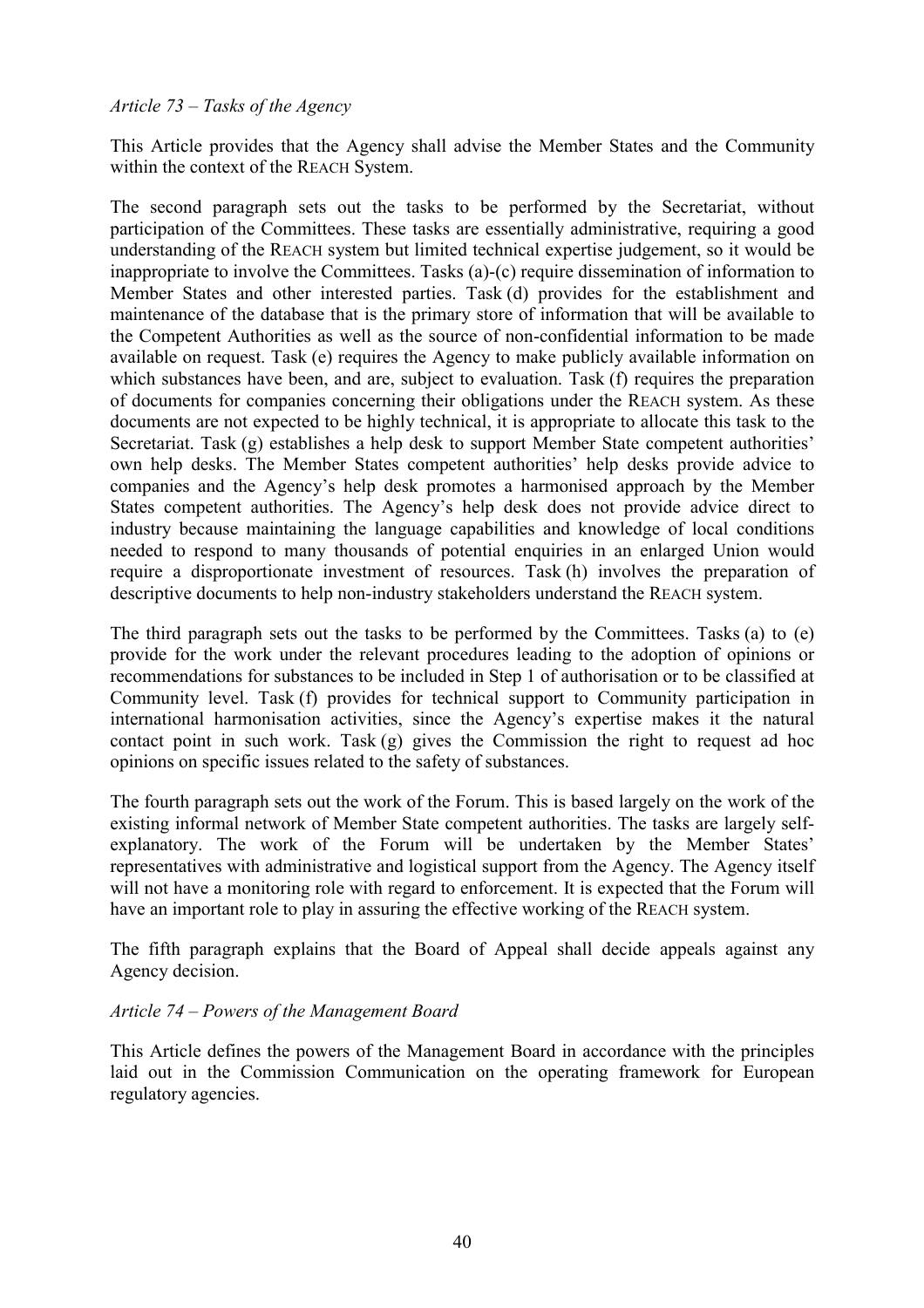*Article 73 – Tasks of the Agency*

This Article provides that the Agency shall advise the Member States and the Community within the context of the REACH System.

The second paragraph sets out the tasks to be performed by the Secretariat, without participation of the Committees. These tasks are essentially administrative, requiring a good understanding of the REACH system but limited technical expertise judgement, so it would be inappropriate to involve the Committees. Tasks (a)-(c) require dissemination of information to Member States and other interested parties. Task (d) provides for the establishment and maintenance of the database that is the primary store of information that will be available to the Competent Authorities as well as the source of non-confidential information to be made available on request. Task (e) requires the Agency to make publicly available information on which substances have been, and are, subject to evaluation. Task (f) requires the preparation of documents for companies concerning their obligations under the REACH system. As these documents are not expected to be highly technical, it is appropriate to allocate this task to the Secretariat. Task (g) establishes a help desk to support Member State competent authorities' own help desks. The Member States competent authorities' help desks provide advice to companies and the Agency's help desk promotes a harmonised approach by the Member States competent authorities. The Agency's help desk does not provide advice direct to industry because maintaining the language capabilities and knowledge of local conditions needed to respond to many thousands of potential enquiries in an enlarged Union would require a disproportionate investment of resources. Task (h) involves the preparation of descriptive documents to help non-industry stakeholders understand the REACH system.

The third paragraph sets out the tasks to be performed by the Committees. Tasks (a) to (e) provide for the work under the relevant procedures leading to the adoption of opinions or recommendations for substances to be included in Step 1 of authorisation or to be classified at Community level. Task (f) provides for technical support to Community participation in international harmonisation activities, since the Agency's expertise makes it the natural contact point in such work. Task (g) gives the Commission the right to request ad hoc opinions on specific issues related to the safety of substances.

The fourth paragraph sets out the work of the Forum. This is based largely on the work of the existing informal network of Member State competent authorities. The tasks are largely self-explanatory. The work of the Forum will be undertaken by the Member States' representatives with administrative and logistical support from the Agency. The Agency itself will not have a monitoring role with regard to enforcement. It is expected that the Forum will have an important role to play in assuring the effective working of the REACH system.

The fifth paragraph explains that the Board of Appeal shall decide appeals against any Agency decision.

*Article 74 – Powers of the Management Board*

This Article defines the powers of the Management Board in accordance with the principles laid out in the Commission Communication on the operating framework for European regulatory agencies.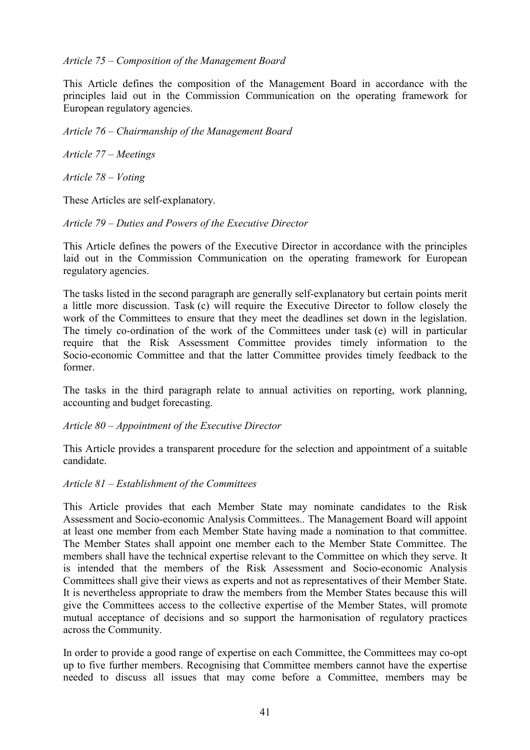*Article 75 – Composition of the Management Board*

This Article defines the composition of the Management Board in accordance with the principles laid out in the Commission Communication on the operating framework for European regulatory agencies.

*Article 76 – Chairmanship of the Management Board*

*Article 77 – Meetings*

*Article 78 – Voting*

These Articles are self-explanatory.

*Article 79 – Duties and Powers of the Executive Director*

This Article defines the powers of the Executive Director in accordance with the principles laid out in the Commission Communication on the operating framework for European regulatory agencies.

The tasks listed in the second paragraph are generally self-explanatory but certain points merit a little more discussion. Task (c) will require the Executive Director to follow closely the work of the Committees to ensure that they meet the deadlines set down in the legislation. The timely co-ordination of the work of the Committees under task (e) will in particular require that the Risk Assessment Committee provides timely information to the Socio-economic Committee and that the latter Committee provides timely feedback to the former.

The tasks in the third paragraph relate to annual activities on reporting, work planning, accounting and budget forecasting.

*Article 80 – Appointment of the Executive Director*

This Article provides a transparent procedure for the selection and appointment of a suitable candidate.

*Article 81 – Establishment of the Committees*

This Article provides that each Member State may nominate candidates to the Risk Assessment and Socio-economic Analysis Committees.. The Management Board will appoint at least one member from each Member State having made a nomination to that committee. The Member States shall appoint one member each to the Member State Committee. The members shall have the technical expertise relevant to the Committee on which they serve. It is intended that the members of the Risk Assessment and Socio-economic Analysis Committees shall give their views as experts and not as representatives of their Member State. It is nevertheless appropriate to draw the members from the Member States because this will give the Committees access to the collective expertise of the Member States, will promote mutual acceptance of decisions and so support the harmonisation of regulatory practices across the Community.

In order to provide a good range of expertise on each Committee, the Committees may co-opt up to five further members. Recognising that Committee members cannot have the expertise needed to discuss all issues that may come before a Committee, members may be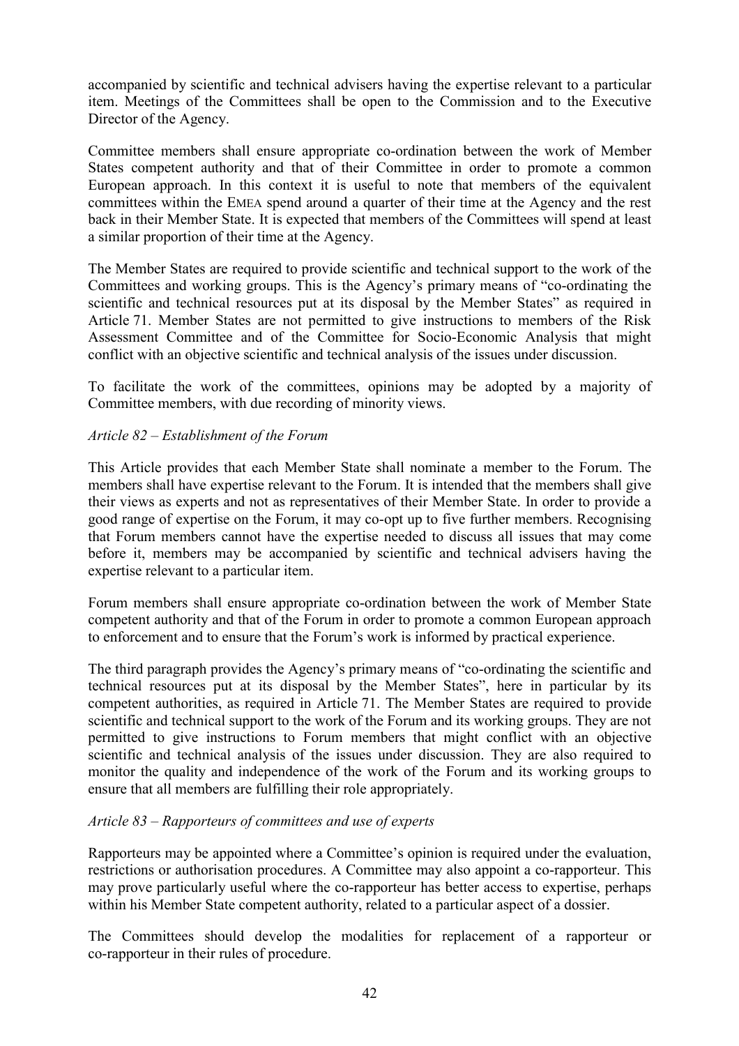accompanied by scientific and technical advisers having the expertise relevant to a particular item. Meetings of the Committees shall be open to the Commission and to the Executive Director of the Agency.

Committee members shall ensure appropriate co-ordination between the work of Member States competent authority and that of their Committee in order to promote a common European approach. In this context it is useful to note that members of the equivalent committees within the EMEA spend around a quarter of their time at the Agency and the rest back in their Member State. It is expected that members of the Committees will spend at least a similar proportion of their time at the Agency.

The Member States are required to provide scientific and technical support to the work of the Committees and working groups. This is the Agency's primary means of "co-ordinating the scientific and technical resources put at its disposal by the Member States" as required in Article 71. Member States are not permitted to give instructions to members of the Risk Assessment Committee and of the Committee for Socio-Economic Analysis that might conflict with an objective scientific and technical analysis of the issues under discussion.

To facilitate the work of the committees, opinions may be adopted by a majority of Committee members, with due recording of minority views.

*Article 82 – Establishment of the Forum*

This Article provides that each Member State shall nominate a member to the Forum. The members shall have expertise relevant to the Forum. It is intended that the members shall give their views as experts and not as representatives of their Member State. In order to provide a good range of expertise on the Forum, it may co-opt up to five further members. Recognising that Forum members cannot have the expertise needed to discuss all issues that may come before it, members may be accompanied by scientific and technical advisers having the expertise relevant to a particular item.

Forum members shall ensure appropriate co-ordination between the work of Member State competent authority and that of the Forum in order to promote a common European approach to enforcement and to ensure that the Forum's work is informed by practical experience.

The third paragraph provides the Agency's primary means of "co-ordinating the scientific and technical resources put at its disposal by the Member States", here in particular by its competent authorities, as required in Article 71. The Member States are required to provide scientific and technical support to the work of the Forum and its working groups. They are not permitted to give instructions to Forum members that might conflict with an objective scientific and technical analysis of the issues under discussion. They are also required to monitor the quality and independence of the work of the Forum and its working groups to ensure that all members are fulfilling their role appropriately.

*Article 83 – Rapporteurs of committees and use of experts*

Rapporteurs may be appointed where a Committee's opinion is required under the evaluation, restrictions or authorisation procedures. A Committee may also appoint a co-rapporteur. This may prove particularly useful where the co-rapporteur has better access to expertise, perhaps within his Member State competent authority, related to a particular aspect of a dossier.

The Committees should develop the modalities for replacement of a rapporteur or co-rapporteur in their rules of procedure.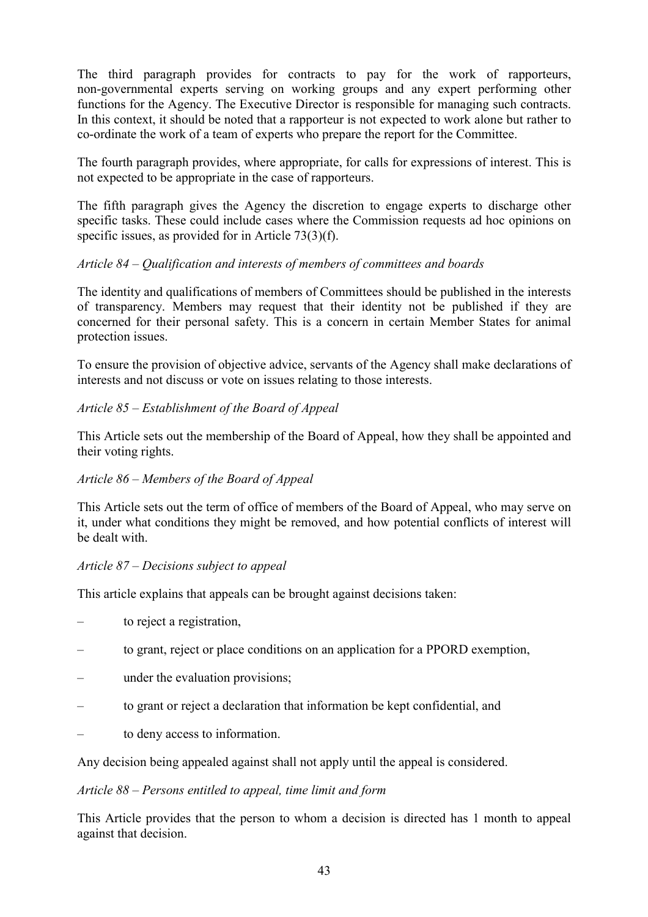The third paragraph provides for contracts to pay for the work of rapporteurs, non-governmental experts serving on working groups and any expert performing other functions for the Agency. The Executive Director is responsible for managing such contracts. In this context, it should be noted that a rapporteur is not expected to work alone but rather to co-ordinate the work of a team of experts who prepare the report for the Committee.

The fourth paragraph provides, where appropriate, for calls for expressions of interest. This is not expected to be appropriate in the case of rapporteurs.

The fifth paragraph gives the Agency the discretion to engage experts to discharge other specific tasks. These could include cases where the Commission requests ad hoc opinions on specific issues, as provided for in Article 73(3)(f).

*Article 84 – Qualification and interests of members of committees and boards*

The identity and qualifications of members of Committees should be published in the interests of transparency. Members may request that their identity not be published if they are concerned for their personal safety. This is a concern in certain Member States for animal protection issues.

To ensure the provision of objective advice, servants of the Agency shall make declarations of interests and not discuss or vote on issues relating to those interests.

*Article 85 – Establishment of the Board of Appeal*

This Article sets out the membership of the Board of Appeal, how they shall be appointed and their voting rights.

*Article 86 – Members of the Board of Appeal*

This Article sets out the term of office of members of the Board of Appeal, who may serve on it, under what conditions they might be removed, and how potential conflicts of interest will be dealt with.

*Article 87 – Decisions subject to appeal*

This article explains that appeals can be brought against decisions taken:

- to reject a registration,
- to grant, reject or place conditions on an application for a PPORD exemption,
- under the evaluation provisions;
- to grant or reject a declaration that information be kept confidential, and
- to deny access to information.

Any decision being appealed against shall not apply until the appeal is considered.

*Article 88 – Persons entitled to appeal, time limit and form*

This Article provides that the person to whom a decision is directed has 1 month to appeal against that decision.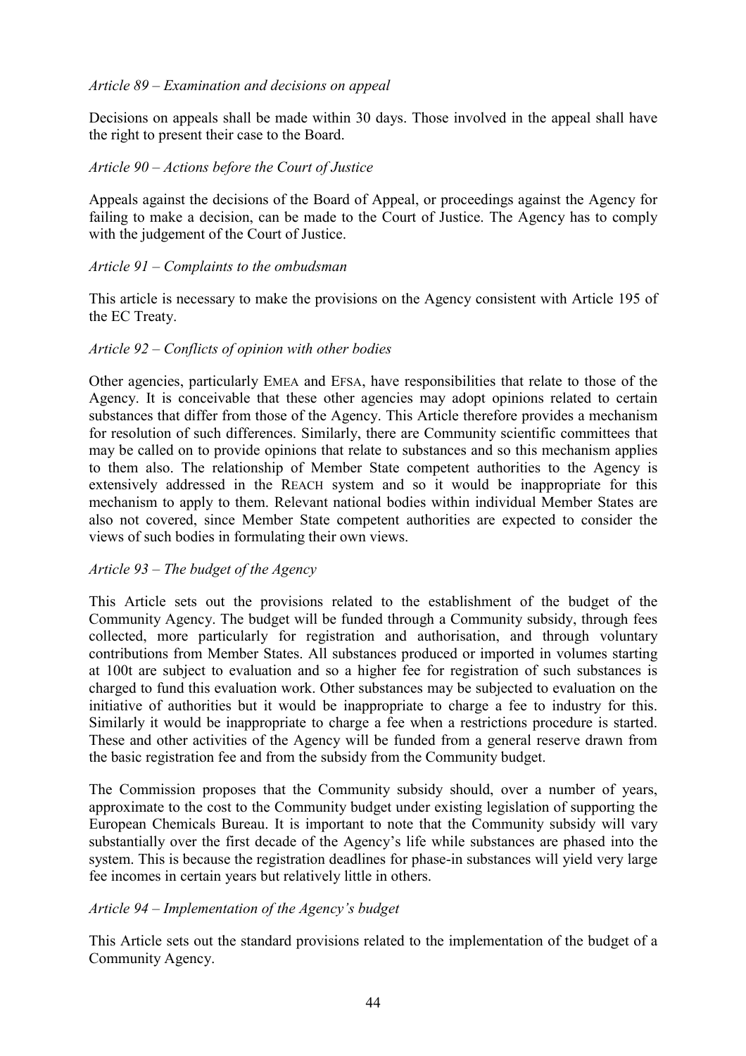*Article 89 – Examination and decisions on appeal*

Decisions on appeals shall be made within 30 days. Those involved in the appeal shall have the right to present their case to the Board.

*Article 90 – Actions before the Court of Justice*

Appeals against the decisions of the Board of Appeal, or proceedings against the Agency for failing to make a decision, can be made to the Court of Justice. The Agency has to comply with the judgement of the Court of Justice.

*Article 91 – Complaints to the ombudsman*

This article is necessary to make the provisions on the Agency consistent with Article 195 of the EC Treaty.

*Article 92 – Conflicts of opinion with other bodies*

Other agencies, particularly EMEA and EFSA, have responsibilities that relate to those of the Agency. It is conceivable that these other agencies may adopt opinions related to certain substances that differ from those of the Agency. This Article therefore provides a mechanism for resolution of such differences. Similarly, there are Community scientific committees that may be called on to provide opinions that relate to substances and so this mechanism applies to them also. The relationship of Member State competent authorities to the Agency is extensively addressed in the REACH system and so it would be inappropriate for this mechanism to apply to them. Relevant national bodies within individual Member States are also not covered, since Member State competent authorities are expected to consider the views of such bodies in formulating their own views.

*Article 93 – The budget of the Agency*

This Article sets out the provisions related to the establishment of the budget of the Community Agency. The budget will be funded through a Community subsidy, through fees collected, more particularly for registration and authorisation, and through voluntary contributions from Member States. All substances produced or imported in volumes starting at 100t are subject to evaluation and so a higher fee for registration of such substances is charged to fund this evaluation work. Other substances may be subjected to evaluation on the initiative of authorities but it would be inappropriate to charge a fee to industry for this. Similarly it would be inappropriate to charge a fee when a restrictions procedure is started. These and other activities of the Agency will be funded from a general reserve drawn from the basic registration fee and from the subsidy from the Community budget.

The Commission proposes that the Community subsidy should, over a number of years, approximate to the cost to the Community budget under existing legislation of supporting the European Chemicals Bureau. It is important to note that the Community subsidy will vary substantially over the first decade of the Agency's life while substances are phased into the system. This is because the registration deadlines for phase-in substances will yield very large fee incomes in certain years but relatively little in others.

*Article 94 – Implementation of the Agency's budget*

This Article sets out the standard provisions related to the implementation of the budget of a Community Agency.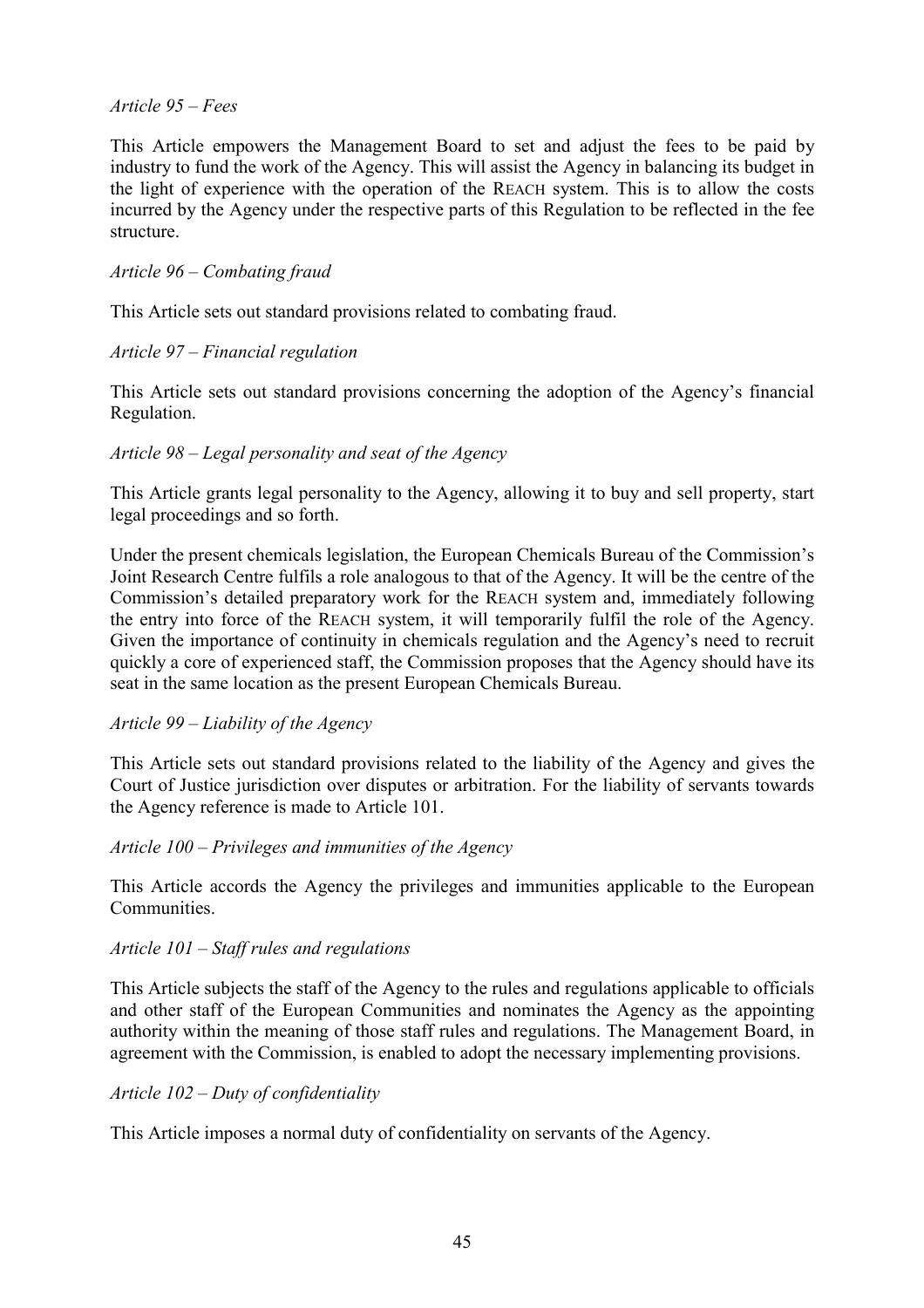*Article 95 – Fees*

This Article empowers the Management Board to set and adjust the fees to be paid by industry to fund the work of the Agency. This will assist the Agency in balancing its budget in the light of experience with the operation of the REACH system. This is to allow the costs incurred by the Agency under the respective parts of this Regulation to be reflected in the fee structure.

*Article 96 – Combating fraud*

This Article sets out standard provisions related to combating fraud.

*Article 97 – Financial regulation*

This Article sets out standard provisions concerning the adoption of the Agency's financial Regulation.

*Article 98 – Legal personality and seat of the Agency*

This Article grants legal personality to the Agency, allowing it to buy and sell property, start legal proceedings and so forth.

Under the present chemicals legislation, the European Chemicals Bureau of the Commission's Joint Research Centre fulfils a role analogous to that of the Agency. It will be the centre of the Commission's detailed preparatory work for the REACH system and, immediately following the entry into force of the REACH system, it will temporarily fulfil the role of the Agency. Given the importance of continuity in chemicals regulation and the Agency's need to recruit quickly a core of experienced staff, the Commission proposes that the Agency should have its seat in the same location as the present European Chemicals Bureau.

*Article 99 – Liability of the Agency*

This Article sets out standard provisions related to the liability of the Agency and gives the Court of Justice jurisdiction over disputes or arbitration. For the liability of servants towards the Agency reference is made to Article 101.

*Article 100 – Privileges and immunities of the Agency*

This Article accords the Agency the privileges and immunities applicable to the European Communities.

*Article 101 – Staff rules and regulations*

This Article subjects the staff of the Agency to the rules and regulations applicable to officials and other staff of the European Communities and nominates the Agency as the appointing authority within the meaning of those staff rules and regulations. The Management Board, in agreement with the Commission, is enabled to adopt the necessary implementing provisions.

*Article 102 – Duty of confidentiality*

This Article imposes a normal duty of confidentiality on servants of the Agency.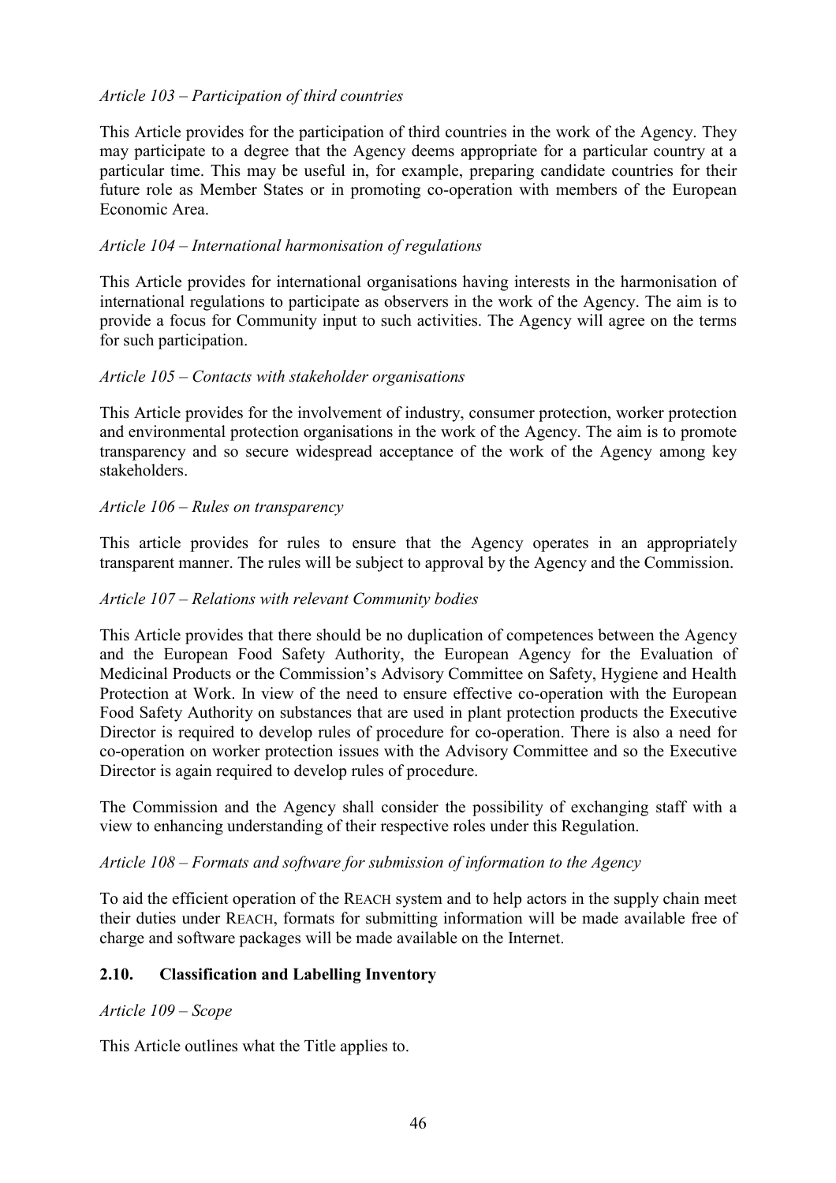*Article 103 – Participation of third countries*

This Article provides for the participation of third countries in the work of the Agency. They may participate to a degree that the Agency deems appropriate for a particular country at a particular time. This may be useful in, for example, preparing candidate countries for their future role as Member States or in promoting co-operation with members of the European Economic Area.

*Article 104 – International harmonisation of regulations*

This Article provides for international organisations having interests in the harmonisation of international regulations to participate as observers in the work of the Agency. The aim is to provide a focus for Community input to such activities. The Agency will agree on the terms for such participation.

*Article 105 – Contacts with stakeholder organisations*

This Article provides for the involvement of industry, consumer protection, worker protection and environmental protection organisations in the work of the Agency. The aim is to promote transparency and so secure widespread acceptance of the work of the Agency among key stakeholders.

*Article 106 – Rules on transparency*

This article provides for rules to ensure that the Agency operates in an appropriately transparent manner. The rules will be subject to approval by the Agency and the Commission.

*Article 107 – Relations with relevant Community bodies*

This Article provides that there should be no duplication of competences between the Agency and the European Food Safety Authority, the European Agency for the Evaluation of Medicinal Products or the Commission's Advisory Committee on Safety, Hygiene and Health Protection at Work. In view of the need to ensure effective co-operation with the European Food Safety Authority on substances that are used in plant protection products the Executive Director is required to develop rules of procedure for co-operation. There is also a need for co-operation on worker protection issues with the Advisory Committee and so the Executive Director is again required to develop rules of procedure.

The Commission and the Agency shall consider the possibility of exchanging staff with a view to enhancing understanding of their respective roles under this Regulation.

*Article 108 – Formats and software for submission of information to the Agency*

To aid the efficient operation of the REACH system and to help actors in the supply chain meet their duties under REACH, formats for submitting information will be made available free of charge and software packages will be made available on the Internet.

## 2.10. Classification and Labelling Inventory

*Article 109 – Scope*

This Article outlines what the Title applies to.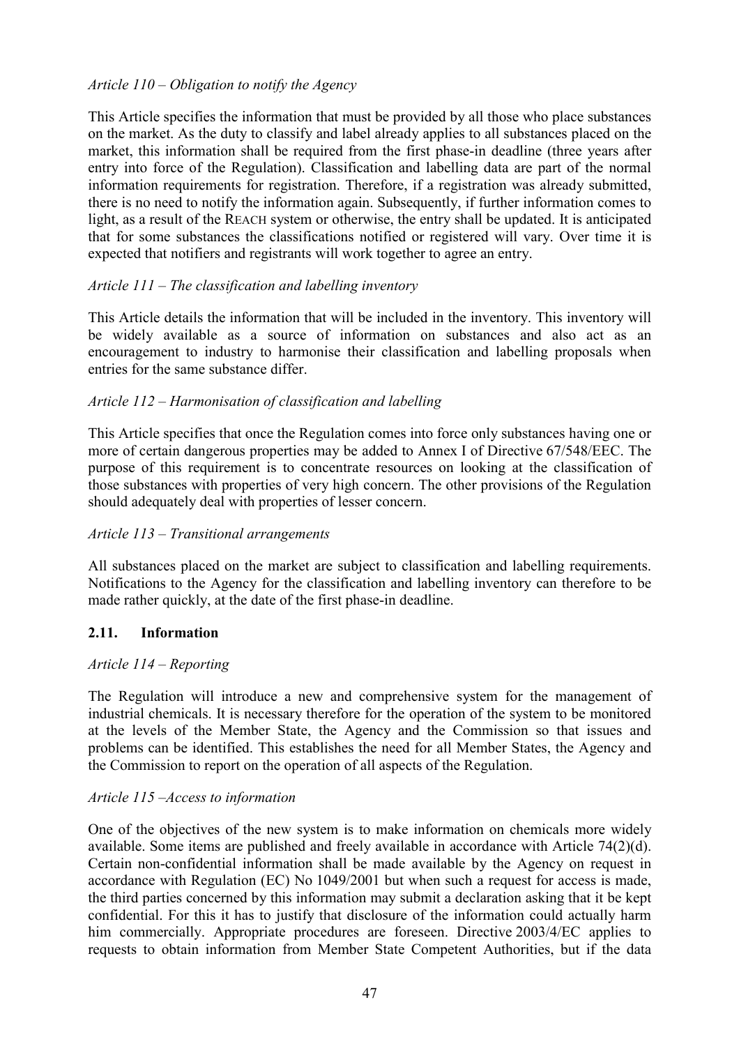*Article 110 – Obligation to notify the Agency*

This Article specifies the information that must be provided by all those who place substances on the market. As the duty to classify and label already applies to all substances placed on the market, this information shall be required from the first phase-in deadline (three years after entry into force of the Regulation). Classification and labelling data are part of the normal information requirements for registration. Therefore, if a registration was already submitted, there is no need to notify the information again. Subsequently, if further information comes to light, as a result of the REACH system or otherwise, the entry shall be updated. It is anticipated that for some substances the classifications notified or registered will vary. Over time it is expected that notifiers and registrants will work together to agree an entry.

*Article 111 – The classification and labelling inventory*

This Article details the information that will be included in the inventory. This inventory will be widely available as a source of information on substances and also act as an encouragement to industry to harmonise their classification and labelling proposals when entries for the same substance differ.

*Article 112 – Harmonisation of classification and labelling*

This Article specifies that once the Regulation comes into force only substances having one or more of certain dangerous properties may be added to Annex I of Directive 67/548/EEC. The purpose of this requirement is to concentrate resources on looking at the classification of those substances with properties of very high concern. The other provisions of the Regulation should adequately deal with properties of lesser concern.

*Article 113 – Transitional arrangements*

All substances placed on the market are subject to classification and labelling requirements. Notifications to the Agency for the classification and labelling inventory can therefore to be made rather quickly, at the date of the first phase-in deadline.

## 2.11. Information

*Article 114 – Reporting*

The Regulation will introduce a new and comprehensive system for the management of industrial chemicals. It is necessary therefore for the operation of the system to be monitored at the levels of the Member State, the Agency and the Commission so that issues and problems can be identified. This establishes the need for all Member States, the Agency and the Commission to report on the operation of all aspects of the Regulation.

*Article 115 –Access to information*

One of the objectives of the new system is to make information on chemicals more widely available. Some items are published and freely available in accordance with Article 74(2)(d). Certain non-confidential information shall be made available by the Agency on request in accordance with Regulation (EC) No 1049/2001 but when such a request for access is made, the third parties concerned by this information may submit a declaration asking that it be kept confidential. For this it has to justify that disclosure of the information could actually harm him commercially. Appropriate procedures are foreseen. Directive 2003/4/EC applies to requests to obtain information from Member State Competent Authorities, but if the data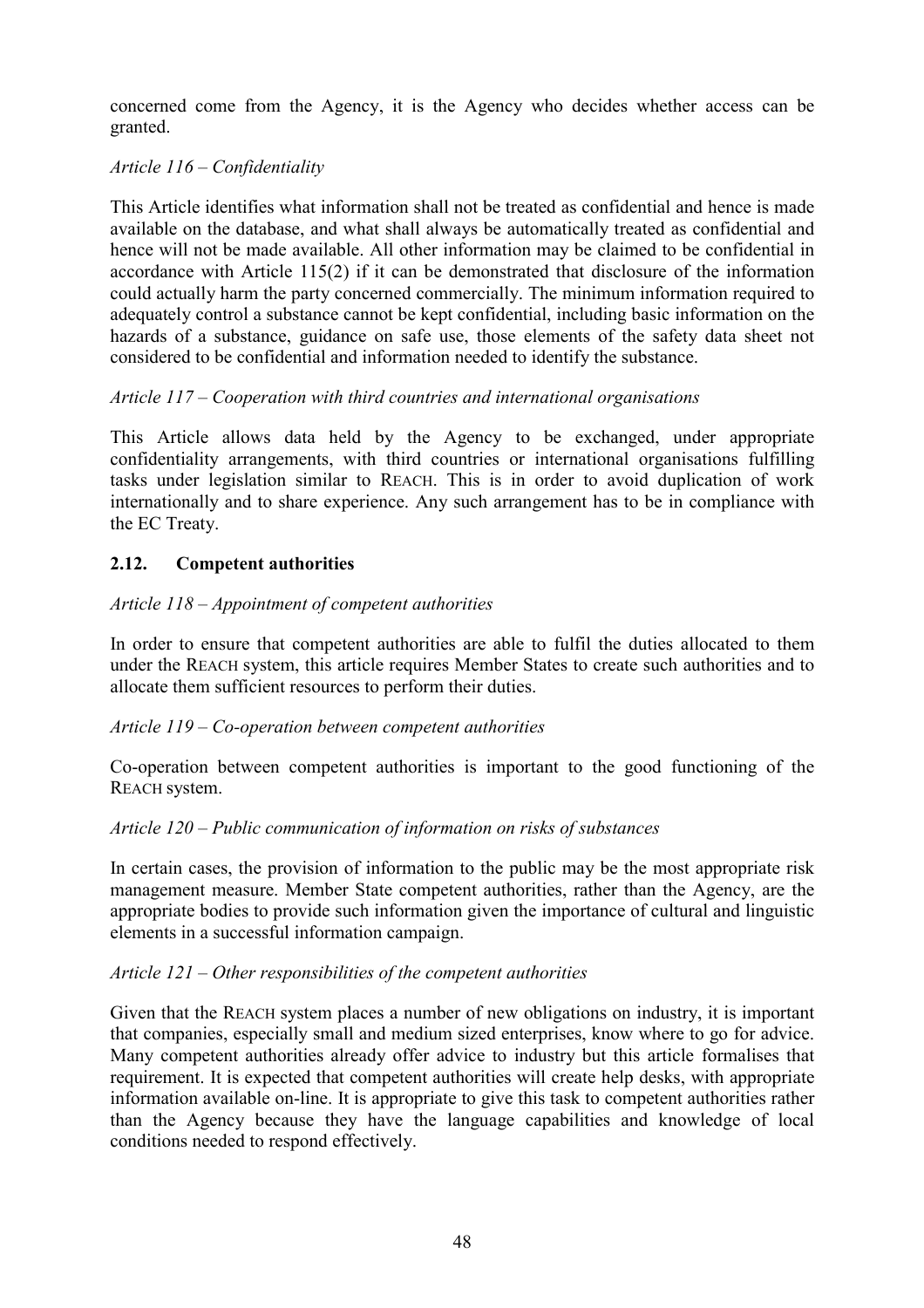concerned come from the Agency, it is the Agency who decides whether access can be granted.

*Article 116 – Confidentiality*

This Article identifies what information shall not be treated as confidential and hence is made available on the database, and what shall always be automatically treated as confidential and hence will not be made available. All other information may be claimed to be confidential in accordance with Article 115(2) if it can be demonstrated that disclosure of the information could actually harm the party concerned commercially. The minimum information required to adequately control a substance cannot be kept confidential, including basic information on the hazards of a substance, guidance on safe use, those elements of the safety data sheet not considered to be confidential and information needed to identify the substance.

*Article 117 – Cooperation with third countries and international organisations*

This Article allows data held by the Agency to be exchanged, under appropriate confidentiality arrangements, with third countries or international organisations fulfilling tasks under legislation similar to REACH. This is in order to avoid duplication of work internationally and to share experience. Any such arrangement has to be in compliance with the EC Treaty.

### 2.12. Competent authorities

*Article 118 – Appointment of competent authorities*

In order to ensure that competent authorities are able to fulfil the duties allocated to them under the REACH system, this article requires Member States to create such authorities and to allocate them sufficient resources to perform their duties.

*Article 119 – Co-operation between competent authorities*

Co-operation between competent authorities is important to the good functioning of the REACH system.

*Article 120 – Public communication of information on risks of substances*

In certain cases, the provision of information to the public may be the most appropriate risk management measure. Member State competent authorities, rather than the Agency, are the appropriate bodies to provide such information given the importance of cultural and linguistic elements in a successful information campaign.

*Article 121 – Other responsibilities of the competent authorities*

Given that the REACH system places a number of new obligations on industry, it is important that companies, especially small and medium sized enterprises, know where to go for advice. Many competent authorities already offer advice to industry but this article formalises that requirement. It is expected that competent authorities will create help desks, with appropriate information available on-line. It is appropriate to give this task to competent authorities rather than the Agency because they have the language capabilities and knowledge of local conditions needed to respond effectively.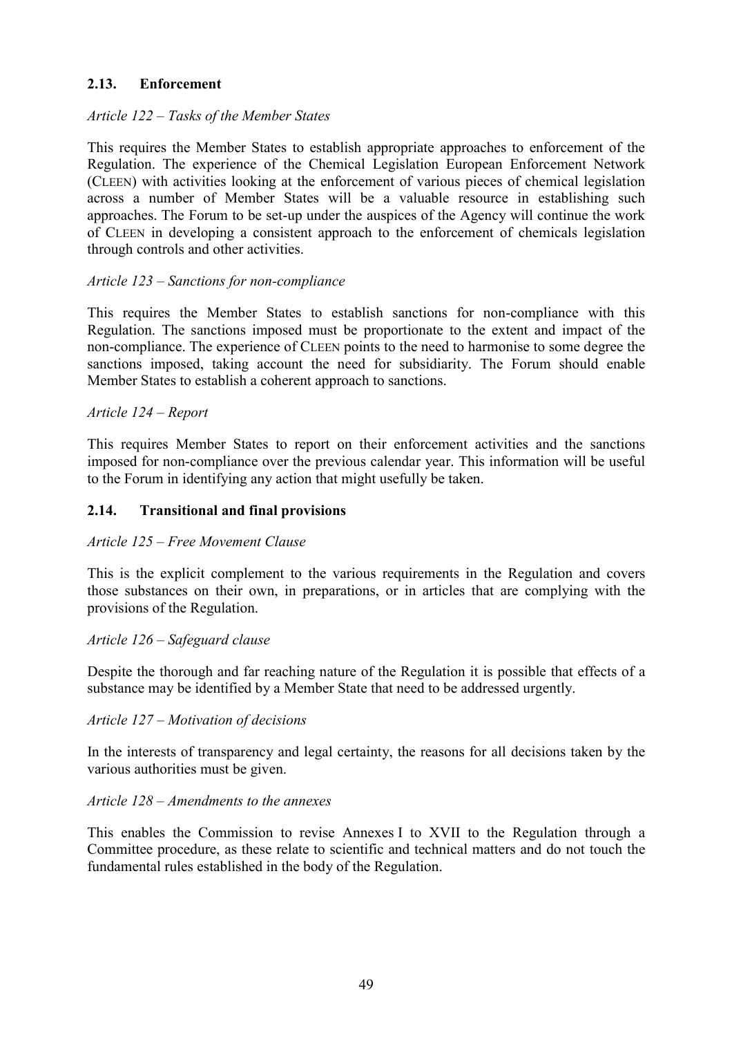### 2.13. Enforcement

*Article 122 – Tasks of the Member States*

This requires the Member States to establish appropriate approaches to enforcement of the Regulation. The experience of the Chemical Legislation European Enforcement Network (CLEEN) with activities looking at the enforcement of various pieces of chemical legislation across a number of Member States will be a valuable resource in establishing such approaches. The Forum to be set-up under the auspices of the Agency will continue the work of CLEEN in developing a consistent approach to the enforcement of chemicals legislation through controls and other activities.

*Article 123 – Sanctions for non-compliance*

This requires the Member States to establish sanctions for non-compliance with this Regulation. The sanctions imposed must be proportionate to the extent and impact of the non-compliance. The experience of CLEEN points to the need to harmonise to some degree the sanctions imposed, taking account the need for subsidiarity. The Forum should enable Member States to establish a coherent approach to sanctions.

*Article 124 – Report*

This requires Member States to report on their enforcement activities and the sanctions imposed for non-compliance over the previous calendar year. This information will be useful to the Forum in identifying any action that might usefully be taken.

### 2.14. Transitional and final provisions

*Article 125 – Free Movement Clause*

This is the explicit complement to the various requirements in the Regulation and covers those substances on their own, in preparations, or in articles that are complying with the provisions of the Regulation.

*Article 126 – Safeguard clause*

Despite the thorough and far reaching nature of the Regulation it is possible that effects of a substance may be identified by a Member State that need to be addressed urgently.

*Article 127 – Motivation of decisions*

In the interests of transparency and legal certainty, the reasons for all decisions taken by the various authorities must be given.

*Article 128 – Amendments to the annexes*

This enables the Commission to revise Annexes I to XVII to the Regulation through a Committee procedure, as these relate to scientific and technical matters and do not touch the fundamental rules established in the body of the Regulation.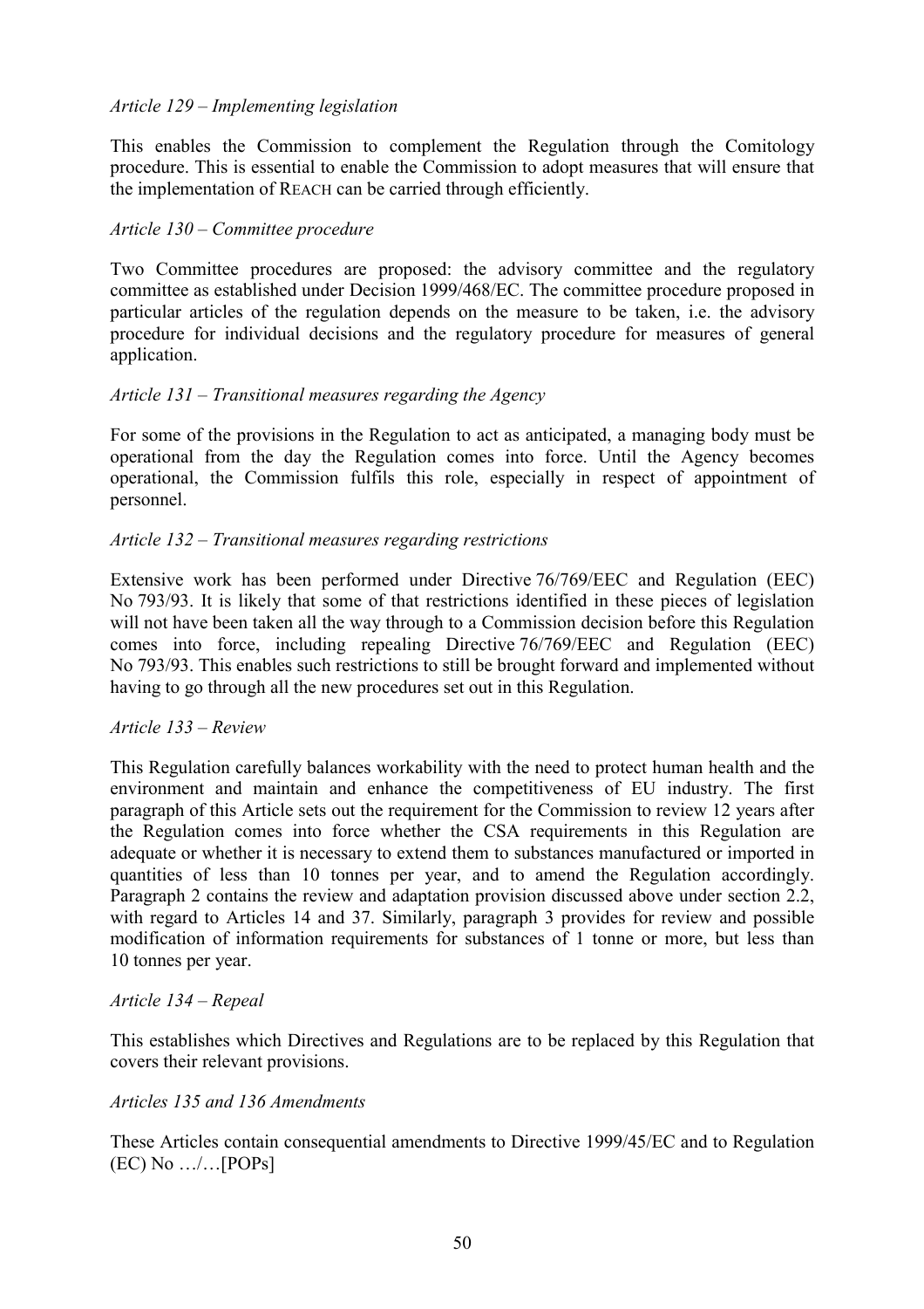*Article 129 – Implementing legislation*

This enables the Commission to complement the Regulation through the Comitology procedure. This is essential to enable the Commission to adopt measures that will ensure that the implementation of REACH can be carried through efficiently.

*Article 130 – Committee procedure*

Two Committee procedures are proposed: the advisory committee and the regulatory committee as established under Decision 1999/468/EC. The committee procedure proposed in particular articles of the regulation depends on the measure to be taken, i.e. the advisory procedure for individual decisions and the regulatory procedure for measures of general application.

*Article 131 – Transitional measures regarding the Agency*

For some of the provisions in the Regulation to act as anticipated, a managing body must be operational from the day the Regulation comes into force. Until the Agency becomes operational, the Commission fulfils this role, especially in respect of appointment of personnel.

*Article 132 – Transitional measures regarding restrictions*

Extensive work has been performed under Directive 76/769/EEC and Regulation (EEC) No 793/93. It is likely that some of that restrictions identified in these pieces of legislation will not have been taken all the way through to a Commission decision before this Regulation comes into force, including repealing Directive 76/769/EEC and Regulation (EEC) No 793/93. This enables such restrictions to still be brought forward and implemented without having to go through all the new procedures set out in this Regulation.

*Article 133 – Review*

This Regulation carefully balances workability with the need to protect human health and the environment and maintain and enhance the competitiveness of EU industry. The first paragraph of this Article sets out the requirement for the Commission to review 12 years after the Regulation comes into force whether the CSA requirements in this Regulation are adequate or whether it is necessary to extend them to substances manufactured or imported in quantities of less than 10 tonnes per year, and to amend the Regulation accordingly. Paragraph 2 contains the review and adaptation provision discussed above under section 2.2, with regard to Articles 14 and 37. Similarly, paragraph 3 provides for review and possible modification of information requirements for substances of 1 tonne or more, but less than 10 tonnes per year.

*Article 134 – Repeal*

This establishes which Directives and Regulations are to be replaced by this Regulation that covers their relevant provisions.

*Articles 135 and 136 Amendments*

These Articles contain consequential amendments to Directive 1999/45/EC and to Regulation (EC) No …/…[POPs]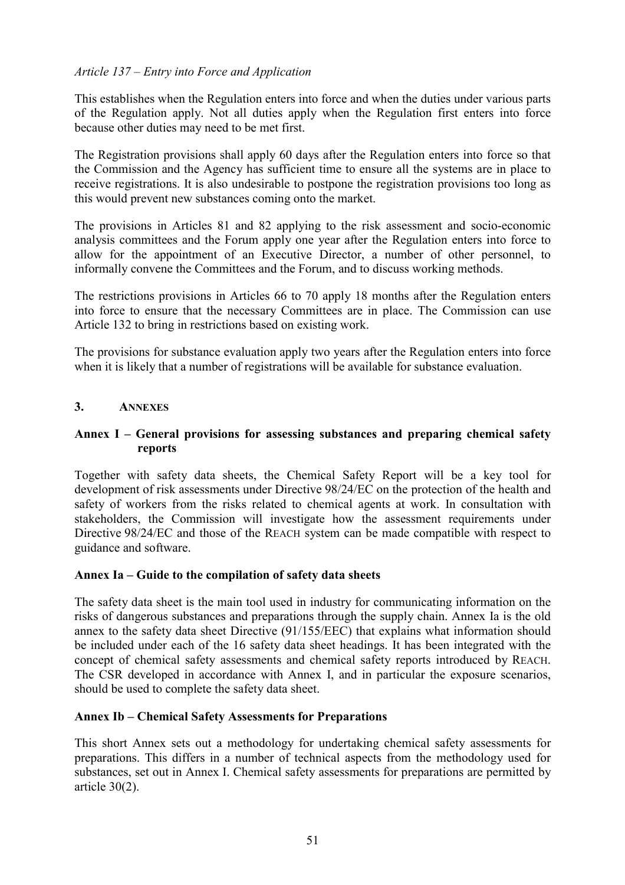*Article 137 – Entry into Force and Application*

This establishes when the Regulation enters into force and when the duties under various parts of the Regulation apply. Not all duties apply when the Regulation first enters into force because other duties may need to be met first.

The Registration provisions shall apply 60 days after the Regulation enters into force so that the Commission and the Agency has sufficient time to ensure all the systems are in place to receive registrations. It is also undesirable to postpone the registration provisions too long as this would prevent new substances coming onto the market.

The provisions in Articles 81 and 82 applying to the risk assessment and socio-economic analysis committees and the Forum apply one year after the Regulation enters into force to allow for the appointment of an Executive Director, a number of other personnel, to informally convene the Committees and the Forum, and to discuss working methods.

The restrictions provisions in Articles 66 to 70 apply 18 months after the Regulation enters into force to ensure that the necessary Committees are in place. The Commission can use Article 132 to bring in restrictions based on existing work.

The provisions for substance evaluation apply two years after the Regulation enters into force when it is likely that a number of registrations will be available for substance evaluation.

## 3. ANNEXES

### Annex I – General provisions for assessing substances and preparing chemical safety reports

Together with safety data sheets, the Chemical Safety Report will be a key tool for development of risk assessments under Directive 98/24/EC on the protection of the health and safety of workers from the risks related to chemical agents at work. In consultation with stakeholders, the Commission will investigate how the assessment requirements under Directive 98/24/EC and those of the REACH system can be made compatible with respect to guidance and software.

### Annex Ia – Guide to the compilation of safety data sheets

The safety data sheet is the main tool used in industry for communicating information on the risks of dangerous substances and preparations through the supply chain. Annex Ia is the old annex to the safety data sheet Directive (91/155/EEC) that explains what information should be included under each of the 16 safety data sheet headings. It has been integrated with the concept of chemical safety assessments and chemical safety reports introduced by REACH. The CSR developed in accordance with Annex I, and in particular the exposure scenarios, should be used to complete the safety data sheet.

### Annex Ib – Chemical Safety Assessments for Preparations

This short Annex sets out a methodology for undertaking chemical safety assessments for preparations. This differs in a number of technical aspects from the methodology used for substances, set out in Annex I. Chemical safety assessments for preparations are permitted by article 30(2).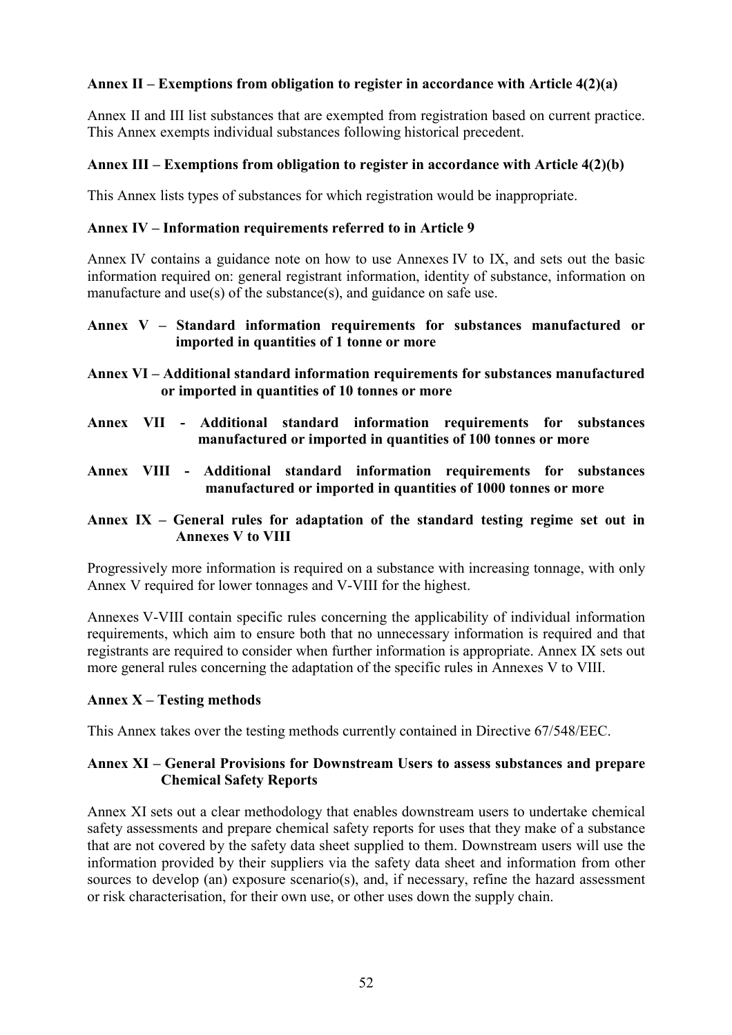**Annex II – Exemptions from obligation to register in accordance with Article 4(2)(a)**

Annex II and III list substances that are exempted from registration based on current practice. This Annex exempts individual substances following historical precedent.

**Annex III – Exemptions from obligation to register in accordance with Article 4(2)(b)**

This Annex lists types of substances for which registration would be inappropriate.

**Annex IV – Information requirements referred to in Article 9**

Annex IV contains a guidance note on how to use Annexes IV to IX, and sets out the basic information required on: general registrant information, identity of substance, information on manufacture and use(s) of the substance(s), and guidance on safe use.

**Annex V – Standard information requirements for substances manufactured or imported in quantities of 1 tonne or more**

**Annex VI – Additional standard information requirements for substances manufactured or imported in quantities of 10 tonnes or more**

**Annex VII - Additional standard information requirements for substances manufactured or imported in quantities of 100 tonnes or more**

**Annex VIII - Additional standard information requirements for substances manufactured or imported in quantities of 1000 tonnes or more**

**Annex IX – General rules for adaptation of the standard testing regime set out in Annexes V to VIII**

Progressively more information is required on a substance with increasing tonnage, with only Annex V required for lower tonnages and V-VIII for the highest.

Annexes V-VIII contain specific rules concerning the applicability of individual information requirements, which aim to ensure both that no unnecessary information is required and that registrants are required to consider when further information is appropriate. Annex IX sets out more general rules concerning the adaptation of the specific rules in Annexes V to VIII.

**Annex X – Testing methods**

This Annex takes over the testing methods currently contained in Directive 67/548/EEC.

**Annex XI – General Provisions for Downstream Users to assess substances and prepare Chemical Safety Reports**

Annex XI sets out a clear methodology that enables downstream users to undertake chemical safety assessments and prepare chemical safety reports for uses that they make of a substance that are not covered by the safety data sheet supplied to them. Downstream users will use the information provided by their suppliers via the safety data sheet and information from other sources to develop (an) exposure scenario(s), and, if necessary, refine the hazard assessment or risk characterisation, for their own use, or other uses down the supply chain.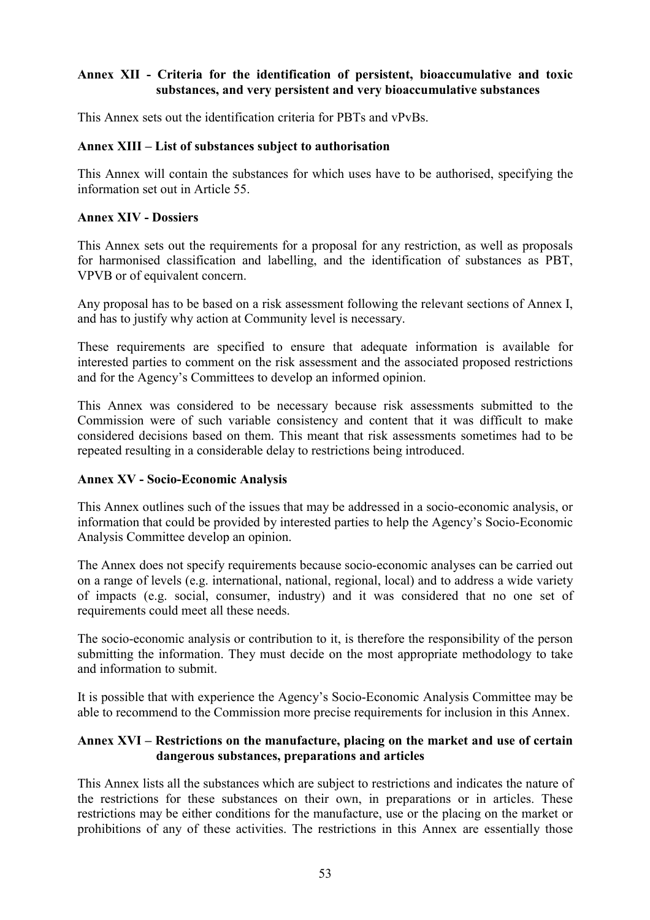**Annex XII - Criteria for the identification of persistent, bioaccumulative and toxic substances, and very persistent and very bioaccumulative substances**

This Annex sets out the identification criteria for PBTs and vPvBs.

**Annex XIII – List of substances subject to authorisation**

This Annex will contain the substances for which uses have to be authorised, specifying the information set out in Article 55.

**Annex XIV - Dossiers**

This Annex sets out the requirements for a proposal for any restriction, as well as proposals for harmonised classification and labelling, and the identification of substances as PBT, VPVB or of equivalent concern.

Any proposal has to be based on a risk assessment following the relevant sections of Annex I, and has to justify why action at Community level is necessary.

These requirements are specified to ensure that adequate information is available for interested parties to comment on the risk assessment and the associated proposed restrictions and for the Agency's Committees to develop an informed opinion.

This Annex was considered to be necessary because risk assessments submitted to the Commission were of such variable consistency and content that it was difficult to make considered decisions based on them. This meant that risk assessments sometimes had to be repeated resulting in a considerable delay to restrictions being introduced.

**Annex XV - Socio-Economic Analysis**

This Annex outlines such of the issues that may be addressed in a socio-economic analysis, or information that could be provided by interested parties to help the Agency's Socio-Economic Analysis Committee develop an opinion.

The Annex does not specify requirements because socio-economic analyses can be carried out on a range of levels (e.g. international, national, regional, local) and to address a wide variety of impacts (e.g. social, consumer, industry) and it was considered that no one set of requirements could meet all these needs.

The socio-economic analysis or contribution to it, is therefore the responsibility of the person submitting the information. They must decide on the most appropriate methodology to take and information to submit.

It is possible that with experience the Agency's Socio-Economic Analysis Committee may be able to recommend to the Commission more precise requirements for inclusion in this Annex.

**Annex XVI – Restrictions on the manufacture, placing on the market and use of certain dangerous substances, preparations and articles**

This Annex lists all the substances which are subject to restrictions and indicates the nature of the restrictions for these substances on their own, in preparations or in articles. These restrictions may be either conditions for the manufacture, use or the placing on the market or prohibitions of any of these activities. The restrictions in this Annex are essentially those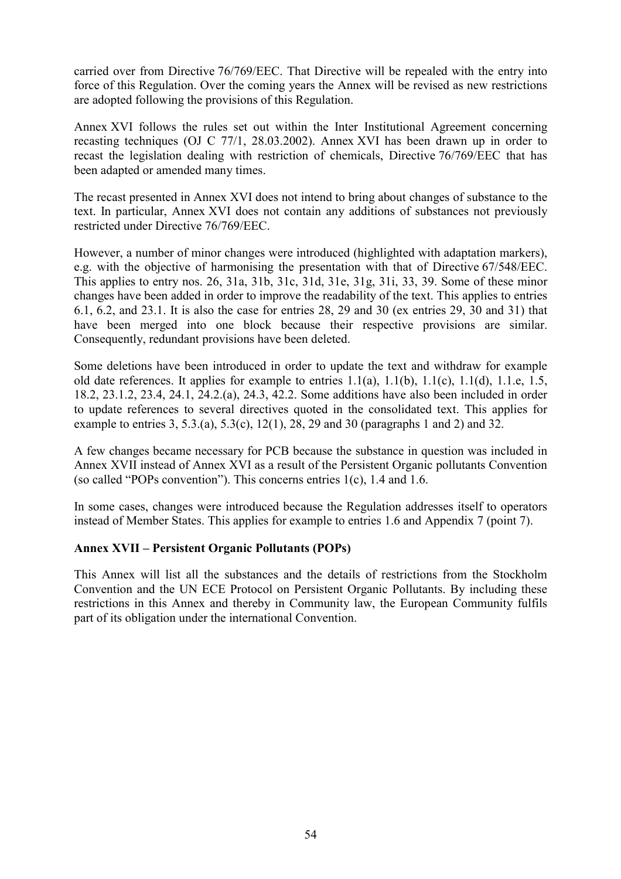carried over from Directive 76/769/EEC. That Directive will be repealed with the entry into force of this Regulation. Over the coming years the Annex will be revised as new restrictions are adopted following the provisions of this Regulation.

Annex XVI follows the rules set out within the Inter Institutional Agreement concerning recasting techniques (OJ C 77/1, 28.03.2002). Annex XVI has been drawn up in order to recast the legislation dealing with restriction of chemicals, Directive 76/769/EEC that has been adapted or amended many times.

The recast presented in Annex XVI does not intend to bring about changes of substance to the text. In particular, Annex XVI does not contain any additions of substances not previously restricted under Directive 76/769/EEC.

However, a number of minor changes were introduced (highlighted with adaptation markers), e.g. with the objective of harmonising the presentation with that of Directive 67/548/EEC. This applies to entry nos. 26, 31a, 31b, 31c, 31d, 31e, 31g, 31i, 33, 39. Some of these minor changes have been added in order to improve the readability of the text. This applies to entries 6.1, 6.2, and 23.1. It is also the case for entries 28, 29 and 30 (ex entries 29, 30 and 31) that have been merged into one block because their respective provisions are similar. Consequently, redundant provisions have been deleted.

Some deletions have been introduced in order to update the text and withdraw for example old date references. It applies for example to entries 1.1(a), 1.1(b), 1.1(c), 1.1(d), 1.1.e, 1.5, 18.2, 23.1.2, 23.4, 24.1, 24.2.(a), 24.3, 42.2. Some additions have also been included in order to update references to several directives quoted in the consolidated text. This applies for example to entries 3, 5.3.(a), 5.3(c), 12(1), 28, 29 and 30 (paragraphs 1 and 2) and 32.

A few changes became necessary for PCB because the substance in question was included in Annex XVII instead of Annex XVI as a result of the Persistent Organic pollutants Convention (so called "POPs convention"). This concerns entries 1(c), 1.4 and 1.6.

In some cases, changes were introduced because the Regulation addresses itself to operators instead of Member States. This applies for example to entries 1.6 and Appendix 7 (point 7).

**Annex XVII – Persistent Organic Pollutants (POPs)**

This Annex will list all the substances and the details of restrictions from the Stockholm Convention and the UN ECE Protocol on Persistent Organic Pollutants. By including these restrictions in this Annex and thereby in Community law, the European Community fulfils part of its obligation under the international Convention.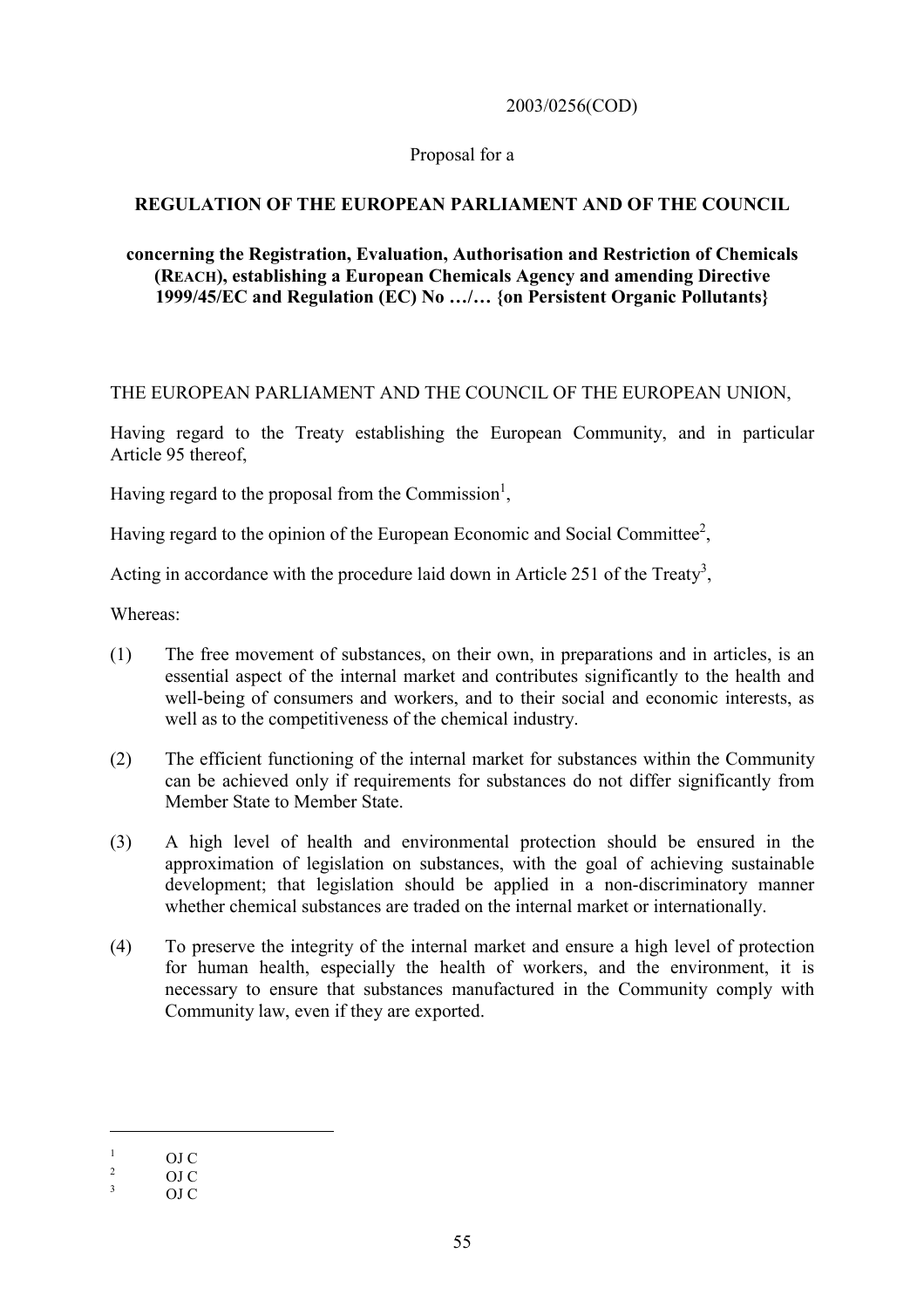2003/0256(COD)

Proposal for a

**REGULATION OF THE EUROPEAN PARLIAMENT AND OF THE COUNCIL**

**concerning the Registration, Evaluation, Authorisation and Restriction of Chemicals (REACH), establishing a European Chemicals Agency and amending Directive 1999/45/EC and Regulation (EC) No …/… {on Persistent Organic Pollutants}**

THE EUROPEAN PARLIAMENT AND THE COUNCIL OF THE EUROPEAN UNION,

Having regard to the Treaty establishing the European Community, and in particular Article 95 thereof,

Having regard to the proposal from the Commission[1],

Having regard to the opinion of the European Economic and Social Committee[2],

Acting in accordance with the procedure laid down in Article 251 of the Treaty[3],

Whereas:

(1) The free movement of substances, on their own, in preparations and in articles, is an essential aspect of the internal market and contributes significantly to the health and well-being of consumers and workers, and to their social and economic interests, as well as to the competitiveness of the chemical industry.

(2) The efficient functioning of the internal market for substances within the Community can be achieved only if requirements for substances do not differ significantly from Member State to Member State.

(3) A high level of health and environmental protection should be ensured in the approximation of legislation on substances, with the goal of achieving sustainable development; that legislation should be applied in a non-discriminatory manner whether chemical substances are traded on the internal market or internationally.

(4) To preserve the integrity of the internal market and ensure a high level of protection for human health, especially the health of workers, and the environment, it is necessary to ensure that substances manufactured in the Community comply with Community law, even if they are exported.

---

[1] OJ C

[2] OJ C

[3] OJ C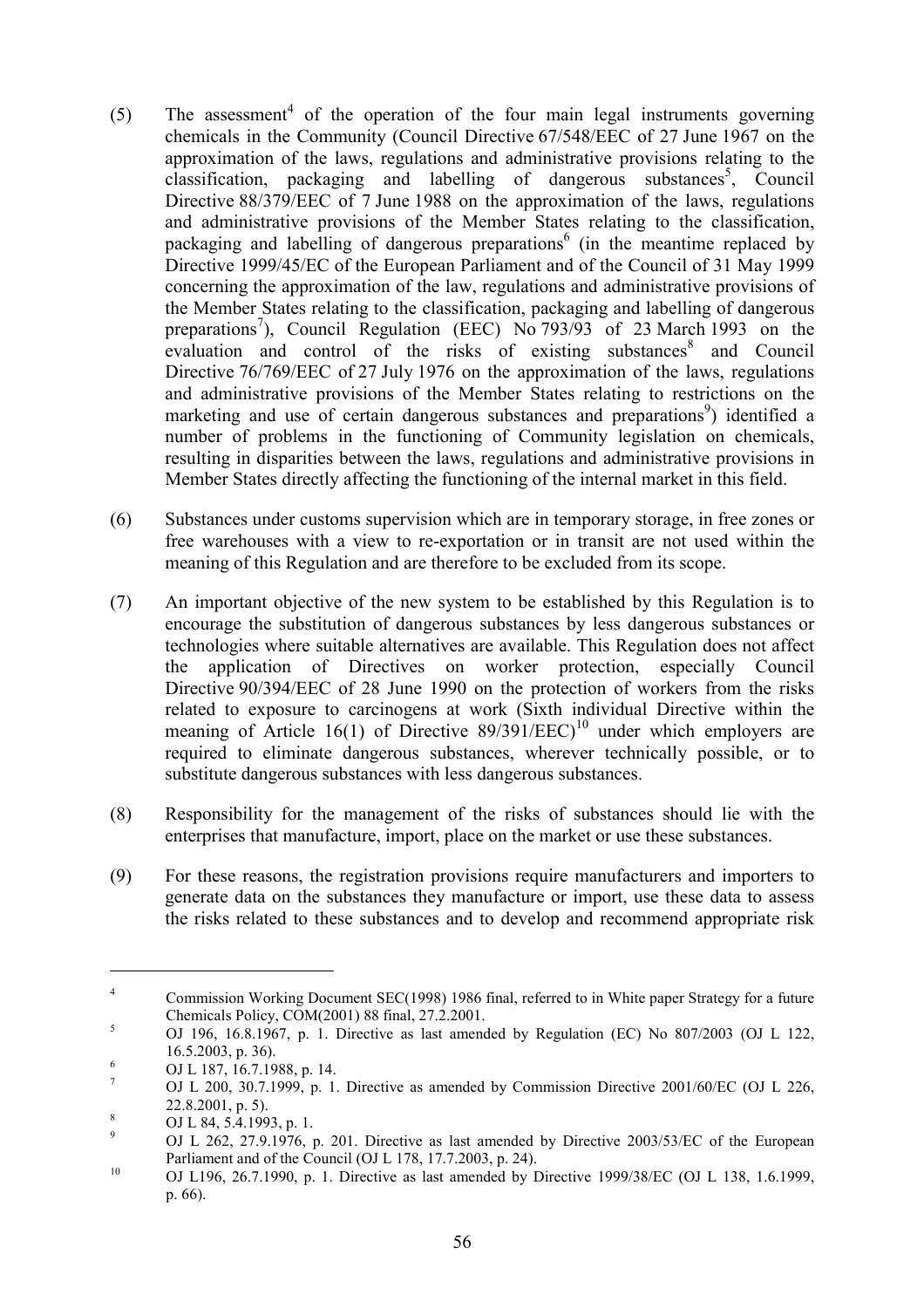(5) The assessment[4] of the operation of the four main legal instruments governing chemicals in the Community (Council Directive 67/548/EEC of 27 June 1967 on the approximation of the laws, regulations and administrative provisions relating to the classification, packaging and labelling of dangerous substances[5], Council Directive 88/379/EEC of 7 June 1988 on the approximation of the laws, regulations and administrative provisions of the Member States relating to the classification, packaging and labelling of dangerous preparations[6] (in the meantime replaced by Directive 1999/45/EC of the European Parliament and of the Council of 31 May 1999 concerning the approximation of the law, regulations and administrative provisions of the Member States relating to the classification, packaging and labelling of dangerous preparations[7]), Council Regulation (EEC) No 793/93 of 23 March 1993 on the evaluation and control of the risks of existing substances[8] and Council Directive 76/769/EEC of 27 July 1976 on the approximation of the laws, regulations and administrative provisions of the Member States relating to restrictions on the marketing and use of certain dangerous substances and preparations[9]) identified a number of problems in the functioning of Community legislation on chemicals, resulting in disparities between the laws, regulations and administrative provisions in Member States directly affecting the functioning of the internal market in this field.

(6) Substances under customs supervision which are in temporary storage, in free zones or free warehouses with a view to re-exportation or in transit are not used within the meaning of this Regulation and are therefore to be excluded from its scope.

(7) An important objective of the new system to be established by this Regulation is to encourage the substitution of dangerous substances by less dangerous substances or technologies where suitable alternatives are available. This Regulation does not affect the application of Directives on worker protection, especially Council Directive 90/394/EEC of 28 June 1990 on the protection of workers from the risks related to exposure to carcinogens at work (Sixth individual Directive within the meaning of Article 16(1) of Directive 89/391/EEC)[10] under which employers are required to eliminate dangerous substances, wherever technically possible, or to substitute dangerous substances with less dangerous substances.

(8) Responsibility for the management of the risks of substances should lie with the enterprises that manufacture, import, place on the market or use these substances.

(9) For these reasons, the registration provisions require manufacturers and importers to generate data on the substances they manufacture or import, use these data to assess the risks related to these substances and to develop and recommend appropriate risk

---

[4] Commission Working Document SEC(1998) 1986 final, referred to in White paper Strategy for a future Chemicals Policy, COM(2001) 88 final, 27.2.2001.

[5] OJ 196, 16.8.1967, p. 1. Directive as last amended by Regulation (EC) No 807/2003 (OJ L 122, 16.5.2003, p. 36).

[6] OJ L 187, 16.7.1988, p. 14.

[7] OJ L 200, 30.7.1999, p. 1. Directive as amended by Commission Directive 2001/60/EC (OJ L 226, 22.8.2001, p. 5).

[8] OJ L 84, 5.4.1993, p. 1.

[9] OJ L 262, 27.9.1976, p. 201. Directive as last amended by Directive 2003/53/EC of the European Parliament and of the Council (OJ L 178, 17.7.2003, p. 24).

[10] OJ L196, 26.7.1990, p. 1. Directive as last amended by Directive 1999/38/EC (OJ L 138, 1.6.1999, p. 66).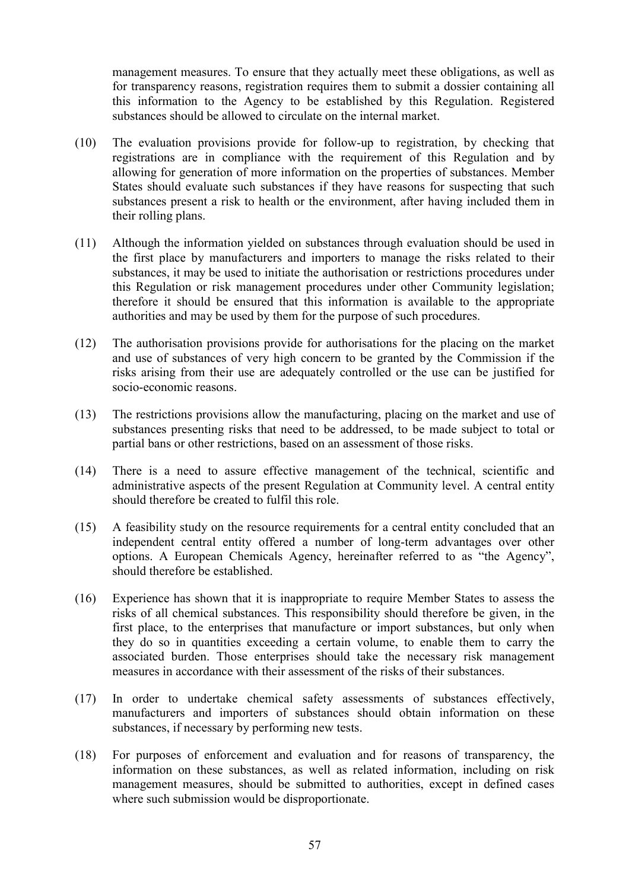management measures. To ensure that they actually meet these obligations, as well as for transparency reasons, registration requires them to submit a dossier containing all this information to the Agency to be established by this Regulation. Registered substances should be allowed to circulate on the internal market.

(10) The evaluation provisions provide for follow-up to registration, by checking that registrations are in compliance with the requirement of this Regulation and by allowing for generation of more information on the properties of substances. Member States should evaluate such substances if they have reasons for suspecting that such substances present a risk to health or the environment, after having included them in their rolling plans.

(11) Although the information yielded on substances through evaluation should be used in the first place by manufacturers and importers to manage the risks related to their substances, it may be used to initiate the authorisation or restrictions procedures under this Regulation or risk management procedures under other Community legislation; therefore it should be ensured that this information is available to the appropriate authorities and may be used by them for the purpose of such procedures.

(12) The authorisation provisions provide for authorisations for the placing on the market and use of substances of very high concern to be granted by the Commission if the risks arising from their use are adequately controlled or the use can be justified for socio-economic reasons.

(13) The restrictions provisions allow the manufacturing, placing on the market and use of substances presenting risks that need to be addressed, to be made subject to total or partial bans or other restrictions, based on an assessment of those risks.

(14) There is a need to assure effective management of the technical, scientific and administrative aspects of the present Regulation at Community level. A central entity should therefore be created to fulfil this role.

(15) A feasibility study on the resource requirements for a central entity concluded that an independent central entity offered a number of long-term advantages over other options. A European Chemicals Agency, hereinafter referred to as "the Agency", should therefore be established.

(16) Experience has shown that it is inappropriate to require Member States to assess the risks of all chemical substances. This responsibility should therefore be given, in the first place, to the enterprises that manufacture or import substances, but only when they do so in quantities exceeding a certain volume, to enable them to carry the associated burden. Those enterprises should take the necessary risk management measures in accordance with their assessment of the risks of their substances.

(17) In order to undertake chemical safety assessments of substances effectively, manufacturers and importers of substances should obtain information on these substances, if necessary by performing new tests.

(18) For purposes of enforcement and evaluation and for reasons of transparency, the information on these substances, as well as related information, including on risk management measures, should be submitted to authorities, except in defined cases where such submission would be disproportionate.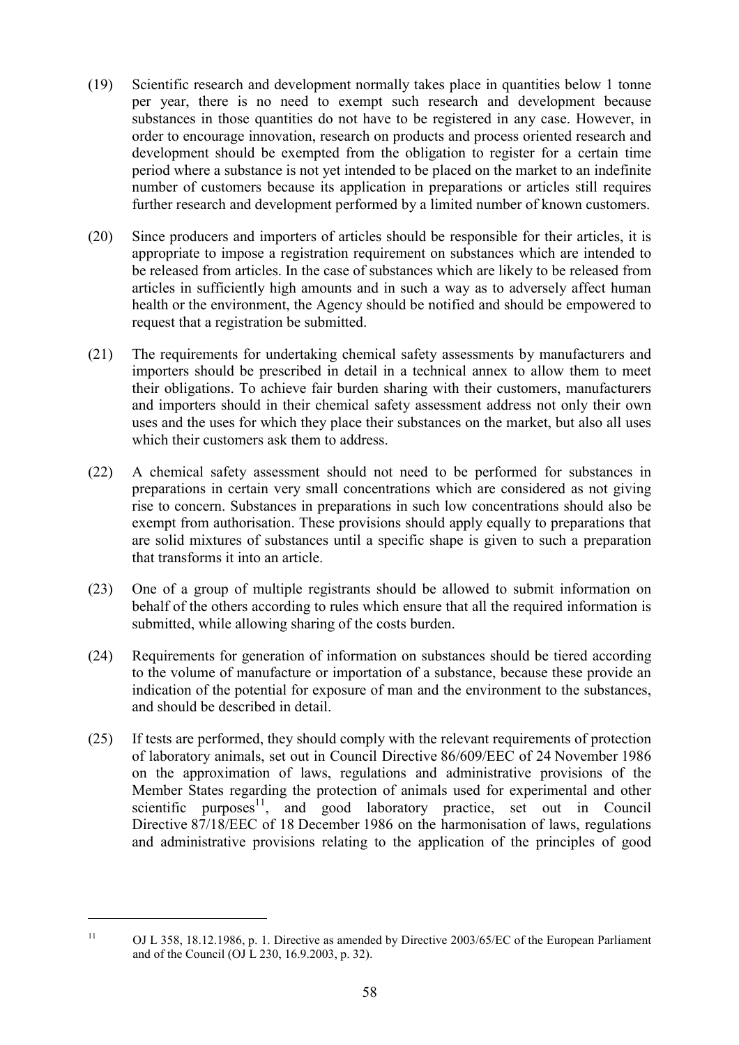(19) Scientific research and development normally takes place in quantities below 1 tonne per year, there is no need to exempt such research and development because substances in those quantities do not have to be registered in any case. However, in order to encourage innovation, research on products and process oriented research and development should be exempted from the obligation to register for a certain time period where a substance is not yet intended to be placed on the market to an indefinite number of customers because its application in preparations or articles still requires further research and development performed by a limited number of known customers.

(20) Since producers and importers of articles should be responsible for their articles, it is appropriate to impose a registration requirement on substances which are intended to be released from articles. In the case of substances which are likely to be released from articles in sufficiently high amounts and in such a way as to adversely affect human health or the environment, the Agency should be notified and should be empowered to request that a registration be submitted.

(21) The requirements for undertaking chemical safety assessments by manufacturers and importers should be prescribed in detail in a technical annex to allow them to meet their obligations. To achieve fair burden sharing with their customers, manufacturers and importers should in their chemical safety assessment address not only their own uses and the uses for which they place their substances on the market, but also all uses which their customers ask them to address.

(22) A chemical safety assessment should not need to be performed for substances in preparations in certain very small concentrations which are considered as not giving rise to concern. Substances in preparations in such low concentrations should also be exempt from authorisation. These provisions should apply equally to preparations that are solid mixtures of substances until a specific shape is given to such a preparation that transforms it into an article.

(23) One of a group of multiple registrants should be allowed to submit information on behalf of the others according to rules which ensure that all the required information is submitted, while allowing sharing of the costs burden.

(24) Requirements for generation of information on substances should be tiered according to the volume of manufacture or importation of a substance, because these provide an indication of the potential for exposure of man and the environment to the substances, and should be described in detail.

(25) If tests are performed, they should comply with the relevant requirements of protection of laboratory animals, set out in Council Directive 86/609/EEC of 24 November 1986 on the approximation of laws, regulations and administrative provisions of the Member States regarding the protection of animals used for experimental and other scientific purposes[11], and good laboratory practice, set out in Council Directive 87/18/EEC of 18 December 1986 on the harmonisation of laws, regulations and administrative provisions relating to the application of the principles of good

---

[11] OJ L 358, 18.12.1986, p. 1. Directive as amended by Directive 2003/65/EC of the European Parliament and of the Council (OJ L 230, 16.9.2003, p. 32).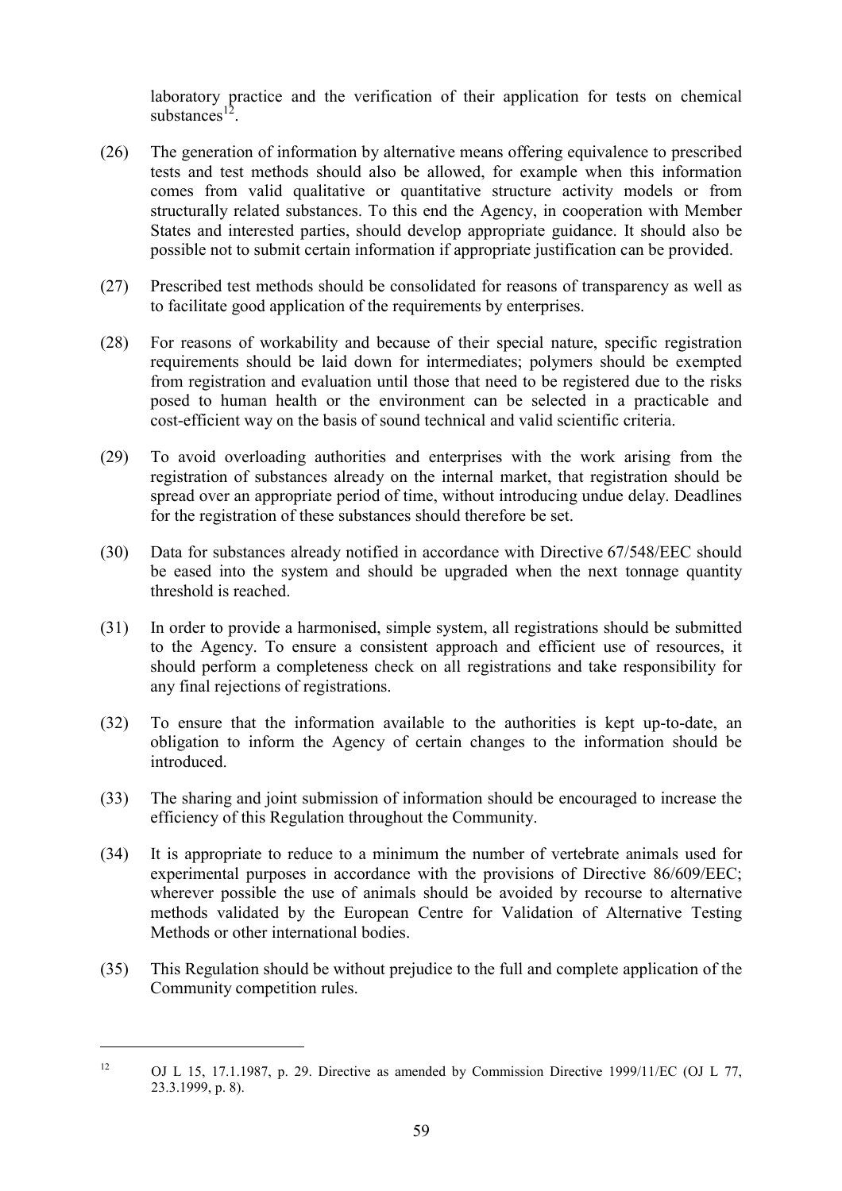laboratory practice and the verification of their application for tests on chemical substances[12].

(26) The generation of information by alternative means offering equivalence to prescribed tests and test methods should also be allowed, for example when this information comes from valid qualitative or quantitative structure activity models or from structurally related substances. To this end the Agency, in cooperation with Member States and interested parties, should develop appropriate guidance. It should also be possible not to submit certain information if appropriate justification can be provided.

(27) Prescribed test methods should be consolidated for reasons of transparency as well as to facilitate good application of the requirements by enterprises.

(28) For reasons of workability and because of their special nature, specific registration requirements should be laid down for intermediates; polymers should be exempted from registration and evaluation until those that need to be registered due to the risks posed to human health or the environment can be selected in a practicable and cost-efficient way on the basis of sound technical and valid scientific criteria.

(29) To avoid overloading authorities and enterprises with the work arising from the registration of substances already on the internal market, that registration should be spread over an appropriate period of time, without introducing undue delay. Deadlines for the registration of these substances should therefore be set.

(30) Data for substances already notified in accordance with Directive 67/548/EEC should be eased into the system and should be upgraded when the next tonnage quantity threshold is reached.

(31) In order to provide a harmonised, simple system, all registrations should be submitted to the Agency. To ensure a consistent approach and efficient use of resources, it should perform a completeness check on all registrations and take responsibility for any final rejections of registrations.

(32) To ensure that the information available to the authorities is kept up-to-date, an obligation to inform the Agency of certain changes to the information should be introduced.

(33) The sharing and joint submission of information should be encouraged to increase the efficiency of this Regulation throughout the Community.

(34) It is appropriate to reduce to a minimum the number of vertebrate animals used for experimental purposes in accordance with the provisions of Directive 86/609/EEC; wherever possible the use of animals should be avoided by recourse to alternative methods validated by the European Centre for Validation of Alternative Testing Methods or other international bodies.

(35) This Regulation should be without prejudice to the full and complete application of the Community competition rules.

---

[12] OJ L 15, 17.1.1987, p. 29. Directive as amended by Commission Directive 1999/11/EC (OJ L 77, 23.3.1999, p. 8).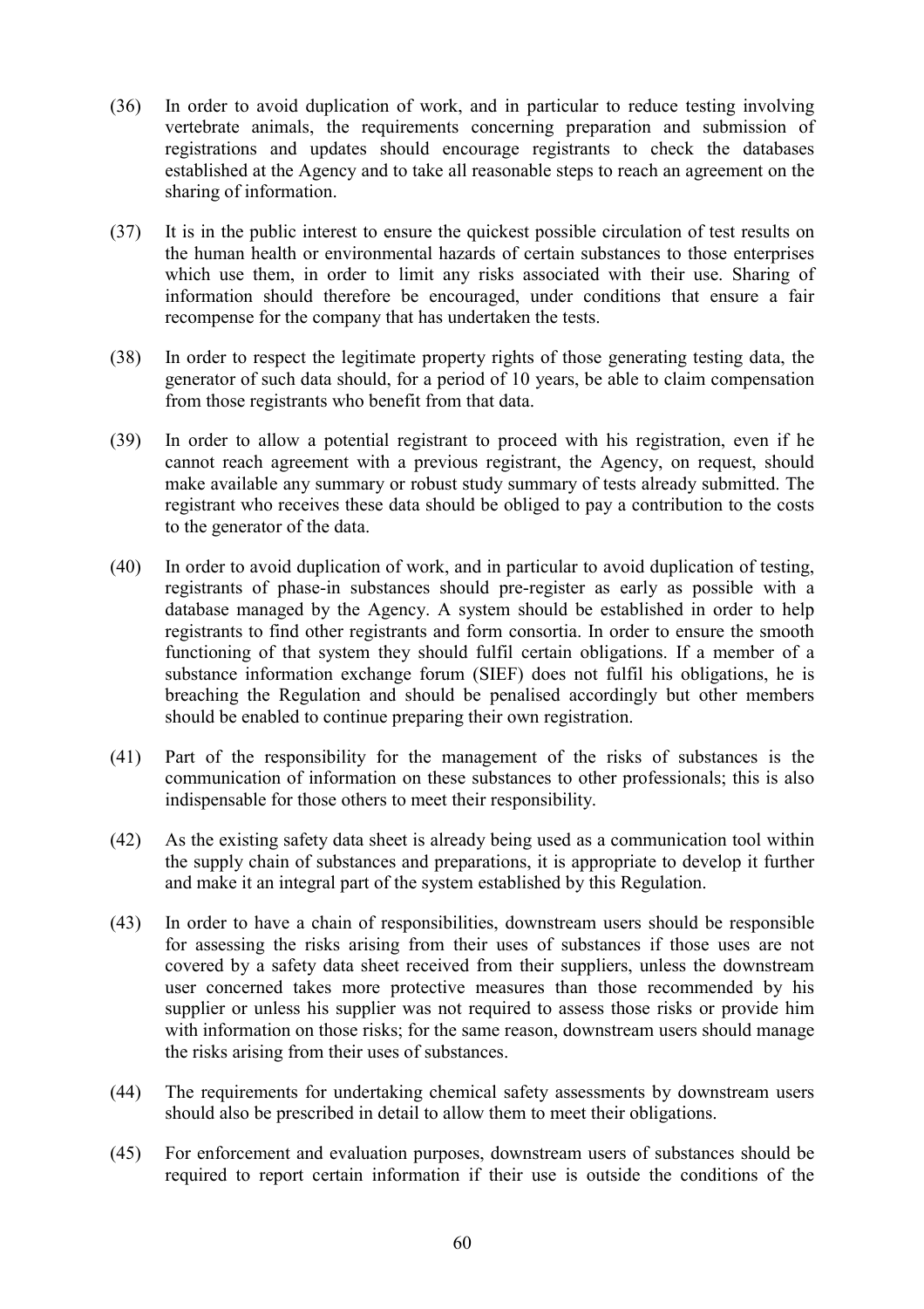(36) In order to avoid duplication of work, and in particular to reduce testing involving vertebrate animals, the requirements concerning preparation and submission of registrations and updates should encourage registrants to check the databases established at the Agency and to take all reasonable steps to reach an agreement on the sharing of information.

(37) It is in the public interest to ensure the quickest possible circulation of test results on the human health or environmental hazards of certain substances to those enterprises which use them, in order to limit any risks associated with their use. Sharing of information should therefore be encouraged, under conditions that ensure a fair recompense for the company that has undertaken the tests.

(38) In order to respect the legitimate property rights of those generating testing data, the generator of such data should, for a period of 10 years, be able to claim compensation from those registrants who benefit from that data.

(39) In order to allow a potential registrant to proceed with his registration, even if he cannot reach agreement with a previous registrant, the Agency, on request, should make available any summary or robust study summary of tests already submitted. The registrant who receives these data should be obliged to pay a contribution to the costs to the generator of the data.

(40) In order to avoid duplication of work, and in particular to avoid duplication of testing, registrants of phase-in substances should pre-register as early as possible with a database managed by the Agency. A system should be established in order to help registrants to find other registrants and form consortia. In order to ensure the smooth functioning of that system they should fulfil certain obligations. If a member of a substance information exchange forum (SIEF) does not fulfil his obligations, he is breaching the Regulation and should be penalised accordingly but other members should be enabled to continue preparing their own registration.

(41) Part of the responsibility for the management of the risks of substances is the communication of information on these substances to other professionals; this is also indispensable for those others to meet their responsibility.

(42) As the existing safety data sheet is already being used as a communication tool within the supply chain of substances and preparations, it is appropriate to develop it further and make it an integral part of the system established by this Regulation.

(43) In order to have a chain of responsibilities, downstream users should be responsible for assessing the risks arising from their uses of substances if those uses are not covered by a safety data sheet received from their suppliers, unless the downstream user concerned takes more protective measures than those recommended by his supplier or unless his supplier was not required to assess those risks or provide him with information on those risks; for the same reason, downstream users should manage the risks arising from their uses of substances.

(44) The requirements for undertaking chemical safety assessments by downstream users should also be prescribed in detail to allow them to meet their obligations.

(45) For enforcement and evaluation purposes, downstream users of substances should be required to report certain information if their use is outside the conditions of the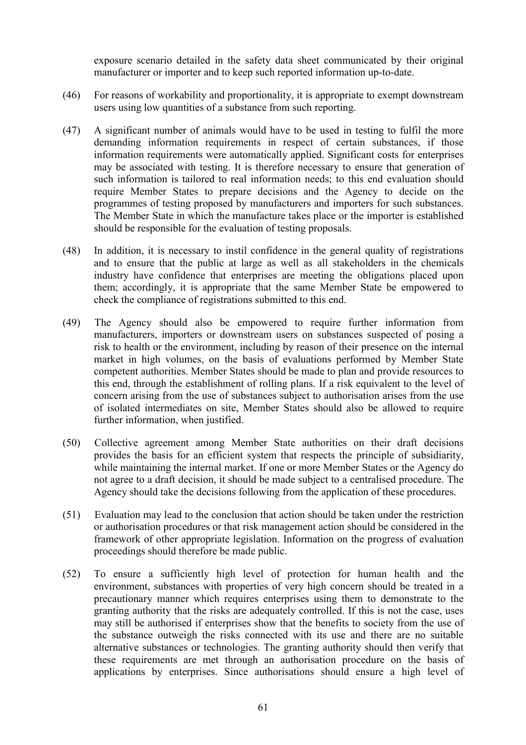exposure scenario detailed in the safety data sheet communicated by their original manufacturer or importer and to keep such reported information up-to-date.

(46) For reasons of workability and proportionality, it is appropriate to exempt downstream users using low quantities of a substance from such reporting.

(47) A significant number of animals would have to be used in testing to fulfil the more demanding information requirements in respect of certain substances, if those information requirements were automatically applied. Significant costs for enterprises may be associated with testing. It is therefore necessary to ensure that generation of such information is tailored to real information needs; to this end evaluation should require Member States to prepare decisions and the Agency to decide on the programmes of testing proposed by manufacturers and importers for such substances. The Member State in which the manufacture takes place or the importer is established should be responsible for the evaluation of testing proposals.

(48) In addition, it is necessary to instil confidence in the general quality of registrations and to ensure that the public at large as well as all stakeholders in the chemicals industry have confidence that enterprises are meeting the obligations placed upon them; accordingly, it is appropriate that the same Member State be empowered to check the compliance of registrations submitted to this end.

(49) The Agency should also be empowered to require further information from manufacturers, importers or downstream users on substances suspected of posing a risk to health or the environment, including by reason of their presence on the internal market in high volumes, on the basis of evaluations performed by Member State competent authorities. Member States should be made to plan and provide resources to this end, through the establishment of rolling plans. If a risk equivalent to the level of concern arising from the use of substances subject to authorisation arises from the use of isolated intermediates on site, Member States should also be allowed to require further information, when justified.

(50) Collective agreement among Member State authorities on their draft decisions provides the basis for an efficient system that respects the principle of subsidiarity, while maintaining the internal market. If one or more Member States or the Agency do not agree to a draft decision, it should be made subject to a centralised procedure. The Agency should take the decisions following from the application of these procedures.

(51) Evaluation may lead to the conclusion that action should be taken under the restriction or authorisation procedures or that risk management action should be considered in the framework of other appropriate legislation. Information on the progress of evaluation proceedings should therefore be made public.

(52) To ensure a sufficiently high level of protection for human health and the environment, substances with properties of very high concern should be treated in a precautionary manner which requires enterprises using them to demonstrate to the granting authority that the risks are adequately controlled. If this is not the case, uses may still be authorised if enterprises show that the benefits to society from the use of the substance outweigh the risks connected with its use and there are no suitable alternative substances or technologies. The granting authority should then verify that these requirements are met through an authorisation procedure on the basis of applications by enterprises. Since authorisations should ensure a high level of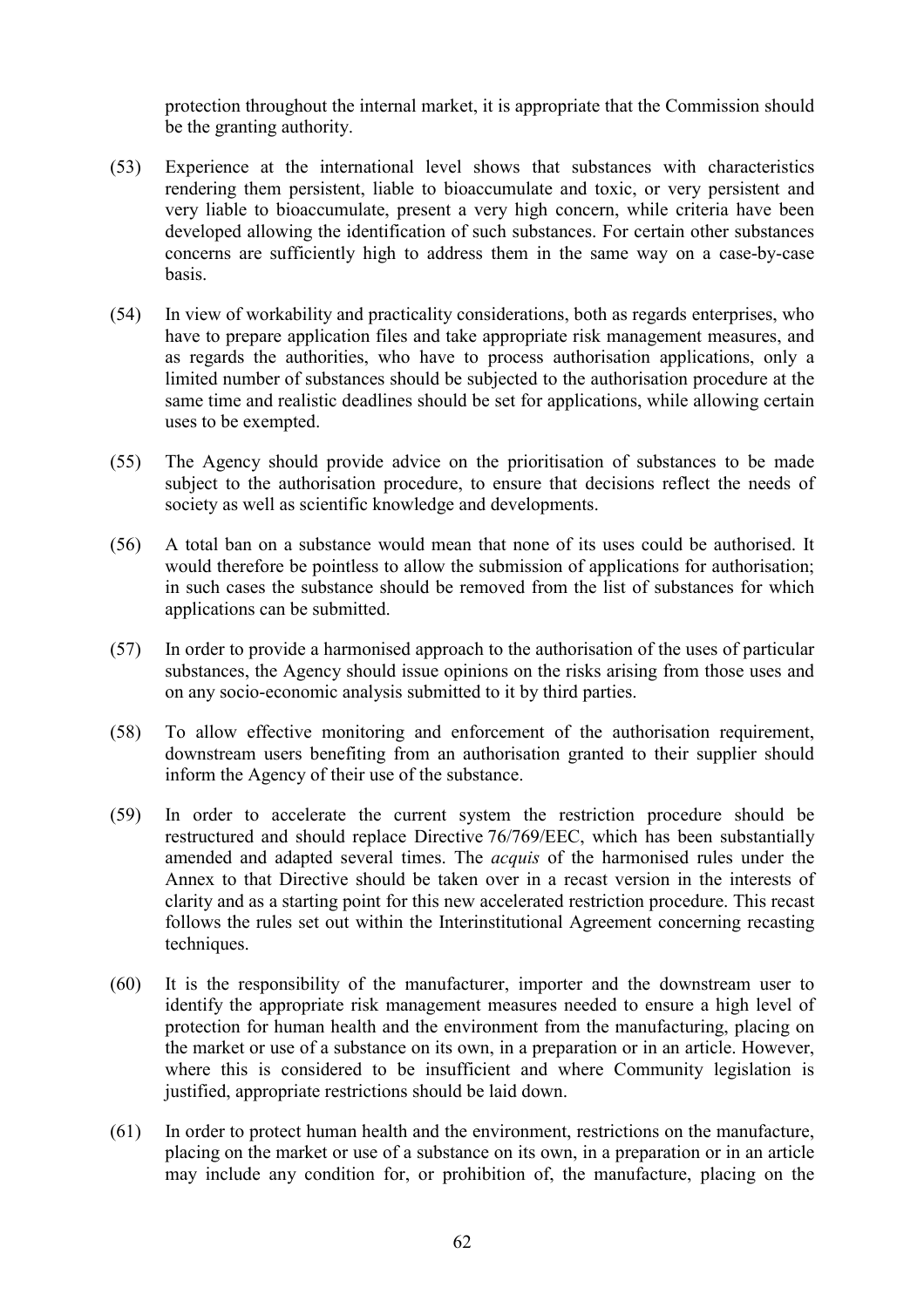protection throughout the internal market, it is appropriate that the Commission should be the granting authority.

(53) Experience at the international level shows that substances with characteristics rendering them persistent, liable to bioaccumulate and toxic, or very persistent and very liable to bioaccumulate, present a very high concern, while criteria have been developed allowing the identification of such substances. For certain other substances concerns are sufficiently high to address them in the same way on a case-by-case basis.

(54) In view of workability and practicality considerations, both as regards enterprises, who have to prepare application files and take appropriate risk management measures, and as regards the authorities, who have to process authorisation applications, only a limited number of substances should be subjected to the authorisation procedure at the same time and realistic deadlines should be set for applications, while allowing certain uses to be exempted.

(55) The Agency should provide advice on the prioritisation of substances to be made subject to the authorisation procedure, to ensure that decisions reflect the needs of society as well as scientific knowledge and developments.

(56) A total ban on a substance would mean that none of its uses could be authorised. It would therefore be pointless to allow the submission of applications for authorisation; in such cases the substance should be removed from the list of substances for which applications can be submitted.

(57) In order to provide a harmonised approach to the authorisation of the uses of particular substances, the Agency should issue opinions on the risks arising from those uses and on any socio-economic analysis submitted to it by third parties.

(58) To allow effective monitoring and enforcement of the authorisation requirement, downstream users benefiting from an authorisation granted to their supplier should inform the Agency of their use of the substance.

(59) In order to accelerate the current system the restriction procedure should be restructured and should replace Directive 76/769/EEC, which has been substantially amended and adapted several times. The *acquis* of the harmonised rules under the Annex to that Directive should be taken over in a recast version in the interests of clarity and as a starting point for this new accelerated restriction procedure. This recast follows the rules set out within the Interinstitutional Agreement concerning recasting techniques.

(60) It is the responsibility of the manufacturer, importer and the downstream user to identify the appropriate risk management measures needed to ensure a high level of protection for human health and the environment from the manufacturing, placing on the market or use of a substance on its own, in a preparation or in an article. However, where this is considered to be insufficient and where Community legislation is justified, appropriate restrictions should be laid down.

(61) In order to protect human health and the environment, restrictions on the manufacture, placing on the market or use of a substance on its own, in a preparation or in an article may include any condition for, or prohibition of, the manufacture, placing on the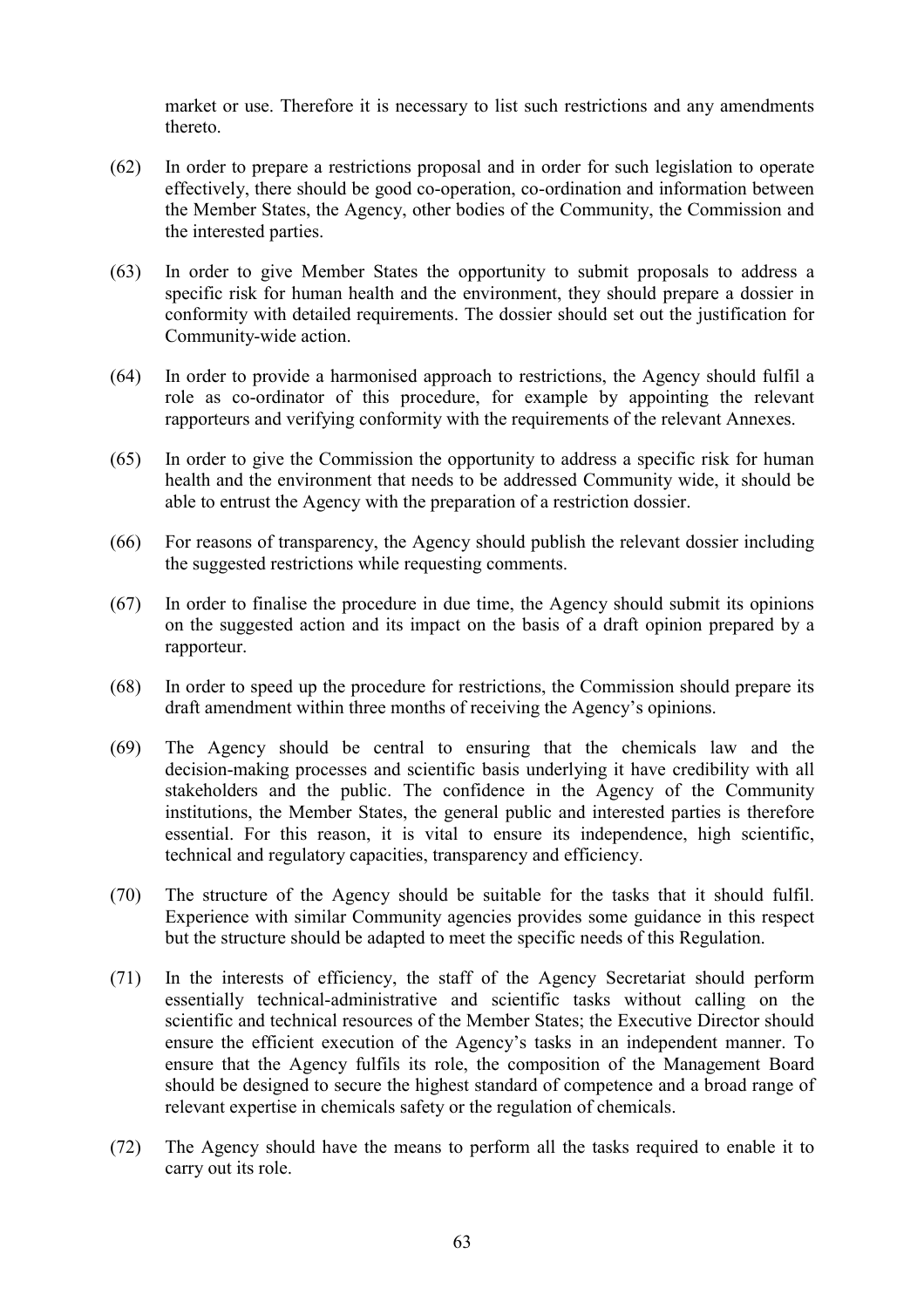market or use. Therefore it is necessary to list such restrictions and any amendments thereto.

(62) In order to prepare a restrictions proposal and in order for such legislation to operate effectively, there should be good co-operation, co-ordination and information between the Member States, the Agency, other bodies of the Community, the Commission and the interested parties.

(63) In order to give Member States the opportunity to submit proposals to address a specific risk for human health and the environment, they should prepare a dossier in conformity with detailed requirements. The dossier should set out the justification for Community-wide action.

(64) In order to provide a harmonised approach to restrictions, the Agency should fulfil a role as co-ordinator of this procedure, for example by appointing the relevant rapporteurs and verifying conformity with the requirements of the relevant Annexes.

(65) In order to give the Commission the opportunity to address a specific risk for human health and the environment that needs to be addressed Community wide, it should be able to entrust the Agency with the preparation of a restriction dossier.

(66) For reasons of transparency, the Agency should publish the relevant dossier including the suggested restrictions while requesting comments.

(67) In order to finalise the procedure in due time, the Agency should submit its opinions on the suggested action and its impact on the basis of a draft opinion prepared by a rapporteur.

(68) In order to speed up the procedure for restrictions, the Commission should prepare its draft amendment within three months of receiving the Agency's opinions.

(69) The Agency should be central to ensuring that the chemicals law and the decision-making processes and scientific basis underlying it have credibility with all stakeholders and the public. The confidence in the Agency of the Community institutions, the Member States, the general public and interested parties is therefore essential. For this reason, it is vital to ensure its independence, high scientific, technical and regulatory capacities, transparency and efficiency.

(70) The structure of the Agency should be suitable for the tasks that it should fulfil. Experience with similar Community agencies provides some guidance in this respect but the structure should be adapted to meet the specific needs of this Regulation.

(71) In the interests of efficiency, the staff of the Agency Secretariat should perform essentially technical-administrative and scientific tasks without calling on the scientific and technical resources of the Member States; the Executive Director should ensure the efficient execution of the Agency's tasks in an independent manner. To ensure that the Agency fulfils its role, the composition of the Management Board should be designed to secure the highest standard of competence and a broad range of relevant expertise in chemicals safety or the regulation of chemicals.

(72) The Agency should have the means to perform all the tasks required to enable it to carry out its role.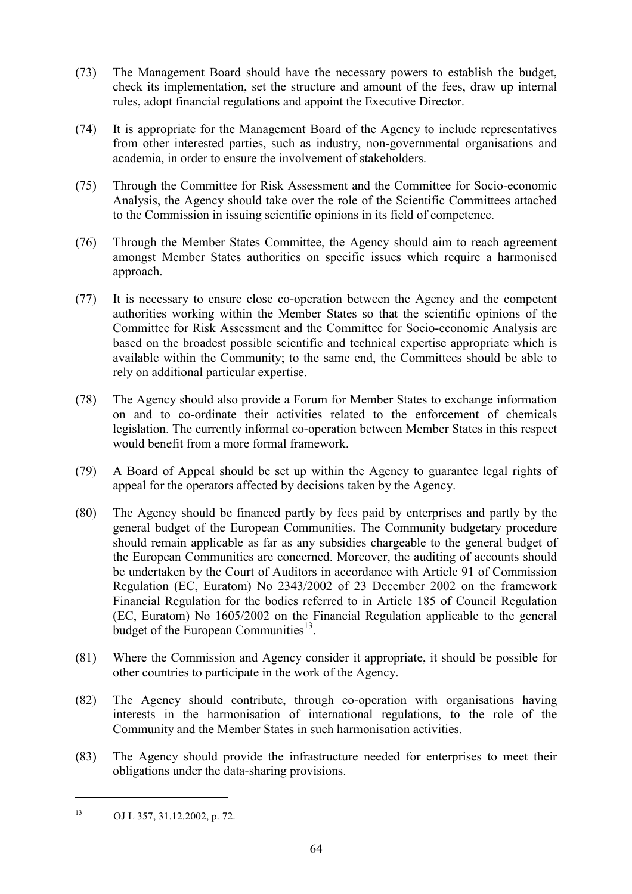(73) The Management Board should have the necessary powers to establish the budget, check its implementation, set the structure and amount of the fees, draw up internal rules, adopt financial regulations and appoint the Executive Director.

(74) It is appropriate for the Management Board of the Agency to include representatives from other interested parties, such as industry, non-governmental organisations and academia, in order to ensure the involvement of stakeholders.

(75) Through the Committee for Risk Assessment and the Committee for Socio-economic Analysis, the Agency should take over the role of the Scientific Committees attached to the Commission in issuing scientific opinions in its field of competence.

(76) Through the Member States Committee, the Agency should aim to reach agreement amongst Member States authorities on specific issues which require a harmonised approach.

(77) It is necessary to ensure close co-operation between the Agency and the competent authorities working within the Member States so that the scientific opinions of the Committee for Risk Assessment and the Committee for Socio-economic Analysis are based on the broadest possible scientific and technical expertise appropriate which is available within the Community; to the same end, the Committees should be able to rely on additional particular expertise.

(78) The Agency should also provide a Forum for Member States to exchange information on and to co-ordinate their activities related to the enforcement of chemicals legislation. The currently informal co-operation between Member States in this respect would benefit from a more formal framework.

(79) A Board of Appeal should be set up within the Agency to guarantee legal rights of appeal for the operators affected by decisions taken by the Agency.

(80) The Agency should be financed partly by fees paid by enterprises and partly by the general budget of the European Communities. The Community budgetary procedure should remain applicable as far as any subsidies chargeable to the general budget of the European Communities are concerned. Moreover, the auditing of accounts should be undertaken by the Court of Auditors in accordance with Article 91 of Commission Regulation (EC, Euratom) No 2343/2002 of 23 December 2002 on the framework Financial Regulation for the bodies referred to in Article 185 of Council Regulation (EC, Euratom) No 1605/2002 on the Financial Regulation applicable to the general budget of the European Communities[13].

(81) Where the Commission and Agency consider it appropriate, it should be possible for other countries to participate in the work of the Agency.

(82) The Agency should contribute, through co-operation with organisations having interests in the harmonisation of international regulations, to the role of the Community and the Member States in such harmonisation activities.

(83) The Agency should provide the infrastructure needed for enterprises to meet their obligations under the data-sharing provisions.

---

[13] OJ L 357, 31.12.2002, p. 72.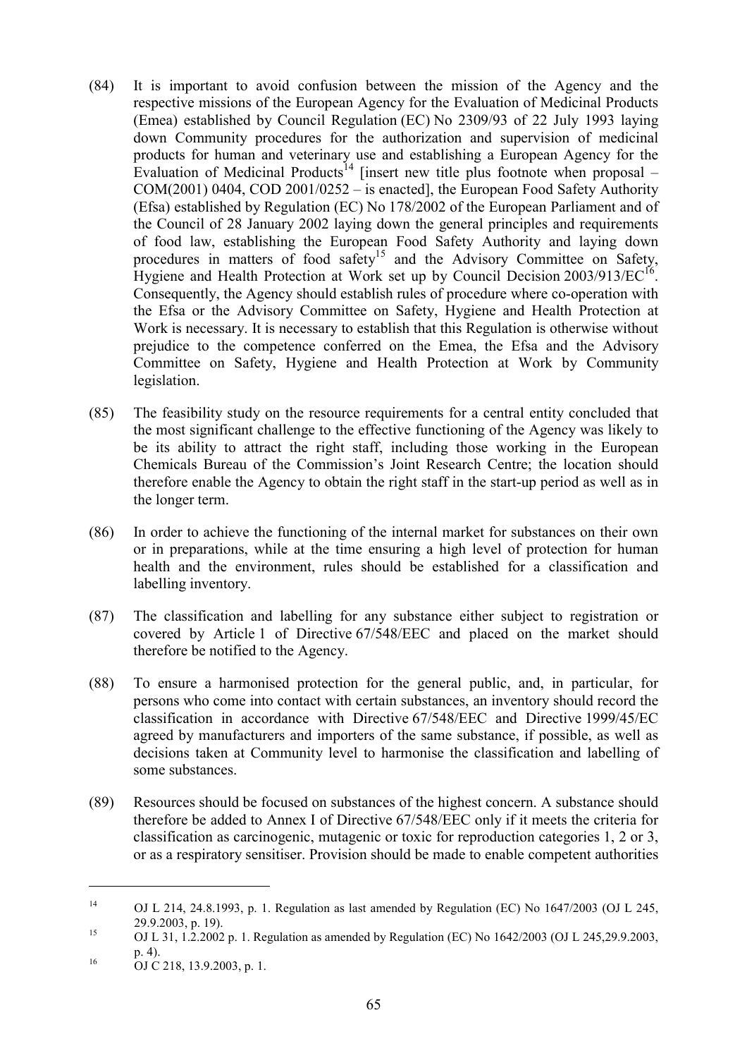(84) It is important to avoid confusion between the mission of the Agency and the respective missions of the European Agency for the Evaluation of Medicinal Products (Emea) established by Council Regulation (EC) No 2309/93 of 22 July 1993 laying down Community procedures for the authorization and supervision of medicinal products for human and veterinary use and establishing a European Agency for the Evaluation of Medicinal Products[14] [insert new title plus footnote when proposal – COM(2001) 0404, COD 2001/0252 – is enacted], the European Food Safety Authority (Efsa) established by Regulation (EC) No 178/2002 of the European Parliament and of the Council of 28 January 2002 laying down the general principles and requirements of food law, establishing the European Food Safety Authority and laying down procedures in matters of food safety[15] and the Advisory Committee on Safety, Hygiene and Health Protection at Work set up by Council Decision 2003/913/EC[16]. Consequently, the Agency should establish rules of procedure where co-operation with the Efsa or the Advisory Committee on Safety, Hygiene and Health Protection at Work is necessary. It is necessary to establish that this Regulation is otherwise without prejudice to the competence conferred on the Emea, the Efsa and the Advisory Committee on Safety, Hygiene and Health Protection at Work by Community legislation.

(85) The feasibility study on the resource requirements for a central entity concluded that the most significant challenge to the effective functioning of the Agency was likely to be its ability to attract the right staff, including those working in the European Chemicals Bureau of the Commission's Joint Research Centre; the location should therefore enable the Agency to obtain the right staff in the start-up period as well as in the longer term.

(86) In order to achieve the functioning of the internal market for substances on their own or in preparations, while at the time ensuring a high level of protection for human health and the environment, rules should be established for a classification and labelling inventory.

(87) The classification and labelling for any substance either subject to registration or covered by Article 1 of Directive 67/548/EEC and placed on the market should therefore be notified to the Agency.

(88) To ensure a harmonised protection for the general public, and, in particular, for persons who come into contact with certain substances, an inventory should record the classification in accordance with Directive 67/548/EEC and Directive 1999/45/EC agreed by manufacturers and importers of the same substance, if possible, as well as decisions taken at Community level to harmonise the classification and labelling of some substances.

(89) Resources should be focused on substances of the highest concern. A substance should therefore be added to Annex I of Directive 67/548/EEC only if it meets the criteria for classification as carcinogenic, mutagenic or toxic for reproduction categories 1, 2 or 3, or as a respiratory sensitiser. Provision should be made to enable competent authorities

---

[14] OJ L 214, 24.8.1993, p. 1. Regulation as last amended by Regulation (EC) No 1647/2003 (OJ L 245, 29.9.2003, p. 19).

[15] OJ L 31, 1.2.2002 p. 1. Regulation as amended by Regulation (EC) No 1642/2003 (OJ L 245,29.9.2003, p. 4).

[16] OJ C 218, 13.9.2003, p. 1.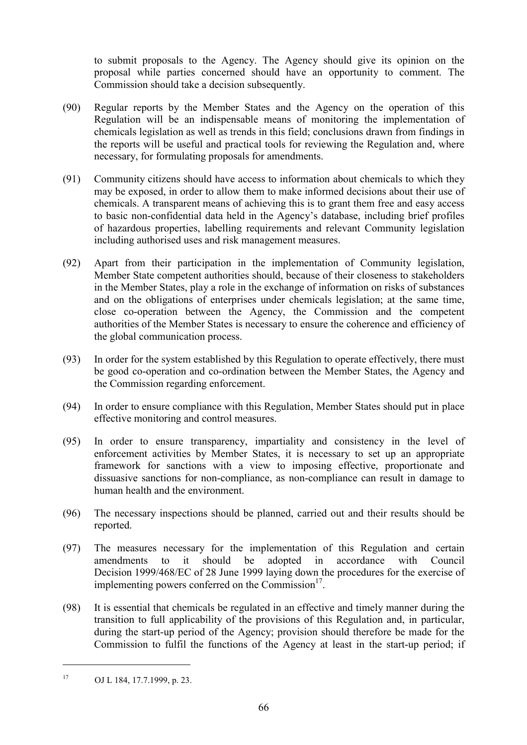to submit proposals to the Agency. The Agency should give its opinion on the proposal while parties concerned should have an opportunity to comment. The Commission should take a decision subsequently.

(90) Regular reports by the Member States and the Agency on the operation of this Regulation will be an indispensable means of monitoring the implementation of chemicals legislation as well as trends in this field; conclusions drawn from findings in the reports will be useful and practical tools for reviewing the Regulation and, where necessary, for formulating proposals for amendments.

(91) Community citizens should have access to information about chemicals to which they may be exposed, in order to allow them to make informed decisions about their use of chemicals. A transparent means of achieving this is to grant them free and easy access to basic non-confidential data held in the Agency's database, including brief profiles of hazardous properties, labelling requirements and relevant Community legislation including authorised uses and risk management measures.

(92) Apart from their participation in the implementation of Community legislation, Member State competent authorities should, because of their closeness to stakeholders in the Member States, play a role in the exchange of information on risks of substances and on the obligations of enterprises under chemicals legislation; at the same time, close co-operation between the Agency, the Commission and the competent authorities of the Member States is necessary to ensure the coherence and efficiency of the global communication process.

(93) In order for the system established by this Regulation to operate effectively, there must be good co-operation and co-ordination between the Member States, the Agency and the Commission regarding enforcement.

(94) In order to ensure compliance with this Regulation, Member States should put in place effective monitoring and control measures.

(95) In order to ensure transparency, impartiality and consistency in the level of enforcement activities by Member States, it is necessary to set up an appropriate framework for sanctions with a view to imposing effective, proportionate and dissuasive sanctions for non-compliance, as non-compliance can result in damage to human health and the environment.

(96) The necessary inspections should be planned, carried out and their results should be reported.

(97) The measures necessary for the implementation of this Regulation and certain amendments to it should be adopted in accordance with Council Decision 1999/468/EC of 28 June 1999 laying down the procedures for the exercise of implementing powers conferred on the Commission[17].

(98) It is essential that chemicals be regulated in an effective and timely manner during the transition to full applicability of the provisions of this Regulation and, in particular, during the start-up period of the Agency; provision should therefore be made for the Commission to fulfil the functions of the Agency at least in the start-up period; if

---

[17] OJ L 184, 17.7.1999, p. 23.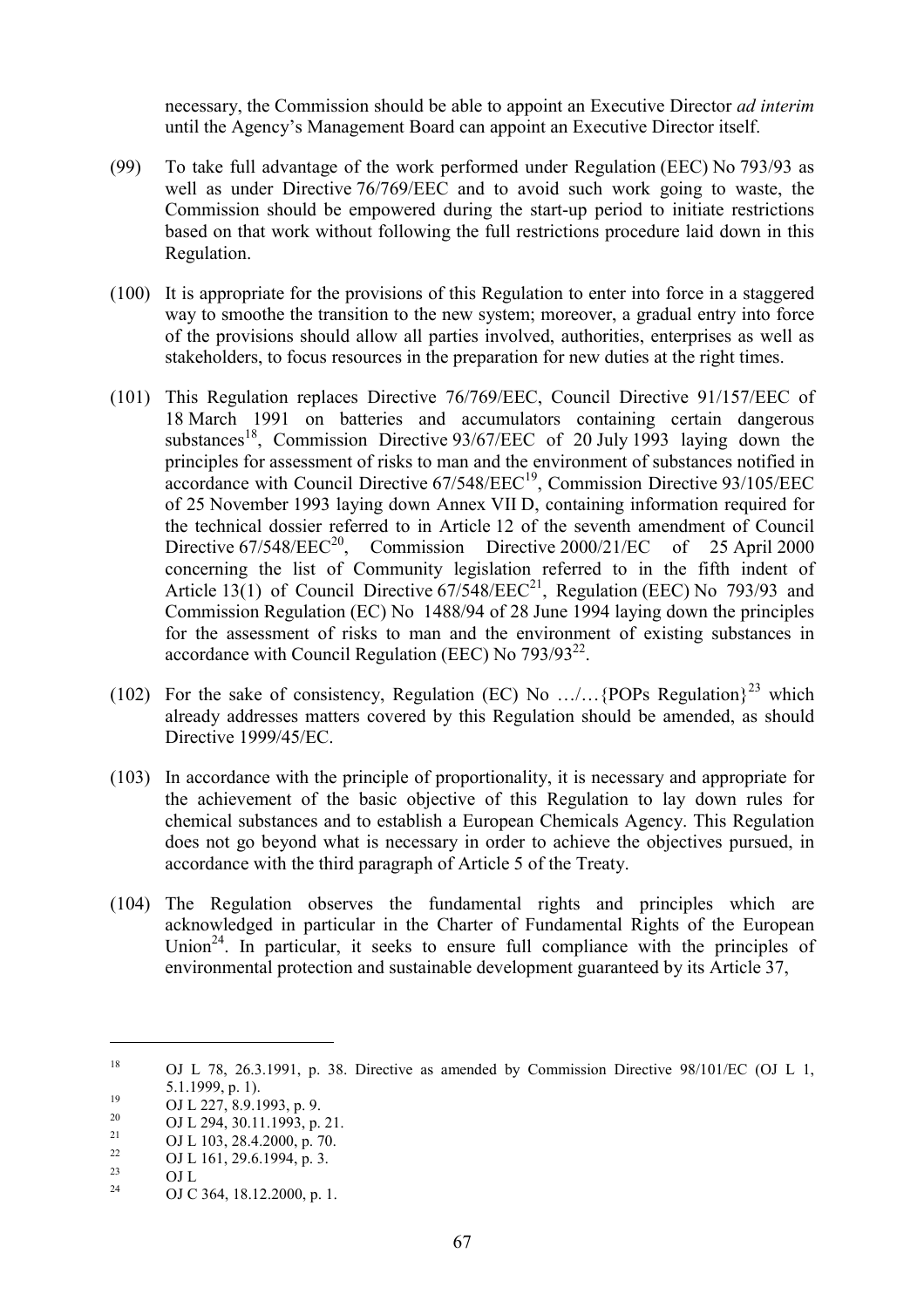necessary, the Commission should be able to appoint an Executive Director *ad interim* until the Agency's Management Board can appoint an Executive Director itself.

(99) To take full advantage of the work performed under Regulation (EEC) No 793/93 as well as under Directive 76/769/EEC and to avoid such work going to waste, the Commission should be empowered during the start-up period to initiate restrictions based on that work without following the full restrictions procedure laid down in this Regulation.

(100) It is appropriate for the provisions of this Regulation to enter into force in a staggered way to smoothe the transition to the new system; moreover, a gradual entry into force of the provisions should allow all parties involved, authorities, enterprises as well as stakeholders, to focus resources in the preparation for new duties at the right times.

(101) This Regulation replaces Directive 76/769/EEC, Council Directive 91/157/EEC of 18 March 1991 on batteries and accumulators containing certain dangerous substances[18], Commission Directive 93/67/EEC of 20 July 1993 laying down the principles for assessment of risks to man and the environment of substances notified in accordance with Council Directive 67/548/EEC[19], Commission Directive 93/105/EEC of 25 November 1993 laying down Annex VII D, containing information required for the technical dossier referred to in Article 12 of the seventh amendment of Council Directive 67/548/EEC[20], Commission Directive 2000/21/EC of 25 April 2000 concerning the list of Community legislation referred to in the fifth indent of Article 13(1) of Council Directive 67/548/EEC[21], Regulation (EEC) No 793/93 and Commission Regulation (EC) No 1488/94 of 28 June 1994 laying down the principles for the assessment of risks to man and the environment of existing substances in accordance with Council Regulation (EEC) No 793/93[22].

(102) For the sake of consistency, Regulation (EC) No …/…{POPs Regulation}[23] which already addresses matters covered by this Regulation should be amended, as should Directive 1999/45/EC.

(103) In accordance with the principle of proportionality, it is necessary and appropriate for the achievement of the basic objective of this Regulation to lay down rules for chemical substances and to establish a European Chemicals Agency. This Regulation does not go beyond what is necessary in order to achieve the objectives pursued, in accordance with the third paragraph of Article 5 of the Treaty.

(104) The Regulation observes the fundamental rights and principles which are acknowledged in particular in the Charter of Fundamental Rights of the European Union[24]. In particular, it seeks to ensure full compliance with the principles of environmental protection and sustainable development guaranteed by its Article 37,

---

[18] OJ L 78, 26.3.1991, p. 38. Directive as amended by Commission Directive 98/101/EC (OJ L 1, 5.1.1999, p. 1).

[19] OJ L 227, 8.9.1993, p. 9.

[20] OJ L 294, 30.11.1993, p. 21.

[21] OJ L 103, 28.4.2000, p. 70.

[22] OJ L 161, 29.6.1994, p. 3.

[23] OJ L

[24] OJ C 364, 18.12.2000, p. 1.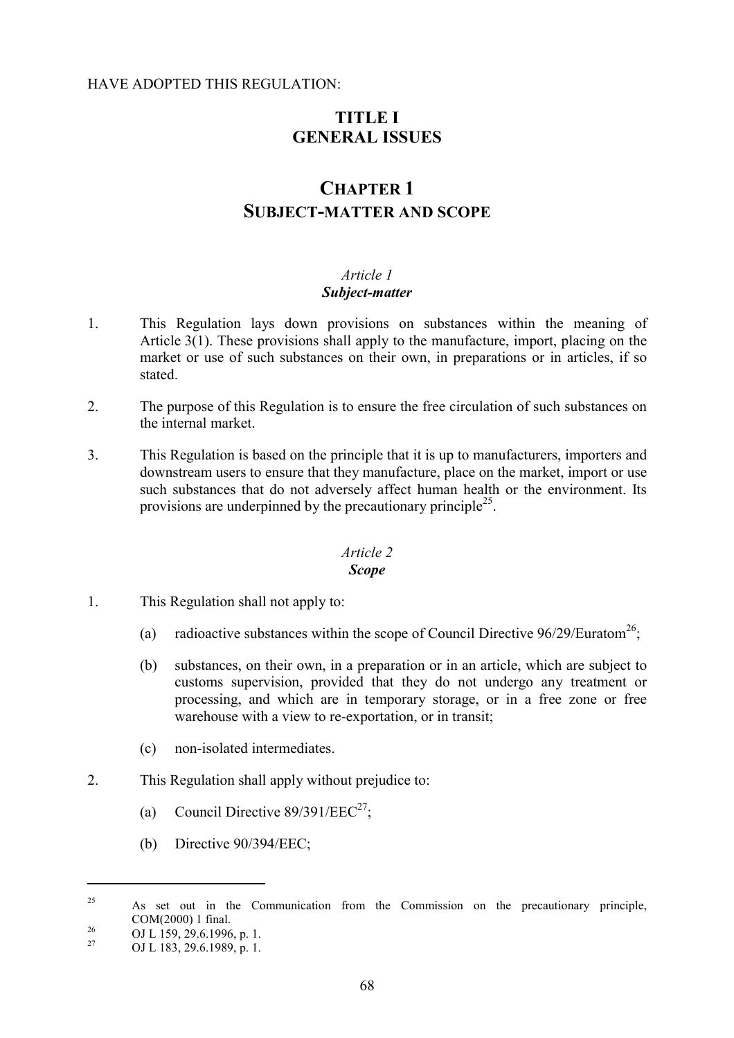HAVE ADOPTED THIS REGULATION:

# TITLE I
# GENERAL ISSUES

## CHAPTER 1
## SUBJECT-MATTER AND SCOPE

### *Article 1*
### ***Subject-matter***

1. This Regulation lays down provisions on substances within the meaning of Article 3(1). These provisions shall apply to the manufacture, import, placing on the market or use of such substances on their own, in preparations or in articles, if so stated.

2. The purpose of this Regulation is to ensure the free circulation of such substances on the internal market.

3. This Regulation is based on the principle that it is up to manufacturers, importers and downstream users to ensure that they manufacture, place on the market, import or use such substances that do not adversely affect human health or the environment. Its provisions are underpinned by the precautionary principle[25].

### *Article 2*
### ***Scope***

1. This Regulation shall not apply to:

   (a) radioactive substances within the scope of Council Directive 96/29/Euratom[26];

   (b) substances, on their own, in a preparation or in an article, which are subject to customs supervision, provided that they do not undergo any treatment or processing, and which are in temporary storage, or in a free zone or free warehouse with a view to re-exportation, or in transit;

   (c) non-isolated intermediates.

2. This Regulation shall apply without prejudice to:

   (a) Council Directive 89/391/EEC[27];

   (b) Directive 90/394/EEC;

---

[25] As set out in the Communication from the Commission on the precautionary principle, COM(2000) 1 final.

[26] OJ L 159, 29.6.1996, p. 1.

[27] OJ L 183, 29.6.1989, p. 1.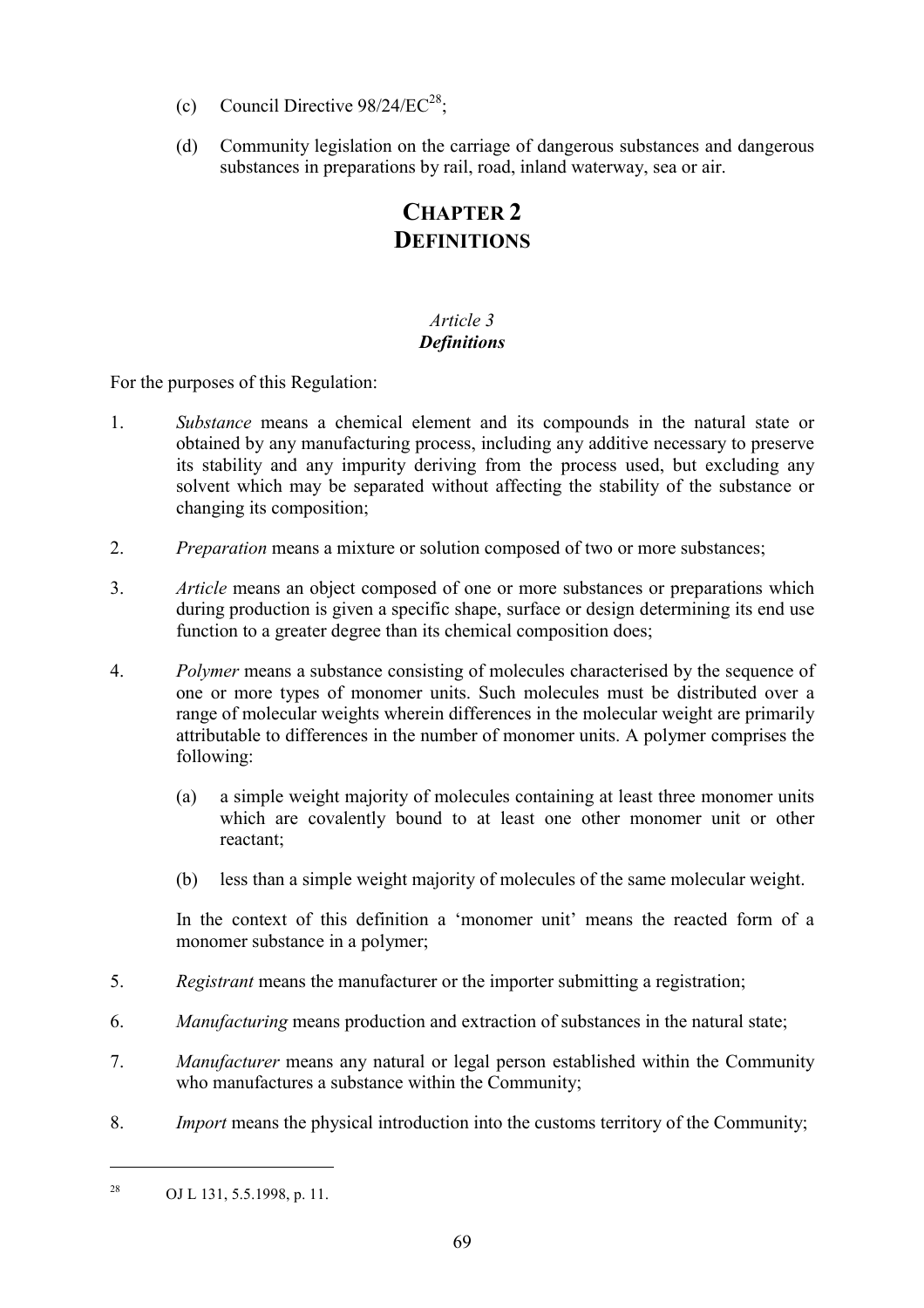(c) Council Directive 98/24/EC[28];

(d) Community legislation on the carriage of dangerous substances and dangerous substances in preparations by rail, road, inland waterway, sea or air.

# CHAPTER 2
# DEFINITIONS

### *Article 3*
### ***Definitions***

For the purposes of this Regulation:

1. *Substance* means a chemical element and its compounds in the natural state or obtained by any manufacturing process, including any additive necessary to preserve its stability and any impurity deriving from the process used, but excluding any solvent which may be separated without affecting the stability of the substance or changing its composition;

2. *Preparation* means a mixture or solution composed of two or more substances;

3. *Article* means an object composed of one or more substances or preparations which during production is given a specific shape, surface or design determining its end use function to a greater degree than its chemical composition does;

4. *Polymer* means a substance consisting of molecules characterised by the sequence of one or more types of monomer units. Such molecules must be distributed over a range of molecular weights wherein differences in the molecular weight are primarily attributable to differences in the number of monomer units. A polymer comprises the following:

   (a) a simple weight majority of molecules containing at least three monomer units which are covalently bound to at least one other monomer unit or other reactant;

   (b) less than a simple weight majority of molecules of the same molecular weight.

   In the context of this definition a 'monomer unit' means the reacted form of a monomer substance in a polymer;

5. *Registrant* means the manufacturer or the importer submitting a registration;

6. *Manufacturing* means production and extraction of substances in the natural state;

7. *Manufacturer* means any natural or legal person established within the Community who manufactures a substance within the Community;

8. *Import* means the physical introduction into the customs territory of the Community;

---

[28] OJ L 131, 5.5.1998, p. 11.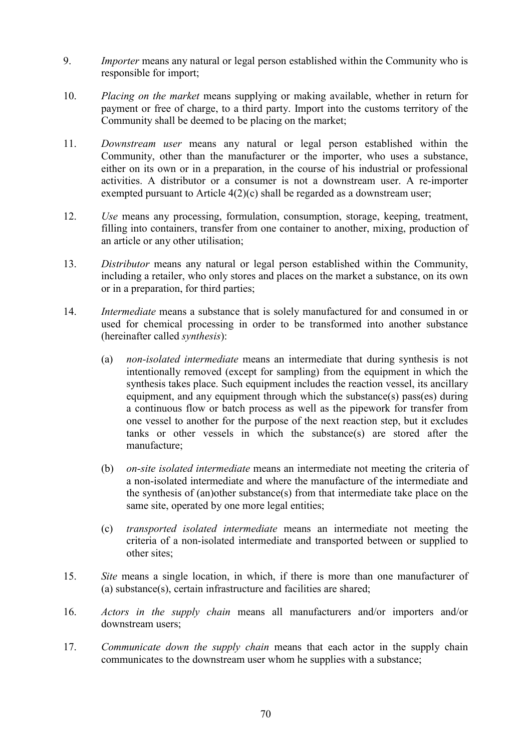9. *Importer* means any natural or legal person established within the Community who is responsible for import;

10. *Placing on the market* means supplying or making available, whether in return for payment or free of charge, to a third party. Import into the customs territory of the Community shall be deemed to be placing on the market;

11. *Downstream user* means any natural or legal person established within the Community, other than the manufacturer or the importer, who uses a substance, either on its own or in a preparation, in the course of his industrial or professional activities. A distributor or a consumer is not a downstream user. A re-importer exempted pursuant to Article 4(2)(c) shall be regarded as a downstream user;

12. *Use* means any processing, formulation, consumption, storage, keeping, treatment, filling into containers, transfer from one container to another, mixing, production of an article or any other utilisation;

13. *Distributor* means any natural or legal person established within the Community, including a retailer, who only stores and places on the market a substance, on its own or in a preparation, for third parties;

14. *Intermediate* means a substance that is solely manufactured for and consumed in or used for chemical processing in order to be transformed into another substance (hereinafter called *synthesis*):

    (a) *non-isolated intermediate* means an intermediate that during synthesis is not intentionally removed (except for sampling) from the equipment in which the synthesis takes place. Such equipment includes the reaction vessel, its ancillary equipment, and any equipment through which the substance(s) pass(es) during a continuous flow or batch process as well as the pipework for transfer from one vessel to another for the purpose of the next reaction step, but it excludes tanks or other vessels in which the substance(s) are stored after the manufacture;

    (b) *on-site isolated intermediate* means an intermediate not meeting the criteria of a non-isolated intermediate and where the manufacture of the intermediate and the synthesis of (an)other substance(s) from that intermediate take place on the same site, operated by one more legal entities;

    (c) *transported isolated intermediate* means an intermediate not meeting the criteria of a non-isolated intermediate and transported between or supplied to other sites;

15. *Site* means a single location, in which, if there is more than one manufacturer of (a) substance(s), certain infrastructure and facilities are shared;

16. *Actors in the supply chain* means all manufacturers and/or importers and/or downstream users;

17. *Communicate down the supply chain* means that each actor in the supply chain communicates to the downstream user whom he supplies with a substance;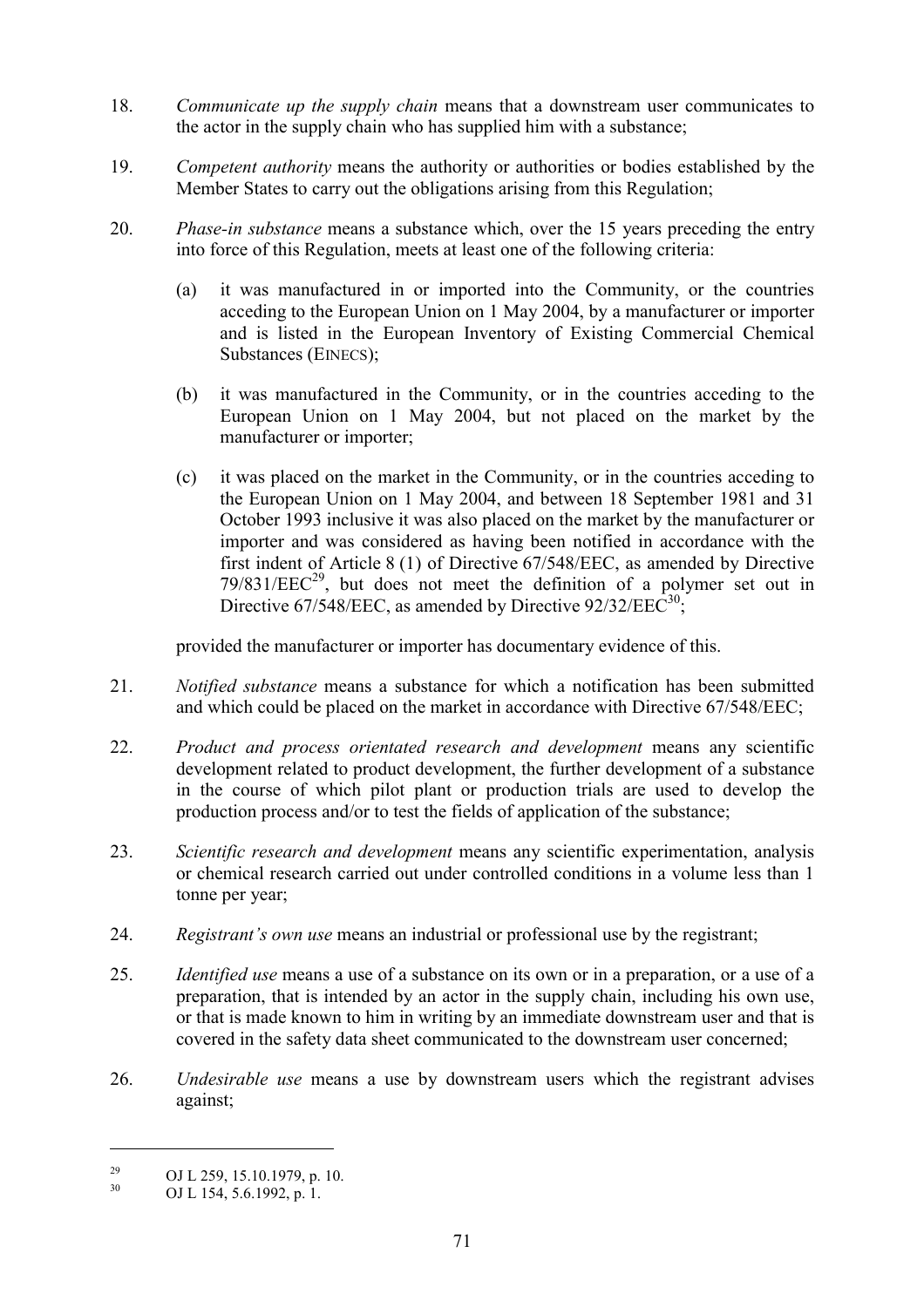18. *Communicate up the supply chain* means that a downstream user communicates to the actor in the supply chain who has supplied him with a substance;

19. *Competent authority* means the authority or authorities or bodies established by the Member States to carry out the obligations arising from this Regulation;

20. *Phase-in substance* means a substance which, over the 15 years preceding the entry into force of this Regulation, meets at least one of the following criteria:

    (a) it was manufactured in or imported into the Community, or the countries acceding to the European Union on 1 May 2004, by a manufacturer or importer and is listed in the European Inventory of Existing Commercial Chemical Substances (EINECS);

    (b) it was manufactured in the Community, or in the countries acceding to the European Union on 1 May 2004, but not placed on the market by the manufacturer or importer;

    (c) it was placed on the market in the Community, or in the countries acceding to the European Union on 1 May 2004, and between 18 September 1981 and 31 October 1993 inclusive it was also placed on the market by the manufacturer or importer and was considered as having been notified in accordance with the first indent of Article 8 (1) of Directive 67/548/EEC, as amended by Directive 79/831/EEC[29], but does not meet the definition of a polymer set out in Directive 67/548/EEC, as amended by Directive 92/32/EEC[30];

    provided the manufacturer or importer has documentary evidence of this.

21. *Notified substance* means a substance for which a notification has been submitted and which could be placed on the market in accordance with Directive 67/548/EEC;

22. *Product and process orientated research and development* means any scientific development related to product development, the further development of a substance in the course of which pilot plant or production trials are used to develop the production process and/or to test the fields of application of the substance;

23. *Scientific research and development* means any scientific experimentation, analysis or chemical research carried out under controlled conditions in a volume less than 1 tonne per year;

24. *Registrant's own use* means an industrial or professional use by the registrant;

25. *Identified use* means a use of a substance on its own or in a preparation, or a use of a preparation, that is intended by an actor in the supply chain, including his own use, or that is made known to him in writing by an immediate downstream user and that is covered in the safety data sheet communicated to the downstream user concerned;

26. *Undesirable use* means a use by downstream users which the registrant advises against;

---

[29] OJ L 259, 15.10.1979, p. 10.

[30] OJ L 154, 5.6.1992, p. 1.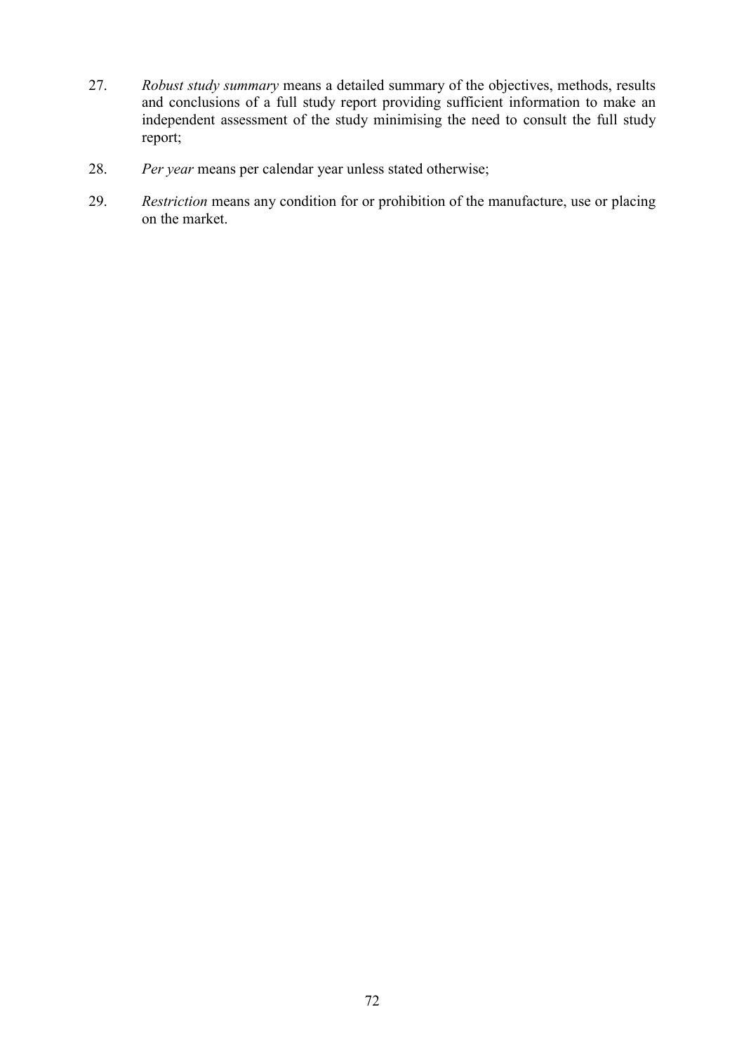27. *Robust study summary* means a detailed summary of the objectives, methods, results and conclusions of a full study report providing sufficient information to make an independent assessment of the study minimising the need to consult the full study report;

28. *Per year* means per calendar year unless stated otherwise;

29. *Restriction* means any condition for or prohibition of the manufacture, use or placing on the market.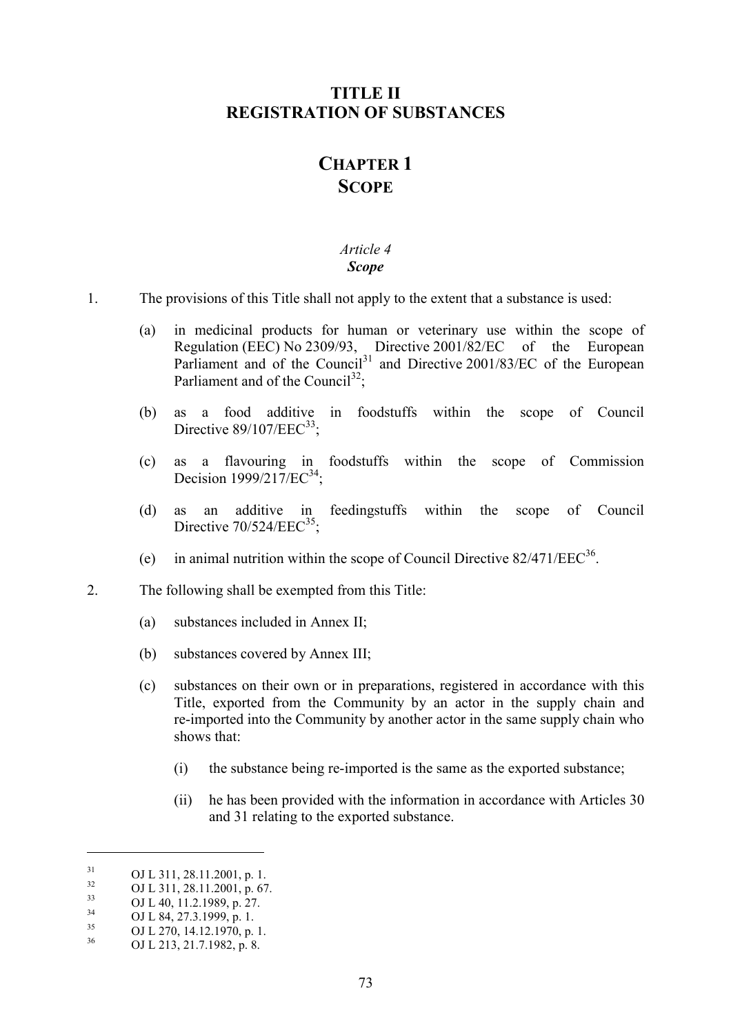# TITLE II
# REGISTRATION OF SUBSTANCES

## CHAPTER 1
## SCOPE

### *Article 4*
### ***Scope***

1. The provisions of this Title shall not apply to the extent that a substance is used:

   (a) in medicinal products for human or veterinary use within the scope of Regulation (EEC) No 2309/93, Directive 2001/82/EC of the European Parliament and of the Council[31] and Directive 2001/83/EC of the European Parliament and of the Council[32];

   (b) as a food additive in foodstuffs within the scope of Council Directive 89/107/EEC[33];

   (c) as a flavouring in foodstuffs within the scope of Commission Decision 1999/217/EC[34];

   (d) as an additive in feedingstuffs within the scope of Council Directive 70/524/EEC[35];

   (e) in animal nutrition within the scope of Council Directive 82/471/EEC[36].

2. The following shall be exempted from this Title:

   (a) substances included in Annex II;

   (b) substances covered by Annex III;

   (c) substances on their own or in preparations, registered in accordance with this Title, exported from the Community by an actor in the supply chain and re-imported into the Community by another actor in the same supply chain who shows that:

      (i) the substance being re-imported is the same as the exported substance;

      (ii) he has been provided with the information in accordance with Articles 30 and 31 relating to the exported substance.

---

[31] OJ L 311, 28.11.2001, p. 1.
[32] OJ L 311, 28.11.2001, p. 67.
[33] OJ L 40, 11.2.1989, p. 27.
[34] OJ L 84, 27.3.1999, p. 1.
[35] OJ L 270, 14.12.1970, p. 1.
[36] OJ L 213, 21.7.1982, p. 8.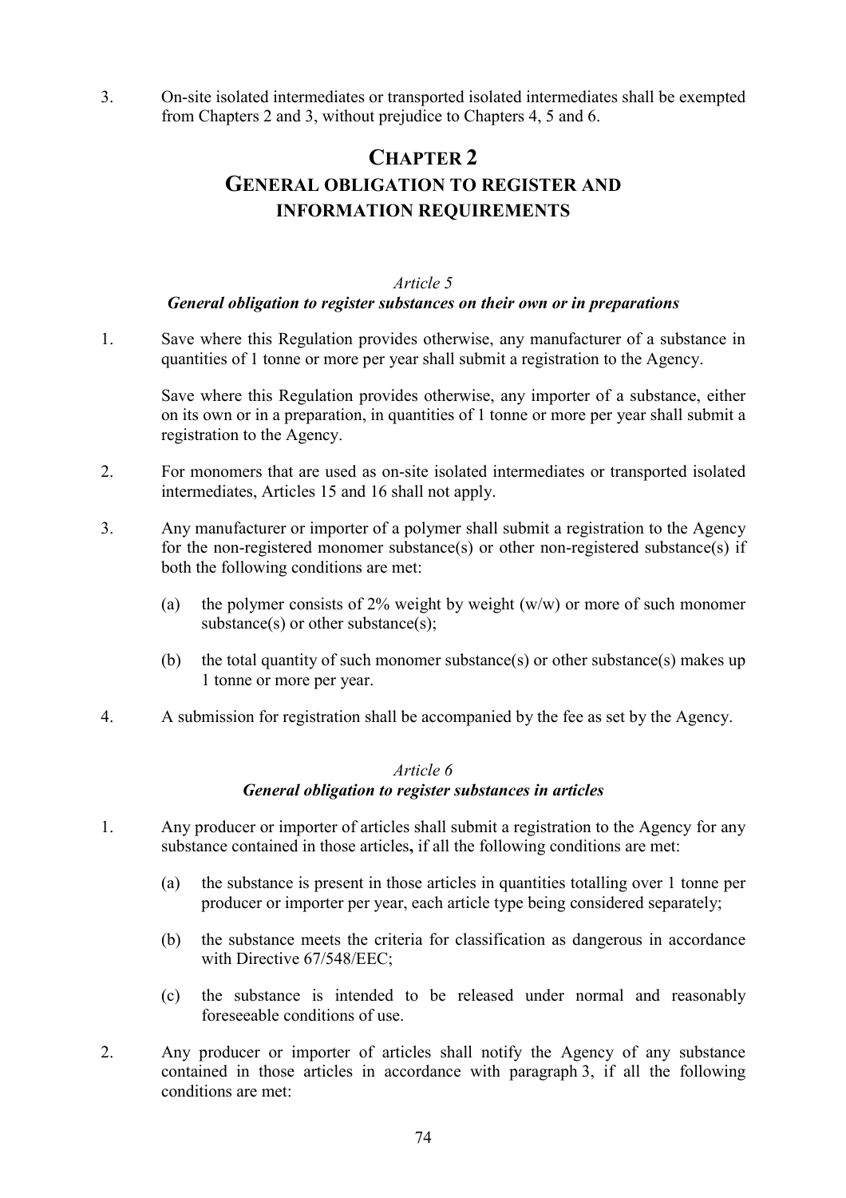3. On-site isolated intermediates or transported isolated intermediates shall be exempted from Chapters 2 and 3, without prejudice to Chapters 4, 5 and 6.

# CHAPTER 2
# GENERAL OBLIGATION TO REGISTER AND INFORMATION REQUIREMENTS

*Article 5*

***General obligation to register substances on their own or in preparations***

1. Save where this Regulation provides otherwise, any manufacturer of a substance in quantities of 1 tonne or more per year shall submit a registration to the Agency.

   Save where this Regulation provides otherwise, any importer of a substance, either on its own or in a preparation, in quantities of 1 tonne or more per year shall submit a registration to the Agency.

2. For monomers that are used as on-site isolated intermediates or transported isolated intermediates, Articles 15 and 16 shall not apply.

3. Any manufacturer or importer of a polymer shall submit a registration to the Agency for the non-registered monomer substance(s) or other non-registered substance(s) if both the following conditions are met:

   (a) the polymer consists of 2% weight by weight (w/w) or more of such monomer substance(s) or other substance(s);

   (b) the total quantity of such monomer substance(s) or other substance(s) makes up 1 tonne or more per year.

4. A submission for registration shall be accompanied by the fee as set by the Agency.

*Article 6*

***General obligation to register substances in articles***

1. Any producer or importer of articles shall submit a registration to the Agency for any substance contained in those articles**,** if all the following conditions are met:

   (a) the substance is present in those articles in quantities totalling over 1 tonne per producer or importer per year, each article type being considered separately;

   (b) the substance meets the criteria for classification as dangerous in accordance with Directive 67/548/EEC;

   (c) the substance is intended to be released under normal and reasonably foreseeable conditions of use.

2. Any producer or importer of articles shall notify the Agency of any substance contained in those articles in accordance with paragraph 3, if all the following conditions are met: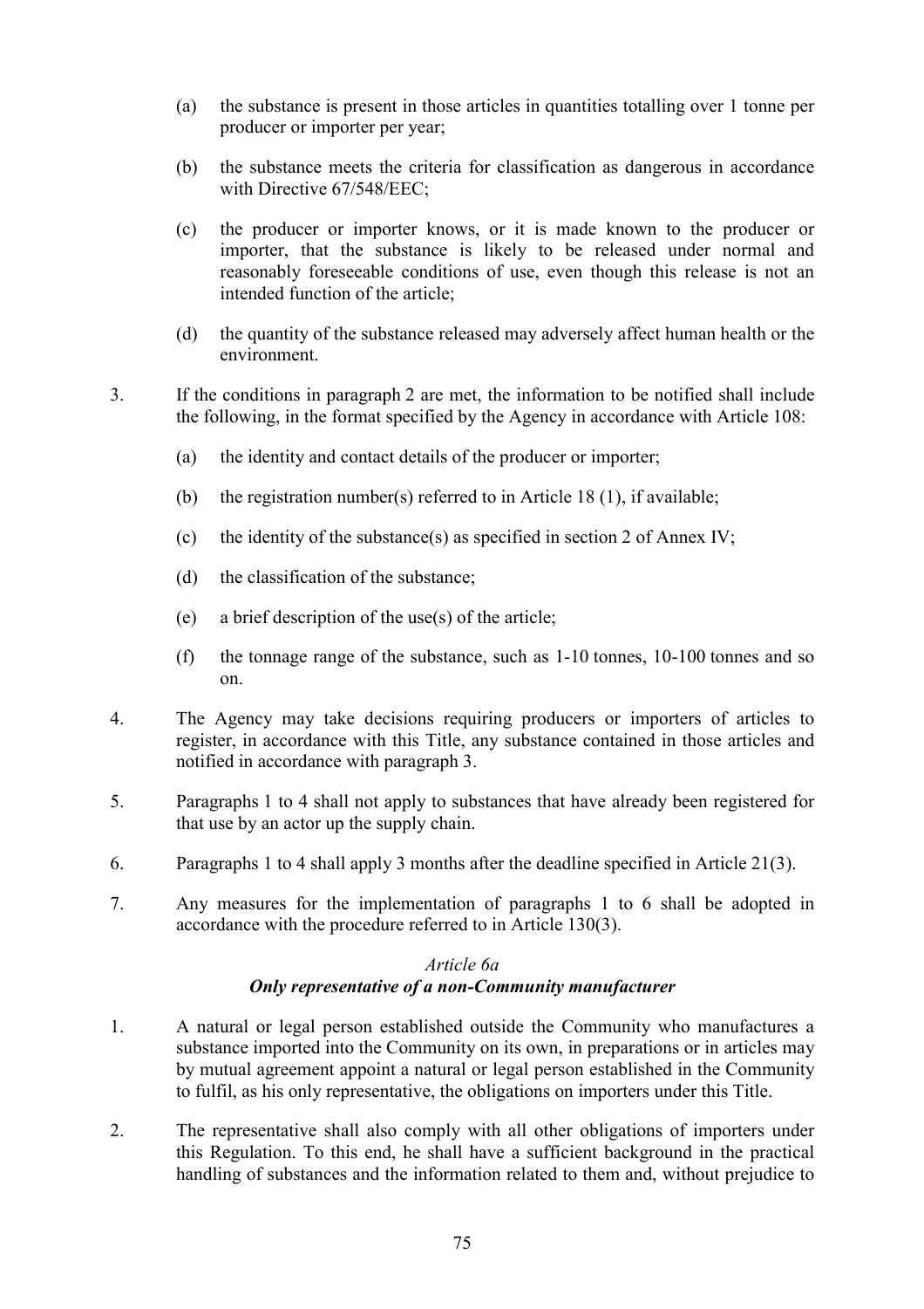(a) the substance is present in those articles in quantities totalling over 1 tonne per producer or importer per year;

(b) the substance meets the criteria for classification as dangerous in accordance with Directive 67/548/EEC;

(c) the producer or importer knows, or it is made known to the producer or importer, that the substance is likely to be released under normal and reasonably foreseeable conditions of use, even though this release is not an intended function of the article;

(d) the quantity of the substance released may adversely affect human health or the environment.

3. If the conditions in paragraph 2 are met, the information to be notified shall include the following, in the format specified by the Agency in accordance with Article 108:

(a) the identity and contact details of the producer or importer;

(b) the registration number(s) referred to in Article 18 (1), if available;

(c) the identity of the substance(s) as specified in section 2 of Annex IV;

(d) the classification of the substance;

(e) a brief description of the use(s) of the article;

(f) the tonnage range of the substance, such as 1-10 tonnes, 10-100 tonnes and so on.

4. The Agency may take decisions requiring producers or importers of articles to register, in accordance with this Title, any substance contained in those articles and notified in accordance with paragraph 3.

5. Paragraphs 1 to 4 shall not apply to substances that have already been registered for that use by an actor up the supply chain.

6. Paragraphs 1 to 4 shall apply 3 months after the deadline specified in Article 21(3).

7. Any measures for the implementation of paragraphs 1 to 6 shall be adopted in accordance with the procedure referred to in Article 130(3).

*Article 6a*

***Only representative of a non-Community manufacturer***

1. A natural or legal person established outside the Community who manufactures a substance imported into the Community on its own, in preparations or in articles may by mutual agreement appoint a natural or legal person established in the Community to fulfil, as his only representative, the obligations on importers under this Title.

2. The representative shall also comply with all other obligations of importers under this Regulation. To this end, he shall have a sufficient background in the practical handling of substances and the information related to them and, without prejudice to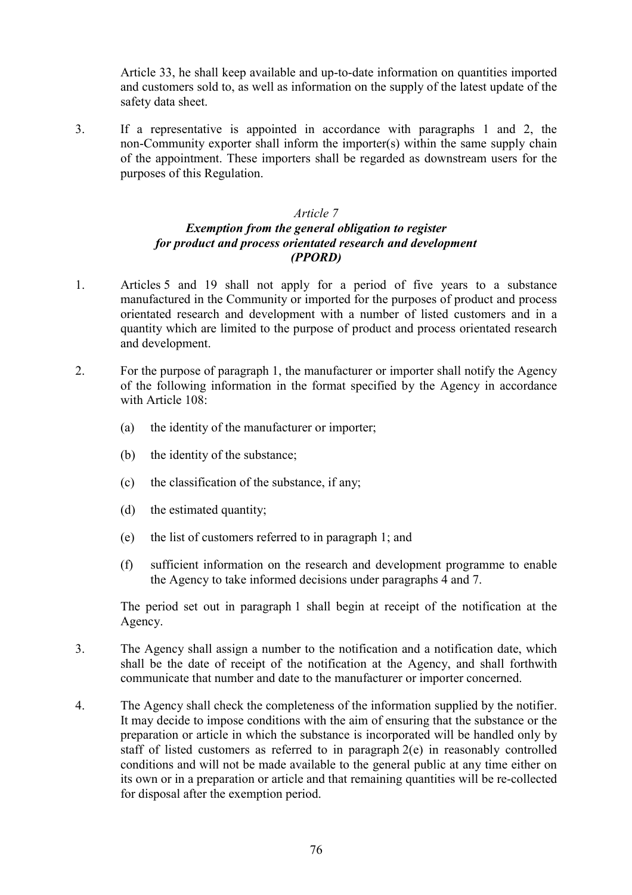Article 33, he shall keep available and up-to-date information on quantities imported and customers sold to, as well as information on the supply of the latest update of the safety data sheet.

3. If a representative is appointed in accordance with paragraphs 1 and 2, the non-Community exporter shall inform the importer(s) within the same supply chain of the appointment. These importers shall be regarded as downstream users for the purposes of this Regulation.

*Article 7*

***Exemption from the general obligation to register for product and process orientated research and development (PPORD)***

1. Articles 5 and 19 shall not apply for a period of five years to a substance manufactured in the Community or imported for the purposes of product and process orientated research and development with a number of listed customers and in a quantity which are limited to the purpose of product and process orientated research and development.

2. For the purpose of paragraph 1, the manufacturer or importer shall notify the Agency of the following information in the format specified by the Agency in accordance with Article 108:

   (a) the identity of the manufacturer or importer;

   (b) the identity of the substance;

   (c) the classification of the substance, if any;

   (d) the estimated quantity;

   (e) the list of customers referred to in paragraph 1; and

   (f) sufficient information on the research and development programme to enable the Agency to take informed decisions under paragraphs 4 and 7.

   The period set out in paragraph 1 shall begin at receipt of the notification at the Agency.

3. The Agency shall assign a number to the notification and a notification date, which shall be the date of receipt of the notification at the Agency, and shall forthwith communicate that number and date to the manufacturer or importer concerned.

4. The Agency shall check the completeness of the information supplied by the notifier. It may decide to impose conditions with the aim of ensuring that the substance or the preparation or article in which the substance is incorporated will be handled only by staff of listed customers as referred to in paragraph 2(e) in reasonably controlled conditions and will not be made available to the general public at any time either on its own or in a preparation or article and that remaining quantities will be re-collected for disposal after the exemption period.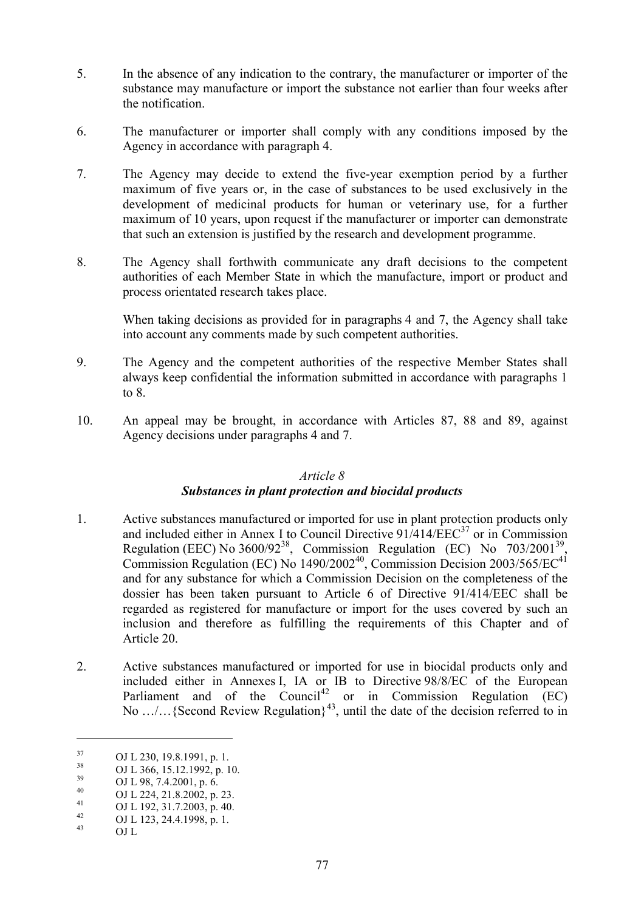5. In the absence of any indication to the contrary, the manufacturer or importer of the substance may manufacture or import the substance not earlier than four weeks after the notification.

6. The manufacturer or importer shall comply with any conditions imposed by the Agency in accordance with paragraph 4.

7. The Agency may decide to extend the five-year exemption period by a further maximum of five years or, in the case of substances to be used exclusively in the development of medicinal products for human or veterinary use, for a further maximum of 10 years, upon request if the manufacturer or importer can demonstrate that such an extension is justified by the research and development programme.

8. The Agency shall forthwith communicate any draft decisions to the competent authorities of each Member State in which the manufacture, import or product and process orientated research takes place.

   When taking decisions as provided for in paragraphs 4 and 7, the Agency shall take into account any comments made by such competent authorities.

9. The Agency and the competent authorities of the respective Member States shall always keep confidential the information submitted in accordance with paragraphs 1 to 8.

10. An appeal may be brought, in accordance with Articles 87, 88 and 89, against Agency decisions under paragraphs 4 and 7.

*Article 8*

***Substances in plant protection and biocidal products***

1. Active substances manufactured or imported for use in plant protection products only and included either in Annex I to Council Directive 91/414/EEC[37] or in Commission Regulation (EEC) No 3600/92[38], Commission Regulation (EC) No 703/2001[39], Commission Regulation (EC) No 1490/2002[40], Commission Decision 2003/565/EC[41] and for any substance for which a Commission Decision on the completeness of the dossier has been taken pursuant to Article 6 of Directive 91/414/EEC shall be regarded as registered for manufacture or import for the uses covered by such an inclusion and therefore as fulfilling the requirements of this Chapter and of Article 20.

2. Active substances manufactured or imported for use in biocidal products only and included either in Annexes I, IA or IB to Directive 98/8/EC of the European Parliament and of the Council[42] or in Commission Regulation (EC) No …/…{Second Review Regulation}[43], until the date of the decision referred to in

---

[37] OJ L 230, 19.8.1991, p. 1.

[38] OJ L 366, 15.12.1992, p. 10.

[39] OJ L 98, 7.4.2001, p. 6.

[40] OJ L 224, 21.8.2002, p. 23.

[41] OJ L 192, 31.7.2003, p. 40.

[42] OJ L 123, 24.4.1998, p. 1.

[43] OJ L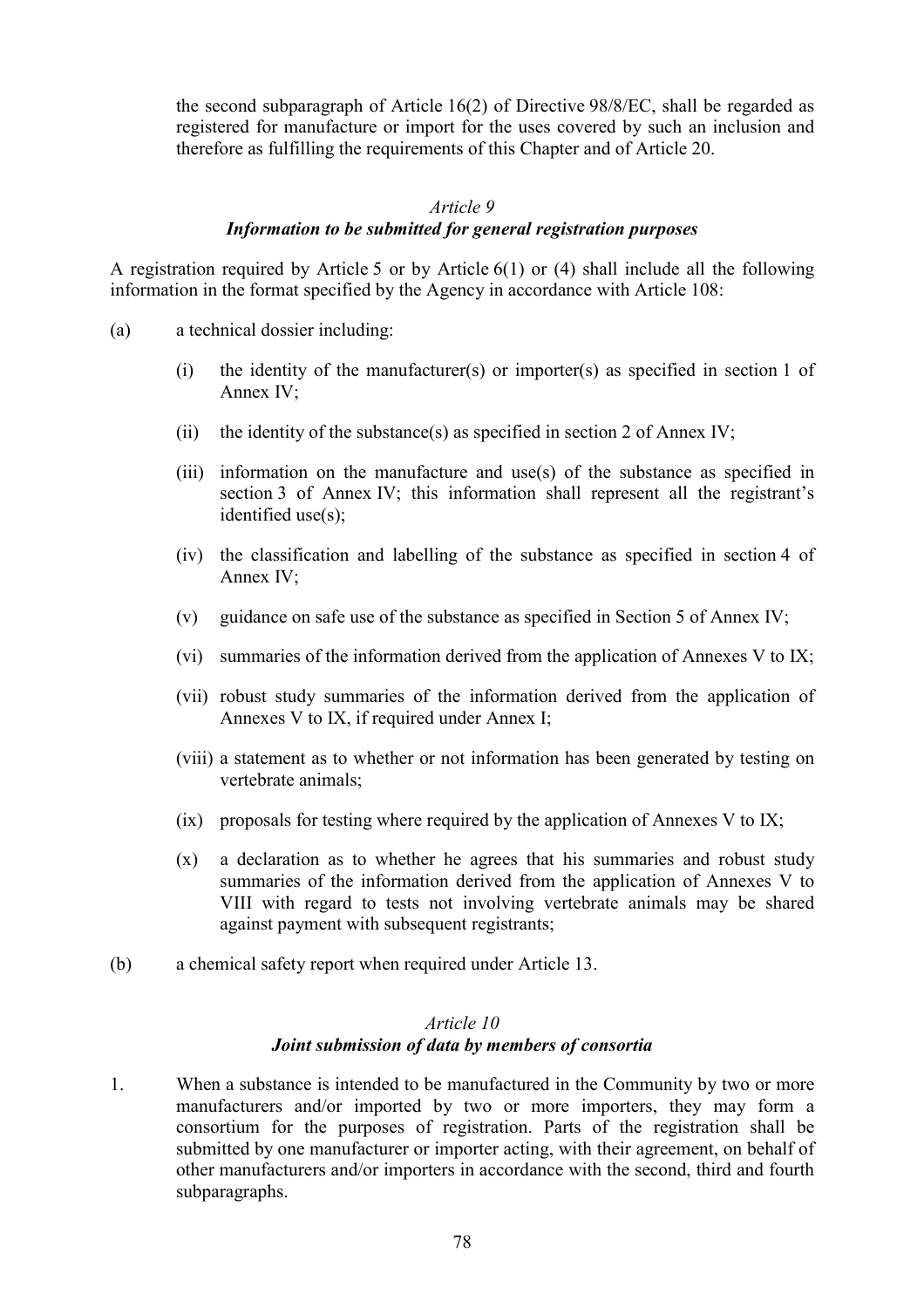the second subparagraph of Article 16(2) of Directive 98/8/EC, shall be regarded as registered for manufacture or import for the uses covered by such an inclusion and therefore as fulfilling the requirements of this Chapter and of Article 20.

### *Article 9*
### ***Information to be submitted for general registration purposes***

A registration required by Article 5 or by Article 6(1) or (4) shall include all the following information in the format specified by the Agency in accordance with Article 108:

(a) a technical dossier including:

- (i) the identity of the manufacturer(s) or importer(s) as specified in section 1 of Annex IV;
- (ii) the identity of the substance(s) as specified in section 2 of Annex IV;
- (iii) information on the manufacture and use(s) of the substance as specified in section 3 of Annex IV; this information shall represent all the registrant's identified use(s);
- (iv) the classification and labelling of the substance as specified in section 4 of Annex IV;
- (v) guidance on safe use of the substance as specified in Section 5 of Annex IV;
- (vi) summaries of the information derived from the application of Annexes V to IX;
- (vii) robust study summaries of the information derived from the application of Annexes V to IX, if required under Annex I;
- (viii) a statement as to whether or not information has been generated by testing on vertebrate animals;
- (ix) proposals for testing where required by the application of Annexes V to IX;
- (x) a declaration as to whether he agrees that his summaries and robust study summaries of the information derived from the application of Annexes V to VIII with regard to tests not involving vertebrate animals may be shared against payment with subsequent registrants;

(b) a chemical safety report when required under Article 13.

### *Article 10*
### ***Joint submission of data by members of consortia***

1. When a substance is intended to be manufactured in the Community by two or more manufacturers and/or imported by two or more importers, they may form a consortium for the purposes of registration. Parts of the registration shall be submitted by one manufacturer or importer acting, with their agreement, on behalf of other manufacturers and/or importers in accordance with the second, third and fourth subparagraphs.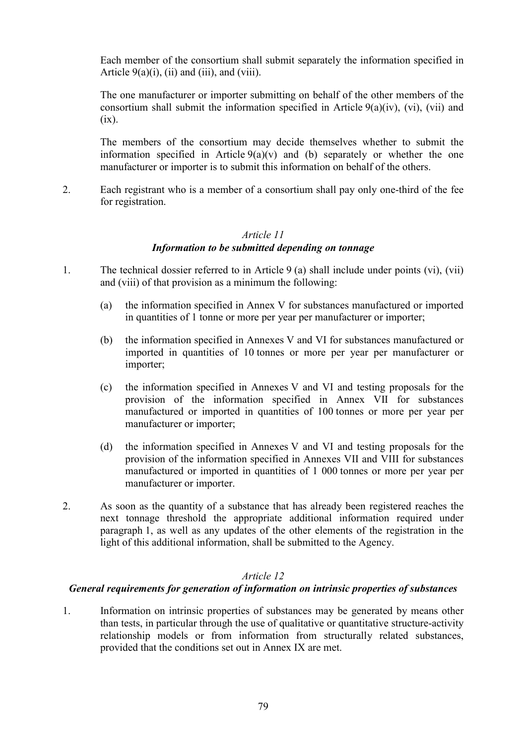Each member of the consortium shall submit separately the information specified in Article 9(a)(i), (ii) and (iii), and (viii).

The one manufacturer or importer submitting on behalf of the other members of the consortium shall submit the information specified in Article 9(a)(iv), (vi), (vii) and (ix).

The members of the consortium may decide themselves whether to submit the information specified in Article 9(a)(v) and (b) separately or whether the one manufacturer or importer is to submit this information on behalf of the others.

2. Each registrant who is a member of a consortium shall pay only one-third of the fee for registration.

### *Article 11*
### ***Information to be submitted depending on tonnage***

1. The technical dossier referred to in Article 9 (a) shall include under points (vi), (vii) and (viii) of that provision as a minimum the following:

   (a) the information specified in Annex V for substances manufactured or imported in quantities of 1 tonne or more per year per manufacturer or importer;

   (b) the information specified in Annexes V and VI for substances manufactured or imported in quantities of 10 tonnes or more per year per manufacturer or importer;

   (c) the information specified in Annexes V and VI and testing proposals for the provision of the information specified in Annex VII for substances manufactured or imported in quantities of 100 tonnes or more per year per manufacturer or importer;

   (d) the information specified in Annexes V and VI and testing proposals for the provision of the information specified in Annexes VII and VIII for substances manufactured or imported in quantities of 1 000 tonnes or more per year per manufacturer or importer.

2. As soon as the quantity of a substance that has already been registered reaches the next tonnage threshold the appropriate additional information required under paragraph 1, as well as any updates of the other elements of the registration in the light of this additional information, shall be submitted to the Agency.

### *Article 12*
### ***General requirements for generation of information on intrinsic properties of substances***

1. Information on intrinsic properties of substances may be generated by means other than tests, in particular through the use of qualitative or quantitative structure-activity relationship models or from information from structurally related substances, provided that the conditions set out in Annex IX are met.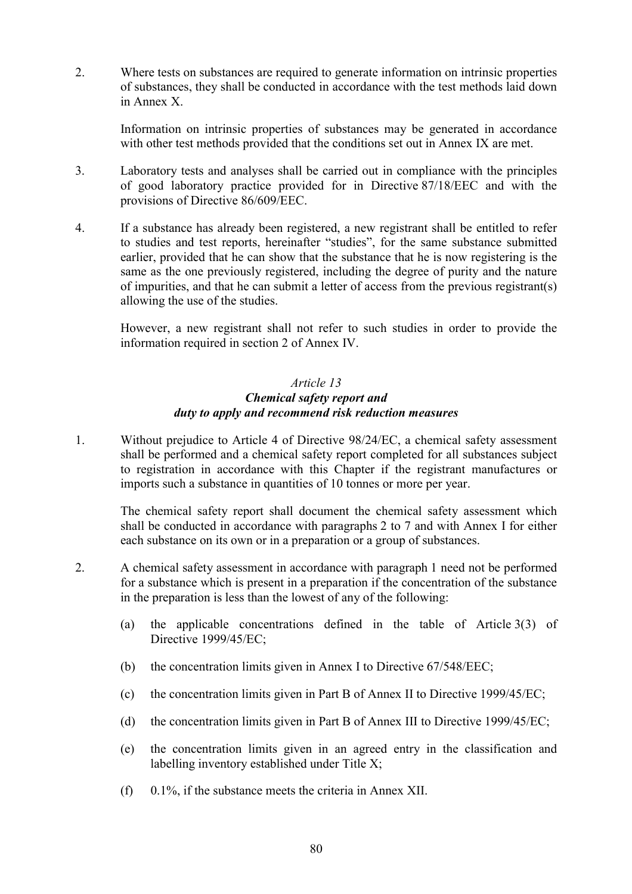2. Where tests on substances are required to generate information on intrinsic properties of substances, they shall be conducted in accordance with the test methods laid down in Annex X.

   Information on intrinsic properties of substances may be generated in accordance with other test methods provided that the conditions set out in Annex IX are met.

3. Laboratory tests and analyses shall be carried out in compliance with the principles of good laboratory practice provided for in Directive 87/18/EEC and with the provisions of Directive 86/609/EEC.

4. If a substance has already been registered, a new registrant shall be entitled to refer to studies and test reports, hereinafter "studies", for the same substance submitted earlier, provided that he can show that the substance that he is now registering is the same as the one previously registered, including the degree of purity and the nature of impurities, and that he can submit a letter of access from the previous registrant(s) allowing the use of the studies.

   However, a new registrant shall not refer to such studies in order to provide the information required in section 2 of Annex IV.

### *Article 13*
### ***Chemical safety report and duty to apply and recommend risk reduction measures***

1. Without prejudice to Article 4 of Directive 98/24/EC, a chemical safety assessment shall be performed and a chemical safety report completed for all substances subject to registration in accordance with this Chapter if the registrant manufactures or imports such a substance in quantities of 10 tonnes or more per year.

   The chemical safety report shall document the chemical safety assessment which shall be conducted in accordance with paragraphs 2 to 7 and with Annex I for either each substance on its own or in a preparation or a group of substances.

2. A chemical safety assessment in accordance with paragraph 1 need not be performed for a substance which is present in a preparation if the concentration of the substance in the preparation is less than the lowest of any of the following:

   (a) the applicable concentrations defined in the table of Article 3(3) of Directive 1999/45/EC;

   (b) the concentration limits given in Annex I to Directive 67/548/EEC;

   (c) the concentration limits given in Part B of Annex II to Directive 1999/45/EC;

   (d) the concentration limits given in Part B of Annex III to Directive 1999/45/EC;

   (e) the concentration limits given in an agreed entry in the classification and labelling inventory established under Title X;

   (f) 0.1%, if the substance meets the criteria in Annex XII.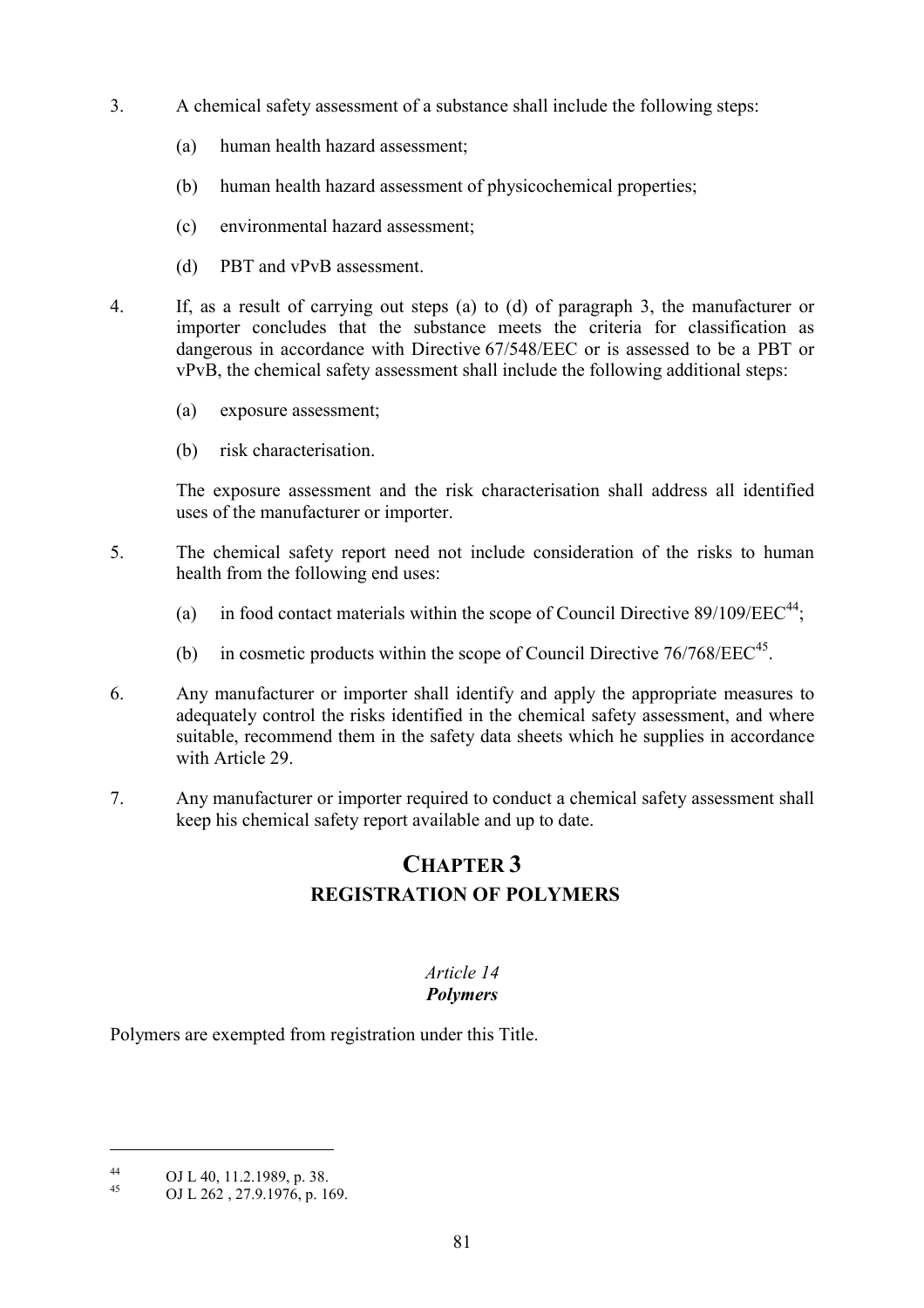3. A chemical safety assessment of a substance shall include the following steps:

   (a) human health hazard assessment;

   (b) human health hazard assessment of physicochemical properties;

   (c) environmental hazard assessment;

   (d) PBT and vPvB assessment.

4. If, as a result of carrying out steps (a) to (d) of paragraph 3, the manufacturer or importer concludes that the substance meets the criteria for classification as dangerous in accordance with Directive 67/548/EEC or is assessed to be a PBT or vPvB, the chemical safety assessment shall include the following additional steps:

   (a) exposure assessment;

   (b) risk characterisation.

   The exposure assessment and the risk characterisation shall address all identified uses of the manufacturer or importer.

5. The chemical safety report need not include consideration of the risks to human health from the following end uses:

   (a) in food contact materials within the scope of Council Directive 89/109/EEC[44];

   (b) in cosmetic products within the scope of Council Directive 76/768/EEC[45].

6. Any manufacturer or importer shall identify and apply the appropriate measures to adequately control the risks identified in the chemical safety assessment, and where suitable, recommend them in the safety data sheets which he supplies in accordance with Article 29.

7. Any manufacturer or importer required to conduct a chemical safety assessment shall keep his chemical safety report available and up to date.

# CHAPTER 3
## REGISTRATION OF POLYMERS

### *Article 14*
### ***Polymers***

Polymers are exempted from registration under this Title.

---

[44] OJ L 40, 11.2.1989, p. 38.

[45] OJ L 262 , 27.9.1976, p. 169.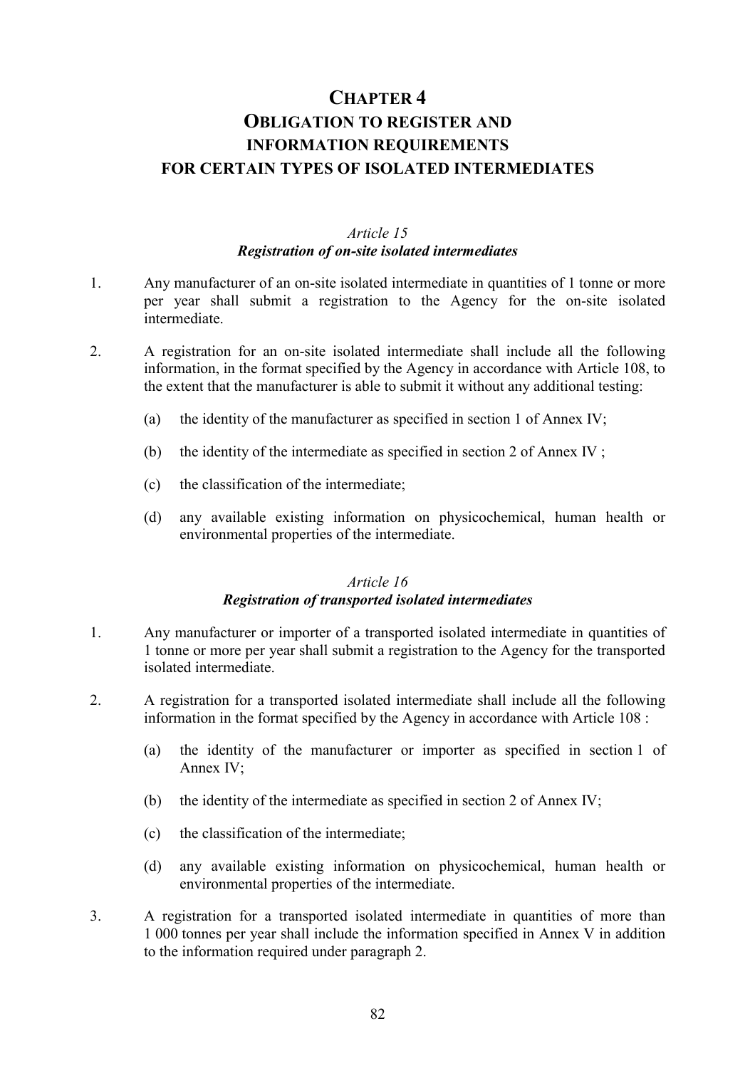# CHAPTER 4
# OBLIGATION TO REGISTER AND INFORMATION REQUIREMENTS FOR CERTAIN TYPES OF ISOLATED INTERMEDIATES

*Article 15*

***Registration of on-site isolated intermediates***

1. Any manufacturer of an on-site isolated intermediate in quantities of 1 tonne or more per year shall submit a registration to the Agency for the on-site isolated intermediate.

2. A registration for an on-site isolated intermediate shall include all the following information, in the format specified by the Agency in accordance with Article 108, to the extent that the manufacturer is able to submit it without any additional testing:

   (a) the identity of the manufacturer as specified in section 1 of Annex IV;

   (b) the identity of the intermediate as specified in section 2 of Annex IV ;

   (c) the classification of the intermediate;

   (d) any available existing information on physicochemical, human health or environmental properties of the intermediate.

*Article 16*

***Registration of transported isolated intermediates***

1. Any manufacturer or importer of a transported isolated intermediate in quantities of 1 tonne or more per year shall submit a registration to the Agency for the transported isolated intermediate.

2. A registration for a transported isolated intermediate shall include all the following information in the format specified by the Agency in accordance with Article 108 :

   (a) the identity of the manufacturer or importer as specified in section 1 of Annex IV;

   (b) the identity of the intermediate as specified in section 2 of Annex IV;

   (c) the classification of the intermediate;

   (d) any available existing information on physicochemical, human health or environmental properties of the intermediate.

3. A registration for a transported isolated intermediate in quantities of more than 1 000 tonnes per year shall include the information specified in Annex V in addition to the information required under paragraph 2.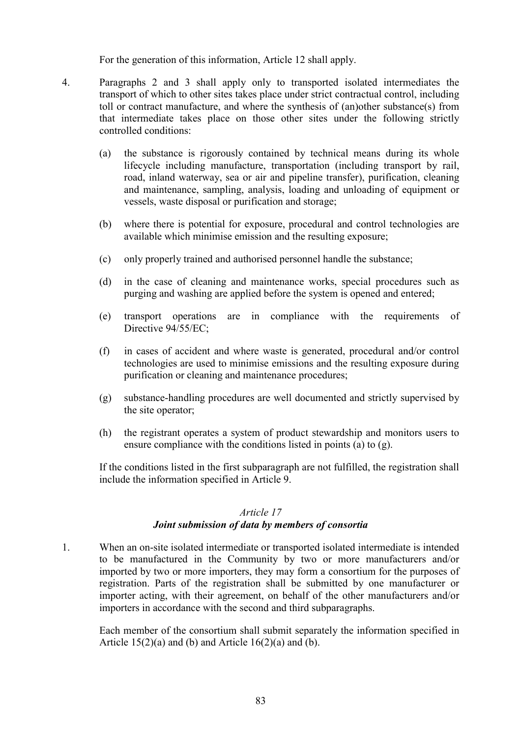For the generation of this information, Article 12 shall apply.

4. Paragraphs 2 and 3 shall apply only to transported isolated intermediates the transport of which to other sites takes place under strict contractual control, including toll or contract manufacture, and where the synthesis of (an)other substance(s) from that intermediate takes place on those other sites under the following strictly controlled conditions:

   (a) the substance is rigorously contained by technical means during its whole lifecycle including manufacture, transportation (including transport by rail, road, inland waterway, sea or air and pipeline transfer), purification, cleaning and maintenance, sampling, analysis, loading and unloading of equipment or vessels, waste disposal or purification and storage;

   (b) where there is potential for exposure, procedural and control technologies are available which minimise emission and the resulting exposure;

   (c) only properly trained and authorised personnel handle the substance;

   (d) in the case of cleaning and maintenance works, special procedures such as purging and washing are applied before the system is opened and entered;

   (e) transport operations are in compliance with the requirements of Directive 94/55/EC;

   (f) in cases of accident and where waste is generated, procedural and/or control technologies are used to minimise emissions and the resulting exposure during purification or cleaning and maintenance procedures;

   (g) substance-handling procedures are well documented and strictly supervised by the site operator;

   (h) the registrant operates a system of product stewardship and monitors users to ensure compliance with the conditions listed in points (a) to (g).

   If the conditions listed in the first subparagraph are not fulfilled, the registration shall include the information specified in Article 9.

### *Article 17*
### ***Joint submission of data by members of consortia***

1. When an on-site isolated intermediate or transported isolated intermediate is intended to be manufactured in the Community by two or more manufacturers and/or imported by two or more importers, they may form a consortium for the purposes of registration. Parts of the registration shall be submitted by one manufacturer or importer acting, with their agreement, on behalf of the other manufacturers and/or importers in accordance with the second and third subparagraphs.

   Each member of the consortium shall submit separately the information specified in Article 15(2)(a) and (b) and Article 16(2)(a) and (b).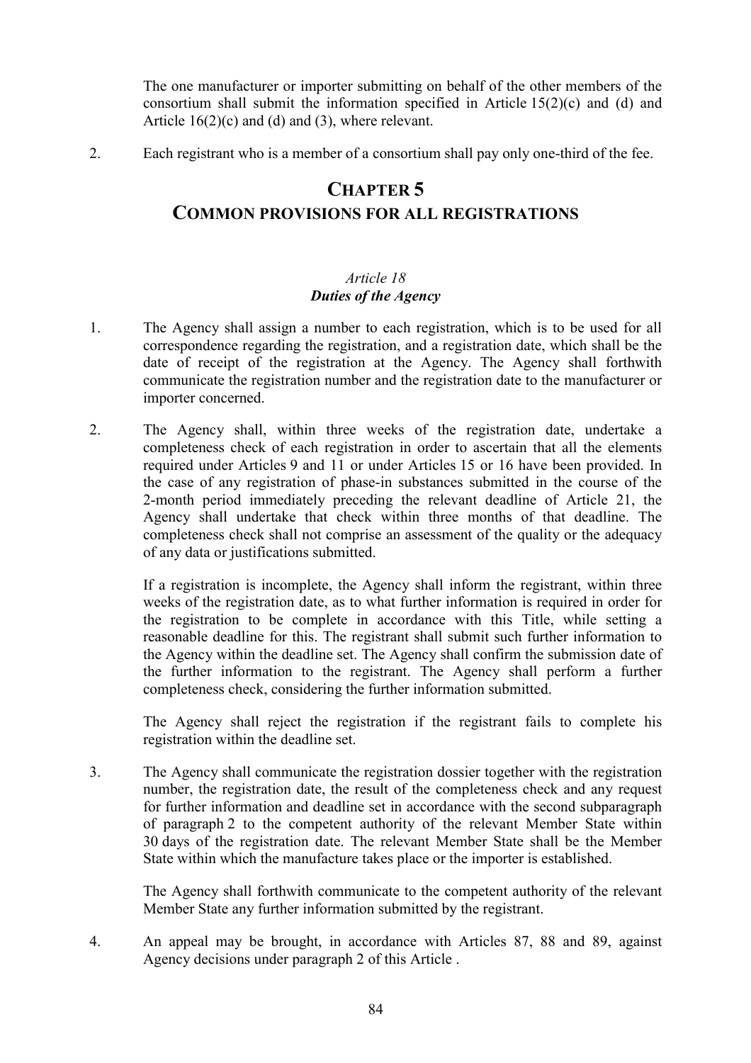The one manufacturer or importer submitting on behalf of the other members of the consortium shall submit the information specified in Article 15(2)(c) and (d) and Article 16(2)(c) and (d) and (3), where relevant.

2. Each registrant who is a member of a consortium shall pay only one-third of the fee.

# CHAPTER 5
# COMMON PROVISIONS FOR ALL REGISTRATIONS

### *Article 18*
### ***Duties of the Agency***

1. The Agency shall assign a number to each registration, which is to be used for all correspondence regarding the registration, and a registration date, which shall be the date of receipt of the registration at the Agency. The Agency shall forthwith communicate the registration number and the registration date to the manufacturer or importer concerned.

2. The Agency shall, within three weeks of the registration date, undertake a completeness check of each registration in order to ascertain that all the elements required under Articles 9 and 11 or under Articles 15 or 16 have been provided. In the case of any registration of phase-in substances submitted in the course of the 2-month period immediately preceding the relevant deadline of Article 21, the Agency shall undertake that check within three months of that deadline. The completeness check shall not comprise an assessment of the quality or the adequacy of any data or justifications submitted.

   If a registration is incomplete, the Agency shall inform the registrant, within three weeks of the registration date, as to what further information is required in order for the registration to be complete in accordance with this Title, while setting a reasonable deadline for this. The registrant shall submit such further information to the Agency within the deadline set. The Agency shall confirm the submission date of the further information to the registrant. The Agency shall perform a further completeness check, considering the further information submitted.

   The Agency shall reject the registration if the registrant fails to complete his registration within the deadline set.

3. The Agency shall communicate the registration dossier together with the registration number, the registration date, the result of the completeness check and any request for further information and deadline set in accordance with the second subparagraph of paragraph 2 to the competent authority of the relevant Member State within 30 days of the registration date. The relevant Member State shall be the Member State within which the manufacture takes place or the importer is established.

   The Agency shall forthwith communicate to the competent authority of the relevant Member State any further information submitted by the registrant.

4. An appeal may be brought, in accordance with Articles 87, 88 and 89, against Agency decisions under paragraph 2 of this Article .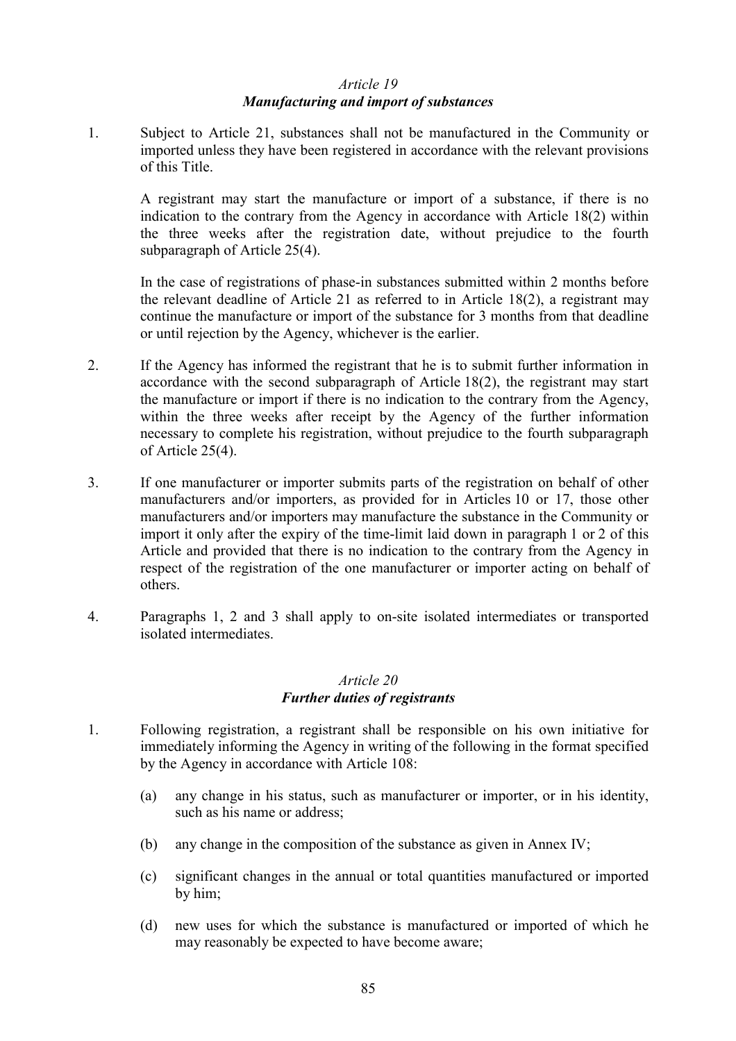*Article 19*
***Manufacturing and import of substances***

1. Subject to Article 21, substances shall not be manufactured in the Community or imported unless they have been registered in accordance with the relevant provisions of this Title.

   A registrant may start the manufacture or import of a substance, if there is no indication to the contrary from the Agency in accordance with Article 18(2) within the three weeks after the registration date, without prejudice to the fourth subparagraph of Article 25(4).

   In the case of registrations of phase-in substances submitted within 2 months before the relevant deadline of Article 21 as referred to in Article 18(2), a registrant may continue the manufacture or import of the substance for 3 months from that deadline or until rejection by the Agency, whichever is the earlier.

2. If the Agency has informed the registrant that he is to submit further information in accordance with the second subparagraph of Article 18(2), the registrant may start the manufacture or import if there is no indication to the contrary from the Agency, within the three weeks after receipt by the Agency of the further information necessary to complete his registration, without prejudice to the fourth subparagraph of Article 25(4).

3. If one manufacturer or importer submits parts of the registration on behalf of other manufacturers and/or importers, as provided for in Articles 10 or 17, those other manufacturers and/or importers may manufacture the substance in the Community or import it only after the expiry of the time-limit laid down in paragraph 1 or 2 of this Article and provided that there is no indication to the contrary from the Agency in respect of the registration of the one manufacturer or importer acting on behalf of others.

4. Paragraphs 1, 2 and 3 shall apply to on-site isolated intermediates or transported isolated intermediates.

*Article 20*
***Further duties of registrants***

1. Following registration, a registrant shall be responsible on his own initiative for immediately informing the Agency in writing of the following in the format specified by the Agency in accordance with Article 108:

   (a) any change in his status, such as manufacturer or importer, or in his identity, such as his name or address;

   (b) any change in the composition of the substance as given in Annex IV;

   (c) significant changes in the annual or total quantities manufactured or imported by him;

   (d) new uses for which the substance is manufactured or imported of which he may reasonably be expected to have become aware;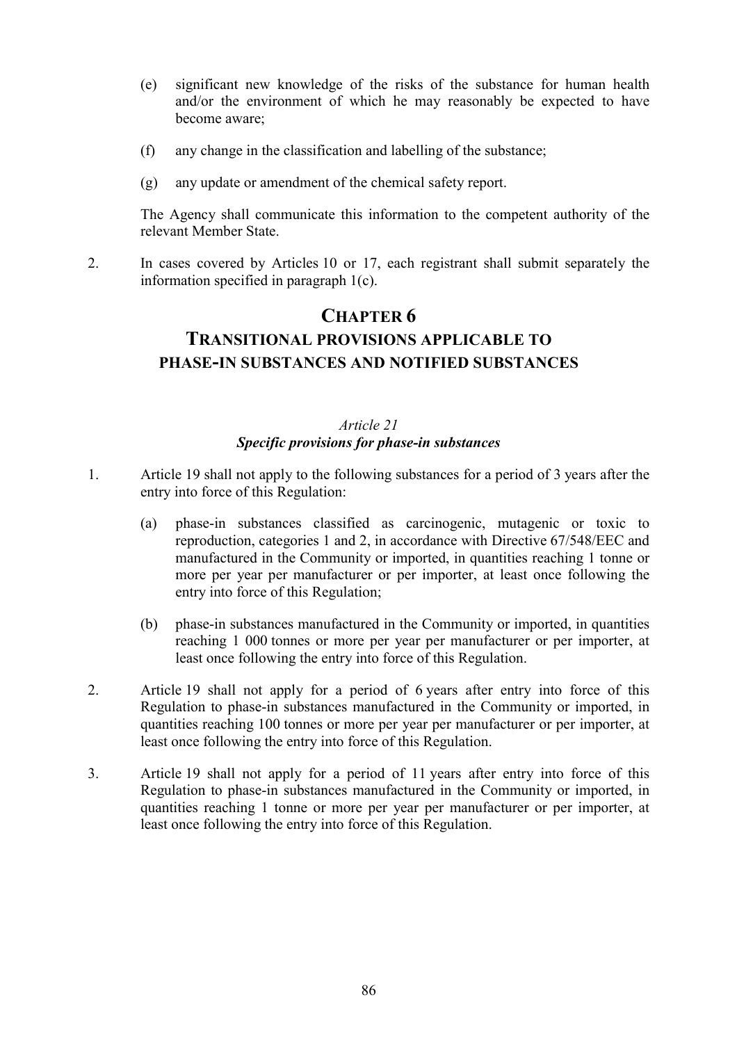(e) significant new knowledge of the risks of the substance for human health and/or the environment of which he may reasonably be expected to have become aware;

(f) any change in the classification and labelling of the substance;

(g) any update or amendment of the chemical safety report.

The Agency shall communicate this information to the competent authority of the relevant Member State.

2. In cases covered by Articles 10 or 17, each registrant shall submit separately the information specified in paragraph 1(c).

# CHAPTER 6
# TRANSITIONAL PROVISIONS APPLICABLE TO PHASE-IN SUBSTANCES AND NOTIFIED SUBSTANCES

### *Article 21*
### ***Specific provisions for phase-in substances***

1. Article 19 shall not apply to the following substances for a period of 3 years after the entry into force of this Regulation:

   (a) phase-in substances classified as carcinogenic, mutagenic or toxic to reproduction, categories 1 and 2, in accordance with Directive 67/548/EEC and manufactured in the Community or imported, in quantities reaching 1 tonne or more per year per manufacturer or per importer, at least once following the entry into force of this Regulation;

   (b) phase-in substances manufactured in the Community or imported, in quantities reaching 1 000 tonnes or more per year per manufacturer or per importer, at least once following the entry into force of this Regulation.

2. Article 19 shall not apply for a period of 6 years after entry into force of this Regulation to phase-in substances manufactured in the Community or imported, in quantities reaching 100 tonnes or more per year per manufacturer or per importer, at least once following the entry into force of this Regulation.

3. Article 19 shall not apply for a period of 11 years after entry into force of this Regulation to phase-in substances manufactured in the Community or imported, in quantities reaching 1 tonne or more per year per manufacturer or per importer, at least once following the entry into force of this Regulation.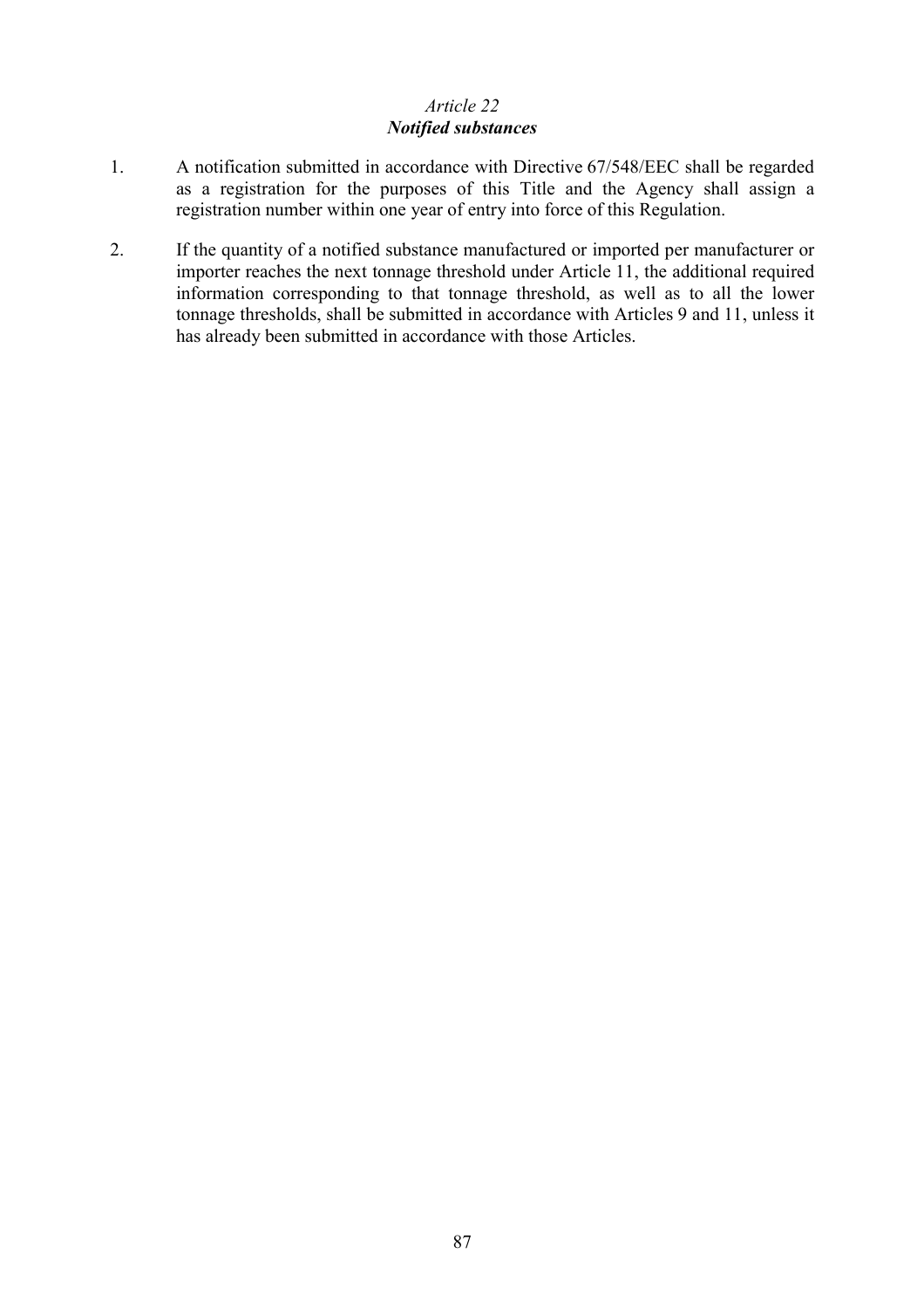*Article 22*
***Notified substances***

1. A notification submitted in accordance with Directive 67/548/EEC shall be regarded as a registration for the purposes of this Title and the Agency shall assign a registration number within one year of entry into force of this Regulation.

2. If the quantity of a notified substance manufactured or imported per manufacturer or importer reaches the next tonnage threshold under Article 11, the additional required information corresponding to that tonnage threshold, as well as to all the lower tonnage thresholds, shall be submitted in accordance with Articles 9 and 11, unless it has already been submitted in accordance with those Articles.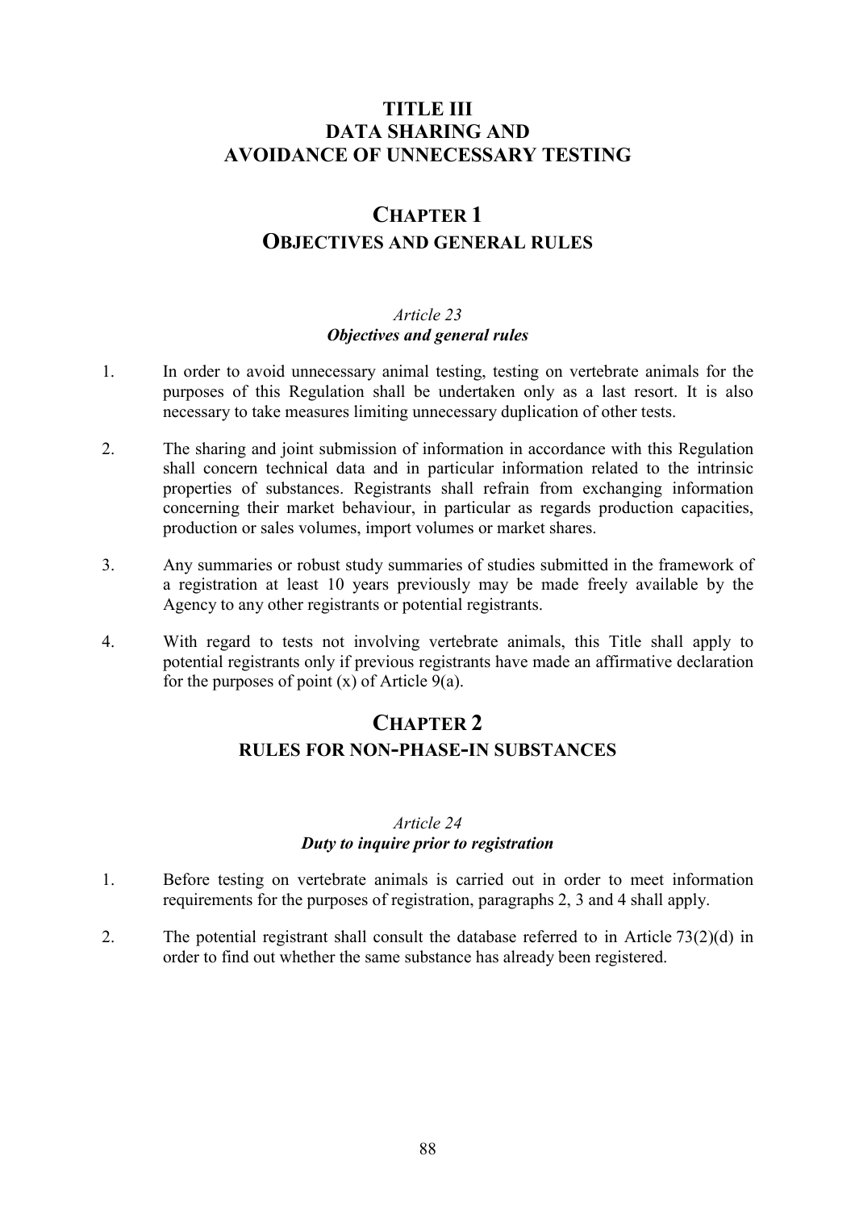# TITLE III
# DATA SHARING AND AVOIDANCE OF UNNECESSARY TESTING

## CHAPTER 1
## OBJECTIVES AND GENERAL RULES

### *Article 23*
### ***Objectives and general rules***

1. In order to avoid unnecessary animal testing, testing on vertebrate animals for the purposes of this Regulation shall be undertaken only as a last resort. It is also necessary to take measures limiting unnecessary duplication of other tests.

2. The sharing and joint submission of information in accordance with this Regulation shall concern technical data and in particular information related to the intrinsic properties of substances. Registrants shall refrain from exchanging information concerning their market behaviour, in particular as regards production capacities, production or sales volumes, import volumes or market shares.

3. Any summaries or robust study summaries of studies submitted in the framework of a registration at least 10 years previously may be made freely available by the Agency to any other registrants or potential registrants.

4. With regard to tests not involving vertebrate animals, this Title shall apply to potential registrants only if previous registrants have made an affirmative declaration for the purposes of point (x) of Article 9(a).

## CHAPTER 2
## RULES FOR NON-PHASE-IN SUBSTANCES

### *Article 24*
### ***Duty to inquire prior to registration***

1. Before testing on vertebrate animals is carried out in order to meet information requirements for the purposes of registration, paragraphs 2, 3 and 4 shall apply.

2. The potential registrant shall consult the database referred to in Article 73(2)(d) in order to find out whether the same substance has already been registered.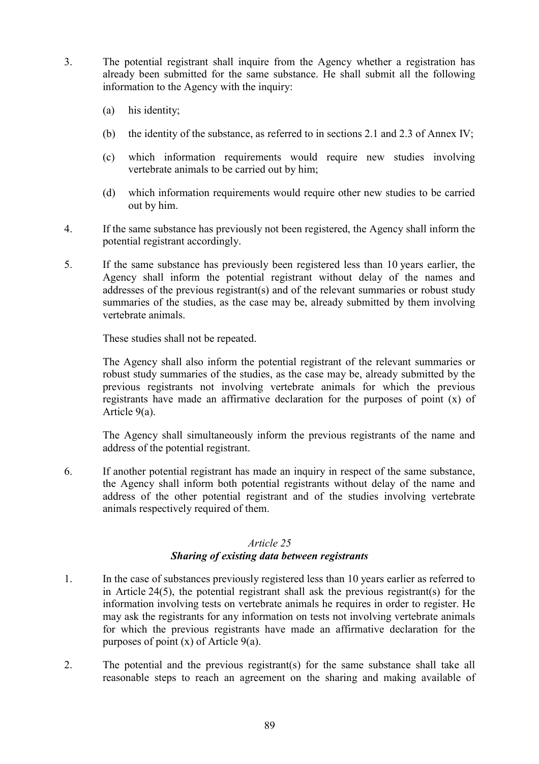3. The potential registrant shall inquire from the Agency whether a registration has already been submitted for the same substance. He shall submit all the following information to the Agency with the inquiry:

   (a) his identity;

   (b) the identity of the substance, as referred to in sections 2.1 and 2.3 of Annex IV;

   (c) which information requirements would require new studies involving vertebrate animals to be carried out by him;

   (d) which information requirements would require other new studies to be carried out by him.

4. If the same substance has previously not been registered, the Agency shall inform the potential registrant accordingly.

5. If the same substance has previously been registered less than 10 years earlier, the Agency shall inform the potential registrant without delay of the names and addresses of the previous registrant(s) and of the relevant summaries or robust study summaries of the studies, as the case may be, already submitted by them involving vertebrate animals.

   These studies shall not be repeated.

   The Agency shall also inform the potential registrant of the relevant summaries or robust study summaries of the studies, as the case may be, already submitted by the previous registrants not involving vertebrate animals for which the previous registrants have made an affirmative declaration for the purposes of point (x) of Article 9(a).

   The Agency shall simultaneously inform the previous registrants of the name and address of the potential registrant.

6. If another potential registrant has made an inquiry in respect of the same substance, the Agency shall inform both potential registrants without delay of the name and address of the other potential registrant and of the studies involving vertebrate animals respectively required of them.

*Article 25*

***Sharing of existing data between registrants***

1. In the case of substances previously registered less than 10 years earlier as referred to in Article 24(5), the potential registrant shall ask the previous registrant(s) for the information involving tests on vertebrate animals he requires in order to register. He may ask the registrants for any information on tests not involving vertebrate animals for which the previous registrants have made an affirmative declaration for the purposes of point (x) of Article 9(a).

2. The potential and the previous registrant(s) for the same substance shall take all reasonable steps to reach an agreement on the sharing and making available of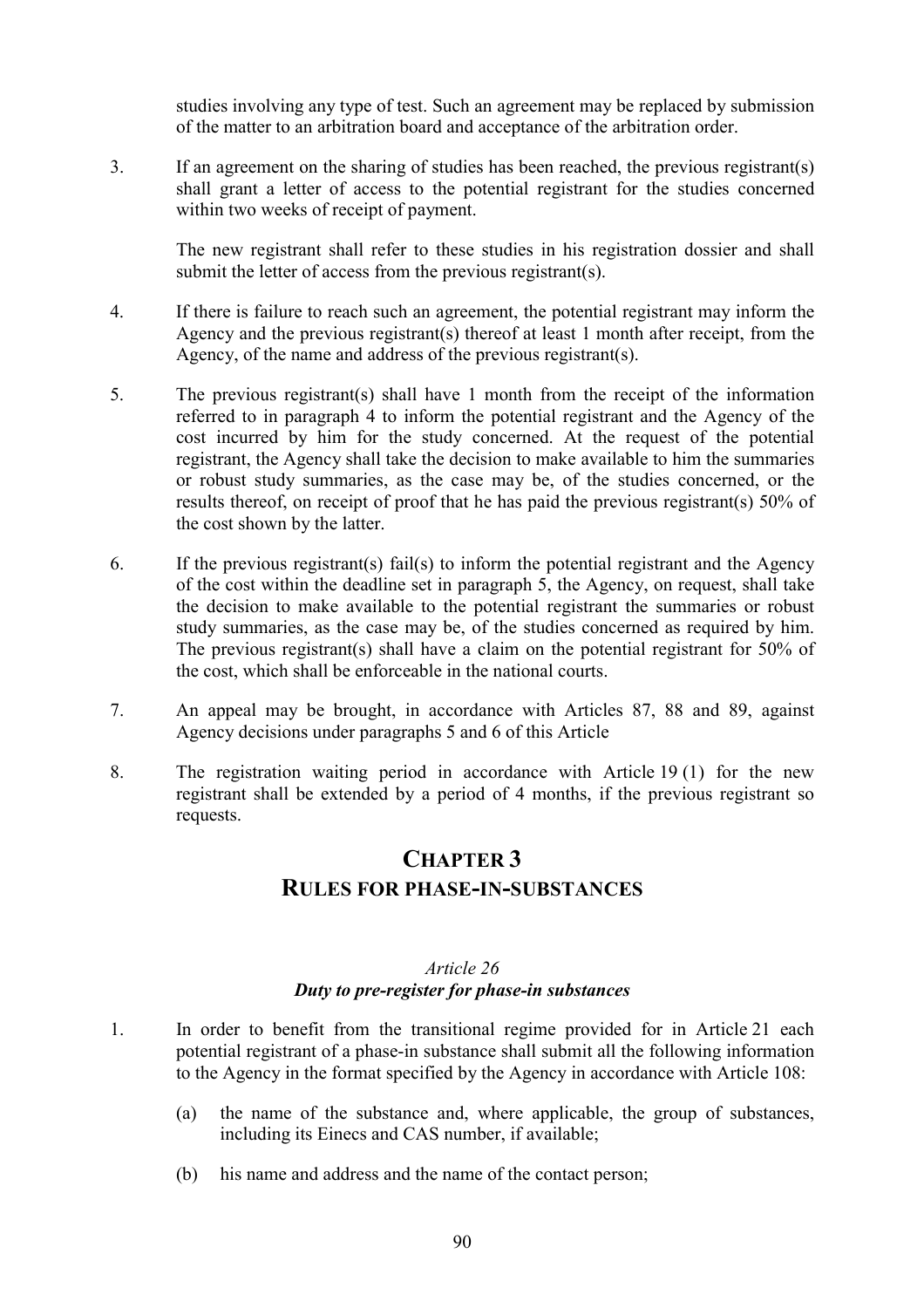studies involving any type of test. Such an agreement may be replaced by submission of the matter to an arbitration board and acceptance of the arbitration order.

3. If an agreement on the sharing of studies has been reached, the previous registrant(s) shall grant a letter of access to the potential registrant for the studies concerned within two weeks of receipt of payment.

   The new registrant shall refer to these studies in his registration dossier and shall submit the letter of access from the previous registrant(s).

4. If there is failure to reach such an agreement, the potential registrant may inform the Agency and the previous registrant(s) thereof at least 1 month after receipt, from the Agency, of the name and address of the previous registrant(s).

5. The previous registrant(s) shall have 1 month from the receipt of the information referred to in paragraph 4 to inform the potential registrant and the Agency of the cost incurred by him for the study concerned. At the request of the potential registrant, the Agency shall take the decision to make available to him the summaries or robust study summaries, as the case may be, of the studies concerned, or the results thereof, on receipt of proof that he has paid the previous registrant(s) 50% of the cost shown by the latter.

6. If the previous registrant(s) fail(s) to inform the potential registrant and the Agency of the cost within the deadline set in paragraph 5, the Agency, on request, shall take the decision to make available to the potential registrant the summaries or robust study summaries, as the case may be, of the studies concerned as required by him. The previous registrant(s) shall have a claim on the potential registrant for 50% of the cost, which shall be enforceable in the national courts.

7. An appeal may be brought, in accordance with Articles 87, 88 and 89, against Agency decisions under paragraphs 5 and 6 of this Article

8. The registration waiting period in accordance with Article 19 (1) for the new registrant shall be extended by a period of 4 months, if the previous registrant so requests.

# CHAPTER 3
# RULES FOR PHASE-IN-SUBSTANCES

*Article 26*
***Duty to pre-register for phase-in substances***

1. In order to benefit from the transitional regime provided for in Article 21 each potential registrant of a phase-in substance shall submit all the following information to the Agency in the format specified by the Agency in accordance with Article 108:

   (a) the name of the substance and, where applicable, the group of substances, including its Einecs and CAS number, if available;

   (b) his name and address and the name of the contact person;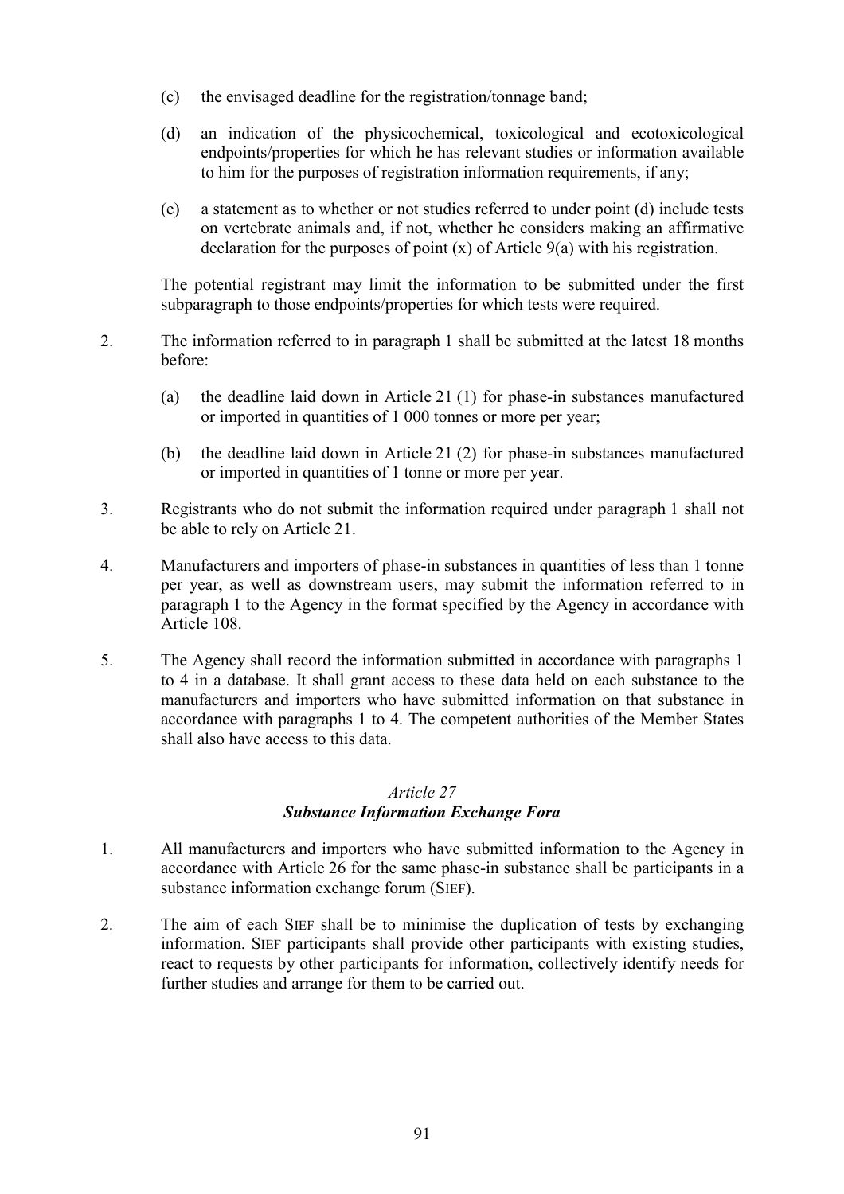(c) the envisaged deadline for the registration/tonnage band;

(d) an indication of the physicochemical, toxicological and ecotoxicological endpoints/properties for which he has relevant studies or information available to him for the purposes of registration information requirements, if any;

(e) a statement as to whether or not studies referred to under point (d) include tests on vertebrate animals and, if not, whether he considers making an affirmative declaration for the purposes of point (x) of Article 9(a) with his registration.

The potential registrant may limit the information to be submitted under the first subparagraph to those endpoints/properties for which tests were required.

2. The information referred to in paragraph 1 shall be submitted at the latest 18 months before:

   (a) the deadline laid down in Article 21 (1) for phase-in substances manufactured or imported in quantities of 1 000 tonnes or more per year;

   (b) the deadline laid down in Article 21 (2) for phase-in substances manufactured or imported in quantities of 1 tonne or more per year.

3. Registrants who do not submit the information required under paragraph 1 shall not be able to rely on Article 21.

4. Manufacturers and importers of phase-in substances in quantities of less than 1 tonne per year, as well as downstream users, may submit the information referred to in paragraph 1 to the Agency in the format specified by the Agency in accordance with Article 108.

5. The Agency shall record the information submitted in accordance with paragraphs 1 to 4 in a database. It shall grant access to these data held on each substance to the manufacturers and importers who have submitted information on that substance in accordance with paragraphs 1 to 4. The competent authorities of the Member States shall also have access to this data.

### *Article 27*
### ***Substance Information Exchange Fora***

1. All manufacturers and importers who have submitted information to the Agency in accordance with Article 26 for the same phase-in substance shall be participants in a substance information exchange forum (SIEF).

2. The aim of each SIEF shall be to minimise the duplication of tests by exchanging information. SIEF participants shall provide other participants with existing studies, react to requests by other participants for information, collectively identify needs for further studies and arrange for them to be carried out.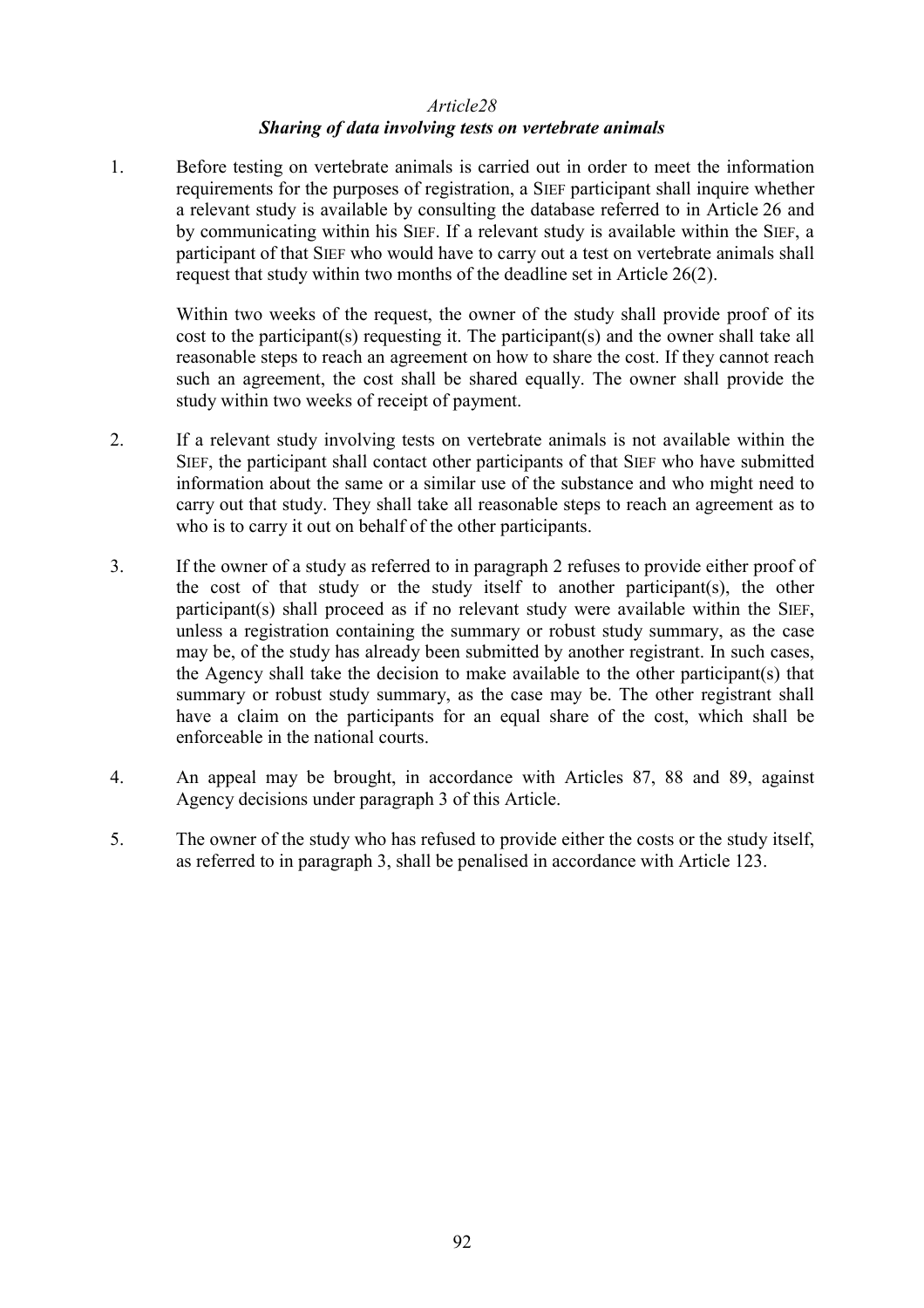*Article28*

***Sharing of data involving tests on vertebrate animals***

1. Before testing on vertebrate animals is carried out in order to meet the information requirements for the purposes of registration, a SIEF participant shall inquire whether a relevant study is available by consulting the database referred to in Article 26 and by communicating within his SIEF. If a relevant study is available within the SIEF, a participant of that SIEF who would have to carry out a test on vertebrate animals shall request that study within two months of the deadline set in Article 26(2).

   Within two weeks of the request, the owner of the study shall provide proof of its cost to the participant(s) requesting it. The participant(s) and the owner shall take all reasonable steps to reach an agreement on how to share the cost. If they cannot reach such an agreement, the cost shall be shared equally. The owner shall provide the study within two weeks of receipt of payment.

2. If a relevant study involving tests on vertebrate animals is not available within the SIEF, the participant shall contact other participants of that SIEF who have submitted information about the same or a similar use of the substance and who might need to carry out that study. They shall take all reasonable steps to reach an agreement as to who is to carry it out on behalf of the other participants.

3. If the owner of a study as referred to in paragraph 2 refuses to provide either proof of the cost of that study or the study itself to another participant(s), the other participant(s) shall proceed as if no relevant study were available within the SIEF, unless a registration containing the summary or robust study summary, as the case may be, of the study has already been submitted by another registrant. In such cases, the Agency shall take the decision to make available to the other participant(s) that summary or robust study summary, as the case may be. The other registrant shall have a claim on the participants for an equal share of the cost, which shall be enforceable in the national courts.

4. An appeal may be brought, in accordance with Articles 87, 88 and 89, against Agency decisions under paragraph 3 of this Article.

5. The owner of the study who has refused to provide either the costs or the study itself, as referred to in paragraph 3, shall be penalised in accordance with Article 123.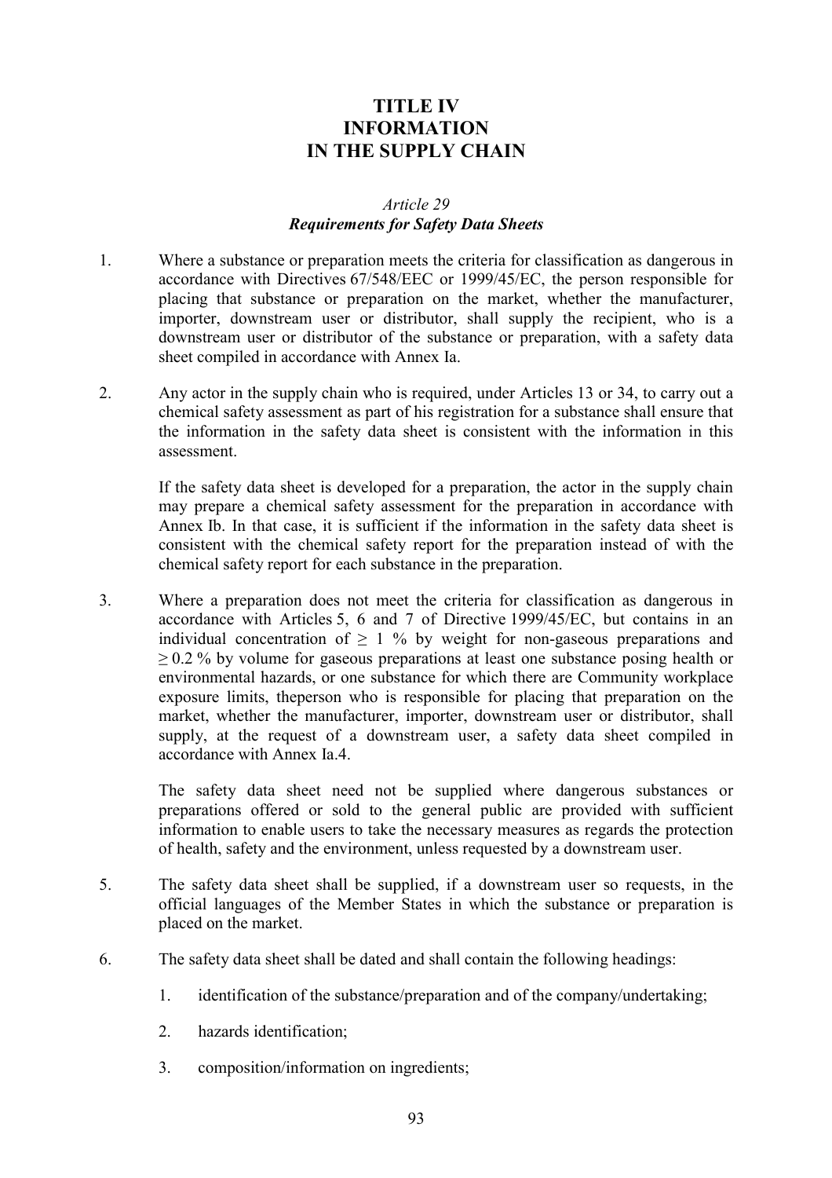# TITLE IV
# INFORMATION
# IN THE SUPPLY CHAIN

*Article 29*
***Requirements for Safety Data Sheets***

1. Where a substance or preparation meets the criteria for classification as dangerous in accordance with Directives 67/548/EEC or 1999/45/EC, the person responsible for placing that substance or preparation on the market, whether the manufacturer, importer, downstream user or distributor, shall supply the recipient, who is a downstream user or distributor of the substance or preparation, with a safety data sheet compiled in accordance with Annex Ia.

2. Any actor in the supply chain who is required, under Articles 13 or 34, to carry out a chemical safety assessment as part of his registration for a substance shall ensure that the information in the safety data sheet is consistent with the information in this assessment.

   If the safety data sheet is developed for a preparation, the actor in the supply chain may prepare a chemical safety assessment for the preparation in accordance with Annex Ib. In that case, it is sufficient if the information in the safety data sheet is consistent with the chemical safety report for the preparation instead of with the chemical safety report for each substance in the preparation.

3. Where a preparation does not meet the criteria for classification as dangerous in accordance with Articles 5, 6 and 7 of Directive 1999/45/EC, but contains in an individual concentration of $\geq 1$ % by weight for non-gaseous preparations and $\geq 0.2$ % by volume for gaseous preparations at least one substance posing health or environmental hazards, or one substance for which there are Community workplace exposure limits, theperson who is responsible for placing that preparation on the market, whether the manufacturer, importer, downstream user or distributor, shall supply, at the request of a downstream user, a safety data sheet compiled in accordance with Annex Ia.4.

   The safety data sheet need not be supplied where dangerous substances or preparations offered or sold to the general public are provided with sufficient information to enable users to take the necessary measures as regards the protection of health, safety and the environment, unless requested by a downstream user.

5. The safety data sheet shall be supplied, if a downstream user so requests, in the official languages of the Member States in which the substance or preparation is placed on the market.

6. The safety data sheet shall be dated and shall contain the following headings:

   1. identification of the substance/preparation and of the company/undertaking;

   2. hazards identification;

   3. composition/information on ingredients;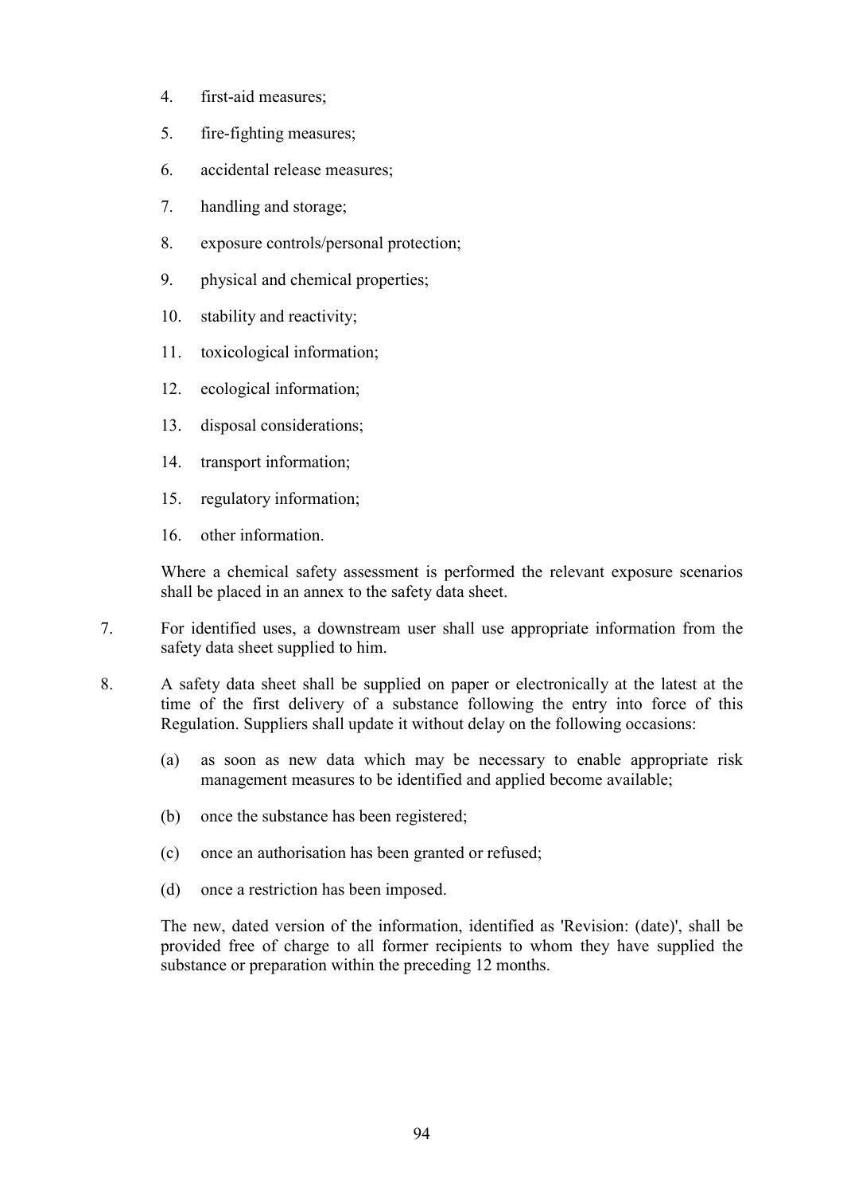4. first-aid measures;
5. fire-fighting measures;
6. accidental release measures;
7. handling and storage;
8. exposure controls/personal protection;
9. physical and chemical properties;
10. stability and reactivity;
11. toxicological information;
12. ecological information;
13. disposal considerations;
14. transport information;
15. regulatory information;
16. other information.

Where a chemical safety assessment is performed the relevant exposure scenarios shall be placed in an annex to the safety data sheet.

7. For identified uses, a downstream user shall use appropriate information from the safety data sheet supplied to him.

8. A safety data sheet shall be supplied on paper or electronically at the latest at the time of the first delivery of a substance following the entry into force of this Regulation. Suppliers shall update it without delay on the following occasions:

   (a) as soon as new data which may be necessary to enable appropriate risk management measures to be identified and applied become available;

   (b) once the substance has been registered;

   (c) once an authorisation has been granted or refused;

   (d) once a restriction has been imposed.

   The new, dated version of the information, identified as 'Revision: (date)', shall be provided free of charge to all former recipients to whom they have supplied the substance or preparation within the preceding 12 months.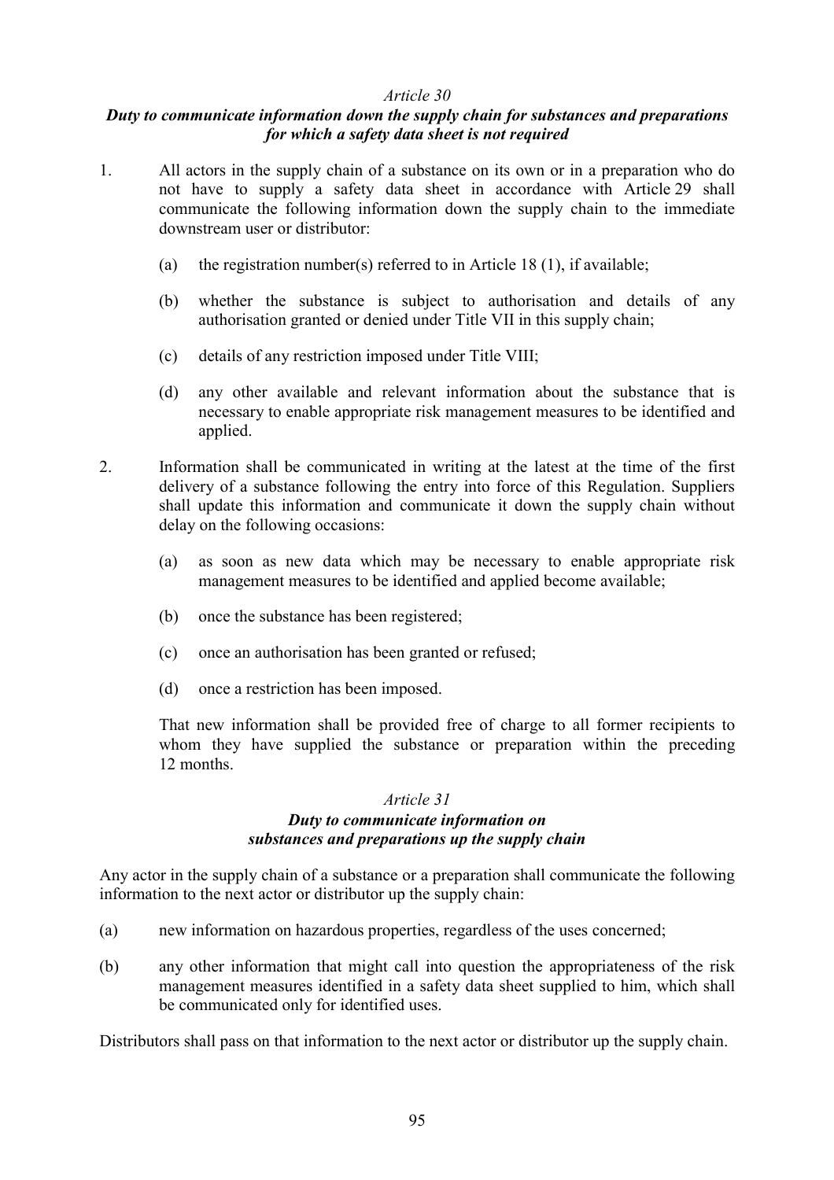*Article 30*

***Duty to communicate information down the supply chain for substances and preparations for which a safety data sheet is not required***

1. All actors in the supply chain of a substance on its own or in a preparation who do not have to supply a safety data sheet in accordance with Article 29 shall communicate the following information down the supply chain to the immediate downstream user or distributor:

   (a) the registration number(s) referred to in Article 18 (1), if available;

   (b) whether the substance is subject to authorisation and details of any authorisation granted or denied under Title VII in this supply chain;

   (c) details of any restriction imposed under Title VIII;

   (d) any other available and relevant information about the substance that is necessary to enable appropriate risk management measures to be identified and applied.

2. Information shall be communicated in writing at the latest at the time of the first delivery of a substance following the entry into force of this Regulation. Suppliers shall update this information and communicate it down the supply chain without delay on the following occasions:

   (a) as soon as new data which may be necessary to enable appropriate risk management measures to be identified and applied become available;

   (b) once the substance has been registered;

   (c) once an authorisation has been granted or refused;

   (d) once a restriction has been imposed.

   That new information shall be provided free of charge to all former recipients to whom they have supplied the substance or preparation within the preceding 12 months.

*Article 31*

***Duty to communicate information on substances and preparations up the supply chain***

Any actor in the supply chain of a substance or a preparation shall communicate the following information to the next actor or distributor up the supply chain:

(a) new information on hazardous properties, regardless of the uses concerned;

(b) any other information that might call into question the appropriateness of the risk management measures identified in a safety data sheet supplied to him, which shall be communicated only for identified uses.

Distributors shall pass on that information to the next actor or distributor up the supply chain.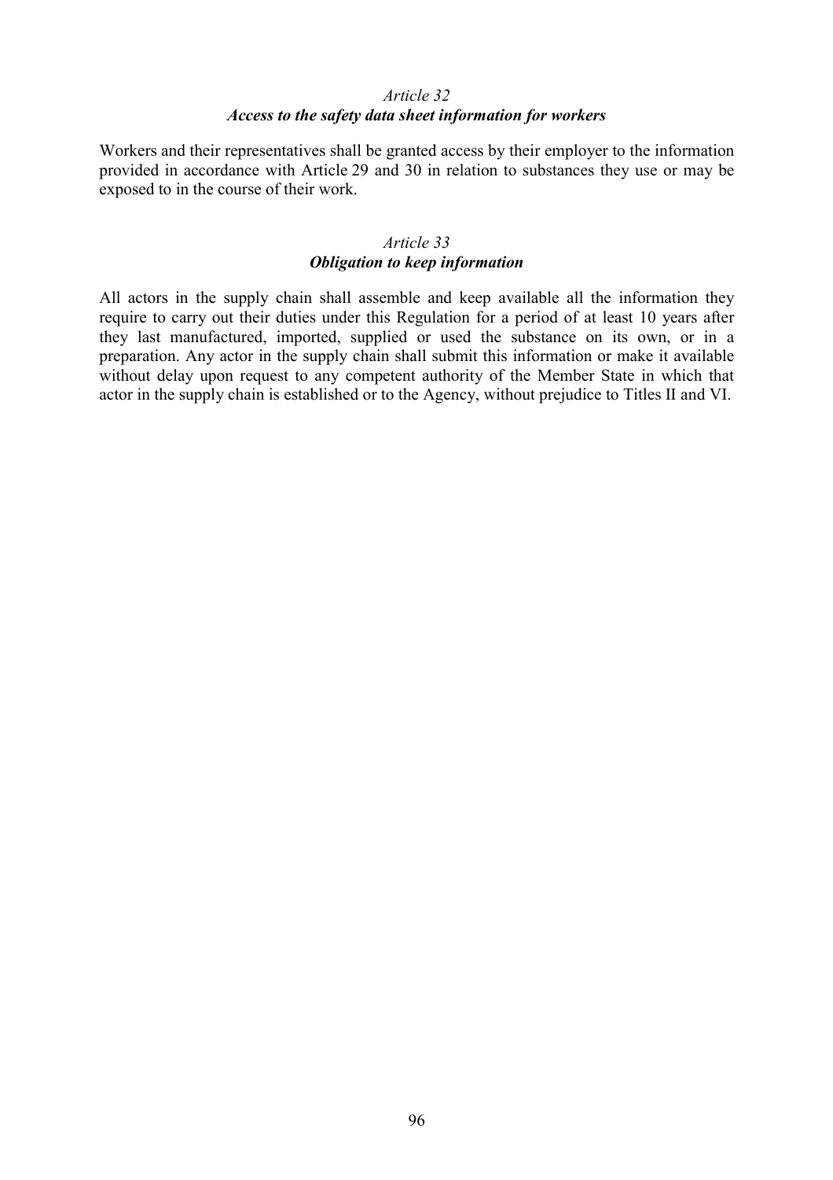*Article 32*

***Access to the safety data sheet information for workers***

Workers and their representatives shall be granted access by their employer to the information provided in accordance with Article 29 and 30 in relation to substances they use or may be exposed to in the course of their work.

*Article 33*

***Obligation to keep information***

All actors in the supply chain shall assemble and keep available all the information they require to carry out their duties under this Regulation for a period of at least 10 years after they last manufactured, imported, supplied or used the substance on its own, or in a preparation. Any actor in the supply chain shall submit this information or make it available without delay upon request to any competent authority of the Member State in which that actor in the supply chain is established or to the Agency, without prejudice to Titles II and VI.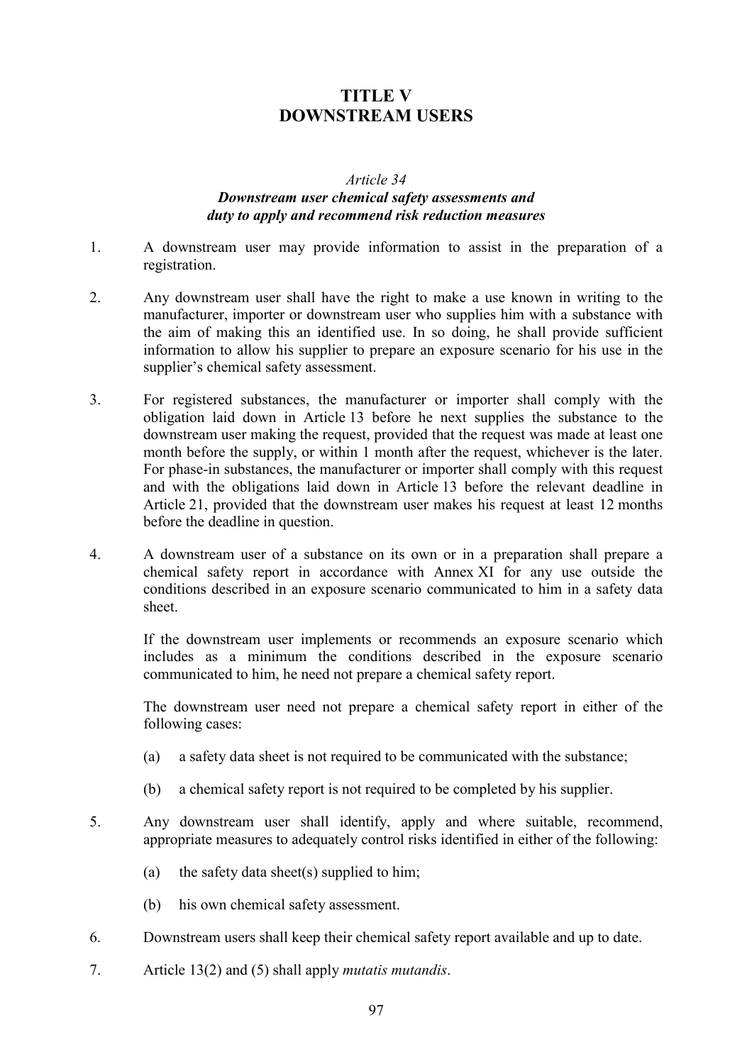# TITLE V
# DOWNSTREAM USERS

*Article 34*

***Downstream user chemical safety assessments and duty to apply and recommend risk reduction measures***

1. A downstream user may provide information to assist in the preparation of a registration.

2. Any downstream user shall have the right to make a use known in writing to the manufacturer, importer or downstream user who supplies him with a substance with the aim of making this an identified use. In so doing, he shall provide sufficient information to allow his supplier to prepare an exposure scenario for his use in the supplier's chemical safety assessment.

3. For registered substances, the manufacturer or importer shall comply with the obligation laid down in Article 13 before he next supplies the substance to the downstream user making the request, provided that the request was made at least one month before the supply, or within 1 month after the request, whichever is the later. For phase-in substances, the manufacturer or importer shall comply with this request and with the obligations laid down in Article 13 before the relevant deadline in Article 21, provided that the downstream user makes his request at least 12 months before the deadline in question.

4. A downstream user of a substance on its own or in a preparation shall prepare a chemical safety report in accordance with Annex XI for any use outside the conditions described in an exposure scenario communicated to him in a safety data sheet.

   If the downstream user implements or recommends an exposure scenario which includes as a minimum the conditions described in the exposure scenario communicated to him, he need not prepare a chemical safety report.

   The downstream user need not prepare a chemical safety report in either of the following cases:

   (a) a safety data sheet is not required to be communicated with the substance;

   (b) a chemical safety report is not required to be completed by his supplier.

5. Any downstream user shall identify, apply and where suitable, recommend, appropriate measures to adequately control risks identified in either of the following:

   (a) the safety data sheet(s) supplied to him;

   (b) his own chemical safety assessment.

6. Downstream users shall keep their chemical safety report available and up to date.

7. Article 13(2) and (5) shall apply *mutatis mutandis*.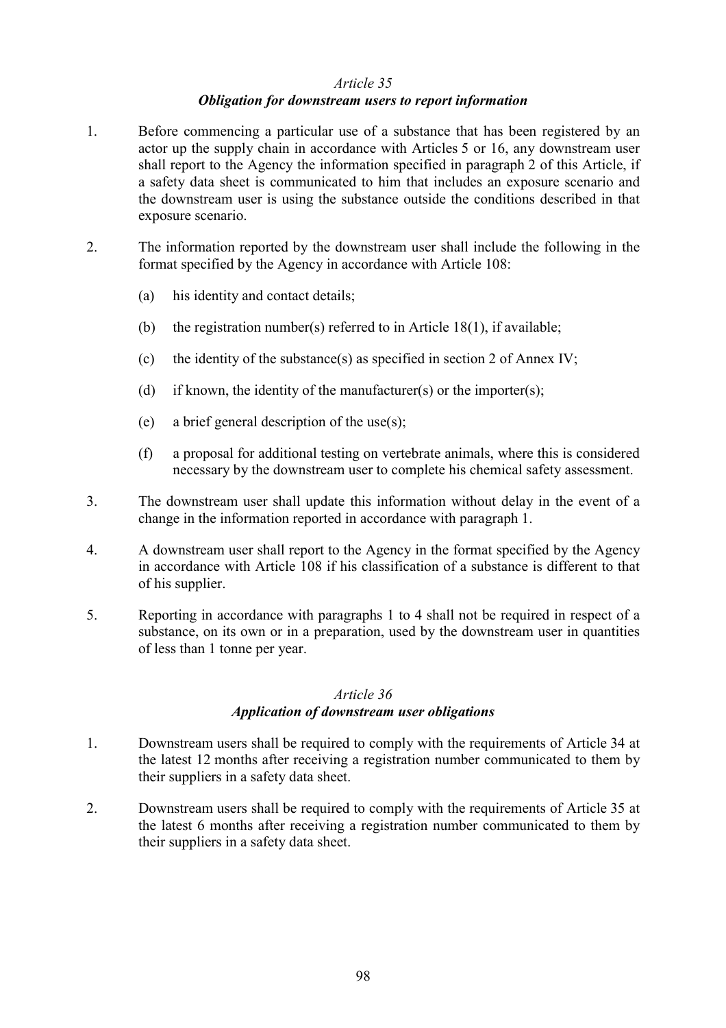*Article 35*

***Obligation for downstream users to report information***

1. Before commencing a particular use of a substance that has been registered by an actor up the supply chain in accordance with Articles 5 or 16, any downstream user shall report to the Agency the information specified in paragraph 2 of this Article, if a safety data sheet is communicated to him that includes an exposure scenario and the downstream user is using the substance outside the conditions described in that exposure scenario.

2. The information reported by the downstream user shall include the following in the format specified by the Agency in accordance with Article 108:

   (a) his identity and contact details;

   (b) the registration number(s) referred to in Article 18(1), if available;

   (c) the identity of the substance(s) as specified in section 2 of Annex IV;

   (d) if known, the identity of the manufacturer(s) or the importer(s);

   (e) a brief general description of the use(s);

   (f) a proposal for additional testing on vertebrate animals, where this is considered necessary by the downstream user to complete his chemical safety assessment.

3. The downstream user shall update this information without delay in the event of a change in the information reported in accordance with paragraph 1.

4. A downstream user shall report to the Agency in the format specified by the Agency in accordance with Article 108 if his classification of a substance is different to that of his supplier.

5. Reporting in accordance with paragraphs 1 to 4 shall not be required in respect of a substance, on its own or in a preparation, used by the downstream user in quantities of less than 1 tonne per year.

*Article 36*

***Application of downstream user obligations***

1. Downstream users shall be required to comply with the requirements of Article 34 at the latest 12 months after receiving a registration number communicated to them by their suppliers in a safety data sheet.

2. Downstream users shall be required to comply with the requirements of Article 35 at the latest 6 months after receiving a registration number communicated to them by their suppliers in a safety data sheet.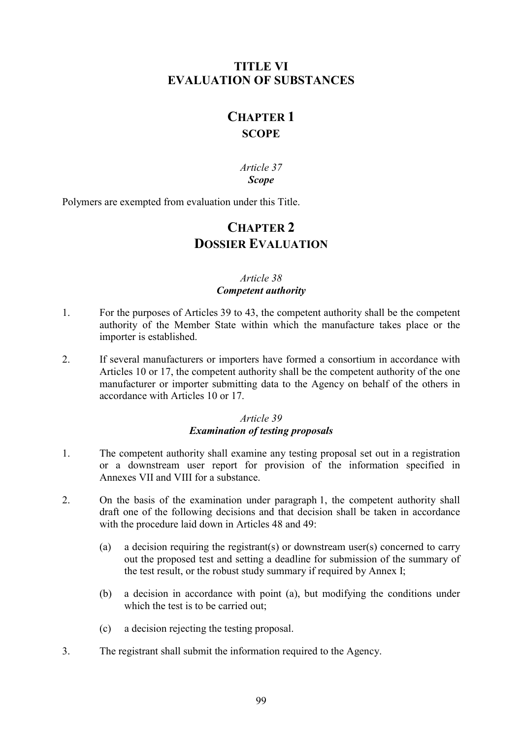# TITLE VI
# EVALUATION OF SUBSTANCES

## CHAPTER 1
## SCOPE

*Article 37*
***Scope***

Polymers are exempted from evaluation under this Title.

## CHAPTER 2
## DOSSIER EVALUATION

*Article 38*
***Competent authority***

1. For the purposes of Articles 39 to 43, the competent authority shall be the competent authority of the Member State within which the manufacture takes place or the importer is established.

2. If several manufacturers or importers have formed a consortium in accordance with Articles 10 or 17, the competent authority shall be the competent authority of the one manufacturer or importer submitting data to the Agency on behalf of the others in accordance with Articles 10 or 17.

*Article 39*
***Examination of testing proposals***

1. The competent authority shall examine any testing proposal set out in a registration or a downstream user report for provision of the information specified in Annexes VII and VIII for a substance.

2. On the basis of the examination under paragraph 1, the competent authority shall draft one of the following decisions and that decision shall be taken in accordance with the procedure laid down in Articles 48 and 49:

   (a) a decision requiring the registrant(s) or downstream user(s) concerned to carry out the proposed test and setting a deadline for submission of the summary of the test result, or the robust study summary if required by Annex I;

   (b) a decision in accordance with point (a), but modifying the conditions under which the test is to be carried out;

   (c) a decision rejecting the testing proposal.

3. The registrant shall submit the information required to the Agency.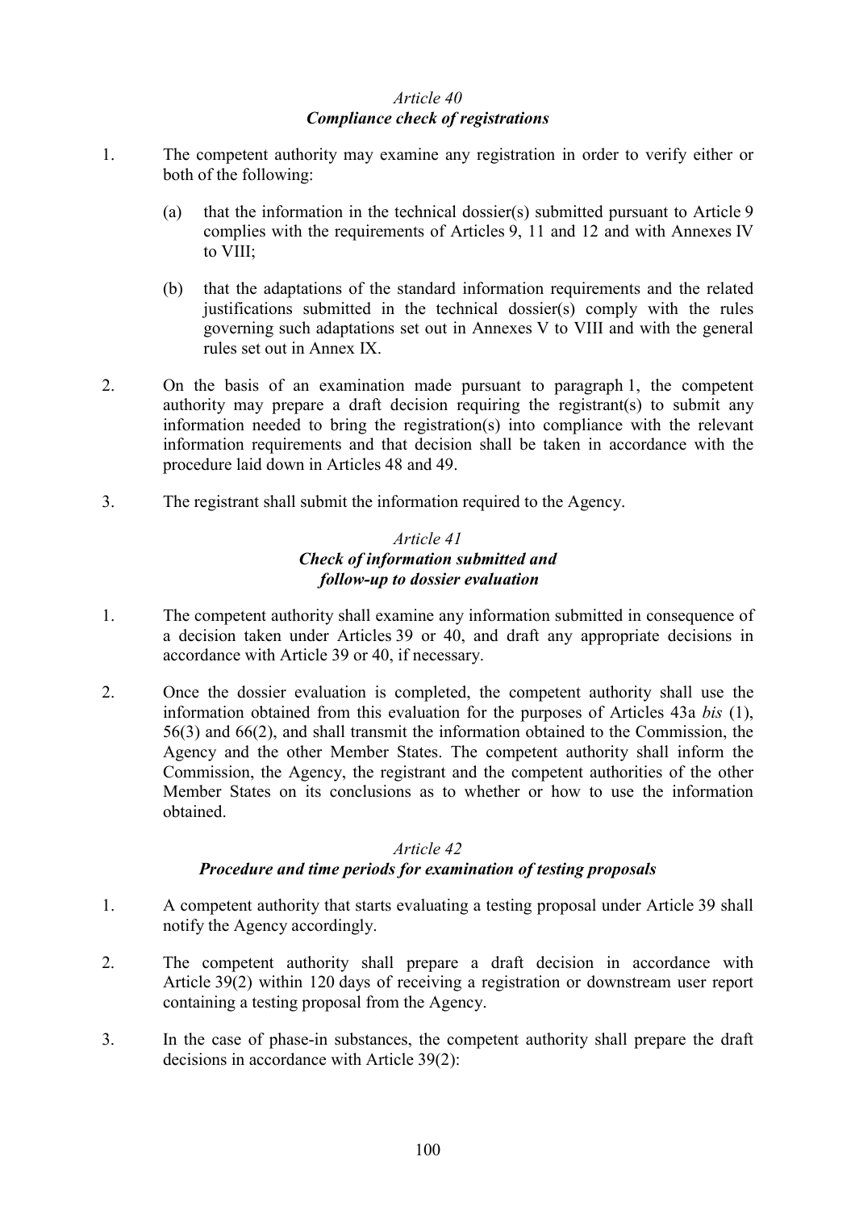*Article 40*
***Compliance check of registrations***

1. The competent authority may examine any registration in order to verify either or both of the following:

   (a) that the information in the technical dossier(s) submitted pursuant to Article 9 complies with the requirements of Articles 9, 11 and 12 and with Annexes IV to VIII;

   (b) that the adaptations of the standard information requirements and the related justifications submitted in the technical dossier(s) comply with the rules governing such adaptations set out in Annexes V to VIII and with the general rules set out in Annex IX.

2. On the basis of an examination made pursuant to paragraph 1, the competent authority may prepare a draft decision requiring the registrant(s) to submit any information needed to bring the registration(s) into compliance with the relevant information requirements and that decision shall be taken in accordance with the procedure laid down in Articles 48 and 49.

3. The registrant shall submit the information required to the Agency.

*Article 41*
***Check of information submitted and follow-up to dossier evaluation***

1. The competent authority shall examine any information submitted in consequence of a decision taken under Articles 39 or 40, and draft any appropriate decisions in accordance with Article 39 or 40, if necessary.

2. Once the dossier evaluation is completed, the competent authority shall use the information obtained from this evaluation for the purposes of Articles 43a *bis* (1), 56(3) and 66(2), and shall transmit the information obtained to the Commission, the Agency and the other Member States. The competent authority shall inform the Commission, the Agency, the registrant and the competent authorities of the other Member States on its conclusions as to whether or how to use the information obtained.

*Article 42*
***Procedure and time periods for examination of testing proposals***

1. A competent authority that starts evaluating a testing proposal under Article 39 shall notify the Agency accordingly.

2. The competent authority shall prepare a draft decision in accordance with Article 39(2) within 120 days of receiving a registration or downstream user report containing a testing proposal from the Agency.

3. In the case of phase-in substances, the competent authority shall prepare the draft decisions in accordance with Article 39(2):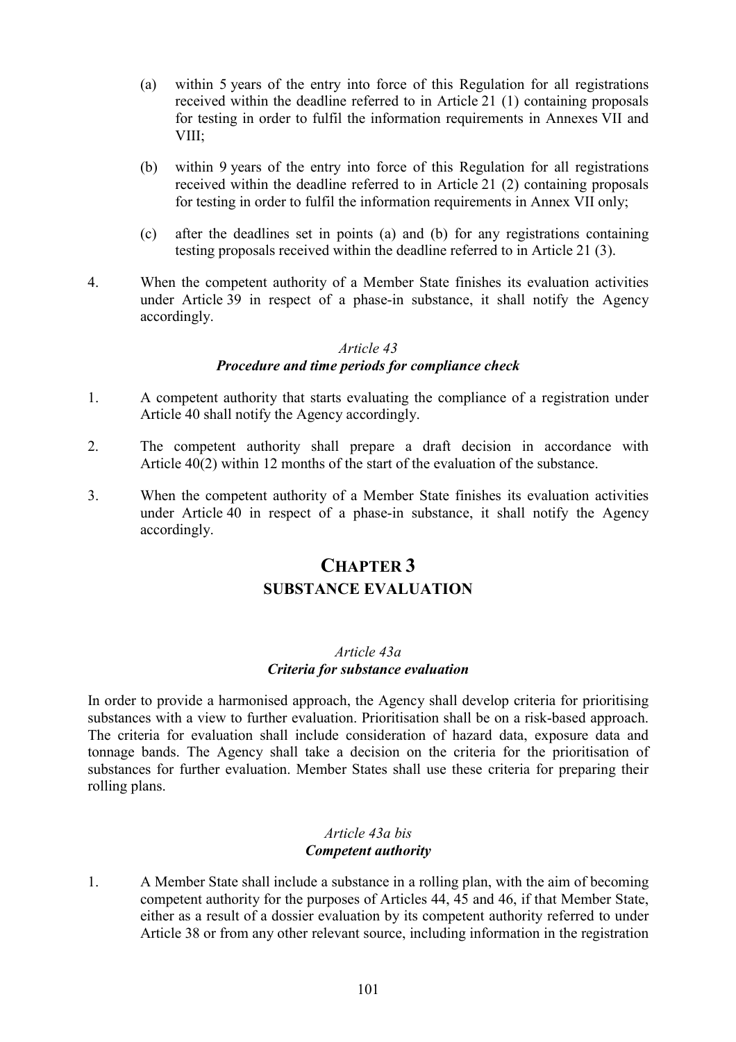(a) within 5 years of the entry into force of this Regulation for all registrations received within the deadline referred to in Article 21 (1) containing proposals for testing in order to fulfil the information requirements in Annexes VII and VIII;

(b) within 9 years of the entry into force of this Regulation for all registrations received within the deadline referred to in Article 21 (2) containing proposals for testing in order to fulfil the information requirements in Annex VII only;

(c) after the deadlines set in points (a) and (b) for any registrations containing testing proposals received within the deadline referred to in Article 21 (3).

4. When the competent authority of a Member State finishes its evaluation activities under Article 39 in respect of a phase-in substance, it shall notify the Agency accordingly.

*Article 43*

***Procedure and time periods for compliance check***

1. A competent authority that starts evaluating the compliance of a registration under Article 40 shall notify the Agency accordingly.

2. The competent authority shall prepare a draft decision in accordance with Article 40(2) within 12 months of the start of the evaluation of the substance.

3. When the competent authority of a Member State finishes its evaluation activities under Article 40 in respect of a phase-in substance, it shall notify the Agency accordingly.

# CHAPTER 3
## SUBSTANCE EVALUATION

*Article 43a*

***Criteria for substance evaluation***

In order to provide a harmonised approach, the Agency shall develop criteria for prioritising substances with a view to further evaluation. Prioritisation shall be on a risk-based approach. The criteria for evaluation shall include consideration of hazard data, exposure data and tonnage bands. The Agency shall take a decision on the criteria for the prioritisation of substances for further evaluation. Member States shall use these criteria for preparing their rolling plans.

*Article 43a bis*

***Competent authority***

1. A Member State shall include a substance in a rolling plan, with the aim of becoming competent authority for the purposes of Articles 44, 45 and 46, if that Member State, either as a result of a dossier evaluation by its competent authority referred to under Article 38 or from any other relevant source, including information in the registration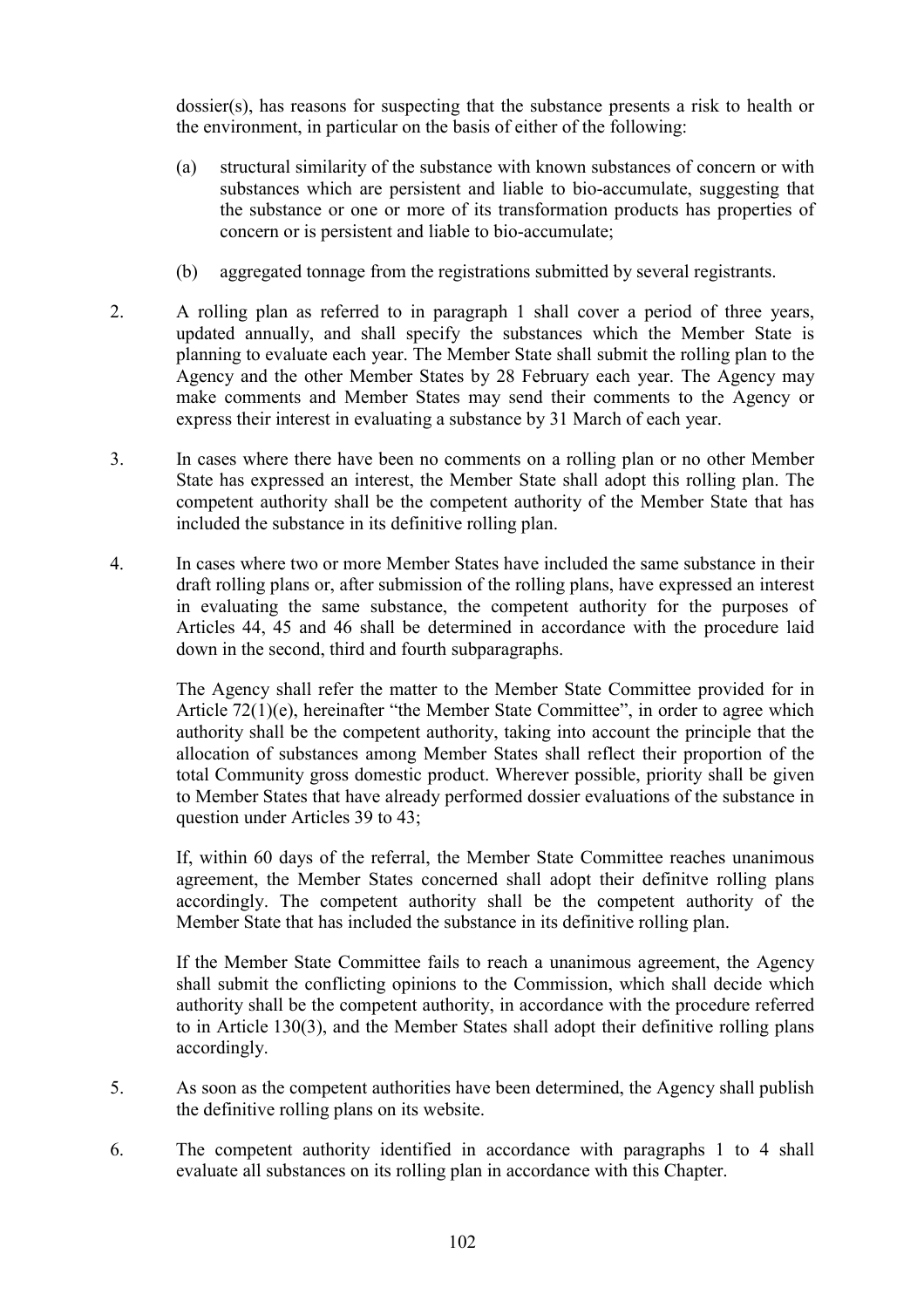dossier(s), has reasons for suspecting that the substance presents a risk to health or the environment, in particular on the basis of either of the following:

(a) structural similarity of the substance with known substances of concern or with substances which are persistent and liable to bio-accumulate, suggesting that the substance or one or more of its transformation products has properties of concern or is persistent and liable to bio-accumulate;

(b) aggregated tonnage from the registrations submitted by several registrants.

2. A rolling plan as referred to in paragraph 1 shall cover a period of three years, updated annually, and shall specify the substances which the Member State is planning to evaluate each year. The Member State shall submit the rolling plan to the Agency and the other Member States by 28 February each year. The Agency may make comments and Member States may send their comments to the Agency or express their interest in evaluating a substance by 31 March of each year.

3. In cases where there have been no comments on a rolling plan or no other Member State has expressed an interest, the Member State shall adopt this rolling plan. The competent authority shall be the competent authority of the Member State that has included the substance in its definitive rolling plan.

4. In cases where two or more Member States have included the same substance in their draft rolling plans or, after submission of the rolling plans, have expressed an interest in evaluating the same substance, the competent authority for the purposes of Articles 44, 45 and 46 shall be determined in accordance with the procedure laid down in the second, third and fourth subparagraphs.

The Agency shall refer the matter to the Member State Committee provided for in Article 72(1)(e), hereinafter "the Member State Committee", in order to agree which authority shall be the competent authority, taking into account the principle that the allocation of substances among Member States shall reflect their proportion of the total Community gross domestic product. Wherever possible, priority shall be given to Member States that have already performed dossier evaluations of the substance in question under Articles 39 to 43;

If, within 60 days of the referral, the Member State Committee reaches unanimous agreement, the Member States concerned shall adopt their definitve rolling plans accordingly. The competent authority shall be the competent authority of the Member State that has included the substance in its definitive rolling plan.

If the Member State Committee fails to reach a unanimous agreement, the Agency shall submit the conflicting opinions to the Commission, which shall decide which authority shall be the competent authority, in accordance with the procedure referred to in Article 130(3), and the Member States shall adopt their definitive rolling plans accordingly.

5. As soon as the competent authorities have been determined, the Agency shall publish the definitive rolling plans on its website.

6. The competent authority identified in accordance with paragraphs 1 to 4 shall evaluate all substances on its rolling plan in accordance with this Chapter.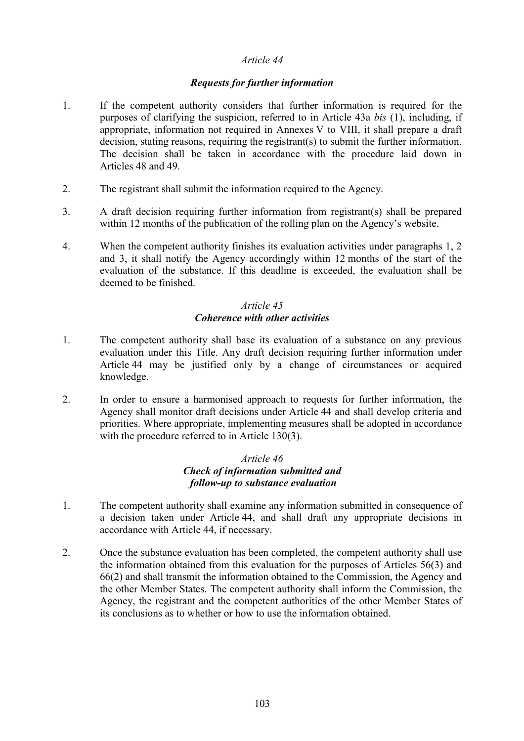### *Article 44*

### ***Requests for further information***

1. If the competent authority considers that further information is required for the purposes of clarifying the suspicion, referred to in Article 43a *bis* (1), including, if appropriate, information not required in Annexes V to VIII, it shall prepare a draft decision, stating reasons, requiring the registrant(s) to submit the further information. The decision shall be taken in accordance with the procedure laid down in Articles 48 and 49.

2. The registrant shall submit the information required to the Agency.

3. A draft decision requiring further information from registrant(s) shall be prepared within 12 months of the publication of the rolling plan on the Agency's website.

4. When the competent authority finishes its evaluation activities under paragraphs 1, 2 and 3, it shall notify the Agency accordingly within 12 months of the start of the evaluation of the substance. If this deadline is exceeded, the evaluation shall be deemed to be finished.

### *Article 45*
### ***Coherence with other activities***

1. The competent authority shall base its evaluation of a substance on any previous evaluation under this Title. Any draft decision requiring further information under Article 44 may be justified only by a change of circumstances or acquired knowledge.

2. In order to ensure a harmonised approach to requests for further information, the Agency shall monitor draft decisions under Article 44 and shall develop criteria and priorities. Where appropriate, implementing measures shall be adopted in accordance with the procedure referred to in Article 130(3).

### *Article 46*
### ***Check of information submitted and follow-up to substance evaluation***

1. The competent authority shall examine any information submitted in consequence of a decision taken under Article 44, and shall draft any appropriate decisions in accordance with Article 44, if necessary.

2. Once the substance evaluation has been completed, the competent authority shall use the information obtained from this evaluation for the purposes of Articles 56(3) and 66(2) and shall transmit the information obtained to the Commission, the Agency and the other Member States. The competent authority shall inform the Commission, the Agency, the registrant and the competent authorities of the other Member States of its conclusions as to whether or how to use the information obtained.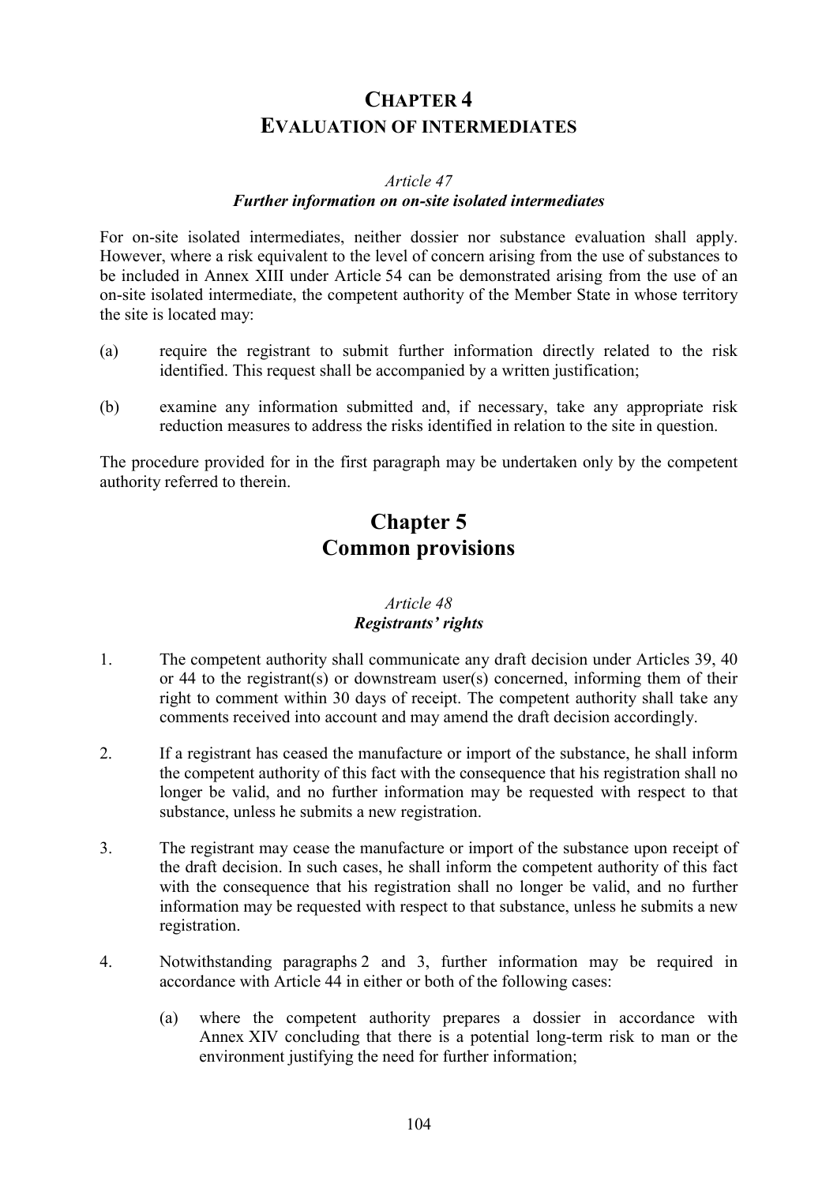# CHAPTER 4
# EVALUATION OF INTERMEDIATES

*Article 47*
***Further information on on-site isolated intermediates***

For on-site isolated intermediates, neither dossier nor substance evaluation shall apply. However, where a risk equivalent to the level of concern arising from the use of substances to be included in Annex XIII under Article 54 can be demonstrated arising from the use of an on-site isolated intermediate, the competent authority of the Member State in whose territory the site is located may:

(a) require the registrant to submit further information directly related to the risk identified. This request shall be accompanied by a written justification;

(b) examine any information submitted and, if necessary, take any appropriate risk reduction measures to address the risks identified in relation to the site in question.

The procedure provided for in the first paragraph may be undertaken only by the competent authority referred to therein.

# Chapter 5
# Common provisions

*Article 48*
***Registrants' rights***

1. The competent authority shall communicate any draft decision under Articles 39, 40 or 44 to the registrant(s) or downstream user(s) concerned, informing them of their right to comment within 30 days of receipt. The competent authority shall take any comments received into account and may amend the draft decision accordingly.

2. If a registrant has ceased the manufacture or import of the substance, he shall inform the competent authority of this fact with the consequence that his registration shall no longer be valid, and no further information may be requested with respect to that substance, unless he submits a new registration.

3. The registrant may cease the manufacture or import of the substance upon receipt of the draft decision. In such cases, he shall inform the competent authority of this fact with the consequence that his registration shall no longer be valid, and no further information may be requested with respect to that substance, unless he submits a new registration.

4. Notwithstanding paragraphs 2 and 3, further information may be required in accordance with Article 44 in either or both of the following cases:

   (a) where the competent authority prepares a dossier in accordance with Annex XIV concluding that there is a potential long-term risk to man or the environment justifying the need for further information;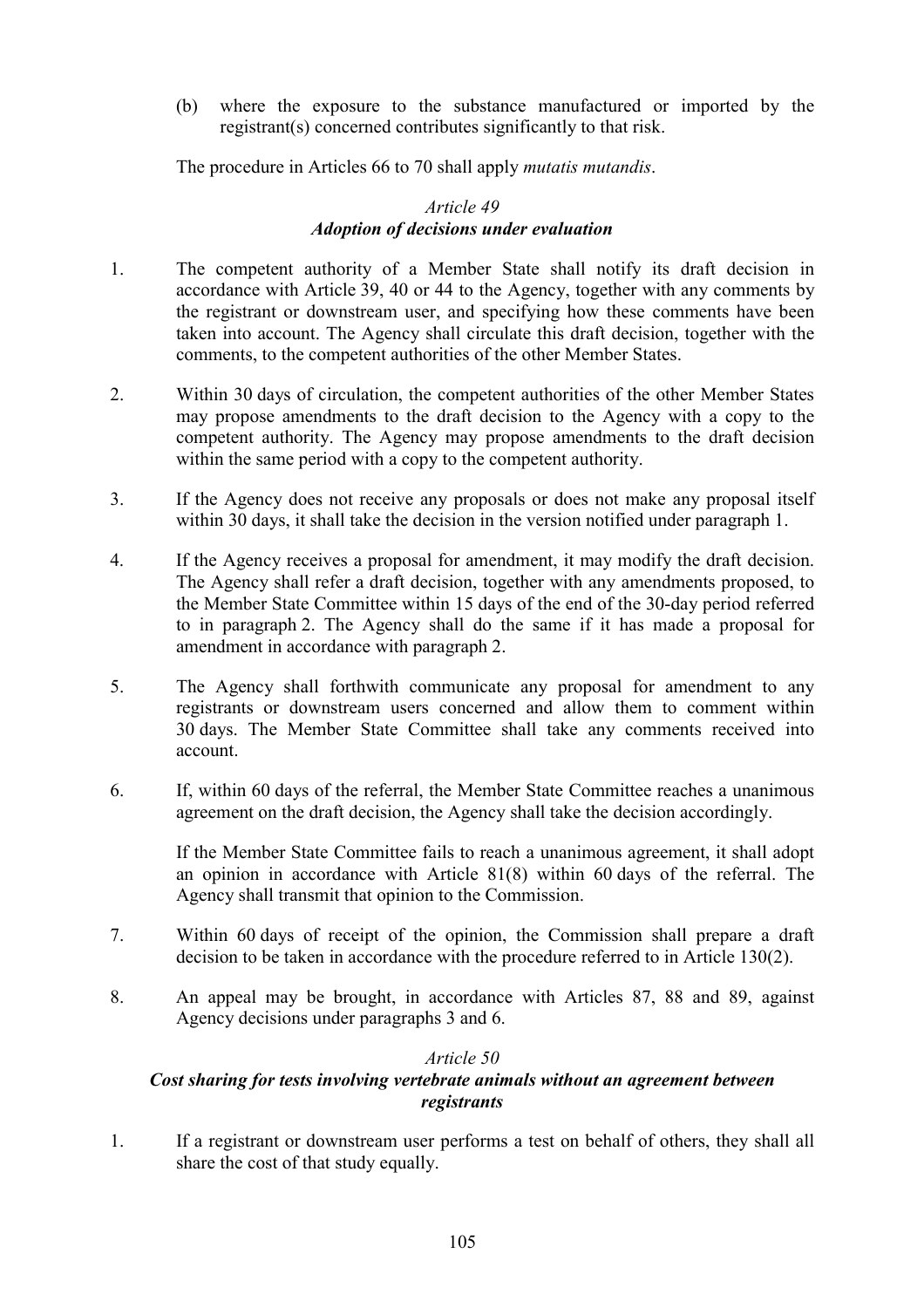(b) where the exposure to the substance manufactured or imported by the registrant(s) concerned contributes significantly to that risk.

The procedure in Articles 66 to 70 shall apply *mutatis mutandis*.

### *Article 49*
### ***Adoption of decisions under evaluation***

1. The competent authority of a Member State shall notify its draft decision in accordance with Article 39, 40 or 44 to the Agency, together with any comments by the registrant or downstream user, and specifying how these comments have been taken into account. The Agency shall circulate this draft decision, together with the comments, to the competent authorities of the other Member States.

2. Within 30 days of circulation, the competent authorities of the other Member States may propose amendments to the draft decision to the Agency with a copy to the competent authority. The Agency may propose amendments to the draft decision within the same period with a copy to the competent authority.

3. If the Agency does not receive any proposals or does not make any proposal itself within 30 days, it shall take the decision in the version notified under paragraph 1.

4. If the Agency receives a proposal for amendment, it may modify the draft decision. The Agency shall refer a draft decision, together with any amendments proposed, to the Member State Committee within 15 days of the end of the 30-day period referred to in paragraph 2. The Agency shall do the same if it has made a proposal for amendment in accordance with paragraph 2.

5. The Agency shall forthwith communicate any proposal for amendment to any registrants or downstream users concerned and allow them to comment within 30 days. The Member State Committee shall take any comments received into account.

6. If, within 60 days of the referral, the Member State Committee reaches a unanimous agreement on the draft decision, the Agency shall take the decision accordingly.

   If the Member State Committee fails to reach a unanimous agreement, it shall adopt an opinion in accordance with Article 81(8) within 60 days of the referral. The Agency shall transmit that opinion to the Commission.

7. Within 60 days of receipt of the opinion, the Commission shall prepare a draft decision to be taken in accordance with the procedure referred to in Article 130(2).

8. An appeal may be brought, in accordance with Articles 87, 88 and 89, against Agency decisions under paragraphs 3 and 6.

### *Article 50*
### ***Cost sharing for tests involving vertebrate animals without an agreement between registrants***

1. If a registrant or downstream user performs a test on behalf of others, they shall all share the cost of that study equally.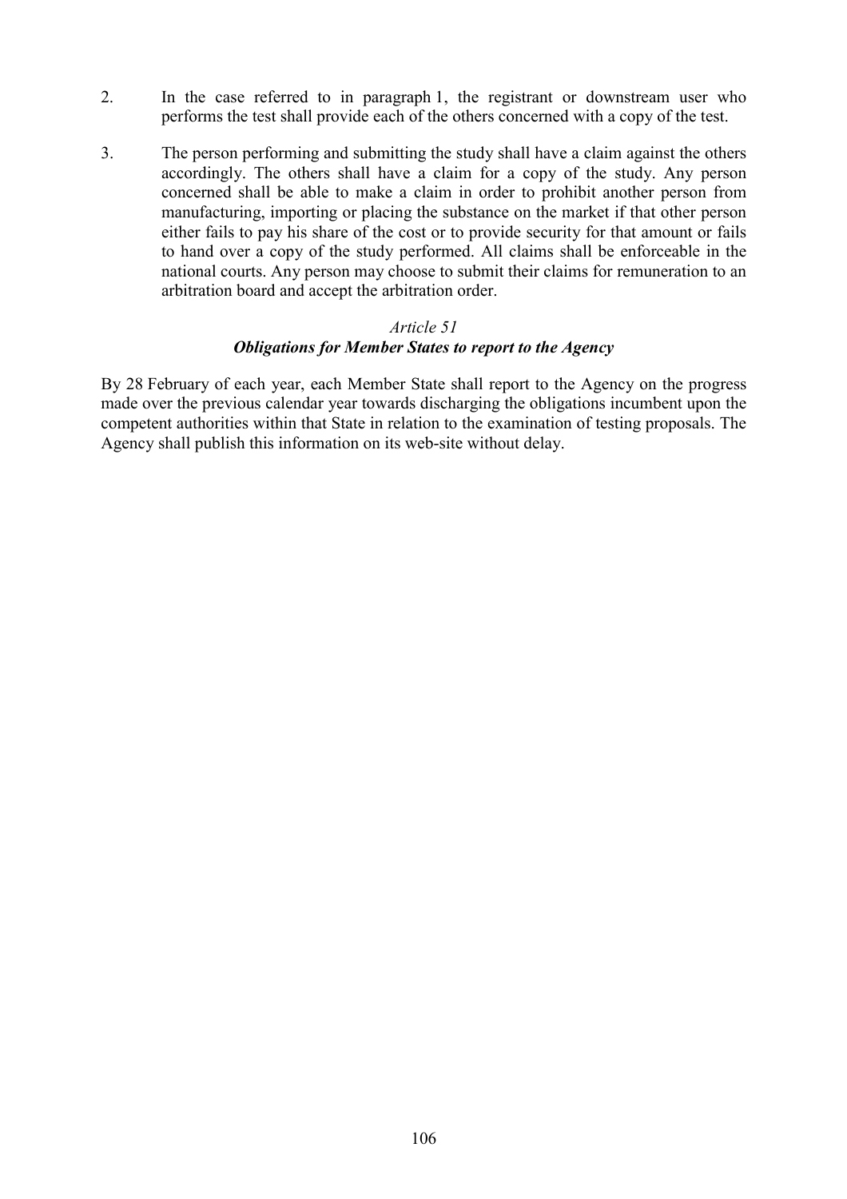2. In the case referred to in paragraph 1, the registrant or downstream user who performs the test shall provide each of the others concerned with a copy of the test.

3. The person performing and submitting the study shall have a claim against the others accordingly. The others shall have a claim for a copy of the study. Any person concerned shall be able to make a claim in order to prohibit another person from manufacturing, importing or placing the substance on the market if that other person either fails to pay his share of the cost or to provide security for that amount or fails to hand over a copy of the study performed. All claims shall be enforceable in the national courts. Any person may choose to submit their claims for remuneration to an arbitration board and accept the arbitration order.

### *Article 51*
### ***Obligations for Member States to report to the Agency***

By 28 February of each year, each Member State shall report to the Agency on the progress made over the previous calendar year towards discharging the obligations incumbent upon the competent authorities within that State in relation to the examination of testing proposals. The Agency shall publish this information on its web-site without delay.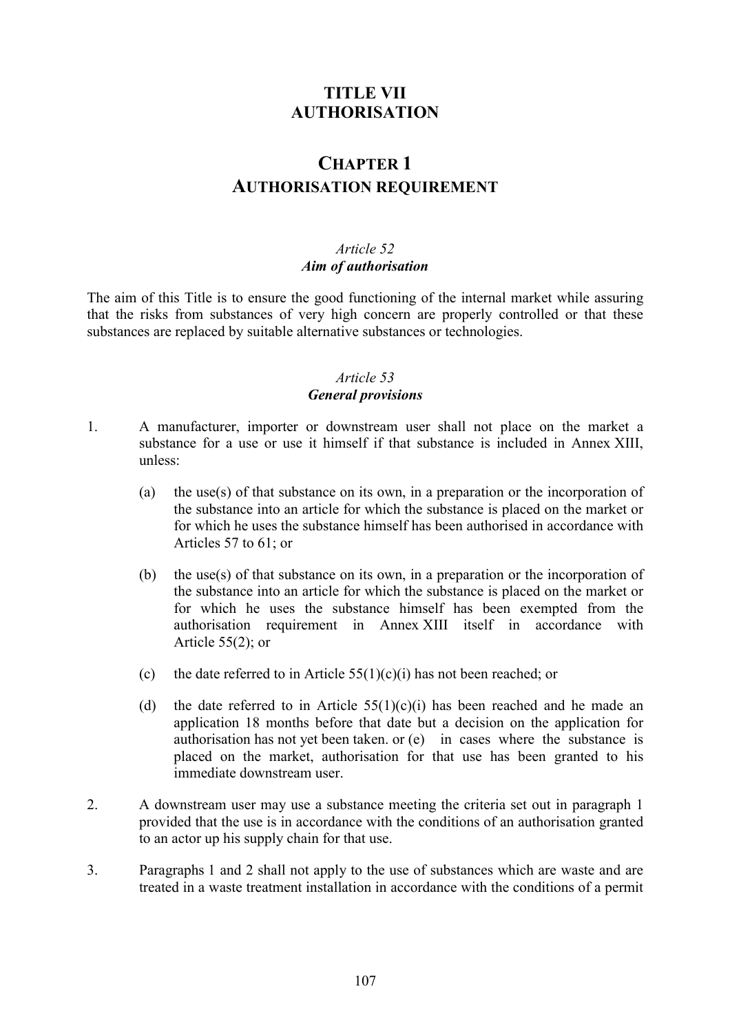# TITLE VII
# AUTHORISATION

## CHAPTER 1
## AUTHORISATION REQUIREMENT

### *Article 52*
### ***Aim of authorisation***

The aim of this Title is to ensure the good functioning of the internal market while assuring that the risks from substances of very high concern are properly controlled or that these substances are replaced by suitable alternative substances or technologies.

### *Article 53*
### ***General provisions***

1. A manufacturer, importer or downstream user shall not place on the market a substance for a use or use it himself if that substance is included in Annex XIII, unless:

   (a) the use(s) of that substance on its own, in a preparation or the incorporation of the substance into an article for which the substance is placed on the market or for which he uses the substance himself has been authorised in accordance with Articles 57 to 61; or

   (b) the use(s) of that substance on its own, in a preparation or the incorporation of the substance into an article for which the substance is placed on the market or for which he uses the substance himself has been exempted from the authorisation requirement in Annex XIII itself in accordance with Article 55(2); or

   (c) the date referred to in Article 55(1)(c)(i) has not been reached; or

   (d) the date referred to in Article 55(1)(c)(i) has been reached and he made an application 18 months before that date but a decision on the application for authorisation has not yet been taken. or (e) in cases where the substance is placed on the market, authorisation for that use has been granted to his immediate downstream user.

2. A downstream user may use a substance meeting the criteria set out in paragraph 1 provided that the use is in accordance with the conditions of an authorisation granted to an actor up his supply chain for that use.

3. Paragraphs 1 and 2 shall not apply to the use of substances which are waste and are treated in a waste treatment installation in accordance with the conditions of a permit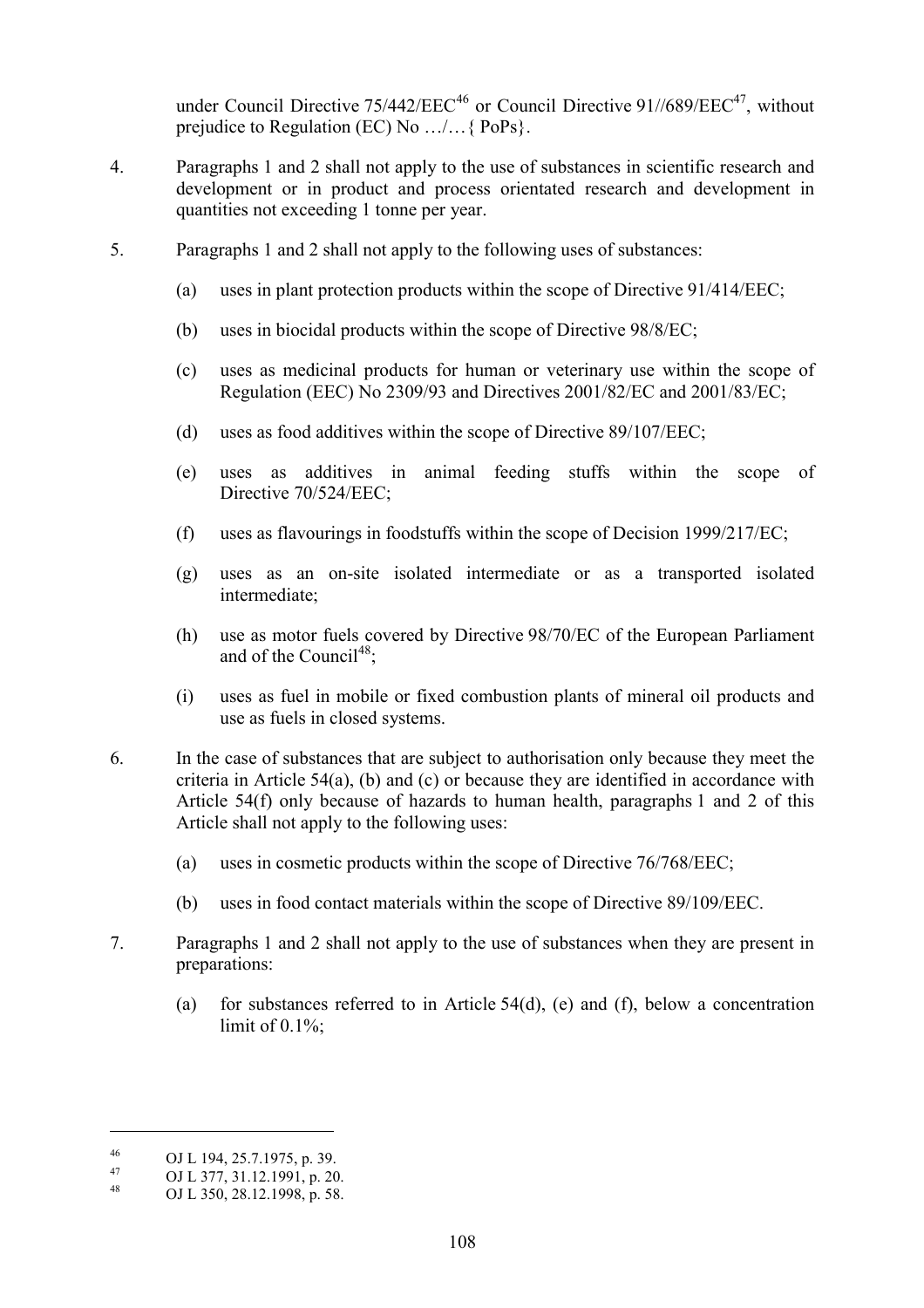under Council Directive 75/442/EEC[46] or Council Directive 91//689/EEC[47], without prejudice to Regulation (EC) No …/…{ PoPs}.

4. Paragraphs 1 and 2 shall not apply to the use of substances in scientific research and development or in product and process orientated research and development in quantities not exceeding 1 tonne per year.

5. Paragraphs 1 and 2 shall not apply to the following uses of substances:

   (a) uses in plant protection products within the scope of Directive 91/414/EEC;

   (b) uses in biocidal products within the scope of Directive 98/8/EC;

   (c) uses as medicinal products for human or veterinary use within the scope of Regulation (EEC) No 2309/93 and Directives 2001/82/EC and 2001/83/EC;

   (d) uses as food additives within the scope of Directive 89/107/EEC;

   (e) uses as additives in animal feeding stuffs within the scope of Directive 70/524/EEC;

   (f) uses as flavourings in foodstuffs within the scope of Decision 1999/217/EC;

   (g) uses as an on-site isolated intermediate or as a transported isolated intermediate;

   (h) use as motor fuels covered by Directive 98/70/EC of the European Parliament and of the Council[48];

   (i) uses as fuel in mobile or fixed combustion plants of mineral oil products and use as fuels in closed systems.

6. In the case of substances that are subject to authorisation only because they meet the criteria in Article 54(a), (b) and (c) or because they are identified in accordance with Article 54(f) only because of hazards to human health, paragraphs 1 and 2 of this Article shall not apply to the following uses:

   (a) uses in cosmetic products within the scope of Directive 76/768/EEC;

   (b) uses in food contact materials within the scope of Directive 89/109/EEC.

7. Paragraphs 1 and 2 shall not apply to the use of substances when they are present in preparations:

   (a) for substances referred to in Article 54(d), (e) and (f), below a concentration limit of 0.1%;

---

[46] OJ L 194, 25.7.1975, p. 39.

[47] OJ L 377, 31.12.1991, p. 20.

[48] OJ L 350, 28.12.1998, p. 58.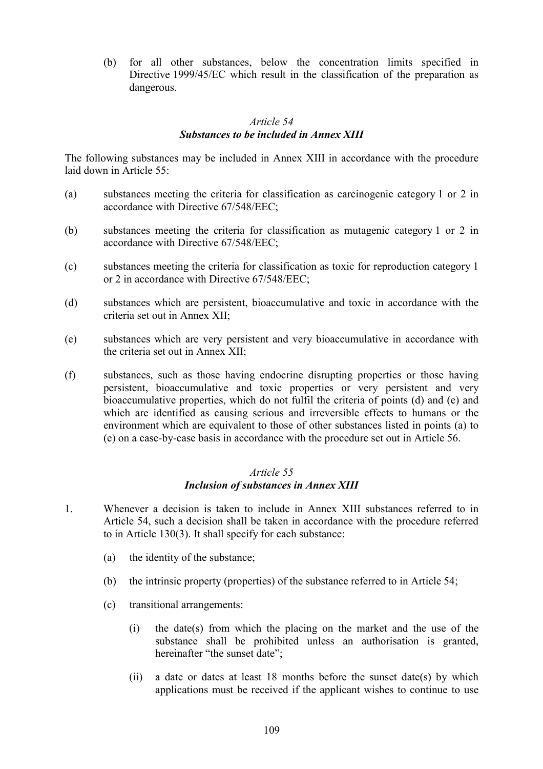(b) for all other substances, below the concentration limits specified in Directive 1999/45/EC which result in the classification of the preparation as dangerous.

### *Article 54*
### ***Substances to be included in Annex XIII***

The following substances may be included in Annex XIII in accordance with the procedure laid down in Article 55:

(a) substances meeting the criteria for classification as carcinogenic category 1 or 2 in accordance with Directive 67/548/EEC;

(b) substances meeting the criteria for classification as mutagenic category 1 or 2 in accordance with Directive 67/548/EEC;

(c) substances meeting the criteria for classification as toxic for reproduction category 1 or 2 in accordance with Directive 67/548/EEC;

(d) substances which are persistent, bioaccumulative and toxic in accordance with the criteria set out in Annex XII;

(e) substances which are very persistent and very bioaccumulative in accordance with the criteria set out in Annex XII;

(f) substances, such as those having endocrine disrupting properties or those having persistent, bioaccumulative and toxic properties or very persistent and very bioaccumulative properties, which do not fulfil the criteria of points (d) and (e) and which are identified as causing serious and irreversible effects to humans or the environment which are equivalent to those of other substances listed in points (a) to (e) on a case-by-case basis in accordance with the procedure set out in Article 56.

### *Article 55*
### ***Inclusion of substances in Annex XIII***

1. Whenever a decision is taken to include in Annex XIII substances referred to in Article 54, such a decision shall be taken in accordance with the procedure referred to in Article 130(3). It shall specify for each substance:

   (a) the identity of the substance;

   (b) the intrinsic property (properties) of the substance referred to in Article 54;

   (c) transitional arrangements:

      (i) the date(s) from which the placing on the market and the use of the substance shall be prohibited unless an authorisation is granted, hereinafter "the sunset date";

      (ii) a date or dates at least 18 months before the sunset date(s) by which applications must be received if the applicant wishes to continue to use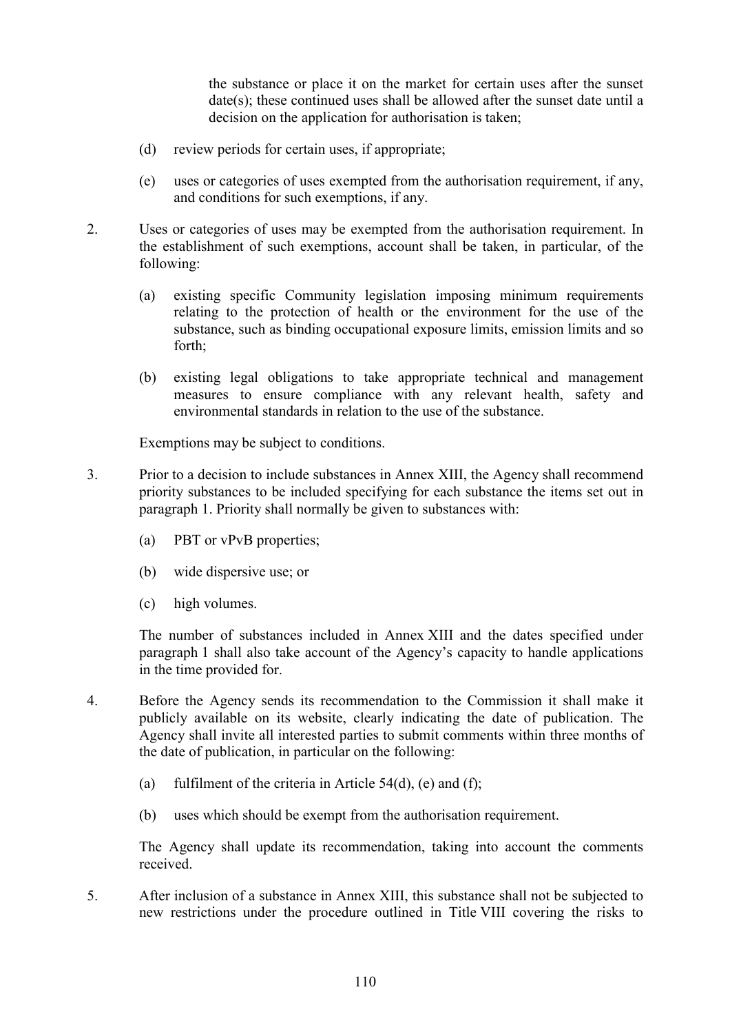the substance or place it on the market for certain uses after the sunset date(s); these continued uses shall be allowed after the sunset date until a decision on the application for authorisation is taken;

(d) review periods for certain uses, if appropriate;

(e) uses or categories of uses exempted from the authorisation requirement, if any, and conditions for such exemptions, if any.

2. Uses or categories of uses may be exempted from the authorisation requirement. In the establishment of such exemptions, account shall be taken, in particular, of the following:

   (a) existing specific Community legislation imposing minimum requirements relating to the protection of health or the environment for the use of the substance, such as binding occupational exposure limits, emission limits and so forth;

   (b) existing legal obligations to take appropriate technical and management measures to ensure compliance with any relevant health, safety and environmental standards in relation to the use of the substance.

   Exemptions may be subject to conditions.

3. Prior to a decision to include substances in Annex XIII, the Agency shall recommend priority substances to be included specifying for each substance the items set out in paragraph 1. Priority shall normally be given to substances with:

   (a) PBT or vPvB properties;

   (b) wide dispersive use; or

   (c) high volumes.

   The number of substances included in Annex XIII and the dates specified under paragraph 1 shall also take account of the Agency's capacity to handle applications in the time provided for.

4. Before the Agency sends its recommendation to the Commission it shall make it publicly available on its website, clearly indicating the date of publication. The Agency shall invite all interested parties to submit comments within three months of the date of publication, in particular on the following:

   (a) fulfilment of the criteria in Article 54(d), (e) and (f);

   (b) uses which should be exempt from the authorisation requirement.

   The Agency shall update its recommendation, taking into account the comments received.

5. After inclusion of a substance in Annex XIII, this substance shall not be subjected to new restrictions under the procedure outlined in Title VIII covering the risks to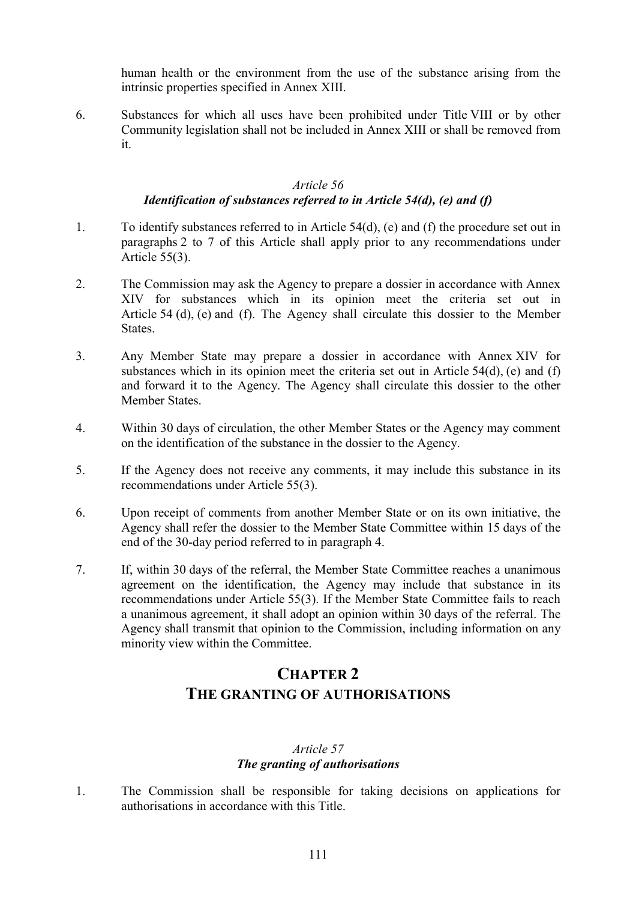human health or the environment from the use of the substance arising from the intrinsic properties specified in Annex XIII.

6. Substances for which all uses have been prohibited under Title VIII or by other Community legislation shall not be included in Annex XIII or shall be removed from it.

*Article 56*

***Identification of substances referred to in Article 54(d), (e) and (f)***

1. To identify substances referred to in Article 54(d), (e) and (f) the procedure set out in paragraphs 2 to 7 of this Article shall apply prior to any recommendations under Article 55(3).

2. The Commission may ask the Agency to prepare a dossier in accordance with Annex XIV for substances which in its opinion meet the criteria set out in Article 54 (d), (e) and (f). The Agency shall circulate this dossier to the Member States.

3. Any Member State may prepare a dossier in accordance with Annex XIV for substances which in its opinion meet the criteria set out in Article 54(d), (e) and (f) and forward it to the Agency. The Agency shall circulate this dossier to the other Member States.

4. Within 30 days of circulation, the other Member States or the Agency may comment on the identification of the substance in the dossier to the Agency.

5. If the Agency does not receive any comments, it may include this substance in its recommendations under Article 55(3).

6. Upon receipt of comments from another Member State or on its own initiative, the Agency shall refer the dossier to the Member State Committee within 15 days of the end of the 30-day period referred to in paragraph 4.

7. If, within 30 days of the referral, the Member State Committee reaches a unanimous agreement on the identification, the Agency may include that substance in its recommendations under Article 55(3). If the Member State Committee fails to reach a unanimous agreement, it shall adopt an opinion within 30 days of the referral. The Agency shall transmit that opinion to the Commission, including information on any minority view within the Committee.

## CHAPTER 2
## THE GRANTING OF AUTHORISATIONS

*Article 57*

***The granting of authorisations***

1. The Commission shall be responsible for taking decisions on applications for authorisations in accordance with this Title.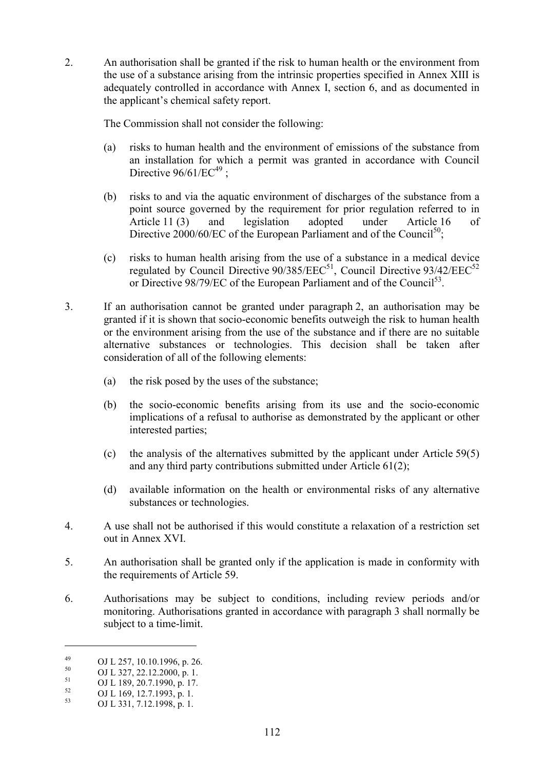2. An authorisation shall be granted if the risk to human health or the environment from the use of a substance arising from the intrinsic properties specified in Annex XIII is adequately controlled in accordance with Annex I, section 6, and as documented in the applicant's chemical safety report.

   The Commission shall not consider the following:

   (a) risks to human health and the environment of emissions of the substance from an installation for which a permit was granted in accordance with Council Directive 96/61/EC[49] ;

   (b) risks to and via the aquatic environment of discharges of the substance from a point source governed by the requirement for prior regulation referred to in Article 11 (3) and legislation adopted under Article 16 of Directive 2000/60/EC of the European Parliament and of the Council[50];

   (c) risks to human health arising from the use of a substance in a medical device regulated by Council Directive 90/385/EEC[51], Council Directive 93/42/EEC[52] or Directive 98/79/EC of the European Parliament and of the Council[53].

3. If an authorisation cannot be granted under paragraph 2, an authorisation may be granted if it is shown that socio-economic benefits outweigh the risk to human health or the environment arising from the use of the substance and if there are no suitable alternative substances or technologies. This decision shall be taken after consideration of all of the following elements:

   (a) the risk posed by the uses of the substance;

   (b) the socio-economic benefits arising from its use and the socio-economic implications of a refusal to authorise as demonstrated by the applicant or other interested parties;

   (c) the analysis of the alternatives submitted by the applicant under Article 59(5) and any third party contributions submitted under Article 61(2);

   (d) available information on the health or environmental risks of any alternative substances or technologies.

4. A use shall not be authorised if this would constitute a relaxation of a restriction set out in Annex XVI.

5. An authorisation shall be granted only if the application is made in conformity with the requirements of Article 59.

6. Authorisations may be subject to conditions, including review periods and/or monitoring. Authorisations granted in accordance with paragraph 3 shall normally be subject to a time-limit.

---

[49] OJ L 257, 10.10.1996, p. 26.

[50] OJ L 327, 22.12.2000, p. 1.

[51] OJ L 189, 20.7.1990, p. 17.

[52] OJ L 169, 12.7.1993, p. 1.

[53] OJ L 331, 7.12.1998, p. 1.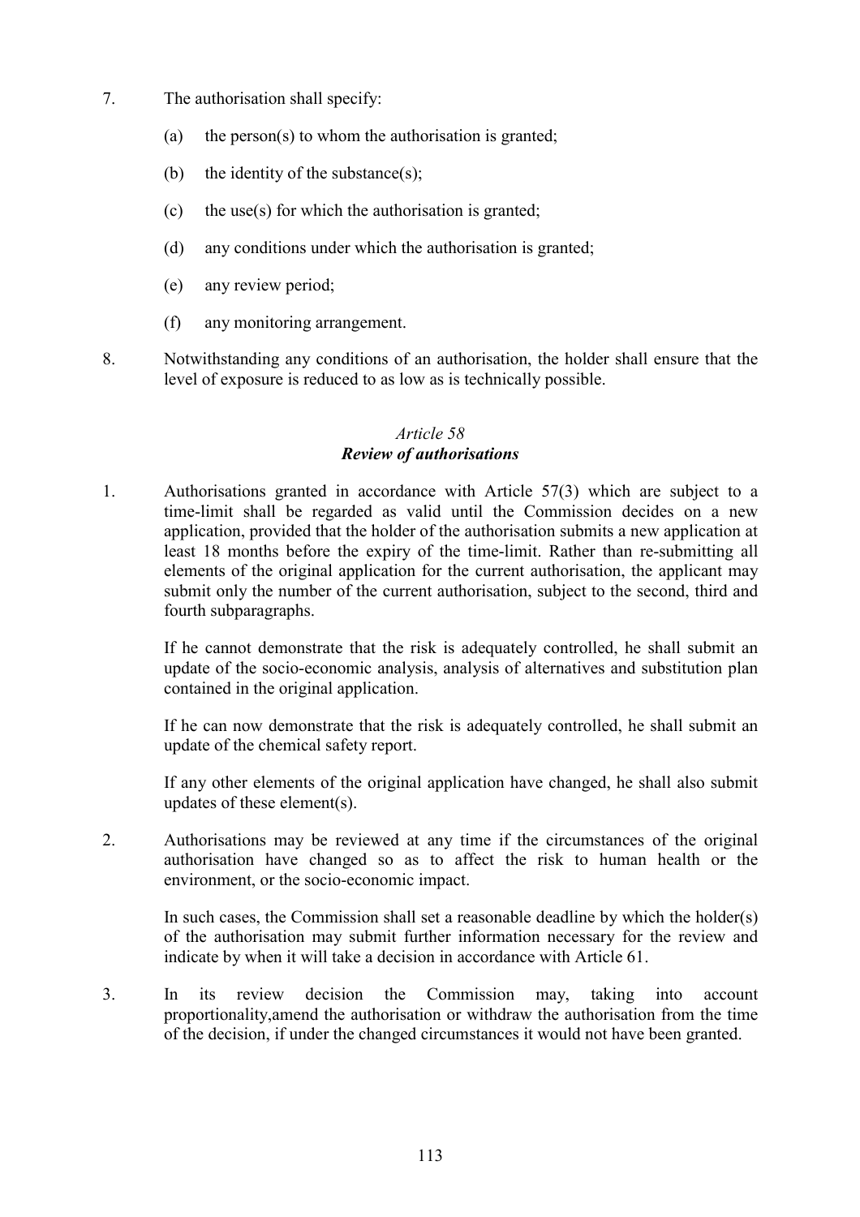7. The authorisation shall specify:

   (a) the person(s) to whom the authorisation is granted;

   (b) the identity of the substance(s);

   (c) the use(s) for which the authorisation is granted;

   (d) any conditions under which the authorisation is granted;

   (e) any review period;

   (f) any monitoring arrangement.

8. Notwithstanding any conditions of an authorisation, the holder shall ensure that the level of exposure is reduced to as low as is technically possible.

### *Article 58*
### ***Review of authorisations***

1. Authorisations granted in accordance with Article 57(3) which are subject to a time-limit shall be regarded as valid until the Commission decides on a new application, provided that the holder of the authorisation submits a new application at least 18 months before the expiry of the time-limit. Rather than re-submitting all elements of the original application for the current authorisation, the applicant may submit only the number of the current authorisation, subject to the second, third and fourth subparagraphs.

   If he cannot demonstrate that the risk is adequately controlled, he shall submit an update of the socio-economic analysis, analysis of alternatives and substitution plan contained in the original application.

   If he can now demonstrate that the risk is adequately controlled, he shall submit an update of the chemical safety report.

   If any other elements of the original application have changed, he shall also submit updates of these element(s).

2. Authorisations may be reviewed at any time if the circumstances of the original authorisation have changed so as to affect the risk to human health or the environment, or the socio-economic impact.

   In such cases, the Commission shall set a reasonable deadline by which the holder(s) of the authorisation may submit further information necessary for the review and indicate by when it will take a decision in accordance with Article 61.

3. In its review decision the Commission may, taking into account proportionality,amend the authorisation or withdraw the authorisation from the time of the decision, if under the changed circumstances it would not have been granted.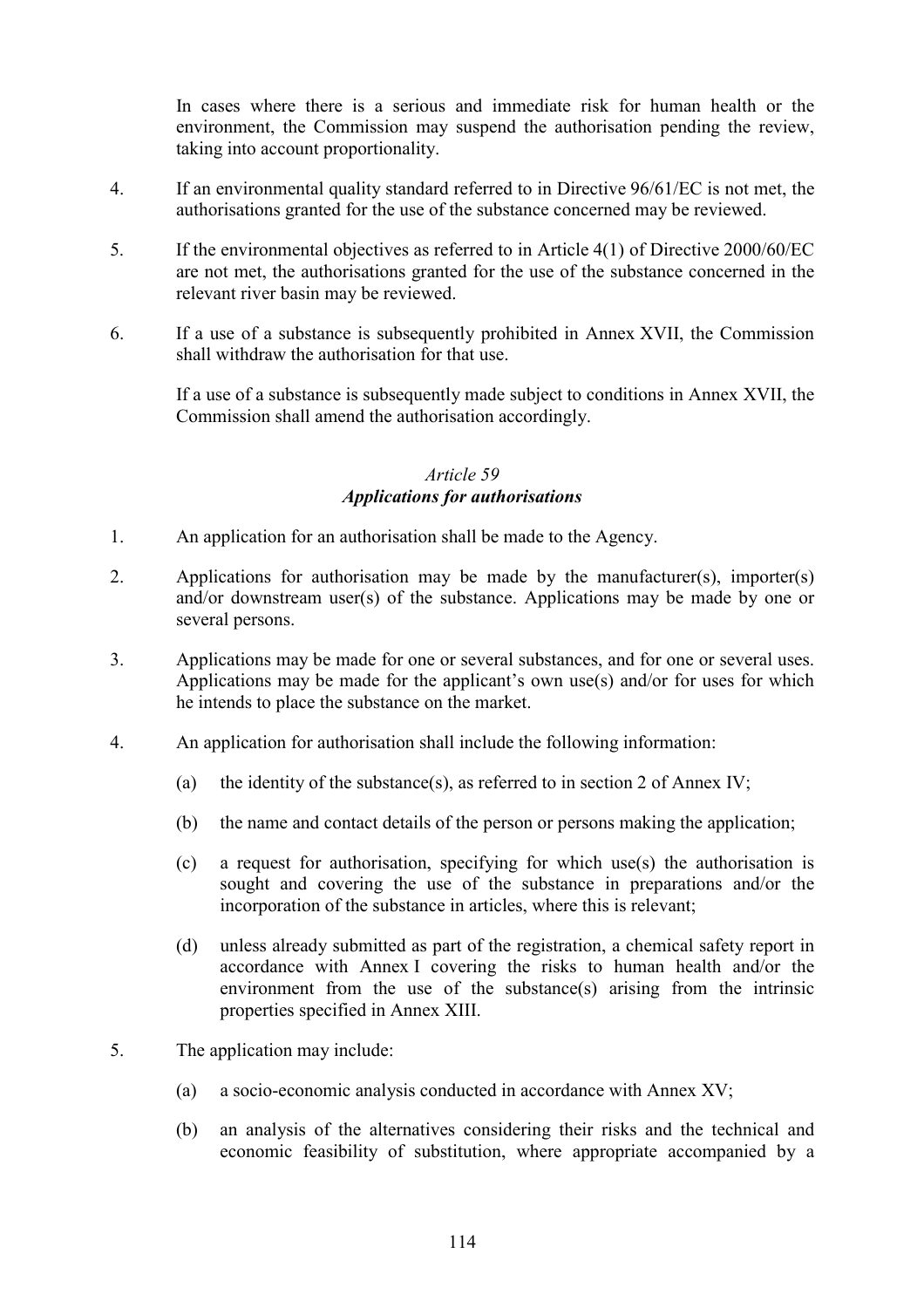In cases where there is a serious and immediate risk for human health or the environment, the Commission may suspend the authorisation pending the review, taking into account proportionality.

4. If an environmental quality standard referred to in Directive 96/61/EC is not met, the authorisations granted for the use of the substance concerned may be reviewed.

5. If the environmental objectives as referred to in Article 4(1) of Directive 2000/60/EC are not met, the authorisations granted for the use of the substance concerned in the relevant river basin may be reviewed.

6. If a use of a substance is subsequently prohibited in Annex XVII, the Commission shall withdraw the authorisation for that use.

   If a use of a substance is subsequently made subject to conditions in Annex XVII, the Commission shall amend the authorisation accordingly.

### *Article 59*
### ***Applications for authorisations***

1. An application for an authorisation shall be made to the Agency.

2. Applications for authorisation may be made by the manufacturer(s), importer(s) and/or downstream user(s) of the substance. Applications may be made by one or several persons.

3. Applications may be made for one or several substances, and for one or several uses. Applications may be made for the applicant's own use(s) and/or for uses for which he intends to place the substance on the market.

4. An application for authorisation shall include the following information:

   (a) the identity of the substance(s), as referred to in section 2 of Annex IV;

   (b) the name and contact details of the person or persons making the application;

   (c) a request for authorisation, specifying for which use(s) the authorisation is sought and covering the use of the substance in preparations and/or the incorporation of the substance in articles, where this is relevant;

   (d) unless already submitted as part of the registration, a chemical safety report in accordance with Annex I covering the risks to human health and/or the environment from the use of the substance(s) arising from the intrinsic properties specified in Annex XIII.

5. The application may include:

   (a) a socio-economic analysis conducted in accordance with Annex XV;

   (b) an analysis of the alternatives considering their risks and the technical and economic feasibility of substitution, where appropriate accompanied by a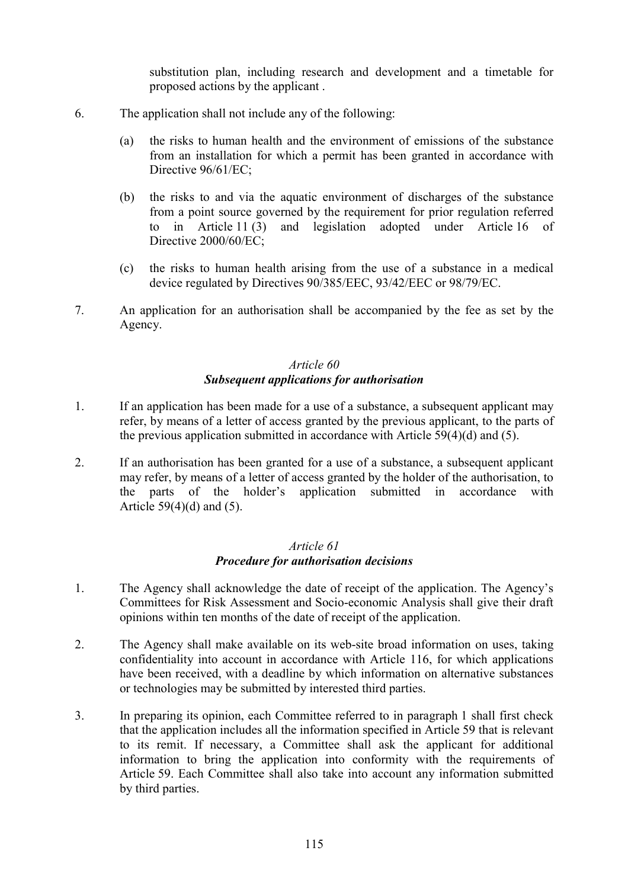substitution plan, including research and development and a timetable for proposed actions by the applicant .

6. The application shall not include any of the following:

   (a) the risks to human health and the environment of emissions of the substance from an installation for which a permit has been granted in accordance with Directive 96/61/EC;

   (b) the risks to and via the aquatic environment of discharges of the substance from a point source governed by the requirement for prior regulation referred to in Article 11 (3) and legislation adopted under Article 16 of Directive 2000/60/EC;

   (c) the risks to human health arising from the use of a substance in a medical device regulated by Directives 90/385/EEC, 93/42/EEC or 98/79/EC.

7. An application for an authorisation shall be accompanied by the fee as set by the Agency.

### *Article 60*
### ***Subsequent applications for authorisation***

1. If an application has been made for a use of a substance, a subsequent applicant may refer, by means of a letter of access granted by the previous applicant, to the parts of the previous application submitted in accordance with Article 59(4)(d) and (5).

2. If an authorisation has been granted for a use of a substance, a subsequent applicant may refer, by means of a letter of access granted by the holder of the authorisation, to the parts of the holder's application submitted in accordance with Article 59(4)(d) and (5).

### *Article 61*
### ***Procedure for authorisation decisions***

1. The Agency shall acknowledge the date of receipt of the application. The Agency's Committees for Risk Assessment and Socio-economic Analysis shall give their draft opinions within ten months of the date of receipt of the application.

2. The Agency shall make available on its web-site broad information on uses, taking confidentiality into account in accordance with Article 116, for which applications have been received, with a deadline by which information on alternative substances or technologies may be submitted by interested third parties.

3. In preparing its opinion, each Committee referred to in paragraph 1 shall first check that the application includes all the information specified in Article 59 that is relevant to its remit. If necessary, a Committee shall ask the applicant for additional information to bring the application into conformity with the requirements of Article 59. Each Committee shall also take into account any information submitted by third parties.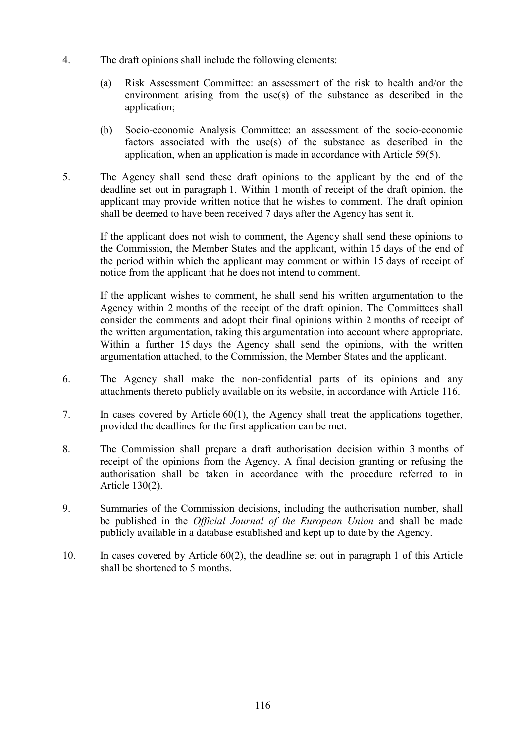4. The draft opinions shall include the following elements:

   (a) Risk Assessment Committee: an assessment of the risk to health and/or the environment arising from the use(s) of the substance as described in the application;

   (b) Socio-economic Analysis Committee: an assessment of the socio-economic factors associated with the use(s) of the substance as described in the application, when an application is made in accordance with Article 59(5).

5. The Agency shall send these draft opinions to the applicant by the end of the deadline set out in paragraph 1. Within 1 month of receipt of the draft opinion, the applicant may provide written notice that he wishes to comment. The draft opinion shall be deemed to have been received 7 days after the Agency has sent it.

   If the applicant does not wish to comment, the Agency shall send these opinions to the Commission, the Member States and the applicant, within 15 days of the end of the period within which the applicant may comment or within 15 days of receipt of notice from the applicant that he does not intend to comment.

   If the applicant wishes to comment, he shall send his written argumentation to the Agency within 2 months of the receipt of the draft opinion. The Committees shall consider the comments and adopt their final opinions within 2 months of receipt of the written argumentation, taking this argumentation into account where appropriate. Within a further 15 days the Agency shall send the opinions, with the written argumentation attached, to the Commission, the Member States and the applicant.

6. The Agency shall make the non-confidential parts of its opinions and any attachments thereto publicly available on its website, in accordance with Article 116.

7. In cases covered by Article 60(1), the Agency shall treat the applications together, provided the deadlines for the first application can be met.

8. The Commission shall prepare a draft authorisation decision within 3 months of receipt of the opinions from the Agency. A final decision granting or refusing the authorisation shall be taken in accordance with the procedure referred to in Article 130(2).

9. Summaries of the Commission decisions, including the authorisation number, shall be published in the *Official Journal of the European Union* and shall be made publicly available in a database established and kept up to date by the Agency.

10. In cases covered by Article 60(2), the deadline set out in paragraph 1 of this Article shall be shortened to 5 months.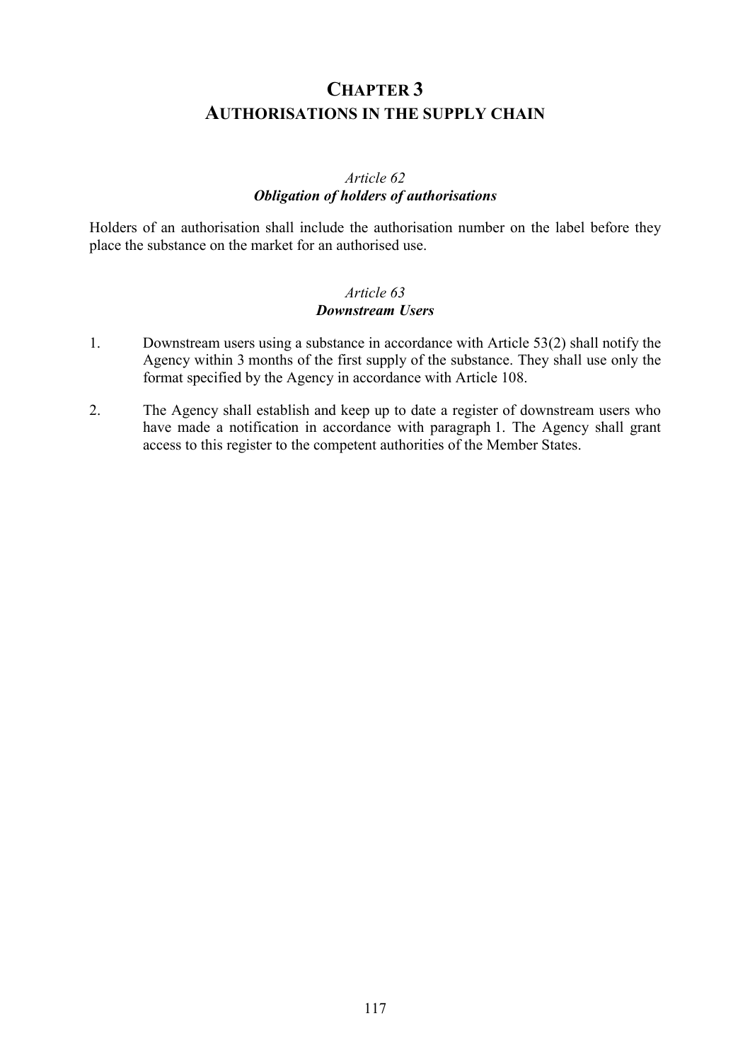# CHAPTER 3
# AUTHORISATIONS IN THE SUPPLY CHAIN

*Article 62*
***Obligation of holders of authorisations***

Holders of an authorisation shall include the authorisation number on the label before they place the substance on the market for an authorised use.

*Article 63*
***Downstream Users***

1. Downstream users using a substance in accordance with Article 53(2) shall notify the Agency within 3 months of the first supply of the substance. They shall use only the format specified by the Agency in accordance with Article 108.

2. The Agency shall establish and keep up to date a register of downstream users who have made a notification in accordance with paragraph 1. The Agency shall grant access to this register to the competent authorities of the Member States.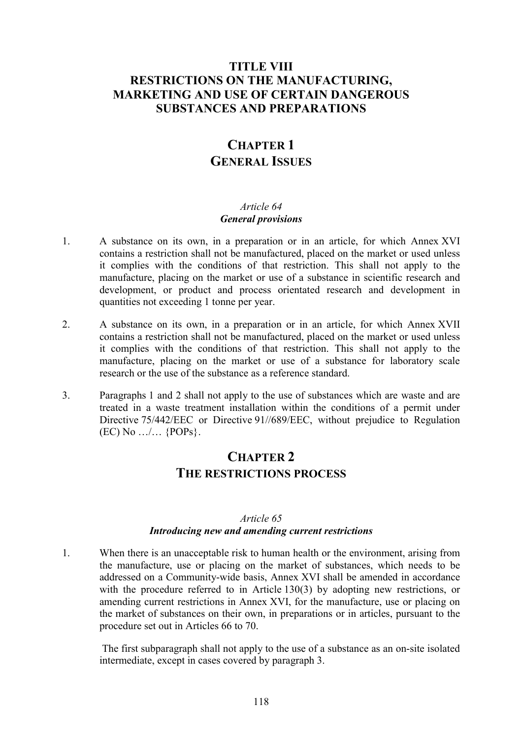# TITLE VIII
# RESTRICTIONS ON THE MANUFACTURING, MARKETING AND USE OF CERTAIN DANGEROUS SUBSTANCES AND PREPARATIONS

## CHAPTER 1
## GENERAL ISSUES

### *Article 64*
### ***General provisions***

1. A substance on its own, in a preparation or in an article, for which Annex XVI contains a restriction shall not be manufactured, placed on the market or used unless it complies with the conditions of that restriction. This shall not apply to the manufacture, placing on the market or use of a substance in scientific research and development, or product and process orientated research and development in quantities not exceeding 1 tonne per year.

2. A substance on its own, in a preparation or in an article, for which Annex XVII contains a restriction shall not be manufactured, placed on the market or used unless it complies with the conditions of that restriction. This shall not apply to the manufacture, placing on the market or use of a substance for laboratory scale research or the use of the substance as a reference standard.

3. Paragraphs 1 and 2 shall not apply to the use of substances which are waste and are treated in a waste treatment installation within the conditions of a permit under Directive 75/442/EEC or Directive 91//689/EEC, without prejudice to Regulation (EC) No …/… {POPs}.

## CHAPTER 2
## THE RESTRICTIONS PROCESS

### *Article 65*
### ***Introducing new and amending current restrictions***

1. When there is an unacceptable risk to human health or the environment, arising from the manufacture, use or placing on the market of substances, which needs to be addressed on a Community-wide basis, Annex XVI shall be amended in accordance with the procedure referred to in Article 130(3) by adopting new restrictions, or amending current restrictions in Annex XVI, for the manufacture, use or placing on the market of substances on their own, in preparations or in articles, pursuant to the procedure set out in Articles 66 to 70.

   The first subparagraph shall not apply to the use of a substance as an on-site isolated intermediate, except in cases covered by paragraph 3.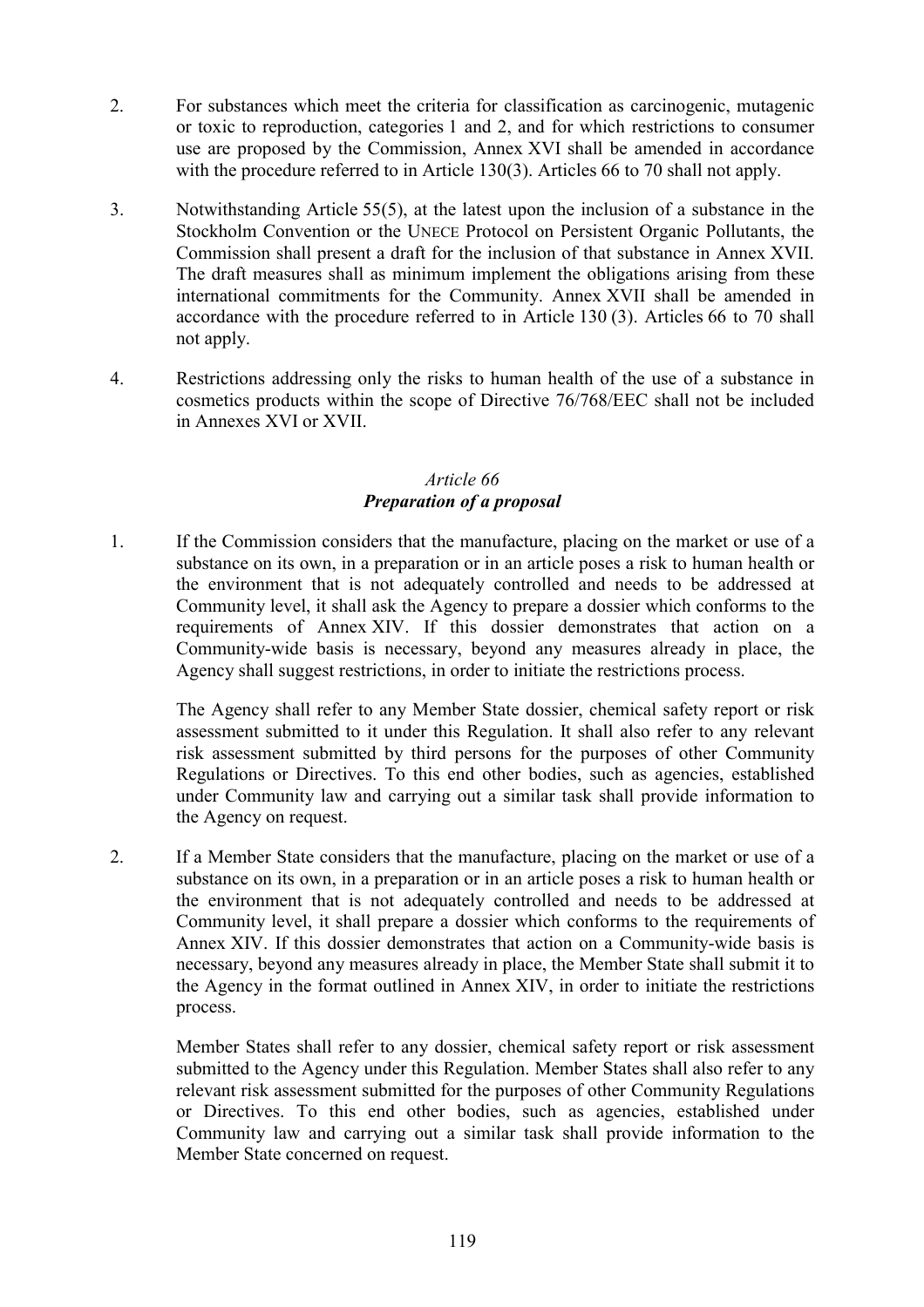2. For substances which meet the criteria for classification as carcinogenic, mutagenic or toxic to reproduction, categories 1 and 2, and for which restrictions to consumer use are proposed by the Commission, Annex XVI shall be amended in accordance with the procedure referred to in Article 130(3). Articles 66 to 70 shall not apply.

3. Notwithstanding Article 55(5), at the latest upon the inclusion of a substance in the Stockholm Convention or the UNECE Protocol on Persistent Organic Pollutants, the Commission shall present a draft for the inclusion of that substance in Annex XVII. The draft measures shall as minimum implement the obligations arising from these international commitments for the Community. Annex XVII shall be amended in accordance with the procedure referred to in Article 130 (3). Articles 66 to 70 shall not apply.

4. Restrictions addressing only the risks to human health of the use of a substance in cosmetics products within the scope of Directive 76/768/EEC shall not be included in Annexes XVI or XVII.

*Article 66*

***Preparation of a proposal***

1. If the Commission considers that the manufacture, placing on the market or use of a substance on its own, in a preparation or in an article poses a risk to human health or the environment that is not adequately controlled and needs to be addressed at Community level, it shall ask the Agency to prepare a dossier which conforms to the requirements of Annex XIV. If this dossier demonstrates that action on a Community-wide basis is necessary, beyond any measures already in place, the Agency shall suggest restrictions, in order to initiate the restrictions process.

   The Agency shall refer to any Member State dossier, chemical safety report or risk assessment submitted to it under this Regulation. It shall also refer to any relevant risk assessment submitted by third persons for the purposes of other Community Regulations or Directives. To this end other bodies, such as agencies, established under Community law and carrying out a similar task shall provide information to the Agency on request.

2. If a Member State considers that the manufacture, placing on the market or use of a substance on its own, in a preparation or in an article poses a risk to human health or the environment that is not adequately controlled and needs to be addressed at Community level, it shall prepare a dossier which conforms to the requirements of Annex XIV. If this dossier demonstrates that action on a Community-wide basis is necessary, beyond any measures already in place, the Member State shall submit it to the Agency in the format outlined in Annex XIV, in order to initiate the restrictions process.

   Member States shall refer to any dossier, chemical safety report or risk assessment submitted to the Agency under this Regulation. Member States shall also refer to any relevant risk assessment submitted for the purposes of other Community Regulations or Directives. To this end other bodies, such as agencies, established under Community law and carrying out a similar task shall provide information to the Member State concerned on request.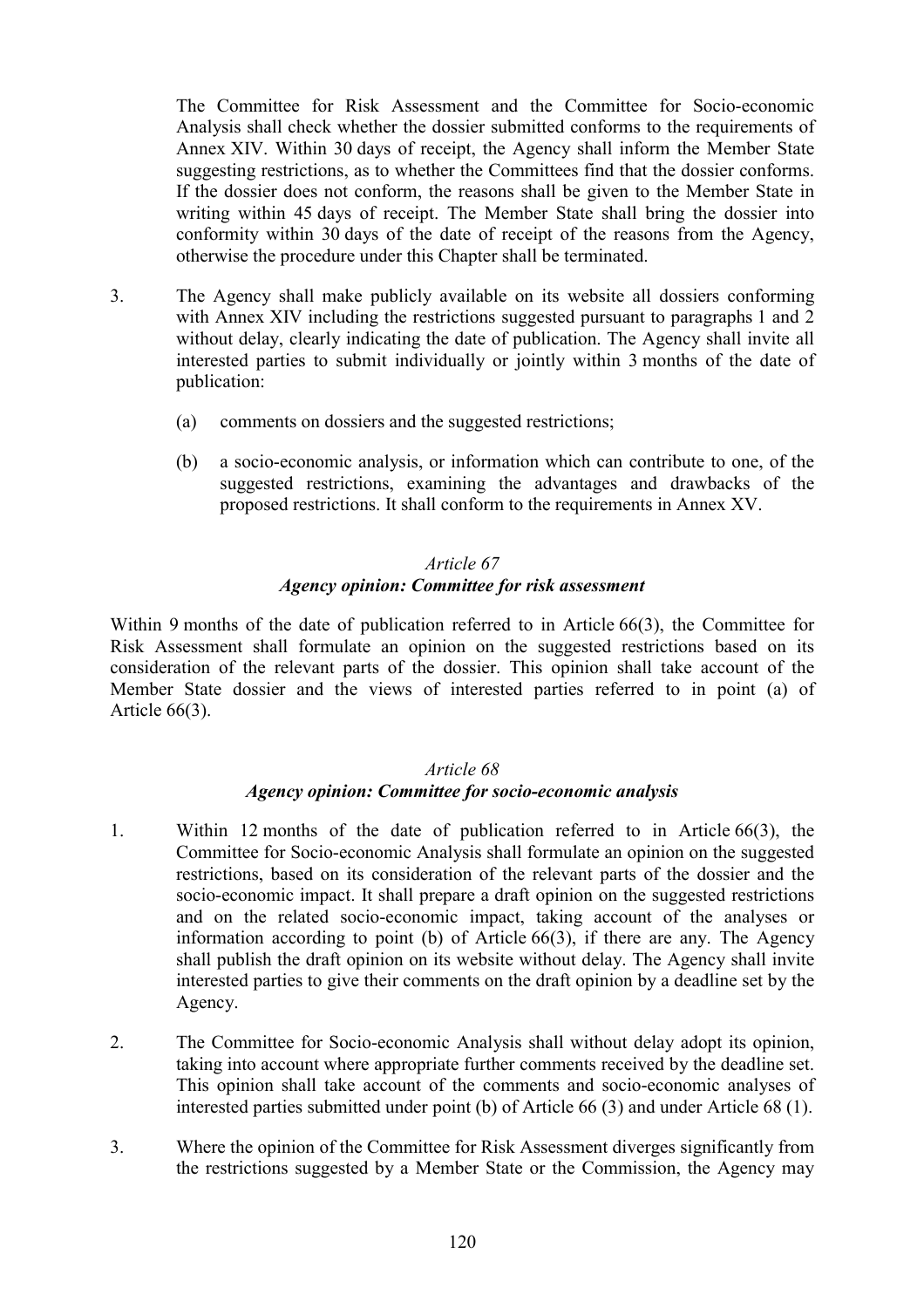The Committee for Risk Assessment and the Committee for Socio-economic Analysis shall check whether the dossier submitted conforms to the requirements of Annex XIV. Within 30 days of receipt, the Agency shall inform the Member State suggesting restrictions, as to whether the Committees find that the dossier conforms. If the dossier does not conform, the reasons shall be given to the Member State in writing within 45 days of receipt. The Member State shall bring the dossier into conformity within 30 days of the date of receipt of the reasons from the Agency, otherwise the procedure under this Chapter shall be terminated.

3. The Agency shall make publicly available on its website all dossiers conforming with Annex XIV including the restrictions suggested pursuant to paragraphs 1 and 2 without delay, clearly indicating the date of publication. The Agency shall invite all interested parties to submit individually or jointly within 3 months of the date of publication:

   (a) comments on dossiers and the suggested restrictions;

   (b) a socio-economic analysis, or information which can contribute to one, of the suggested restrictions, examining the advantages and drawbacks of the proposed restrictions. It shall conform to the requirements in Annex XV.

*Article 67*

***Agency opinion: Committee for risk assessment***

Within 9 months of the date of publication referred to in Article 66(3), the Committee for Risk Assessment shall formulate an opinion on the suggested restrictions based on its consideration of the relevant parts of the dossier. This opinion shall take account of the Member State dossier and the views of interested parties referred to in point (a) of Article 66(3).

*Article 68*

***Agency opinion: Committee for socio-economic analysis***

1. Within 12 months of the date of publication referred to in Article 66(3), the Committee for Socio-economic Analysis shall formulate an opinion on the suggested restrictions, based on its consideration of the relevant parts of the dossier and the socio-economic impact. It shall prepare a draft opinion on the suggested restrictions and on the related socio-economic impact, taking account of the analyses or information according to point (b) of Article 66(3), if there are any. The Agency shall publish the draft opinion on its website without delay. The Agency shall invite interested parties to give their comments on the draft opinion by a deadline set by the Agency.

2. The Committee for Socio-economic Analysis shall without delay adopt its opinion, taking into account where appropriate further comments received by the deadline set. This opinion shall take account of the comments and socio-economic analyses of interested parties submitted under point (b) of Article 66 (3) and under Article 68 (1).

3. Where the opinion of the Committee for Risk Assessment diverges significantly from the restrictions suggested by a Member State or the Commission, the Agency may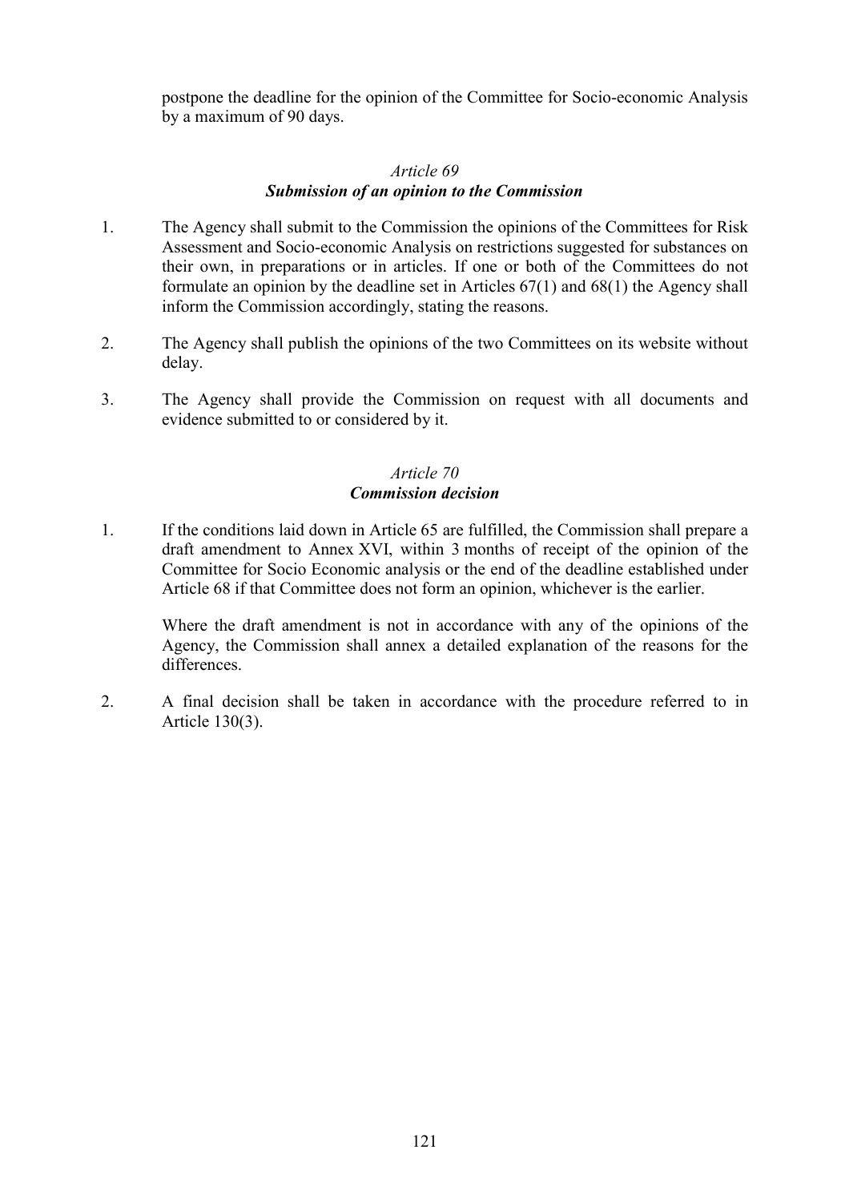postpone the deadline for the opinion of the Committee for Socio-economic Analysis by a maximum of 90 days.

### *Article 69*
### ***Submission of an opinion to the Commission***

1. The Agency shall submit to the Commission the opinions of the Committees for Risk Assessment and Socio-economic Analysis on restrictions suggested for substances on their own, in preparations or in articles. If one or both of the Committees do not formulate an opinion by the deadline set in Articles 67(1) and 68(1) the Agency shall inform the Commission accordingly, stating the reasons.

2. The Agency shall publish the opinions of the two Committees on its website without delay.

3. The Agency shall provide the Commission on request with all documents and evidence submitted to or considered by it.

### *Article 70*
### ***Commission decision***

1. If the conditions laid down in Article 65 are fulfilled, the Commission shall prepare a draft amendment to Annex XVI, within 3 months of receipt of the opinion of the Committee for Socio Economic analysis or the end of the deadline established under Article 68 if that Committee does not form an opinion, whichever is the earlier.

   Where the draft amendment is not in accordance with any of the opinions of the Agency, the Commission shall annex a detailed explanation of the reasons for the differences.

2. A final decision shall be taken in accordance with the procedure referred to in Article 130(3).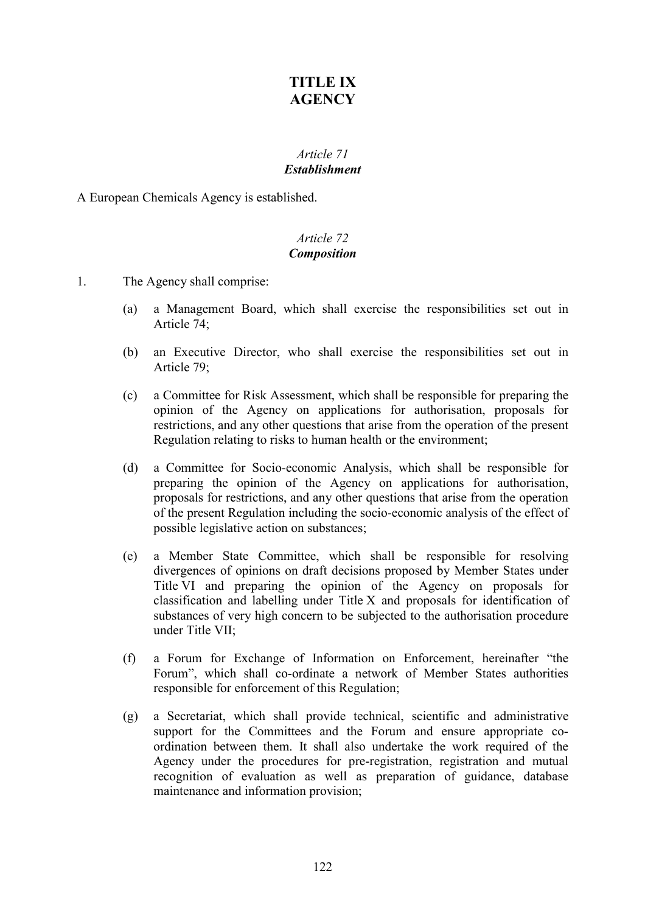# TITLE IX
# AGENCY

## *Article 71*
## ***Establishment***

A European Chemicals Agency is established.

## *Article 72*
## ***Composition***

1. The Agency shall comprise:

   (a) a Management Board, which shall exercise the responsibilities set out in Article 74;

   (b) an Executive Director, who shall exercise the responsibilities set out in Article 79;

   (c) a Committee for Risk Assessment, which shall be responsible for preparing the opinion of the Agency on applications for authorisation, proposals for restrictions, and any other questions that arise from the operation of the present Regulation relating to risks to human health or the environment;

   (d) a Committee for Socio-economic Analysis, which shall be responsible for preparing the opinion of the Agency on applications for authorisation, proposals for restrictions, and any other questions that arise from the operation of the present Regulation including the socio-economic analysis of the effect of possible legislative action on substances;

   (e) a Member State Committee, which shall be responsible for resolving divergences of opinions on draft decisions proposed by Member States under Title VI and preparing the opinion of the Agency on proposals for classification and labelling under Title X and proposals for identification of substances of very high concern to be subjected to the authorisation procedure under Title VII;

   (f) a Forum for Exchange of Information on Enforcement, hereinafter "the Forum", which shall co-ordinate a network of Member States authorities responsible for enforcement of this Regulation;

   (g) a Secretariat, which shall provide technical, scientific and administrative support for the Committees and the Forum and ensure appropriate co-ordination between them. It shall also undertake the work required of the Agency under the procedures for pre-registration, registration and mutual recognition of evaluation as well as preparation of guidance, database maintenance and information provision;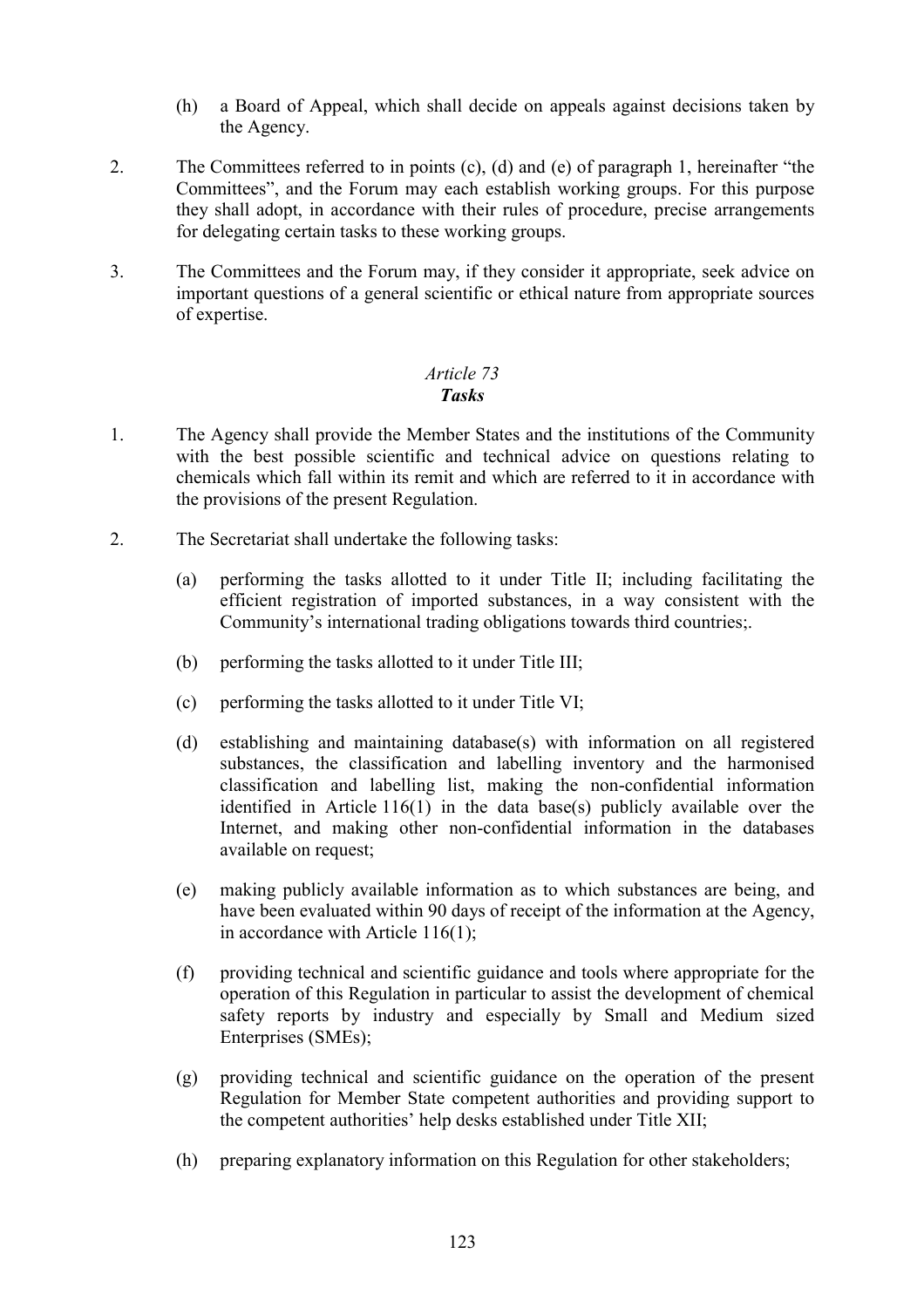(h) a Board of Appeal, which shall decide on appeals against decisions taken by the Agency.

2. The Committees referred to in points (c), (d) and (e) of paragraph 1, hereinafter "the Committees", and the Forum may each establish working groups. For this purpose they shall adopt, in accordance with their rules of procedure, precise arrangements for delegating certain tasks to these working groups.

3. The Committees and the Forum may, if they consider it appropriate, seek advice on important questions of a general scientific or ethical nature from appropriate sources of expertise.

*Article 73*
***Tasks***

1. The Agency shall provide the Member States and the institutions of the Community with the best possible scientific and technical advice on questions relating to chemicals which fall within its remit and which are referred to it in accordance with the provisions of the present Regulation.

2. The Secretariat shall undertake the following tasks:

   (a) performing the tasks allotted to it under Title II; including facilitating the efficient registration of imported substances, in a way consistent with the Community's international trading obligations towards third countries;.

   (b) performing the tasks allotted to it under Title III;

   (c) performing the tasks allotted to it under Title VI;

   (d) establishing and maintaining database(s) with information on all registered substances, the classification and labelling inventory and the harmonised classification and labelling list, making the non-confidential information identified in Article 116(1) in the data base(s) publicly available over the Internet, and making other non-confidential information in the databases available on request;

   (e) making publicly available information as to which substances are being, and have been evaluated within 90 days of receipt of the information at the Agency, in accordance with Article 116(1);

   (f) providing technical and scientific guidance and tools where appropriate for the operation of this Regulation in particular to assist the development of chemical safety reports by industry and especially by Small and Medium sized Enterprises (SMEs);

   (g) providing technical and scientific guidance on the operation of the present Regulation for Member State competent authorities and providing support to the competent authorities' help desks established under Title XII;

   (h) preparing explanatory information on this Regulation for other stakeholders;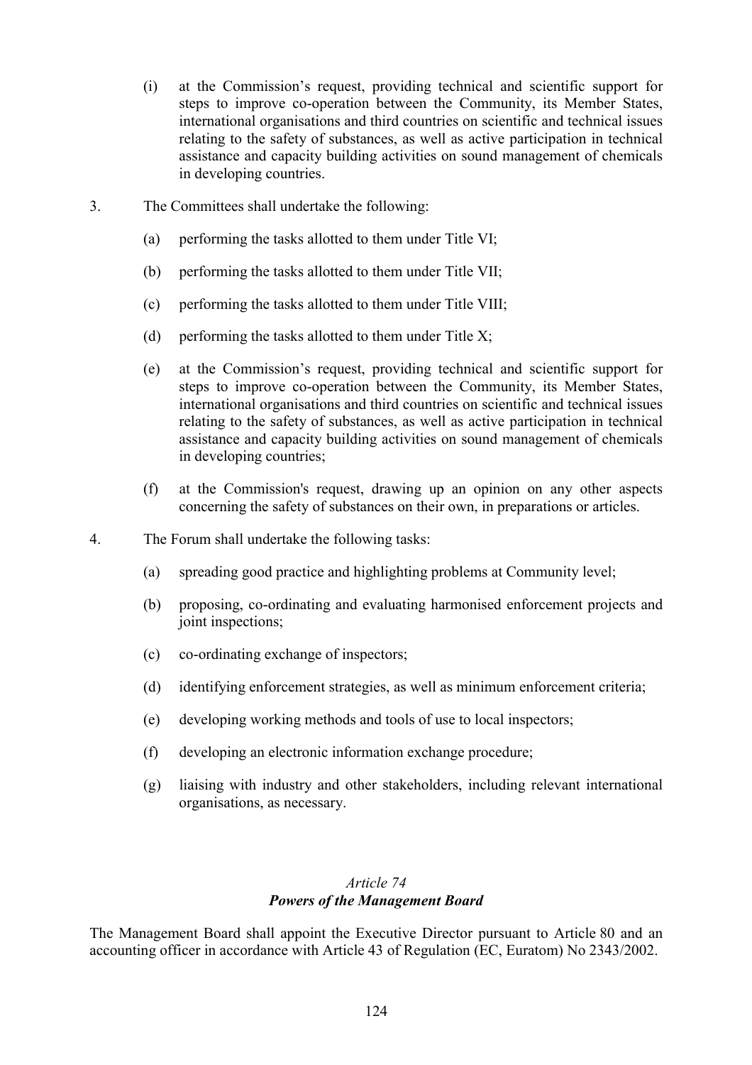(i) at the Commission's request, providing technical and scientific support for steps to improve co-operation between the Community, its Member States, international organisations and third countries on scientific and technical issues relating to the safety of substances, as well as active participation in technical assistance and capacity building activities on sound management of chemicals in developing countries.

3. The Committees shall undertake the following:

(a) performing the tasks allotted to them under Title VI;

(b) performing the tasks allotted to them under Title VII;

(c) performing the tasks allotted to them under Title VIII;

(d) performing the tasks allotted to them under Title X;

(e) at the Commission's request, providing technical and scientific support for steps to improve co-operation between the Community, its Member States, international organisations and third countries on scientific and technical issues relating to the safety of substances, as well as active participation in technical assistance and capacity building activities on sound management of chemicals in developing countries;

(f) at the Commission's request, drawing up an opinion on any other aspects concerning the safety of substances on their own, in preparations or articles.

4. The Forum shall undertake the following tasks:

(a) spreading good practice and highlighting problems at Community level;

(b) proposing, co-ordinating and evaluating harmonised enforcement projects and joint inspections;

(c) co-ordinating exchange of inspectors;

(d) identifying enforcement strategies, as well as minimum enforcement criteria;

(e) developing working methods and tools of use to local inspectors;

(f) developing an electronic information exchange procedure;

(g) liaising with industry and other stakeholders, including relevant international organisations, as necessary.

*Article 74*

***Powers of the Management Board***

The Management Board shall appoint the Executive Director pursuant to Article 80 and an accounting officer in accordance with Article 43 of Regulation (EC, Euratom) No 2343/2002.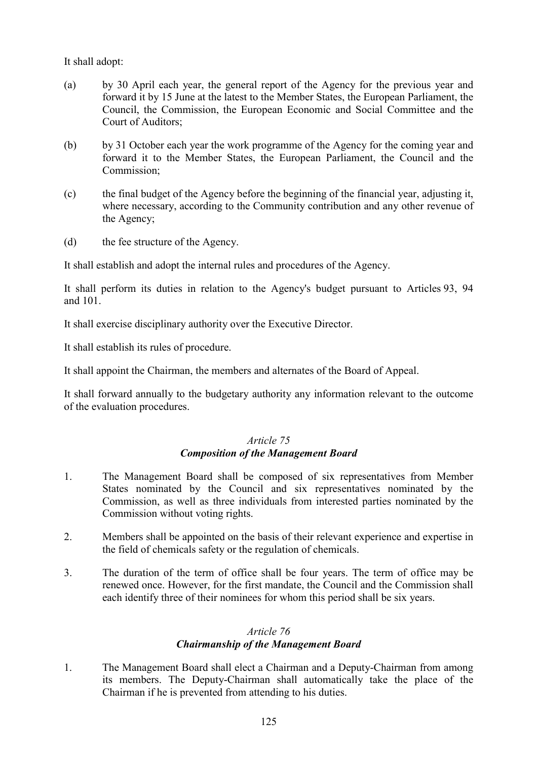It shall adopt:

(a) by 30 April each year, the general report of the Agency for the previous year and forward it by 15 June at the latest to the Member States, the European Parliament, the Council, the Commission, the European Economic and Social Committee and the Court of Auditors;

(b) by 31 October each year the work programme of the Agency for the coming year and forward it to the Member States, the European Parliament, the Council and the Commission;

(c) the final budget of the Agency before the beginning of the financial year, adjusting it, where necessary, according to the Community contribution and any other revenue of the Agency;

(d) the fee structure of the Agency.

It shall establish and adopt the internal rules and procedures of the Agency.

It shall perform its duties in relation to the Agency's budget pursuant to Articles 93, 94 and 101.

It shall exercise disciplinary authority over the Executive Director.

It shall establish its rules of procedure.

It shall appoint the Chairman, the members and alternates of the Board of Appeal.

It shall forward annually to the budgetary authority any information relevant to the outcome of the evaluation procedures.

### *Article 75*
### ***Composition of the Management Board***

1. The Management Board shall be composed of six representatives from Member States nominated by the Council and six representatives nominated by the Commission, as well as three individuals from interested parties nominated by the Commission without voting rights.

2. Members shall be appointed on the basis of their relevant experience and expertise in the field of chemicals safety or the regulation of chemicals.

3. The duration of the term of office shall be four years. The term of office may be renewed once. However, for the first mandate, the Council and the Commission shall each identify three of their nominees for whom this period shall be six years.

### *Article 76*
### ***Chairmanship of the Management Board***

1. The Management Board shall elect a Chairman and a Deputy-Chairman from among its members. The Deputy-Chairman shall automatically take the place of the Chairman if he is prevented from attending to his duties.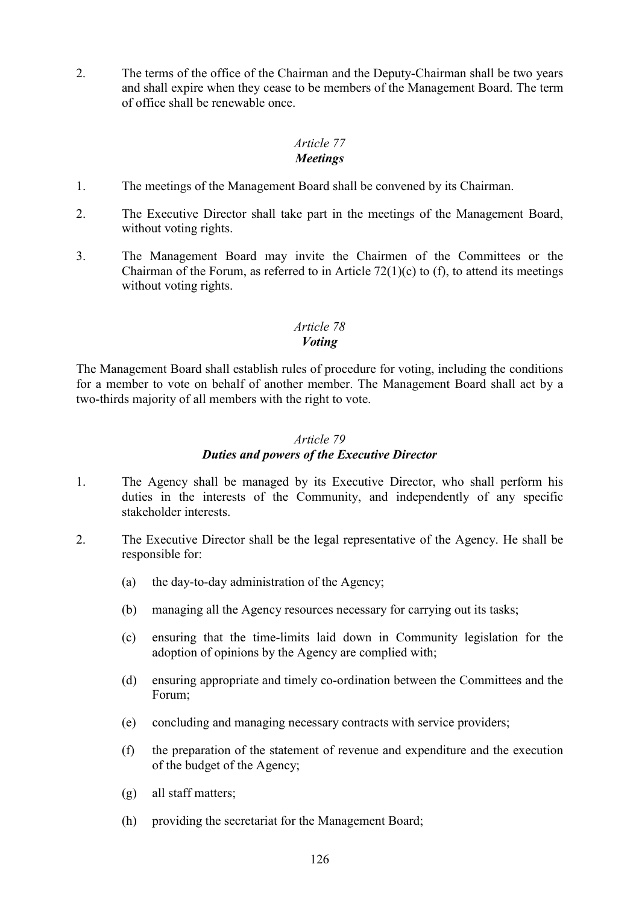2. The terms of the office of the Chairman and the Deputy-Chairman shall be two years and shall expire when they cease to be members of the Management Board. The term of office shall be renewable once.

*Article 77*
***Meetings***

1. The meetings of the Management Board shall be convened by its Chairman.

2. The Executive Director shall take part in the meetings of the Management Board, without voting rights.

3. The Management Board may invite the Chairmen of the Committees or the Chairman of the Forum, as referred to in Article 72(1)(c) to (f), to attend its meetings without voting rights.

*Article 78*
***Voting***

The Management Board shall establish rules of procedure for voting, including the conditions for a member to vote on behalf of another member. The Management Board shall act by a two-thirds majority of all members with the right to vote.

*Article 79*
***Duties and powers of the Executive Director***

1. The Agency shall be managed by its Executive Director, who shall perform his duties in the interests of the Community, and independently of any specific stakeholder interests.

2. The Executive Director shall be the legal representative of the Agency. He shall be responsible for:

   (a) the day-to-day administration of the Agency;

   (b) managing all the Agency resources necessary for carrying out its tasks;

   (c) ensuring that the time-limits laid down in Community legislation for the adoption of opinions by the Agency are complied with;

   (d) ensuring appropriate and timely co-ordination between the Committees and the Forum;

   (e) concluding and managing necessary contracts with service providers;

   (f) the preparation of the statement of revenue and expenditure and the execution of the budget of the Agency;

   (g) all staff matters;

   (h) providing the secretariat for the Management Board;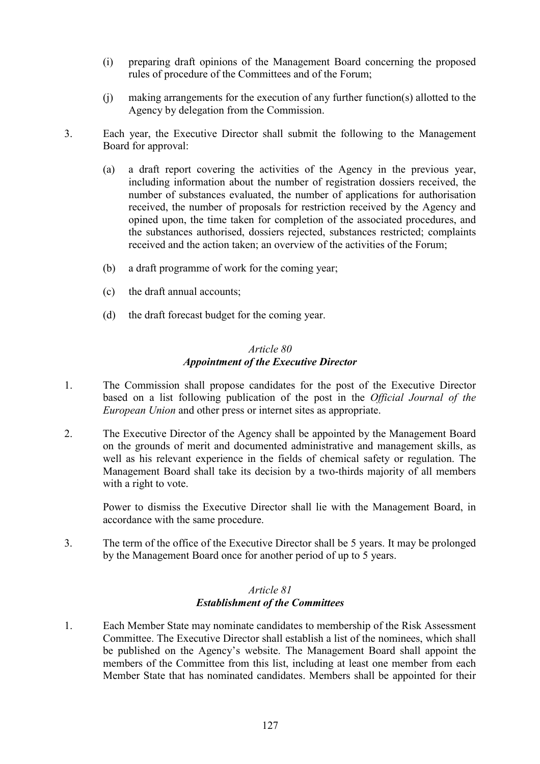(i) preparing draft opinions of the Management Board concerning the proposed rules of procedure of the Committees and of the Forum;

(j) making arrangements for the execution of any further function(s) allotted to the Agency by delegation from the Commission.

3. Each year, the Executive Director shall submit the following to the Management Board for approval:

   (a) a draft report covering the activities of the Agency in the previous year, including information about the number of registration dossiers received, the number of substances evaluated, the number of applications for authorisation received, the number of proposals for restriction received by the Agency and opined upon, the time taken for completion of the associated procedures, and the substances authorised, dossiers rejected, substances restricted; complaints received and the action taken; an overview of the activities of the Forum;

   (b) a draft programme of work for the coming year;

   (c) the draft annual accounts;

   (d) the draft forecast budget for the coming year.

*Article 80*
***Appointment of the Executive Director***

1. The Commission shall propose candidates for the post of the Executive Director based on a list following publication of the post in the *Official Journal of the European Union* and other press or internet sites as appropriate.

2. The Executive Director of the Agency shall be appointed by the Management Board on the grounds of merit and documented administrative and management skills, as well as his relevant experience in the fields of chemical safety or regulation. The Management Board shall take its decision by a two-thirds majority of all members with a right to vote.

   Power to dismiss the Executive Director shall lie with the Management Board, in accordance with the same procedure.

3. The term of the office of the Executive Director shall be 5 years. It may be prolonged by the Management Board once for another period of up to 5 years.

*Article 81*
***Establishment of the Committees***

1. Each Member State may nominate candidates to membership of the Risk Assessment Committee. The Executive Director shall establish a list of the nominees, which shall be published on the Agency's website. The Management Board shall appoint the members of the Committee from this list, including at least one member from each Member State that has nominated candidates. Members shall be appointed for their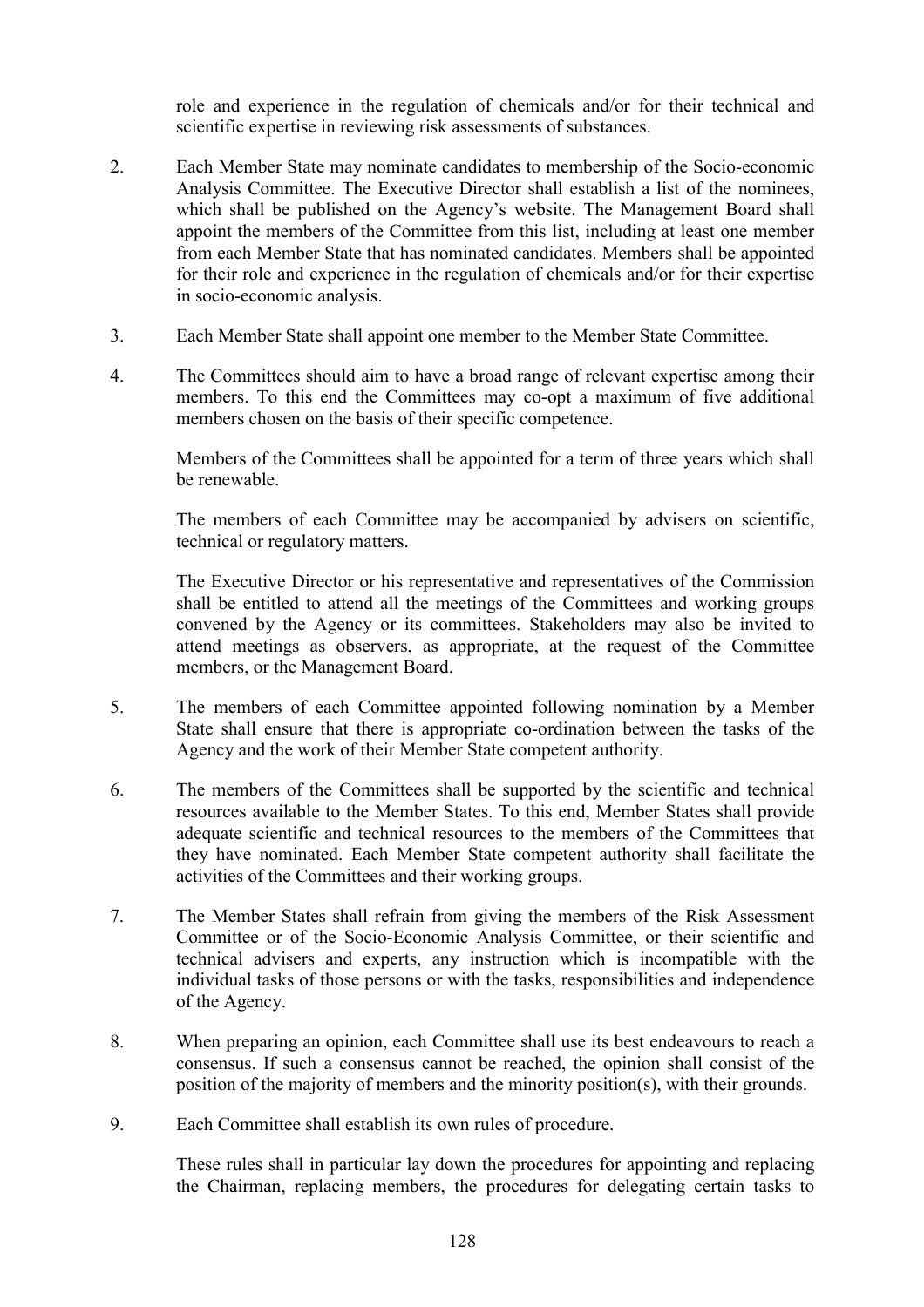role and experience in the regulation of chemicals and/or for their technical and scientific expertise in reviewing risk assessments of substances.

2. Each Member State may nominate candidates to membership of the Socio-economic Analysis Committee. The Executive Director shall establish a list of the nominees, which shall be published on the Agency's website. The Management Board shall appoint the members of the Committee from this list, including at least one member from each Member State that has nominated candidates. Members shall be appointed for their role and experience in the regulation of chemicals and/or for their expertise in socio-economic analysis.

3. Each Member State shall appoint one member to the Member State Committee.

4. The Committees should aim to have a broad range of relevant expertise among their members. To this end the Committees may co-opt a maximum of five additional members chosen on the basis of their specific competence.

   Members of the Committees shall be appointed for a term of three years which shall be renewable.

   The members of each Committee may be accompanied by advisers on scientific, technical or regulatory matters.

   The Executive Director or his representative and representatives of the Commission shall be entitled to attend all the meetings of the Committees and working groups convened by the Agency or its committees. Stakeholders may also be invited to attend meetings as observers, as appropriate, at the request of the Committee members, or the Management Board.

5. The members of each Committee appointed following nomination by a Member State shall ensure that there is appropriate co-ordination between the tasks of the Agency and the work of their Member State competent authority.

6. The members of the Committees shall be supported by the scientific and technical resources available to the Member States. To this end, Member States shall provide adequate scientific and technical resources to the members of the Committees that they have nominated. Each Member State competent authority shall facilitate the activities of the Committees and their working groups.

7. The Member States shall refrain from giving the members of the Risk Assessment Committee or of the Socio-Economic Analysis Committee, or their scientific and technical advisers and experts, any instruction which is incompatible with the individual tasks of those persons or with the tasks, responsibilities and independence of the Agency.

8. When preparing an opinion, each Committee shall use its best endeavours to reach a consensus. If such a consensus cannot be reached, the opinion shall consist of the position of the majority of members and the minority position(s), with their grounds.

9. Each Committee shall establish its own rules of procedure.

   These rules shall in particular lay down the procedures for appointing and replacing the Chairman, replacing members, the procedures for delegating certain tasks to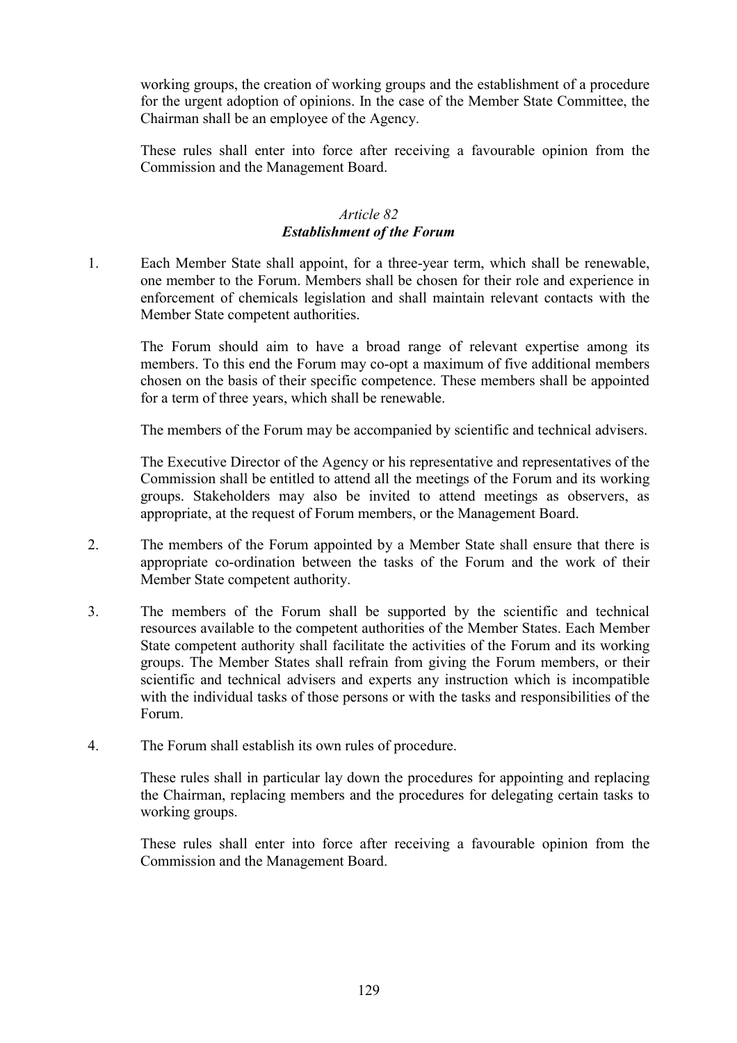working groups, the creation of working groups and the establishment of a procedure for the urgent adoption of opinions. In the case of the Member State Committee, the Chairman shall be an employee of the Agency.

These rules shall enter into force after receiving a favourable opinion from the Commission and the Management Board.

### *Article 82*
### ***Establishment of the Forum***

1. Each Member State shall appoint, for a three-year term, which shall be renewable, one member to the Forum. Members shall be chosen for their role and experience in enforcement of chemicals legislation and shall maintain relevant contacts with the Member State competent authorities.

   The Forum should aim to have a broad range of relevant expertise among its members. To this end the Forum may co-opt a maximum of five additional members chosen on the basis of their specific competence. These members shall be appointed for a term of three years, which shall be renewable.

   The members of the Forum may be accompanied by scientific and technical advisers.

   The Executive Director of the Agency or his representative and representatives of the Commission shall be entitled to attend all the meetings of the Forum and its working groups. Stakeholders may also be invited to attend meetings as observers, as appropriate, at the request of Forum members, or the Management Board.

2. The members of the Forum appointed by a Member State shall ensure that there is appropriate co-ordination between the tasks of the Forum and the work of their Member State competent authority.

3. The members of the Forum shall be supported by the scientific and technical resources available to the competent authorities of the Member States. Each Member State competent authority shall facilitate the activities of the Forum and its working groups. The Member States shall refrain from giving the Forum members, or their scientific and technical advisers and experts any instruction which is incompatible with the individual tasks of those persons or with the tasks and responsibilities of the Forum.

4. The Forum shall establish its own rules of procedure.

   These rules shall in particular lay down the procedures for appointing and replacing the Chairman, replacing members and the procedures for delegating certain tasks to working groups.

   These rules shall enter into force after receiving a favourable opinion from the Commission and the Management Board.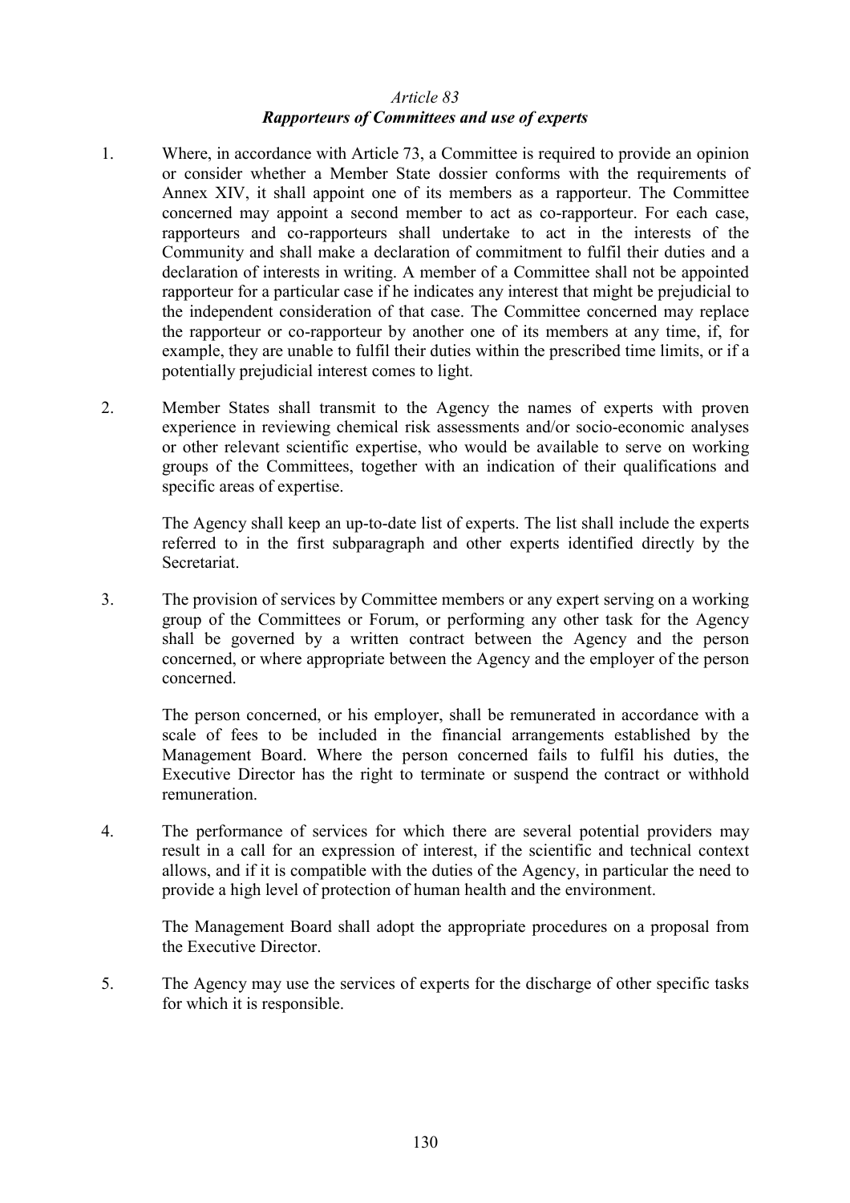*Article 83*

***Rapporteurs of Committees and use of experts***

1. Where, in accordance with Article 73, a Committee is required to provide an opinion or consider whether a Member State dossier conforms with the requirements of Annex XIV, it shall appoint one of its members as a rapporteur. The Committee concerned may appoint a second member to act as co-rapporteur. For each case, rapporteurs and co-rapporteurs shall undertake to act in the interests of the Community and shall make a declaration of commitment to fulfil their duties and a declaration of interests in writing. A member of a Committee shall not be appointed rapporteur for a particular case if he indicates any interest that might be prejudicial to the independent consideration of that case. The Committee concerned may replace the rapporteur or co-rapporteur by another one of its members at any time, if, for example, they are unable to fulfil their duties within the prescribed time limits, or if a potentially prejudicial interest comes to light.

2. Member States shall transmit to the Agency the names of experts with proven experience in reviewing chemical risk assessments and/or socio-economic analyses or other relevant scientific expertise, who would be available to serve on working groups of the Committees, together with an indication of their qualifications and specific areas of expertise.

   The Agency shall keep an up-to-date list of experts. The list shall include the experts referred to in the first subparagraph and other experts identified directly by the Secretariat.

3. The provision of services by Committee members or any expert serving on a working group of the Committees or Forum, or performing any other task for the Agency shall be governed by a written contract between the Agency and the person concerned, or where appropriate between the Agency and the employer of the person concerned.

   The person concerned, or his employer, shall be remunerated in accordance with a scale of fees to be included in the financial arrangements established by the Management Board. Where the person concerned fails to fulfil his duties, the Executive Director has the right to terminate or suspend the contract or withhold remuneration.

4. The performance of services for which there are several potential providers may result in a call for an expression of interest, if the scientific and technical context allows, and if it is compatible with the duties of the Agency, in particular the need to provide a high level of protection of human health and the environment.

   The Management Board shall adopt the appropriate procedures on a proposal from the Executive Director.

5. The Agency may use the services of experts for the discharge of other specific tasks for which it is responsible.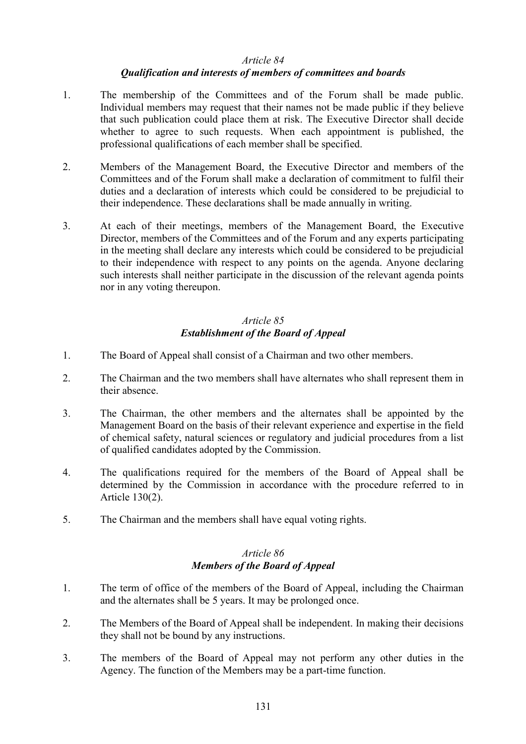*Article 84*
***Qualification and interests of members of committees and boards***

1. The membership of the Committees and of the Forum shall be made public. Individual members may request that their names not be made public if they believe that such publication could place them at risk. The Executive Director shall decide whether to agree to such requests. When each appointment is published, the professional qualifications of each member shall be specified.

2. Members of the Management Board, the Executive Director and members of the Committees and of the Forum shall make a declaration of commitment to fulfil their duties and a declaration of interests which could be considered to be prejudicial to their independence. These declarations shall be made annually in writing.

3. At each of their meetings, members of the Management Board, the Executive Director, members of the Committees and of the Forum and any experts participating in the meeting shall declare any interests which could be considered to be prejudicial to their independence with respect to any points on the agenda. Anyone declaring such interests shall neither participate in the discussion of the relevant agenda points nor in any voting thereupon.

*Article 85*
***Establishment of the Board of Appeal***

1. The Board of Appeal shall consist of a Chairman and two other members.

2. The Chairman and the two members shall have alternates who shall represent them in their absence.

3. The Chairman, the other members and the alternates shall be appointed by the Management Board on the basis of their relevant experience and expertise in the field of chemical safety, natural sciences or regulatory and judicial procedures from a list of qualified candidates adopted by the Commission.

4. The qualifications required for the members of the Board of Appeal shall be determined by the Commission in accordance with the procedure referred to in Article 130(2).

5. The Chairman and the members shall have equal voting rights.

*Article 86*
***Members of the Board of Appeal***

1. The term of office of the members of the Board of Appeal, including the Chairman and the alternates shall be 5 years. It may be prolonged once.

2. The Members of the Board of Appeal shall be independent. In making their decisions they shall not be bound by any instructions.

3. The members of the Board of Appeal may not perform any other duties in the Agency. The function of the Members may be a part-time function.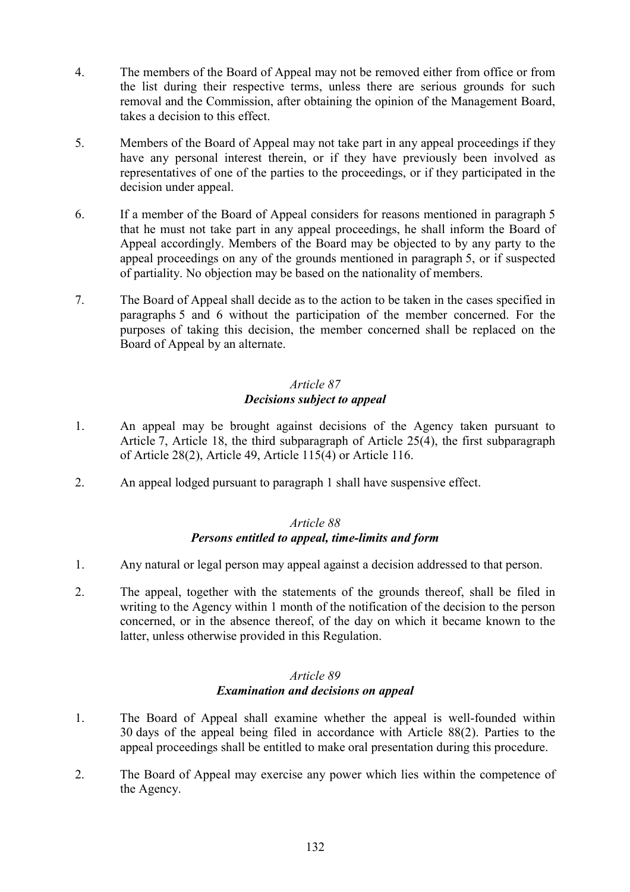4. The members of the Board of Appeal may not be removed either from office or from the list during their respective terms, unless there are serious grounds for such removal and the Commission, after obtaining the opinion of the Management Board, takes a decision to this effect.

5. Members of the Board of Appeal may not take part in any appeal proceedings if they have any personal interest therein, or if they have previously been involved as representatives of one of the parties to the proceedings, or if they participated in the decision under appeal.

6. If a member of the Board of Appeal considers for reasons mentioned in paragraph 5 that he must not take part in any appeal proceedings, he shall inform the Board of Appeal accordingly. Members of the Board may be objected to by any party to the appeal proceedings on any of the grounds mentioned in paragraph 5, or if suspected of partiality. No objection may be based on the nationality of members.

7. The Board of Appeal shall decide as to the action to be taken in the cases specified in paragraphs 5 and 6 without the participation of the member concerned. For the purposes of taking this decision, the member concerned shall be replaced on the Board of Appeal by an alternate.

*Article 87*
***Decisions subject to appeal***

1. An appeal may be brought against decisions of the Agency taken pursuant to Article 7, Article 18, the third subparagraph of Article 25(4), the first subparagraph of Article 28(2), Article 49, Article 115(4) or Article 116.

2. An appeal lodged pursuant to paragraph 1 shall have suspensive effect.

*Article 88*
***Persons entitled to appeal, time-limits and form***

1. Any natural or legal person may appeal against a decision addressed to that person.

2. The appeal, together with the statements of the grounds thereof, shall be filed in writing to the Agency within 1 month of the notification of the decision to the person concerned, or in the absence thereof, of the day on which it became known to the latter, unless otherwise provided in this Regulation.

*Article 89*
***Examination and decisions on appeal***

1. The Board of Appeal shall examine whether the appeal is well-founded within 30 days of the appeal being filed in accordance with Article 88(2). Parties to the appeal proceedings shall be entitled to make oral presentation during this procedure.

2. The Board of Appeal may exercise any power which lies within the competence of the Agency.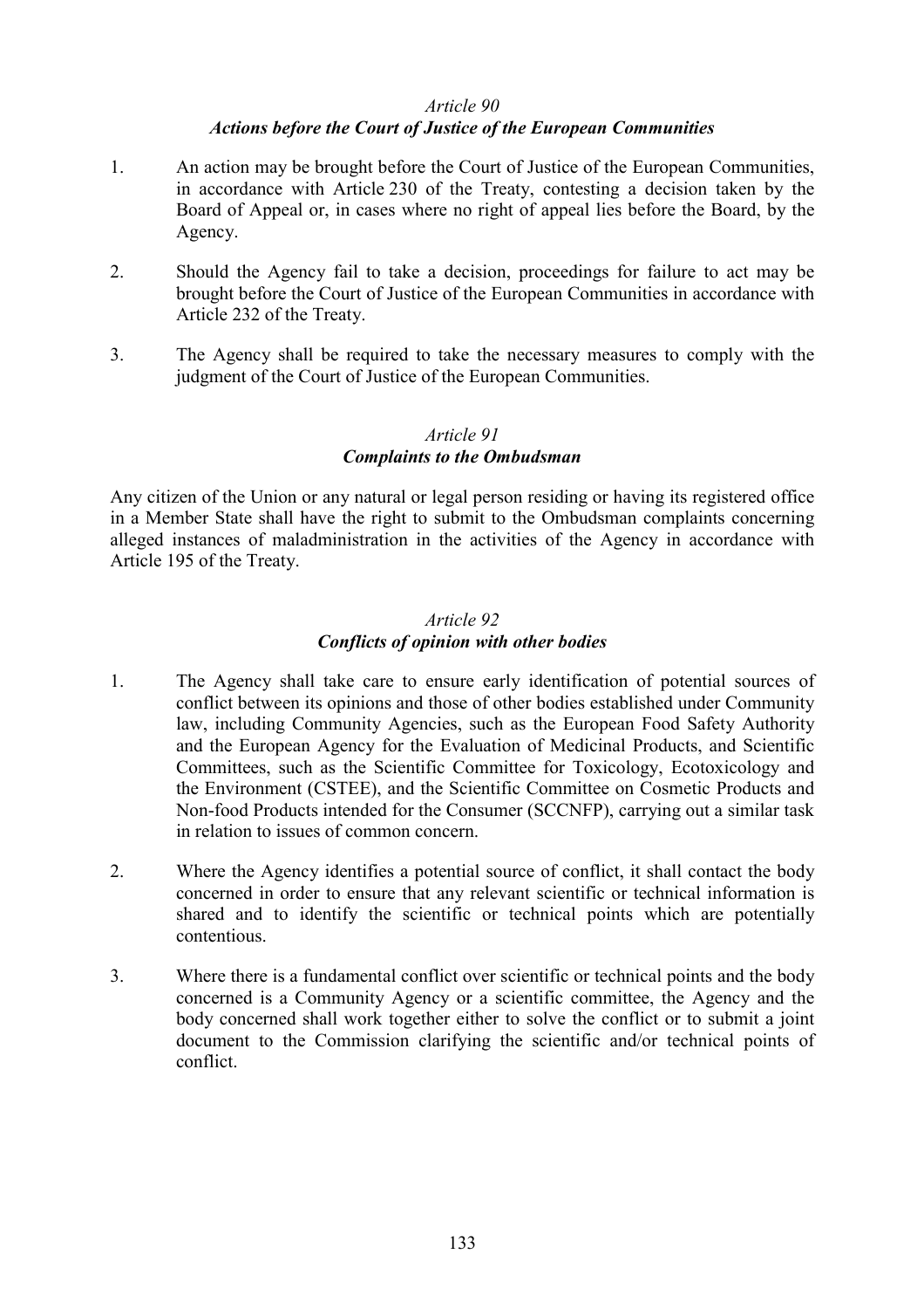### *Article 90*
### ***Actions before the Court of Justice of the European Communities***

1. An action may be brought before the Court of Justice of the European Communities, in accordance with Article 230 of the Treaty, contesting a decision taken by the Board of Appeal or, in cases where no right of appeal lies before the Board, by the Agency.

2. Should the Agency fail to take a decision, proceedings for failure to act may be brought before the Court of Justice of the European Communities in accordance with Article 232 of the Treaty.

3. The Agency shall be required to take the necessary measures to comply with the judgment of the Court of Justice of the European Communities.

### *Article 91*
### ***Complaints to the Ombudsman***

Any citizen of the Union or any natural or legal person residing or having its registered office in a Member State shall have the right to submit to the Ombudsman complaints concerning alleged instances of maladministration in the activities of the Agency in accordance with Article 195 of the Treaty.

### *Article 92*
### ***Conflicts of opinion with other bodies***

1. The Agency shall take care to ensure early identification of potential sources of conflict between its opinions and those of other bodies established under Community law, including Community Agencies, such as the European Food Safety Authority and the European Agency for the Evaluation of Medicinal Products, and Scientific Committees, such as the Scientific Committee for Toxicology, Ecotoxicology and the Environment (CSTEE), and the Scientific Committee on Cosmetic Products and Non-food Products intended for the Consumer (SCCNFP), carrying out a similar task in relation to issues of common concern.

2. Where the Agency identifies a potential source of conflict, it shall contact the body concerned in order to ensure that any relevant scientific or technical information is shared and to identify the scientific or technical points which are potentially contentious.

3. Where there is a fundamental conflict over scientific or technical points and the body concerned is a Community Agency or a scientific committee, the Agency and the body concerned shall work together either to solve the conflict or to submit a joint document to the Commission clarifying the scientific and/or technical points of conflict.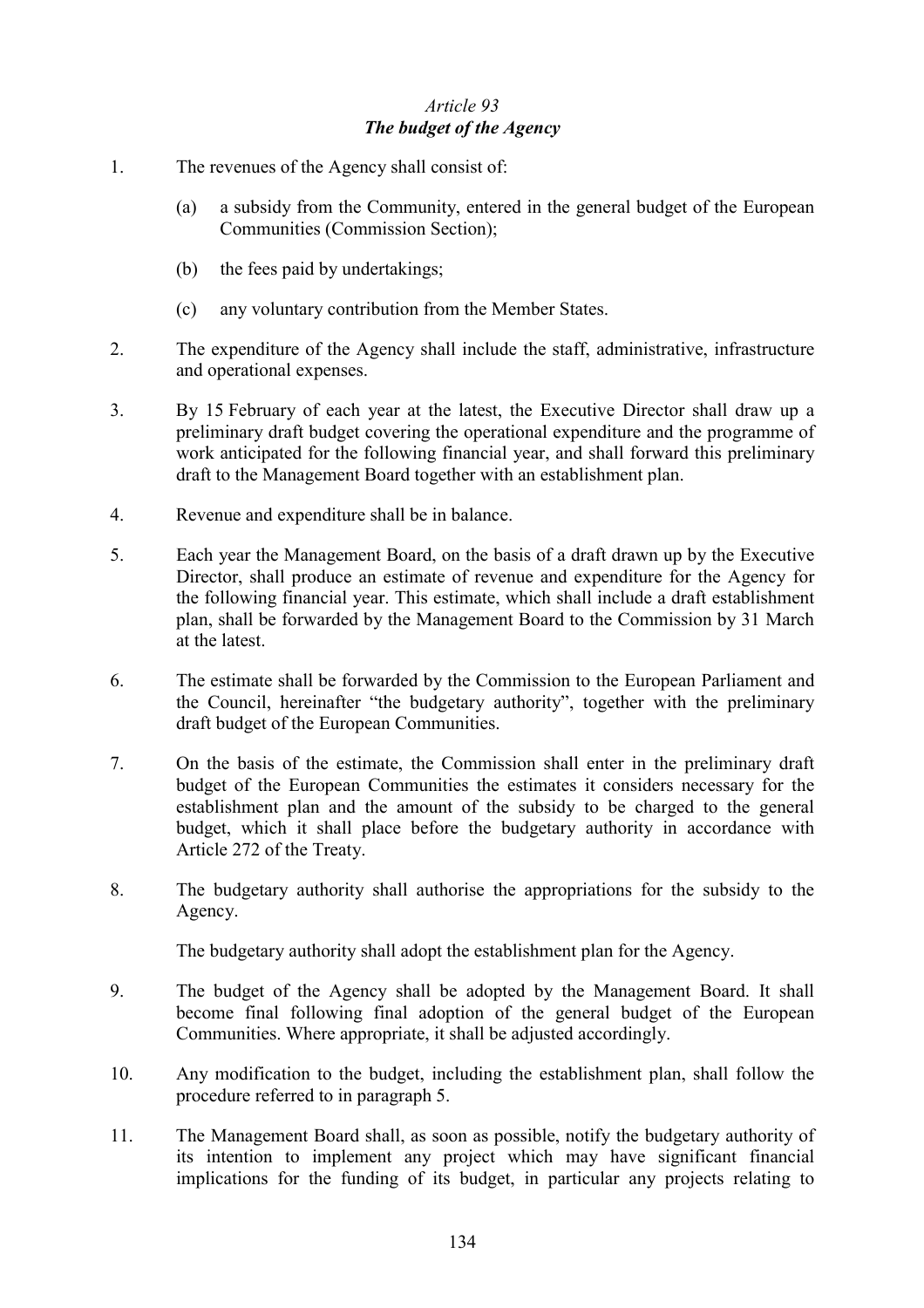*Article 93*
***The budget of the Agency***

1. The revenues of the Agency shall consist of:

   (a) a subsidy from the Community, entered in the general budget of the European Communities (Commission Section);

   (b) the fees paid by undertakings;

   (c) any voluntary contribution from the Member States.

2. The expenditure of the Agency shall include the staff, administrative, infrastructure and operational expenses.

3. By 15 February of each year at the latest, the Executive Director shall draw up a preliminary draft budget covering the operational expenditure and the programme of work anticipated for the following financial year, and shall forward this preliminary draft to the Management Board together with an establishment plan.

4. Revenue and expenditure shall be in balance.

5. Each year the Management Board, on the basis of a draft drawn up by the Executive Director, shall produce an estimate of revenue and expenditure for the Agency for the following financial year. This estimate, which shall include a draft establishment plan, shall be forwarded by the Management Board to the Commission by 31 March at the latest.

6. The estimate shall be forwarded by the Commission to the European Parliament and the Council, hereinafter "the budgetary authority", together with the preliminary draft budget of the European Communities.

7. On the basis of the estimate, the Commission shall enter in the preliminary draft budget of the European Communities the estimates it considers necessary for the establishment plan and the amount of the subsidy to be charged to the general budget, which it shall place before the budgetary authority in accordance with Article 272 of the Treaty.

8. The budgetary authority shall authorise the appropriations for the subsidy to the Agency.

   The budgetary authority shall adopt the establishment plan for the Agency.

9. The budget of the Agency shall be adopted by the Management Board. It shall become final following final adoption of the general budget of the European Communities. Where appropriate, it shall be adjusted accordingly.

10. Any modification to the budget, including the establishment plan, shall follow the procedure referred to in paragraph 5.

11. The Management Board shall, as soon as possible, notify the budgetary authority of its intention to implement any project which may have significant financial implications for the funding of its budget, in particular any projects relating to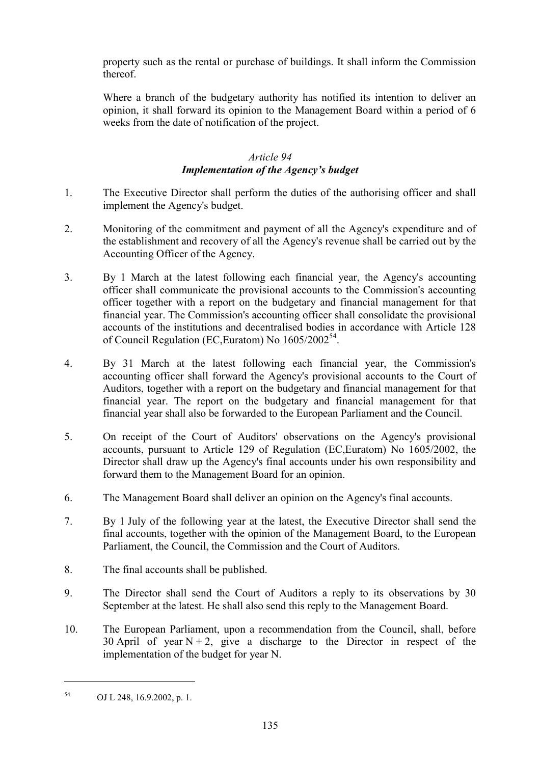property such as the rental or purchase of buildings. It shall inform the Commission thereof.

Where a branch of the budgetary authority has notified its intention to deliver an opinion, it shall forward its opinion to the Management Board within a period of 6 weeks from the date of notification of the project.

*Article 94*
***Implementation of the Agency's budget***

1. The Executive Director shall perform the duties of the authorising officer and shall implement the Agency's budget.

2. Monitoring of the commitment and payment of all the Agency's expenditure and of the establishment and recovery of all the Agency's revenue shall be carried out by the Accounting Officer of the Agency.

3. By 1 March at the latest following each financial year, the Agency's accounting officer shall communicate the provisional accounts to the Commission's accounting officer together with a report on the budgetary and financial management for that financial year. The Commission's accounting officer shall consolidate the provisional accounts of the institutions and decentralised bodies in accordance with Article 128 of Council Regulation (EC,Euratom) No 1605/2002[54].

4. By 31 March at the latest following each financial year, the Commission's accounting officer shall forward the Agency's provisional accounts to the Court of Auditors, together with a report on the budgetary and financial management for that financial year. The report on the budgetary and financial management for that financial year shall also be forwarded to the European Parliament and the Council.

5. On receipt of the Court of Auditors' observations on the Agency's provisional accounts, pursuant to Article 129 of Regulation (EC,Euratom) No 1605/2002, the Director shall draw up the Agency's final accounts under his own responsibility and forward them to the Management Board for an opinion.

6. The Management Board shall deliver an opinion on the Agency's final accounts.

7. By 1 July of the following year at the latest, the Executive Director shall send the final accounts, together with the opinion of the Management Board, to the European Parliament, the Council, the Commission and the Court of Auditors.

8. The final accounts shall be published.

9. The Director shall send the Court of Auditors a reply to its observations by 30 September at the latest. He shall also send this reply to the Management Board.

10. The European Parliament, upon a recommendation from the Council, shall, before 30 April of year N + 2, give a discharge to the Director in respect of the implementation of the budget for year N.

---

[54] OJ L 248, 16.9.2002, p. 1.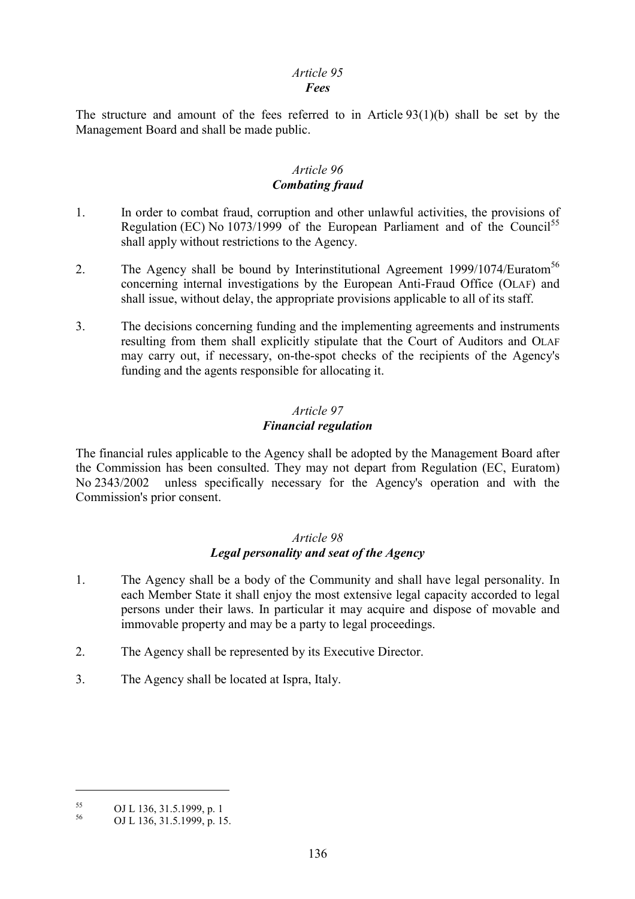*Article 95*
***Fees***

The structure and amount of the fees referred to in Article 93(1)(b) shall be set by the Management Board and shall be made public.

*Article 96*
***Combating fraud***

1. In order to combat fraud, corruption and other unlawful activities, the provisions of Regulation (EC) No 1073/1999 of the European Parliament and of the Council[55] shall apply without restrictions to the Agency.

2. The Agency shall be bound by Interinstitutional Agreement 1999/1074/Euratom[56] concerning internal investigations by the European Anti-Fraud Office (OLAF) and shall issue, without delay, the appropriate provisions applicable to all of its staff.

3. The decisions concerning funding and the implementing agreements and instruments resulting from them shall explicitly stipulate that the Court of Auditors and OLAF may carry out, if necessary, on-the-spot checks of the recipients of the Agency's funding and the agents responsible for allocating it.

*Article 97*
***Financial regulation***

The financial rules applicable to the Agency shall be adopted by the Management Board after the Commission has been consulted. They may not depart from Regulation (EC, Euratom) No 2343/2002 unless specifically necessary for the Agency's operation and with the Commission's prior consent.

*Article 98*
***Legal personality and seat of the Agency***

1. The Agency shall be a body of the Community and shall have legal personality. In each Member State it shall enjoy the most extensive legal capacity accorded to legal persons under their laws. In particular it may acquire and dispose of movable and immovable property and may be a party to legal proceedings.

2. The Agency shall be represented by its Executive Director.

3. The Agency shall be located at Ispra, Italy.

---

[55] OJ L 136, 31.5.1999, p. 1

[56] OJ L 136, 31.5.1999, p. 15.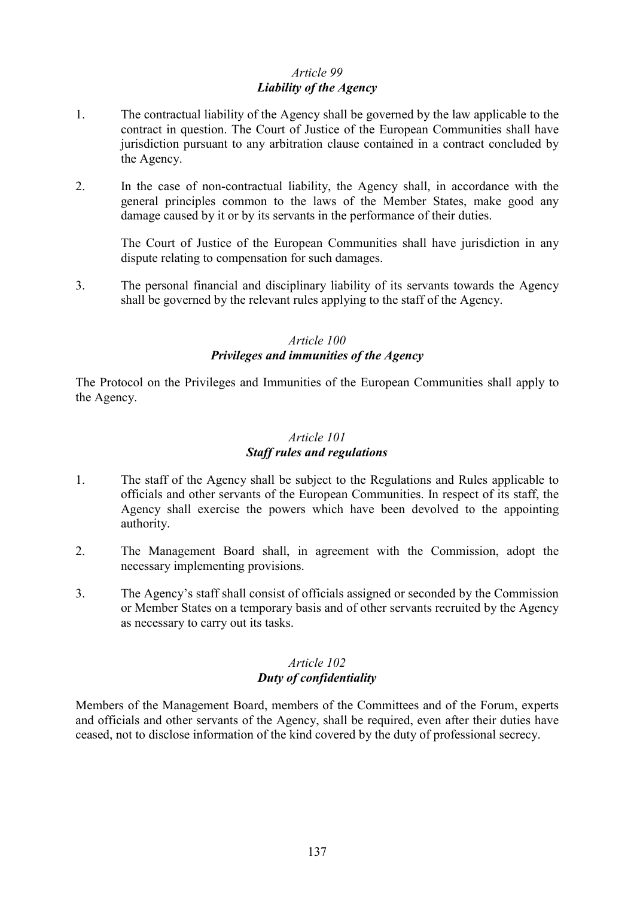*Article 99*
***Liability of the Agency***

1. The contractual liability of the Agency shall be governed by the law applicable to the contract in question. The Court of Justice of the European Communities shall have jurisdiction pursuant to any arbitration clause contained in a contract concluded by the Agency.

2. In the case of non-contractual liability, the Agency shall, in accordance with the general principles common to the laws of the Member States, make good any damage caused by it or by its servants in the performance of their duties.

   The Court of Justice of the European Communities shall have jurisdiction in any dispute relating to compensation for such damages.

3. The personal financial and disciplinary liability of its servants towards the Agency shall be governed by the relevant rules applying to the staff of the Agency.

*Article 100*
***Privileges and immunities of the Agency***

The Protocol on the Privileges and Immunities of the European Communities shall apply to the Agency.

*Article 101*
***Staff rules and regulations***

1. The staff of the Agency shall be subject to the Regulations and Rules applicable to officials and other servants of the European Communities. In respect of its staff, the Agency shall exercise the powers which have been devolved to the appointing authority.

2. The Management Board shall, in agreement with the Commission, adopt the necessary implementing provisions.

3. The Agency's staff shall consist of officials assigned or seconded by the Commission or Member States on a temporary basis and of other servants recruited by the Agency as necessary to carry out its tasks.

*Article 102*
***Duty of confidentiality***

Members of the Management Board, members of the Committees and of the Forum, experts and officials and other servants of the Agency, shall be required, even after their duties have ceased, not to disclose information of the kind covered by the duty of professional secrecy.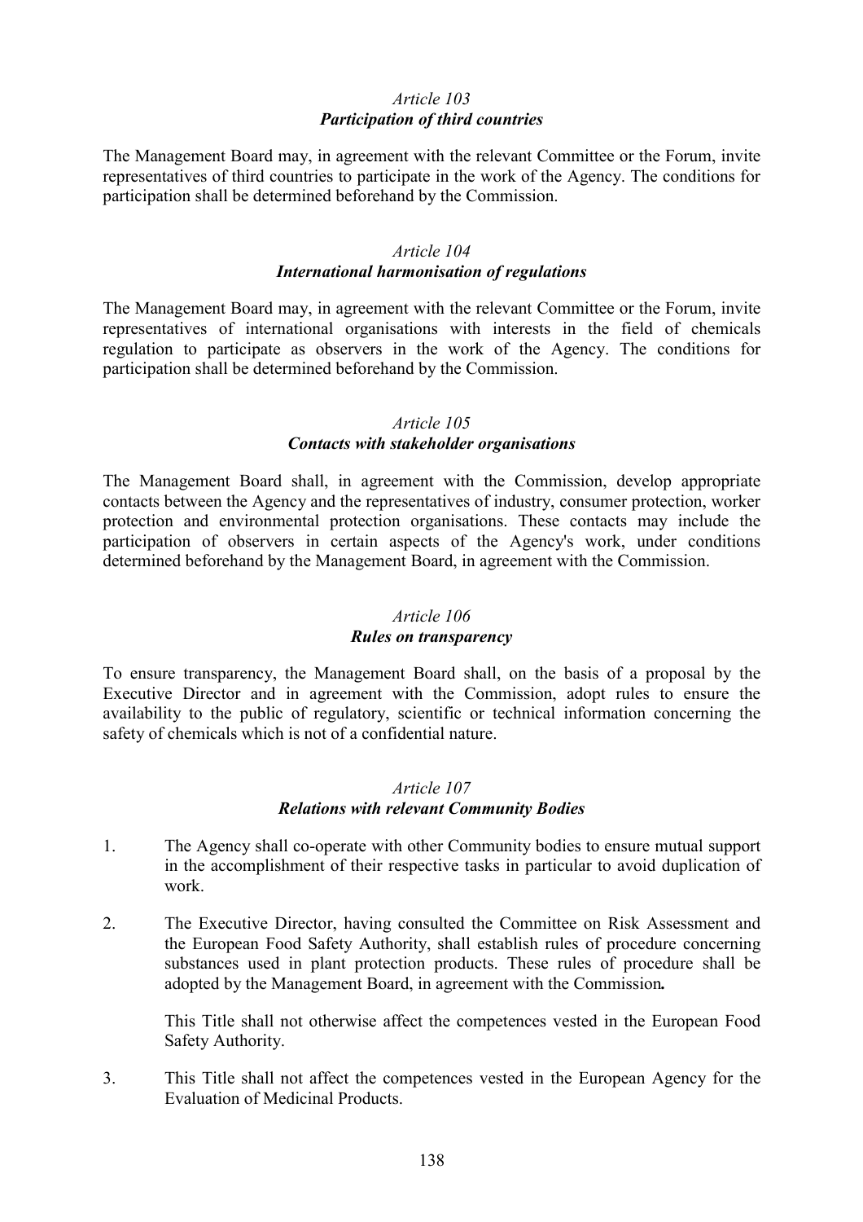*Article 103*
***Participation of third countries***

The Management Board may, in agreement with the relevant Committee or the Forum, invite representatives of third countries to participate in the work of the Agency. The conditions for participation shall be determined beforehand by the Commission.

*Article 104*
***International harmonisation of regulations***

The Management Board may, in agreement with the relevant Committee or the Forum, invite representatives of international organisations with interests in the field of chemicals regulation to participate as observers in the work of the Agency. The conditions for participation shall be determined beforehand by the Commission.

*Article 105*
***Contacts with stakeholder organisations***

The Management Board shall, in agreement with the Commission, develop appropriate contacts between the Agency and the representatives of industry, consumer protection, worker protection and environmental protection organisations. These contacts may include the participation of observers in certain aspects of the Agency's work, under conditions determined beforehand by the Management Board, in agreement with the Commission.

*Article 106*
***Rules on transparency***

To ensure transparency, the Management Board shall, on the basis of a proposal by the Executive Director and in agreement with the Commission, adopt rules to ensure the availability to the public of regulatory, scientific or technical information concerning the safety of chemicals which is not of a confidential nature.

*Article 107*
***Relations with relevant Community Bodies***

1. The Agency shall co-operate with other Community bodies to ensure mutual support in the accomplishment of their respective tasks in particular to avoid duplication of work.

2. The Executive Director, having consulted the Committee on Risk Assessment and the European Food Safety Authority, shall establish rules of procedure concerning substances used in plant protection products. These rules of procedure shall be adopted by the Management Board, in agreement with the Commission**.**

   This Title shall not otherwise affect the competences vested in the European Food Safety Authority.

3. This Title shall not affect the competences vested in the European Agency for the Evaluation of Medicinal Products.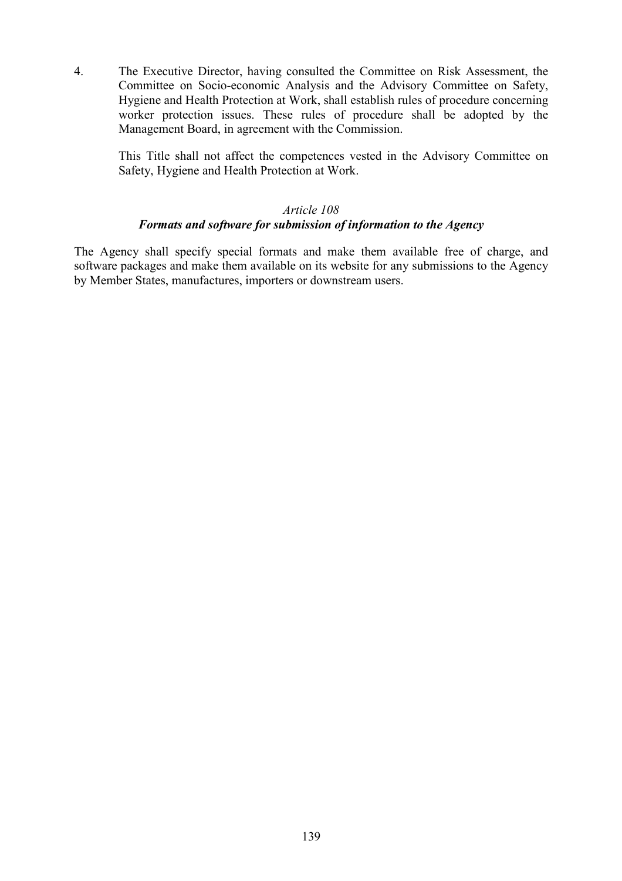4. The Executive Director, having consulted the Committee on Risk Assessment, the Committee on Socio-economic Analysis and the Advisory Committee on Safety, Hygiene and Health Protection at Work, shall establish rules of procedure concerning worker protection issues. These rules of procedure shall be adopted by the Management Board, in agreement with the Commission.

   This Title shall not affect the competences vested in the Advisory Committee on Safety, Hygiene and Health Protection at Work.

*Article 108*

***Formats and software for submission of information to the Agency***

The Agency shall specify special formats and make them available free of charge, and software packages and make them available on its website for any submissions to the Agency by Member States, manufactures, importers or downstream users.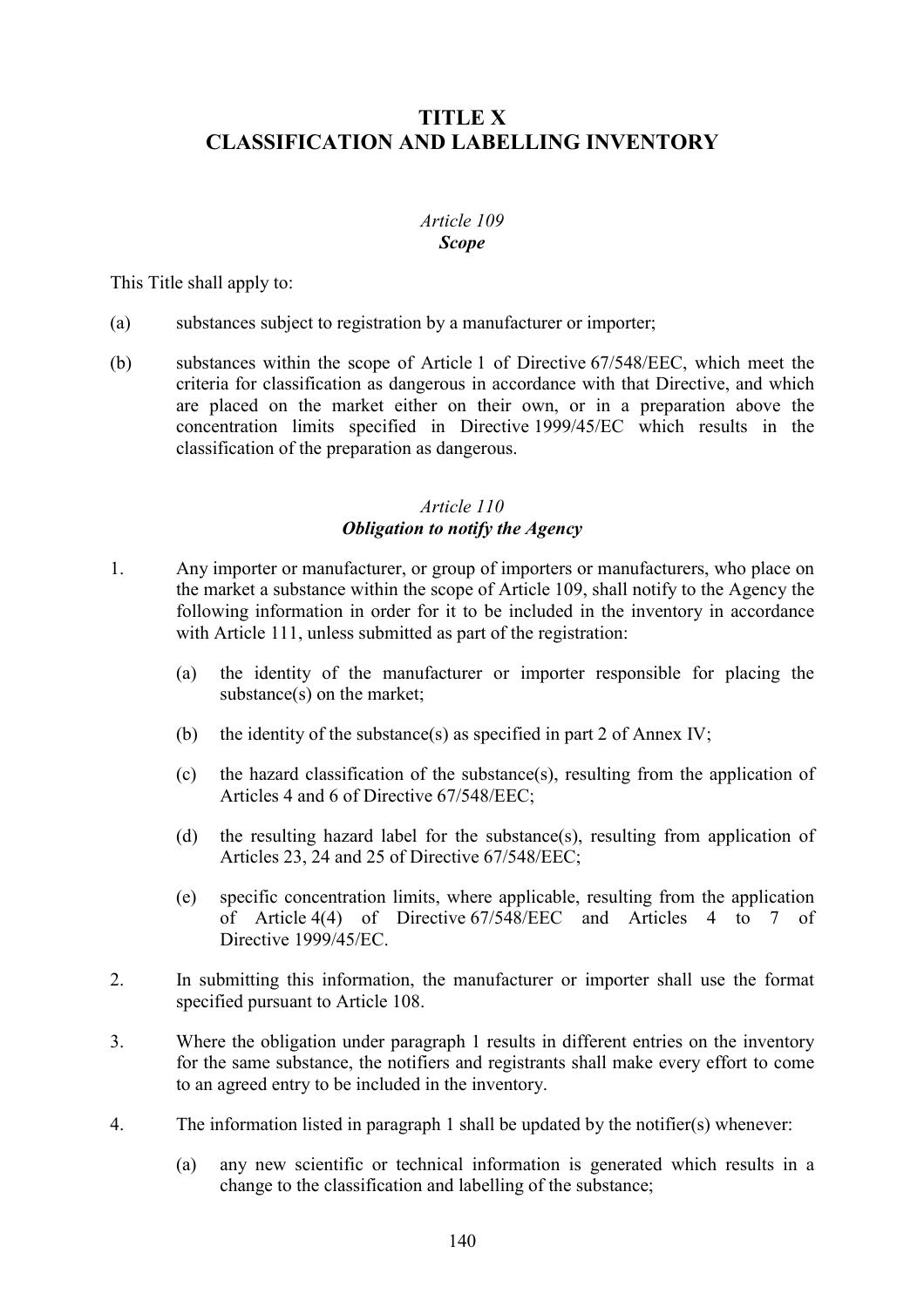# TITLE X
# CLASSIFICATION AND LABELLING INVENTORY

### *Article 109*
### ***Scope***

This Title shall apply to:

(a) substances subject to registration by a manufacturer or importer;

(b) substances within the scope of Article 1 of Directive 67/548/EEC, which meet the criteria for classification as dangerous in accordance with that Directive, and which are placed on the market either on their own, or in a preparation above the concentration limits specified in Directive 1999/45/EC which results in the classification of the preparation as dangerous.

### *Article 110*
### ***Obligation to notify the Agency***

1. Any importer or manufacturer, or group of importers or manufacturers, who place on the market a substance within the scope of Article 109, shall notify to the Agency the following information in order for it to be included in the inventory in accordance with Article 111, unless submitted as part of the registration:

   (a) the identity of the manufacturer or importer responsible for placing the substance(s) on the market;

   (b) the identity of the substance(s) as specified in part 2 of Annex IV;

   (c) the hazard classification of the substance(s), resulting from the application of Articles 4 and 6 of Directive 67/548/EEC;

   (d) the resulting hazard label for the substance(s), resulting from application of Articles 23, 24 and 25 of Directive 67/548/EEC;

   (e) specific concentration limits, where applicable, resulting from the application of Article 4(4) of Directive 67/548/EEC and Articles 4 to 7 of Directive 1999/45/EC.

2. In submitting this information, the manufacturer or importer shall use the format specified pursuant to Article 108.

3. Where the obligation under paragraph 1 results in different entries on the inventory for the same substance, the notifiers and registrants shall make every effort to come to an agreed entry to be included in the inventory.

4. The information listed in paragraph 1 shall be updated by the notifier(s) whenever:

   (a) any new scientific or technical information is generated which results in a change to the classification and labelling of the substance;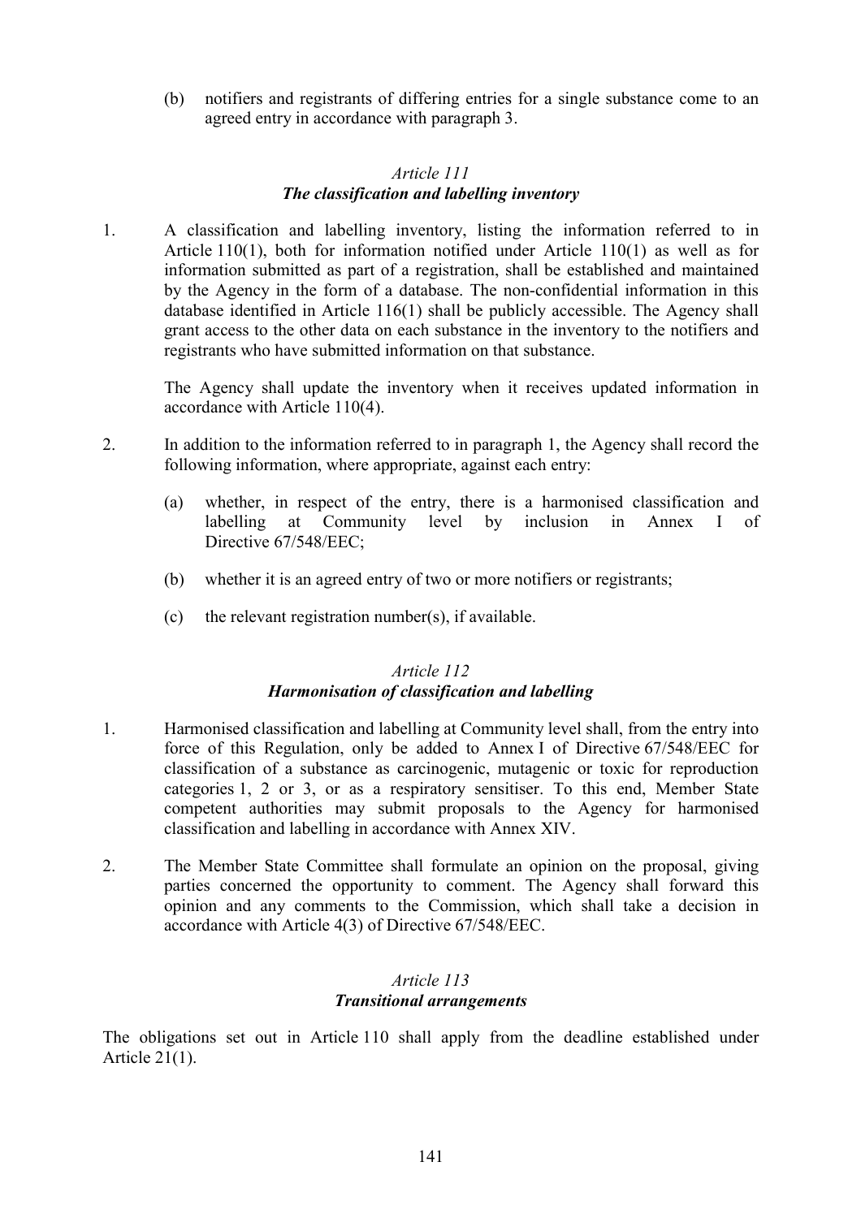(b) notifiers and registrants of differing entries for a single substance come to an agreed entry in accordance with paragraph 3.

### *Article 111*
### ***The classification and labelling inventory***

1. A classification and labelling inventory, listing the information referred to in Article 110(1), both for information notified under Article 110(1) as well as for information submitted as part of a registration, shall be established and maintained by the Agency in the form of a database. The non-confidential information in this database identified in Article 116(1) shall be publicly accessible. The Agency shall grant access to the other data on each substance in the inventory to the notifiers and registrants who have submitted information on that substance.

   The Agency shall update the inventory when it receives updated information in accordance with Article 110(4).

2. In addition to the information referred to in paragraph 1, the Agency shall record the following information, where appropriate, against each entry:

   (a) whether, in respect of the entry, there is a harmonised classification and labelling at Community level by inclusion in Annex I of Directive 67/548/EEC;

   (b) whether it is an agreed entry of two or more notifiers or registrants;

   (c) the relevant registration number(s), if available.

### *Article 112*
### ***Harmonisation of classification and labelling***

1. Harmonised classification and labelling at Community level shall, from the entry into force of this Regulation, only be added to Annex I of Directive 67/548/EEC for classification of a substance as carcinogenic, mutagenic or toxic for reproduction categories 1, 2 or 3, or as a respiratory sensitiser. To this end, Member State competent authorities may submit proposals to the Agency for harmonised classification and labelling in accordance with Annex XIV.

2. The Member State Committee shall formulate an opinion on the proposal, giving parties concerned the opportunity to comment. The Agency shall forward this opinion and any comments to the Commission, which shall take a decision in accordance with Article 4(3) of Directive 67/548/EEC.

### *Article 113*
### ***Transitional arrangements***

The obligations set out in Article 110 shall apply from the deadline established under Article 21(1).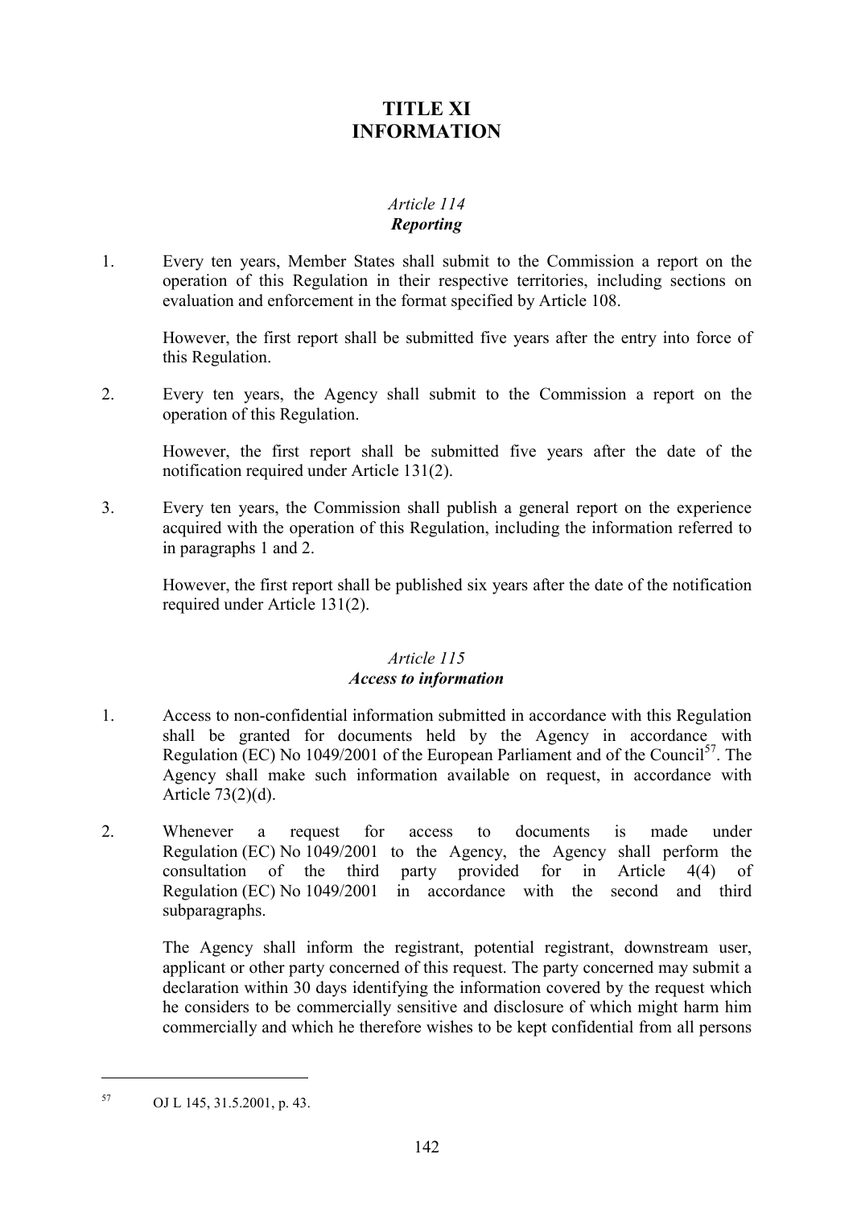# TITLE XI
# INFORMATION

*Article 114*
***Reporting***

1. Every ten years, Member States shall submit to the Commission a report on the operation of this Regulation in their respective territories, including sections on evaluation and enforcement in the format specified by Article 108.

   However, the first report shall be submitted five years after the entry into force of this Regulation.

2. Every ten years, the Agency shall submit to the Commission a report on the operation of this Regulation.

   However, the first report shall be submitted five years after the date of the notification required under Article 131(2).

3. Every ten years, the Commission shall publish a general report on the experience acquired with the operation of this Regulation, including the information referred to in paragraphs 1 and 2.

   However, the first report shall be published six years after the date of the notification required under Article 131(2).

*Article 115*
***Access to information***

1. Access to non-confidential information submitted in accordance with this Regulation shall be granted for documents held by the Agency in accordance with Regulation (EC) No 1049/2001 of the European Parliament and of the Council[57]. The Agency shall make such information available on request, in accordance with Article 73(2)(d).

2. Whenever a request for access to documents is made under Regulation (EC) No 1049/2001 to the Agency, the Agency shall perform the consultation of the third party provided for in Article 4(4) of Regulation (EC) No 1049/2001 in accordance with the second and third subparagraphs.

   The Agency shall inform the registrant, potential registrant, downstream user, applicant or other party concerned of this request. The party concerned may submit a declaration within 30 days identifying the information covered by the request which he considers to be commercially sensitive and disclosure of which might harm him commercially and which he therefore wishes to be kept confidential from all persons

---

[57] OJ L 145, 31.5.2001, p. 43.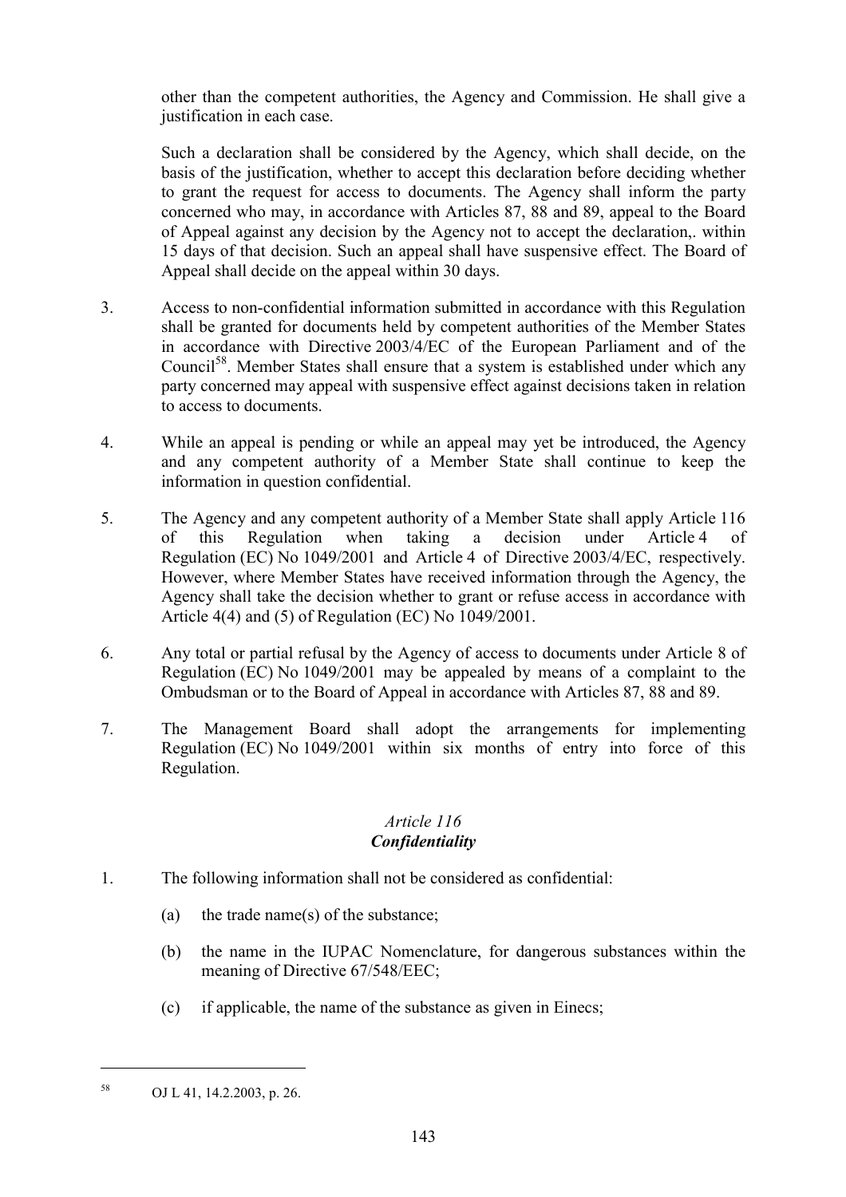other than the competent authorities, the Agency and Commission. He shall give a justification in each case.

Such a declaration shall be considered by the Agency, which shall decide, on the basis of the justification, whether to accept this declaration before deciding whether to grant the request for access to documents. The Agency shall inform the party concerned who may, in accordance with Articles 87, 88 and 89, appeal to the Board of Appeal against any decision by the Agency not to accept the declaration,. within 15 days of that decision. Such an appeal shall have suspensive effect. The Board of Appeal shall decide on the appeal within 30 days.

3. Access to non-confidential information submitted in accordance with this Regulation shall be granted for documents held by competent authorities of the Member States in accordance with Directive 2003/4/EC of the European Parliament and of the Council[58]. Member States shall ensure that a system is established under which any party concerned may appeal with suspensive effect against decisions taken in relation to access to documents.

4. While an appeal is pending or while an appeal may yet be introduced, the Agency and any competent authority of a Member State shall continue to keep the information in question confidential.

5. The Agency and any competent authority of a Member State shall apply Article 116 of this Regulation when taking a decision under Article 4 of Regulation (EC) No 1049/2001 and Article 4 of Directive 2003/4/EC, respectively. However, where Member States have received information through the Agency, the Agency shall take the decision whether to grant or refuse access in accordance with Article 4(4) and (5) of Regulation (EC) No 1049/2001.

6. Any total or partial refusal by the Agency of access to documents under Article 8 of Regulation (EC) No 1049/2001 may be appealed by means of a complaint to the Ombudsman or to the Board of Appeal in accordance with Articles 87, 88 and 89.

7. The Management Board shall adopt the arrangements for implementing Regulation (EC) No 1049/2001 within six months of entry into force of this Regulation.

*Article 116*
***Confidentiality***

1. The following information shall not be considered as confidential:

   (a) the trade name(s) of the substance;

   (b) the name in the IUPAC Nomenclature, for dangerous substances within the meaning of Directive 67/548/EEC;

   (c) if applicable, the name of the substance as given in Einecs;

---

[58] OJ L 41, 14.2.2003, p. 26.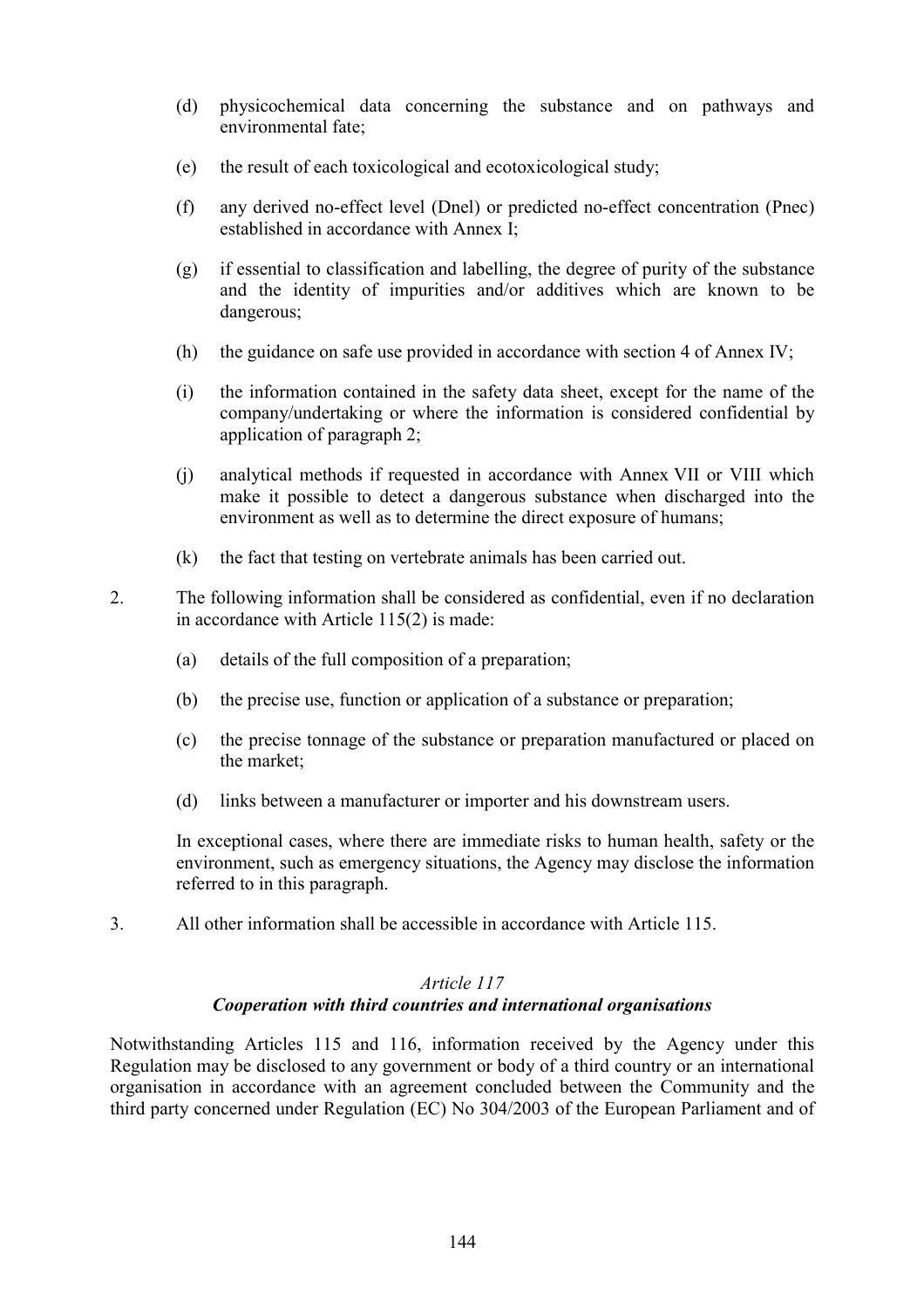(d) physicochemical data concerning the substance and on pathways and environmental fate;

(e) the result of each toxicological and ecotoxicological study;

(f) any derived no-effect level (Dnel) or predicted no-effect concentration (Pnec) established in accordance with Annex I;

(g) if essential to classification and labelling, the degree of purity of the substance and the identity of impurities and/or additives which are known to be dangerous;

(h) the guidance on safe use provided in accordance with section 4 of Annex IV;

(i) the information contained in the safety data sheet, except for the name of the company/undertaking or where the information is considered confidential by application of paragraph 2;

(j) analytical methods if requested in accordance with Annex VII or VIII which make it possible to detect a dangerous substance when discharged into the environment as well as to determine the direct exposure of humans;

(k) the fact that testing on vertebrate animals has been carried out.

2. The following information shall be considered as confidential, even if no declaration in accordance with Article 115(2) is made:

(a) details of the full composition of a preparation;

(b) the precise use, function or application of a substance or preparation;

(c) the precise tonnage of the substance or preparation manufactured or placed on the market;

(d) links between a manufacturer or importer and his downstream users.

In exceptional cases, where there are immediate risks to human health, safety or the environment, such as emergency situations, the Agency may disclose the information referred to in this paragraph.

3. All other information shall be accessible in accordance with Article 115.

*Article 117*

***Cooperation with third countries and international organisations***

Notwithstanding Articles 115 and 116, information received by the Agency under this Regulation may be disclosed to any government or body of a third country or an international organisation in accordance with an agreement concluded between the Community and the third party concerned under Regulation (EC) No 304/2003 of the European Parliament and of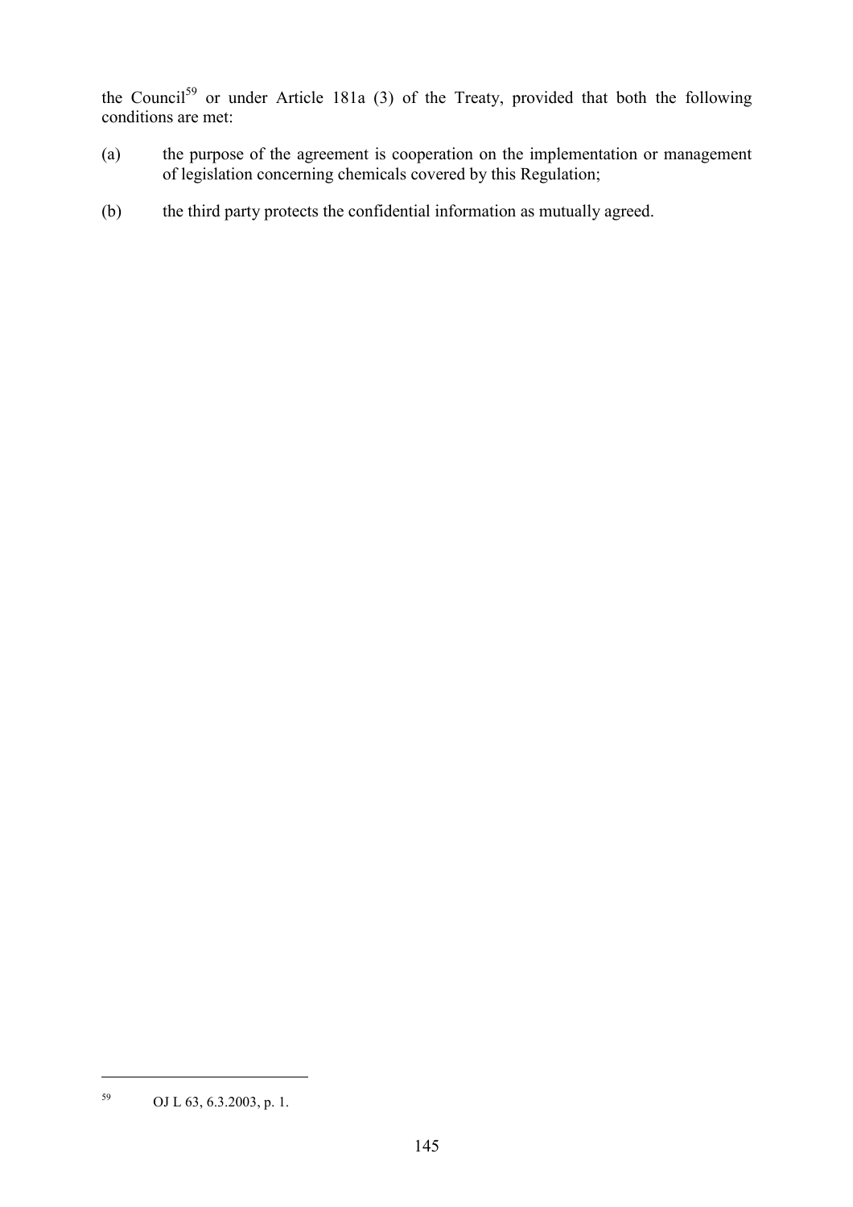the Council[59] or under Article 181a (3) of the Treaty, provided that both the following conditions are met:

(a) the purpose of the agreement is cooperation on the implementation or management of legislation concerning chemicals covered by this Regulation;

(b) the third party protects the confidential information as mutually agreed.

---

[59] OJ L 63, 6.3.2003, p. 1.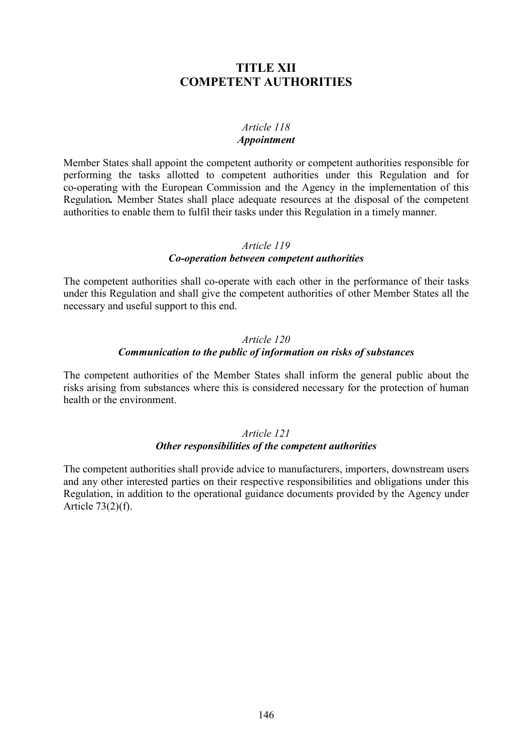# TITLE XII
# COMPETENT AUTHORITIES

### *Article 118*
### ***Appointment***

Member States shall appoint the competent authority or competent authorities responsible for performing the tasks allotted to competent authorities under this Regulation and for co-operating with the European Commission and the Agency in the implementation of this Regulation**.** Member States shall place adequate resources at the disposal of the competent authorities to enable them to fulfil their tasks under this Regulation in a timely manner.

### *Article 119*
### ***Co-operation between competent authorities***

The competent authorities shall co-operate with each other in the performance of their tasks under this Regulation and shall give the competent authorities of other Member States all the necessary and useful support to this end.

### *Article 120*
### ***Communication to the public of information on risks of substances***

The competent authorities of the Member States shall inform the general public about the risks arising from substances where this is considered necessary for the protection of human health or the environment.

### *Article 121*
### ***Other responsibilities of the competent authorities***

The competent authorities shall provide advice to manufacturers, importers, downstream users and any other interested parties on their respective responsibilities and obligations under this Regulation, in addition to the operational guidance documents provided by the Agency under Article 73(2)(f).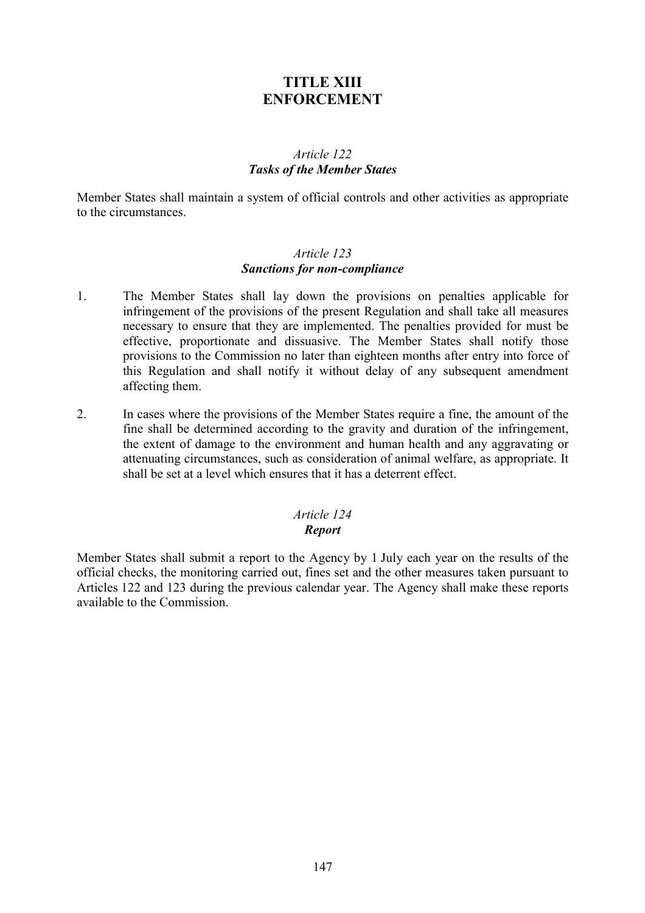# TITLE XIII
# ENFORCEMENT

### *Article 122*
### ***Tasks of the Member States***

Member States shall maintain a system of official controls and other activities as appropriate to the circumstances.

### *Article 123*
### ***Sanctions for non-compliance***

1. The Member States shall lay down the provisions on penalties applicable for infringement of the provisions of the present Regulation and shall take all measures necessary to ensure that they are implemented. The penalties provided for must be effective, proportionate and dissuasive. The Member States shall notify those provisions to the Commission no later than eighteen months after entry into force of this Regulation and shall notify it without delay of any subsequent amendment affecting them.

2. In cases where the provisions of the Member States require a fine, the amount of the fine shall be determined according to the gravity and duration of the infringement, the extent of damage to the environment and human health and any aggravating or attenuating circumstances, such as consideration of animal welfare, as appropriate. It shall be set at a level which ensures that it has a deterrent effect.

### *Article 124*
### ***Report***

Member States shall submit a report to the Agency by 1 July each year on the results of the official checks, the monitoring carried out, fines set and the other measures taken pursuant to Articles 122 and 123 during the previous calendar year. The Agency shall make these reports available to the Commission.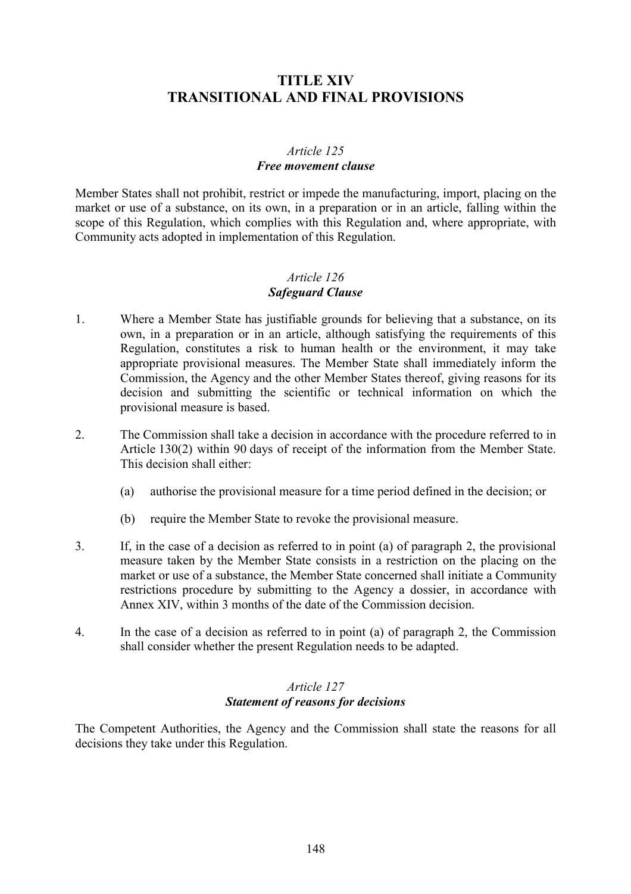# TITLE XIV
# TRANSITIONAL AND FINAL PROVISIONS

### *Article 125*
### ***Free movement clause***

Member States shall not prohibit, restrict or impede the manufacturing, import, placing on the market or use of a substance, on its own, in a preparation or in an article, falling within the scope of this Regulation, which complies with this Regulation and, where appropriate, with Community acts adopted in implementation of this Regulation.

### *Article 126*
### ***Safeguard Clause***

1. Where a Member State has justifiable grounds for believing that a substance, on its own, in a preparation or in an article, although satisfying the requirements of this Regulation, constitutes a risk to human health or the environment, it may take appropriate provisional measures. The Member State shall immediately inform the Commission, the Agency and the other Member States thereof, giving reasons for its decision and submitting the scientific or technical information on which the provisional measure is based.

2. The Commission shall take a decision in accordance with the procedure referred to in Article 130(2) within 90 days of receipt of the information from the Member State. This decision shall either:

   (a) authorise the provisional measure for a time period defined in the decision; or

   (b) require the Member State to revoke the provisional measure.

3. If, in the case of a decision as referred to in point (a) of paragraph 2, the provisional measure taken by the Member State consists in a restriction on the placing on the market or use of a substance, the Member State concerned shall initiate a Community restrictions procedure by submitting to the Agency a dossier, in accordance with Annex XIV, within 3 months of the date of the Commission decision.

4. In the case of a decision as referred to in point (a) of paragraph 2, the Commission shall consider whether the present Regulation needs to be adapted.

### *Article 127*
### ***Statement of reasons for decisions***

The Competent Authorities, the Agency and the Commission shall state the reasons for all decisions they take under this Regulation.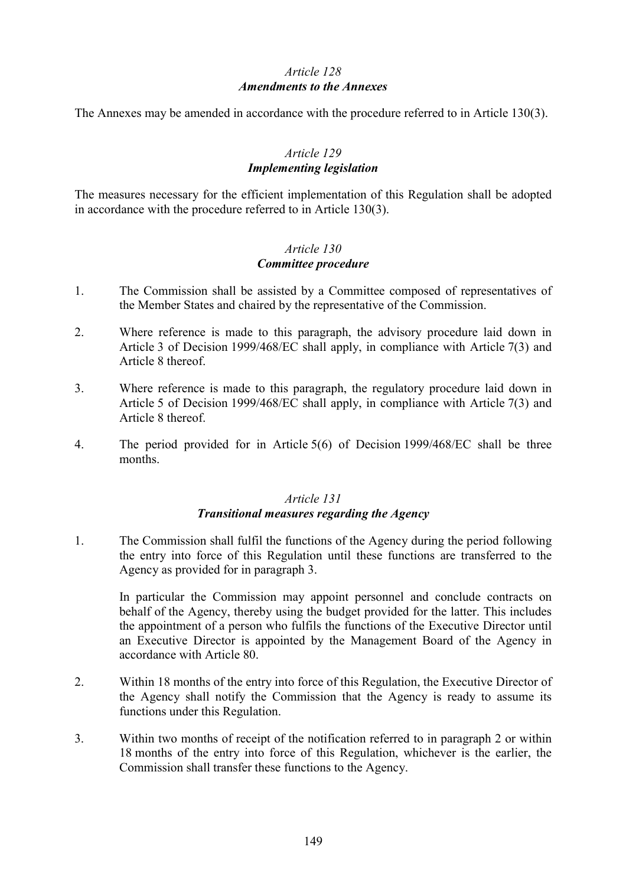*Article 128*
***Amendments to the Annexes***

The Annexes may be amended in accordance with the procedure referred to in Article 130(3).

*Article 129*
***Implementing legislation***

The measures necessary for the efficient implementation of this Regulation shall be adopted in accordance with the procedure referred to in Article 130(3).

*Article 130*
***Committee procedure***

1. The Commission shall be assisted by a Committee composed of representatives of the Member States and chaired by the representative of the Commission.

2. Where reference is made to this paragraph, the advisory procedure laid down in Article 3 of Decision 1999/468/EC shall apply, in compliance with Article 7(3) and Article 8 thereof.

3. Where reference is made to this paragraph, the regulatory procedure laid down in Article 5 of Decision 1999/468/EC shall apply, in compliance with Article 7(3) and Article 8 thereof.

4. The period provided for in Article 5(6) of Decision 1999/468/EC shall be three months.

*Article 131*
***Transitional measures regarding the Agency***

1. The Commission shall fulfil the functions of the Agency during the period following the entry into force of this Regulation until these functions are transferred to the Agency as provided for in paragraph 3.

   In particular the Commission may appoint personnel and conclude contracts on behalf of the Agency, thereby using the budget provided for the latter. This includes the appointment of a person who fulfils the functions of the Executive Director until an Executive Director is appointed by the Management Board of the Agency in accordance with Article 80.

2. Within 18 months of the entry into force of this Regulation, the Executive Director of the Agency shall notify the Commission that the Agency is ready to assume its functions under this Regulation.

3. Within two months of receipt of the notification referred to in paragraph 2 or within 18 months of the entry into force of this Regulation, whichever is the earlier, the Commission shall transfer these functions to the Agency.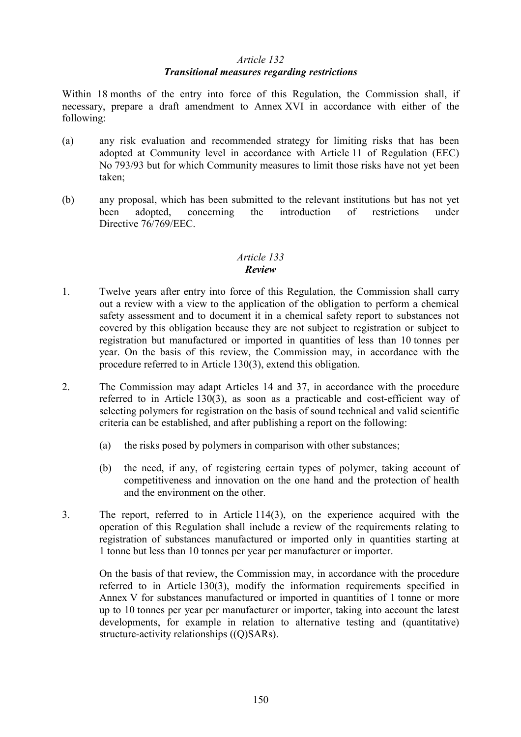*Article 132*
***Transitional measures regarding restrictions***

Within 18 months of the entry into force of this Regulation, the Commission shall, if necessary, prepare a draft amendment to Annex XVI in accordance with either of the following:

(a) any risk evaluation and recommended strategy for limiting risks that has been adopted at Community level in accordance with Article 11 of Regulation (EEC) No 793/93 but for which Community measures to limit those risks have not yet been taken;

(b) any proposal, which has been submitted to the relevant institutions but has not yet been adopted, concerning the introduction of restrictions under Directive 76/769/EEC.

*Article 133*
***Review***

1. Twelve years after entry into force of this Regulation, the Commission shall carry out a review with a view to the application of the obligation to perform a chemical safety assessment and to document it in a chemical safety report to substances not covered by this obligation because they are not subject to registration or subject to registration but manufactured or imported in quantities of less than 10 tonnes per year. On the basis of this review, the Commission may, in accordance with the procedure referred to in Article 130(3), extend this obligation.

2. The Commission may adapt Articles 14 and 37, in accordance with the procedure referred to in Article 130(3), as soon as a practicable and cost-efficient way of selecting polymers for registration on the basis of sound technical and valid scientific criteria can be established, and after publishing a report on the following:

   (a) the risks posed by polymers in comparison with other substances;

   (b) the need, if any, of registering certain types of polymer, taking account of competitiveness and innovation on the one hand and the protection of health and the environment on the other.

3. The report, referred to in Article 114(3), on the experience acquired with the operation of this Regulation shall include a review of the requirements relating to registration of substances manufactured or imported only in quantities starting at 1 tonne but less than 10 tonnes per year per manufacturer or importer.

   On the basis of that review, the Commission may, in accordance with the procedure referred to in Article 130(3), modify the information requirements specified in Annex V for substances manufactured or imported in quantities of 1 tonne or more up to 10 tonnes per year per manufacturer or importer, taking into account the latest developments, for example in relation to alternative testing and (quantitative) structure-activity relationships ((Q)SARs).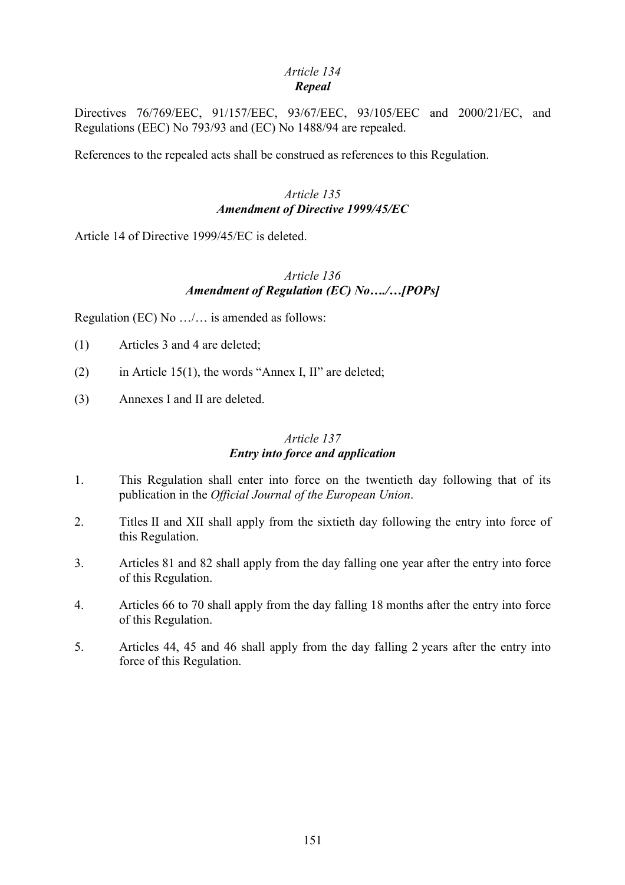*Article 134*

***Repeal***

Directives 76/769/EEC, 91/157/EEC, 93/67/EEC, 93/105/EEC and 2000/21/EC, and Regulations (EEC) No 793/93 and (EC) No 1488/94 are repealed.

References to the repealed acts shall be construed as references to this Regulation.

*Article 135*

***Amendment of Directive 1999/45/EC***

Article 14 of Directive 1999/45/EC is deleted.

*Article 136*

***Amendment of Regulation (EC) No…./…[POPs]***

Regulation (EC) No …/… is amended as follows:

(1) Articles 3 and 4 are deleted;

(2) in Article 15(1), the words "Annex I, II" are deleted;

(3) Annexes I and II are deleted.

*Article 137*

***Entry into force and application***

1. This Regulation shall enter into force on the twentieth day following that of its publication in the *Official Journal of the European Union*.

2. Titles II and XII shall apply from the sixtieth day following the entry into force of this Regulation.

3. Articles 81 and 82 shall apply from the day falling one year after the entry into force of this Regulation.

4. Articles 66 to 70 shall apply from the day falling 18 months after the entry into force of this Regulation.

5. Articles 44, 45 and 46 shall apply from the day falling 2 years after the entry into force of this Regulation.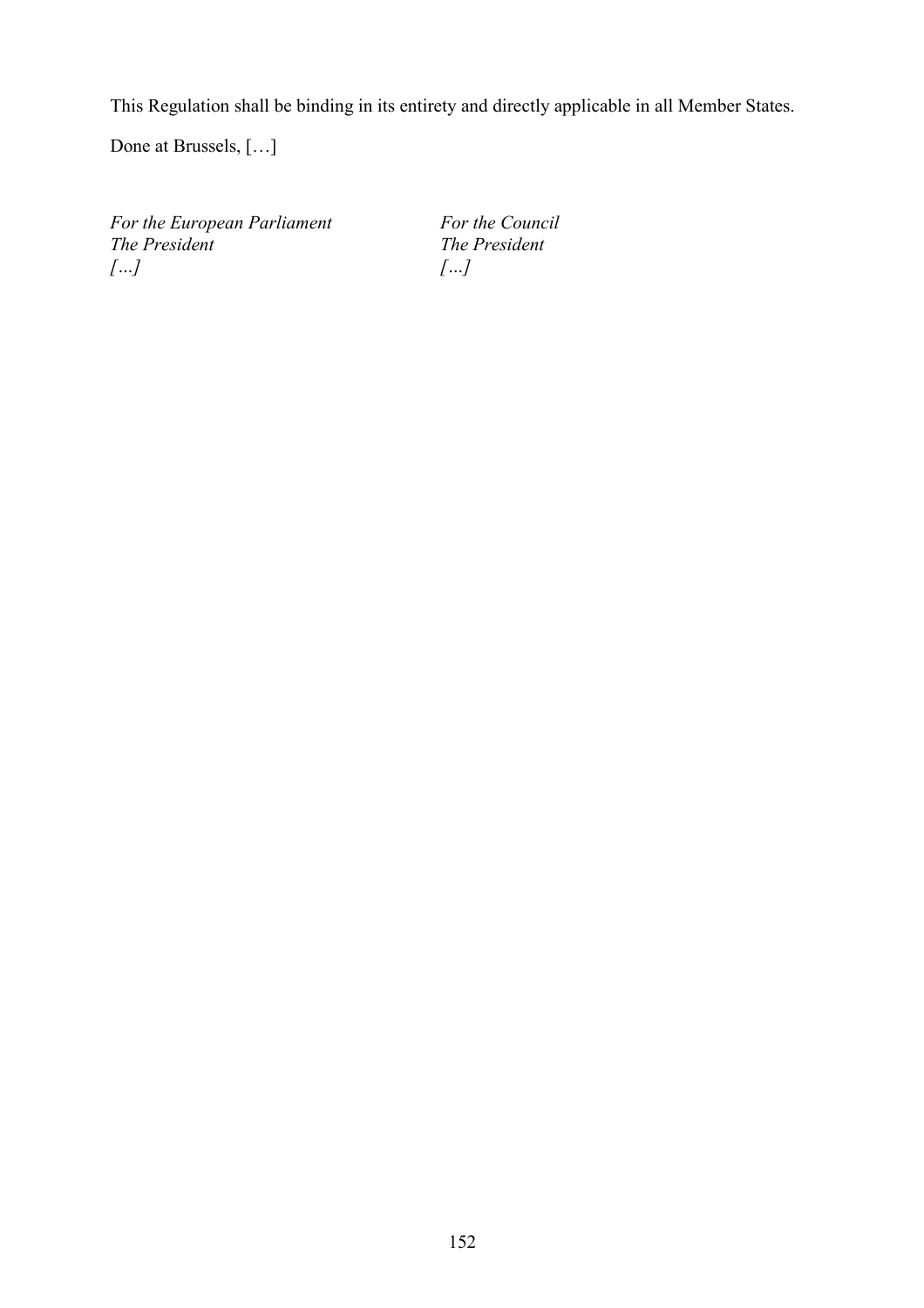This Regulation shall be binding in its entirety and directly applicable in all Member States.

Done at Brussels, […]

| | |
|---|---|
| *For the European Parliament* | *For the Council* |
| *The President* | *The President* |
| *[…]* | *[…]* |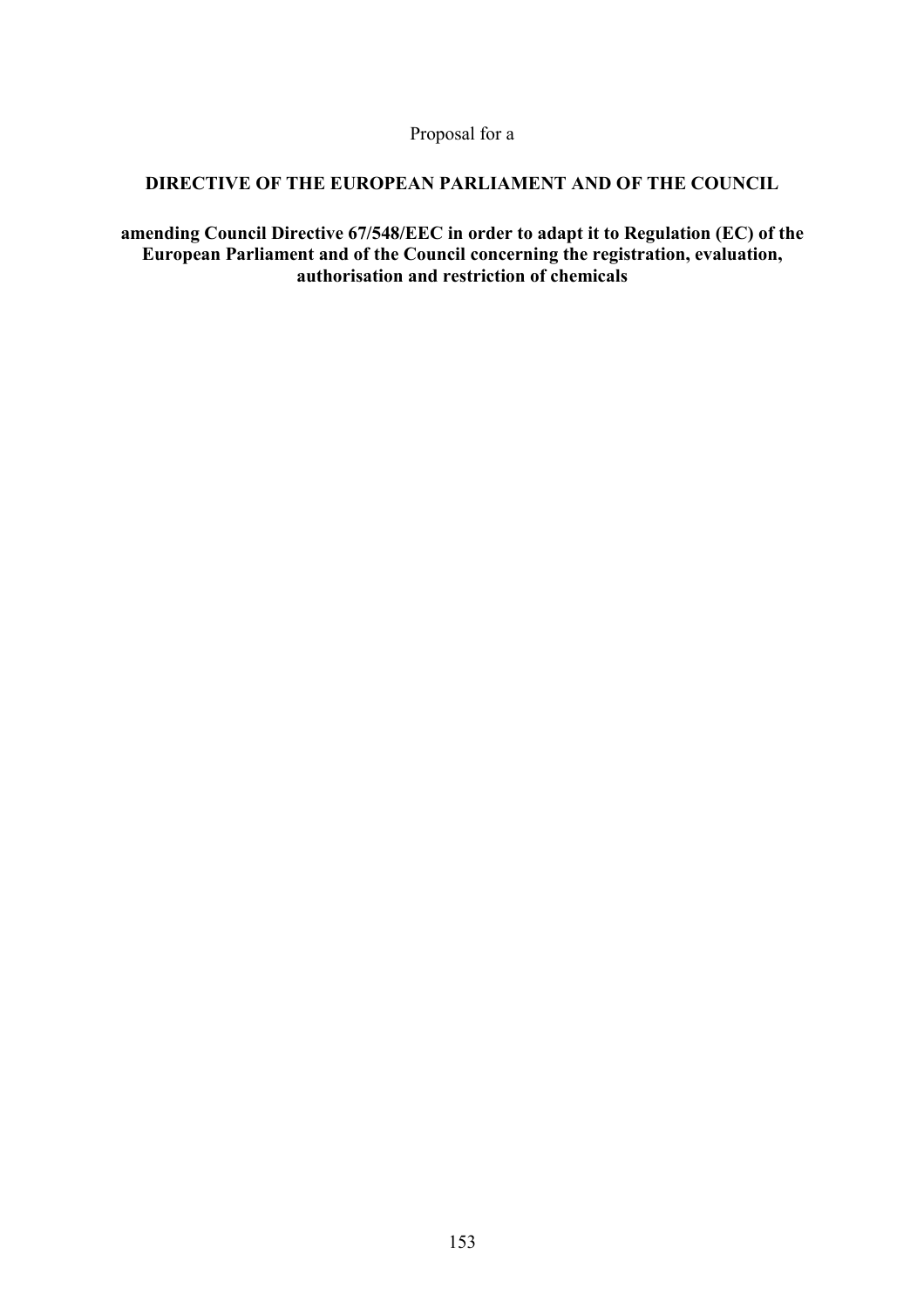Proposal for a

## DIRECTIVE OF THE EUROPEAN PARLIAMENT AND OF THE COUNCIL

**amending Council Directive 67/548/EEC in order to adapt it to Regulation (EC) of the European Parliament and of the Council concerning the registration, evaluation, authorisation and restriction of chemicals**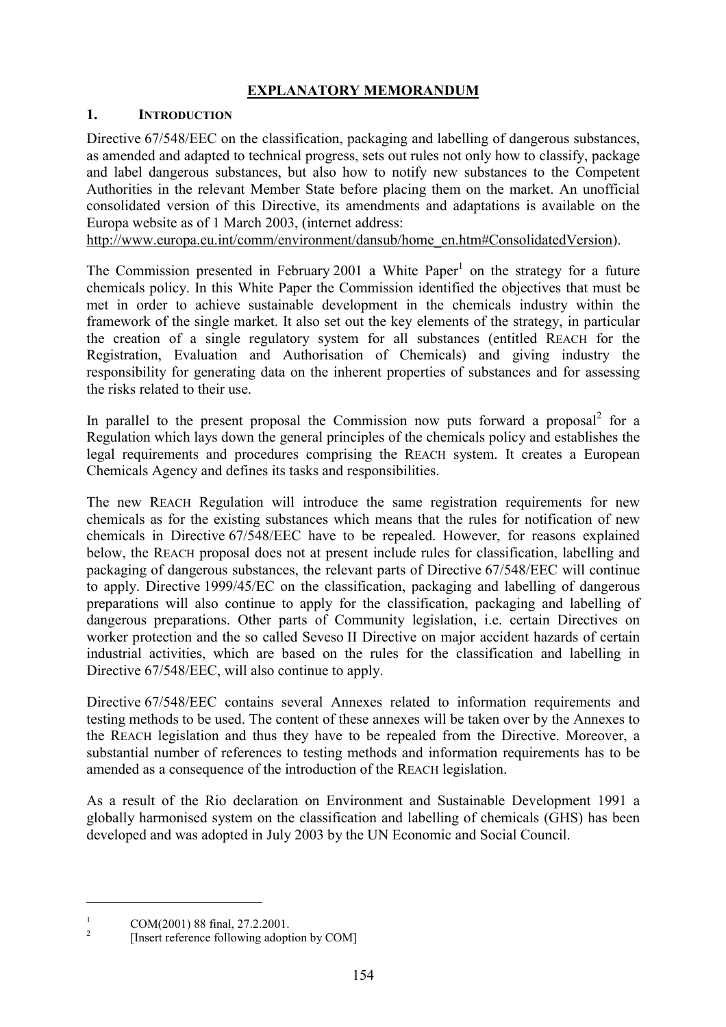# EXPLANATORY MEMORANDUM

## 1. INTRODUCTION

Directive 67/548/EEC on the classification, packaging and labelling of dangerous substances, as amended and adapted to technical progress, sets out rules not only how to classify, package and label dangerous substances, but also how to notify new substances to the Competent Authorities in the relevant Member State before placing them on the market. An unofficial consolidated version of this Directive, its amendments and adaptations is available on the Europa website as of 1 March 2003, (internet address: http://www.europa.eu.int/comm/environment/dansub/home_en.htm#ConsolidatedVersion).

The Commission presented in February 2001 a White Paper[1] on the strategy for a future chemicals policy. In this White Paper the Commission identified the objectives that must be met in order to achieve sustainable development in the chemicals industry within the framework of the single market. It also set out the key elements of the strategy, in particular the creation of a single regulatory system for all substances (entitled REACH for the Registration, Evaluation and Authorisation of Chemicals) and giving industry the responsibility for generating data on the inherent properties of substances and for assessing the risks related to their use.

In parallel to the present proposal the Commission now puts forward a proposal[2] for a Regulation which lays down the general principles of the chemicals policy and establishes the legal requirements and procedures comprising the REACH system. It creates a European Chemicals Agency and defines its tasks and responsibilities.

The new REACH Regulation will introduce the same registration requirements for new chemicals as for the existing substances which means that the rules for notification of new chemicals in Directive 67/548/EEC have to be repealed. However, for reasons explained below, the REACH proposal does not at present include rules for classification, labelling and packaging of dangerous substances, the relevant parts of Directive 67/548/EEC will continue to apply. Directive 1999/45/EC on the classification, packaging and labelling of dangerous preparations will also continue to apply for the classification, packaging and labelling of dangerous preparations. Other parts of Community legislation, i.e. certain Directives on worker protection and the so called Seveso II Directive on major accident hazards of certain industrial activities, which are based on the rules for the classification and labelling in Directive 67/548/EEC, will also continue to apply.

Directive 67/548/EEC contains several Annexes related to information requirements and testing methods to be used. The content of these annexes will be taken over by the Annexes to the REACH legislation and thus they have to be repealed from the Directive. Moreover, a substantial number of references to testing methods and information requirements has to be amended as a consequence of the introduction of the REACH legislation.

As a result of the Rio declaration on Environment and Sustainable Development 1991 a globally harmonised system on the classification and labelling of chemicals (GHS) has been developed and was adopted in July 2003 by the UN Economic and Social Council.

---

[1] COM(2001) 88 final, 27.2.2001.

[2] [Insert reference following adoption by COM]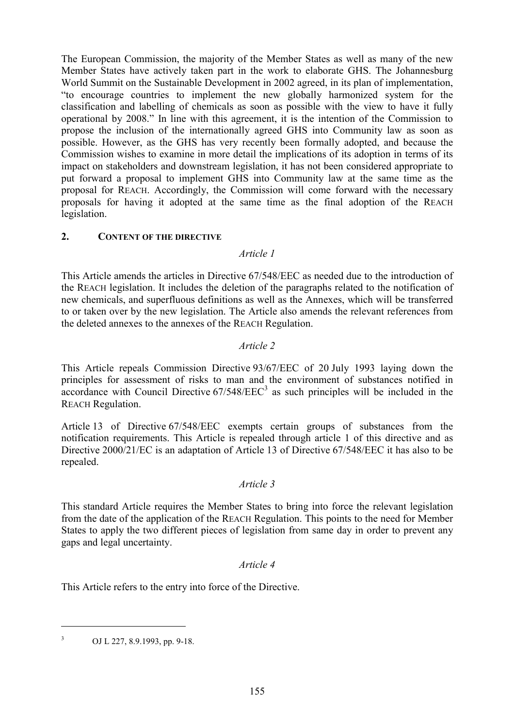The European Commission, the majority of the Member States as well as many of the new Member States have actively taken part in the work to elaborate GHS. The Johannesburg World Summit on the Sustainable Development in 2002 agreed, in its plan of implementation, "to encourage countries to implement the new globally harmonized system for the classification and labelling of chemicals as soon as possible with the view to have it fully operational by 2008." In line with this agreement, it is the intention of the Commission to propose the inclusion of the internationally agreed GHS into Community law as soon as possible. However, as the GHS has very recently been formally adopted, and because the Commission wishes to examine in more detail the implications of its adoption in terms of its impact on stakeholders and downstream legislation, it has not been considered appropriate to put forward a proposal to implement GHS into Community law at the same time as the proposal for REACH. Accordingly, the Commission will come forward with the necessary proposals for having it adopted at the same time as the final adoption of the REACH legislation.

## 2. CONTENT OF THE DIRECTIVE

*Article 1*

This Article amends the articles in Directive 67/548/EEC as needed due to the introduction of the REACH legislation. It includes the deletion of the paragraphs related to the notification of new chemicals, and superfluous definitions as well as the Annexes, which will be transferred to or taken over by the new legislation. The Article also amends the relevant references from the deleted annexes to the annexes of the REACH Regulation.

*Article 2*

This Article repeals Commission Directive 93/67/EEC of 20 July 1993 laying down the principles for assessment of risks to man and the environment of substances notified in accordance with Council Directive 67/548/EEC[3] as such principles will be included in the REACH Regulation.

Article 13 of Directive 67/548/EEC exempts certain groups of substances from the notification requirements. This Article is repealed through article 1 of this directive and as Directive 2000/21/EC is an adaptation of Article 13 of Directive 67/548/EEC it has also to be repealed.

*Article 3*

This standard Article requires the Member States to bring into force the relevant legislation from the date of the application of the REACH Regulation. This points to the need for Member States to apply the two different pieces of legislation from same day in order to prevent any gaps and legal uncertainty.

*Article 4*

This Article refers to the entry into force of the Directive.

---

[3] OJ L 227, 8.9.1993, pp. 9-18.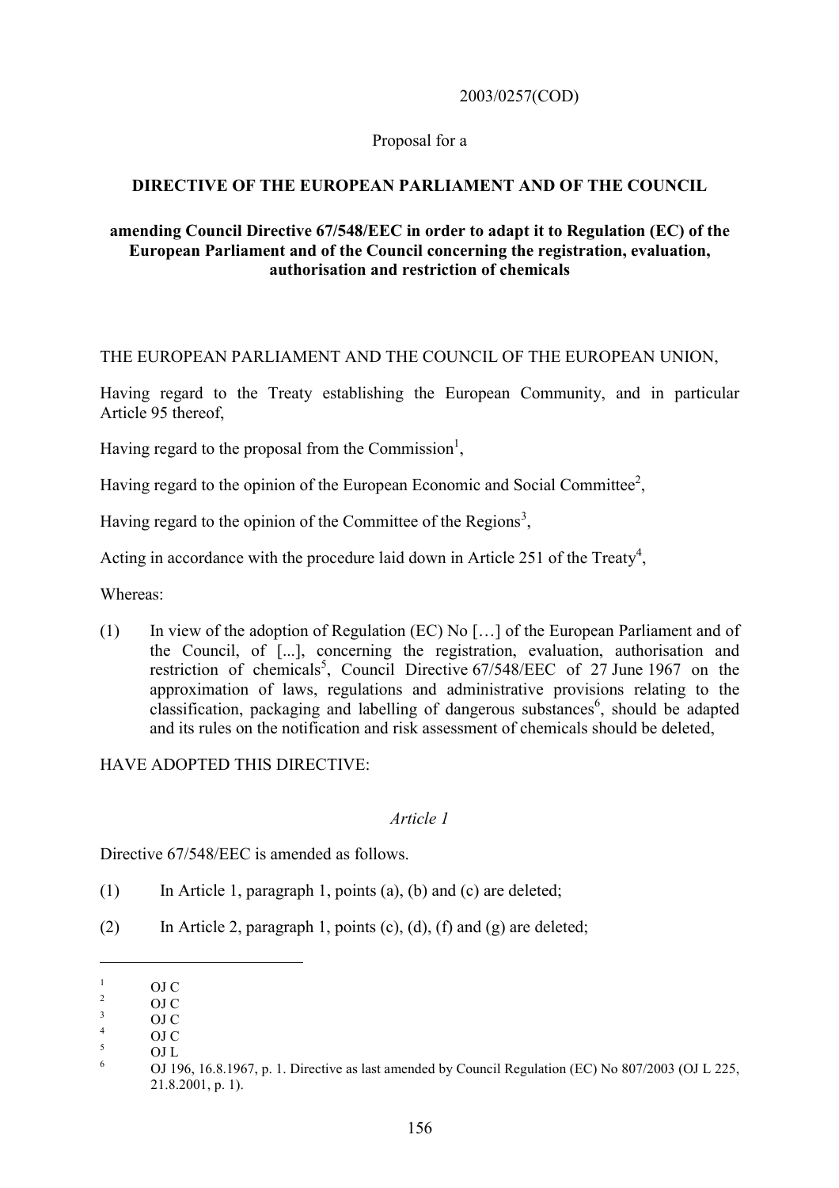2003/0257(COD)

Proposal for a

**DIRECTIVE OF THE EUROPEAN PARLIAMENT AND OF THE COUNCIL**

**amending Council Directive 67/548/EEC in order to adapt it to Regulation (EC) of the European Parliament and of the Council concerning the registration, evaluation, authorisation and restriction of chemicals**

THE EUROPEAN PARLIAMENT AND THE COUNCIL OF THE EUROPEAN UNION,

Having regard to the Treaty establishing the European Community, and in particular Article 95 thereof,

Having regard to the proposal from the Commission[1],

Having regard to the opinion of the European Economic and Social Committee[2],

Having regard to the opinion of the Committee of the Regions[3],

Acting in accordance with the procedure laid down in Article 251 of the Treaty[4],

Whereas:

(1) In view of the adoption of Regulation (EC) No […] of the European Parliament and of the Council, of [...], concerning the registration, evaluation, authorisation and restriction of chemicals[5], Council Directive 67/548/EEC of 27 June 1967 on the approximation of laws, regulations and administrative provisions relating to the classification, packaging and labelling of dangerous substances[6], should be adapted and its rules on the notification and risk assessment of chemicals should be deleted,

HAVE ADOPTED THIS DIRECTIVE:

*Article 1*

Directive 67/548/EEC is amended as follows.

(1) In Article 1, paragraph 1, points (a), (b) and (c) are deleted;

(2) In Article 2, paragraph 1, points (c), (d), (f) and (g) are deleted;

---

[1] OJ C

[2] OJ C

[3] OJ C

[4] OJ C

[5] OJ L

[6] OJ 196, 16.8.1967, p. 1. Directive as last amended by Council Regulation (EC) No 807/2003 (OJ L 225, 21.8.2001, p. 1).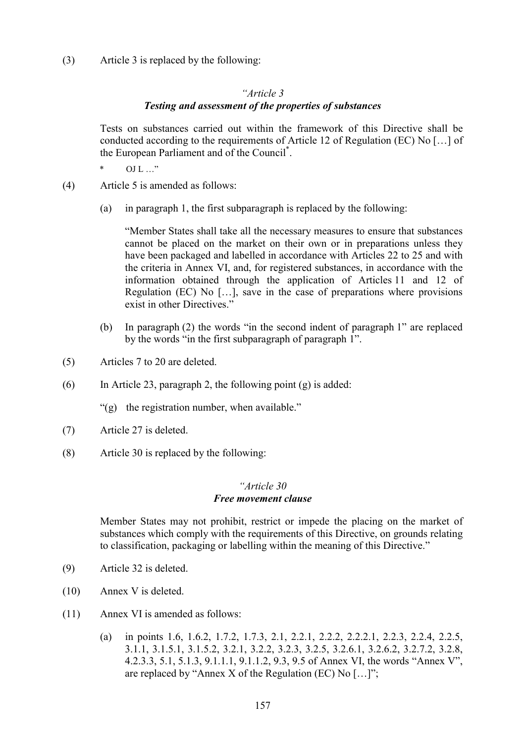(3) Article 3 is replaced by the following:

*"Article 3*

***Testing and assessment of the properties of substances***

Tests on substances carried out within the framework of this Directive shall be conducted according to the requirements of Article 12 of Regulation (EC) No […] of the European Parliament and of the Council*.

\* OJ L …"

(4) Article 5 is amended as follows:

(a) in paragraph 1, the first subparagraph is replaced by the following:

"Member States shall take all the necessary measures to ensure that substances cannot be placed on the market on their own or in preparations unless they have been packaged and labelled in accordance with Articles 22 to 25 and with the criteria in Annex VI, and, for registered substances, in accordance with the information obtained through the application of Articles 11 and 12 of Regulation (EC) No […], save in the case of preparations where provisions exist in other Directives."

(b) In paragraph (2) the words "in the second indent of paragraph 1" are replaced by the words "in the first subparagraph of paragraph 1".

(5) Articles 7 to 20 are deleted.

(6) In Article 23, paragraph 2, the following point (g) is added:

"(g) the registration number, when available."

(7) Article 27 is deleted.

(8) Article 30 is replaced by the following:

*"Article 30*

***Free movement clause***

Member States may not prohibit, restrict or impede the placing on the market of substances which comply with the requirements of this Directive, on grounds relating to classification, packaging or labelling within the meaning of this Directive."

(9) Article 32 is deleted.

(10) Annex V is deleted.

(11) Annex VI is amended as follows:

(a) in points 1.6, 1.6.2, 1.7.2, 1.7.3, 2.1, 2.2.1, 2.2.2, 2.2.2.1, 2.2.3, 2.2.4, 2.2.5, 3.1.1, 3.1.5.1, 3.1.5.2, 3.2.1, 3.2.2, 3.2.3, 3.2.5, 3.2.6.1, 3.2.6.2, 3.2.7.2, 3.2.8, 4.2.3.3, 5.1, 5.1.3, 9.1.1.1, 9.1.1.2, 9.3, 9.5 of Annex VI, the words "Annex V", are replaced by "Annex X of the Regulation (EC) No […]";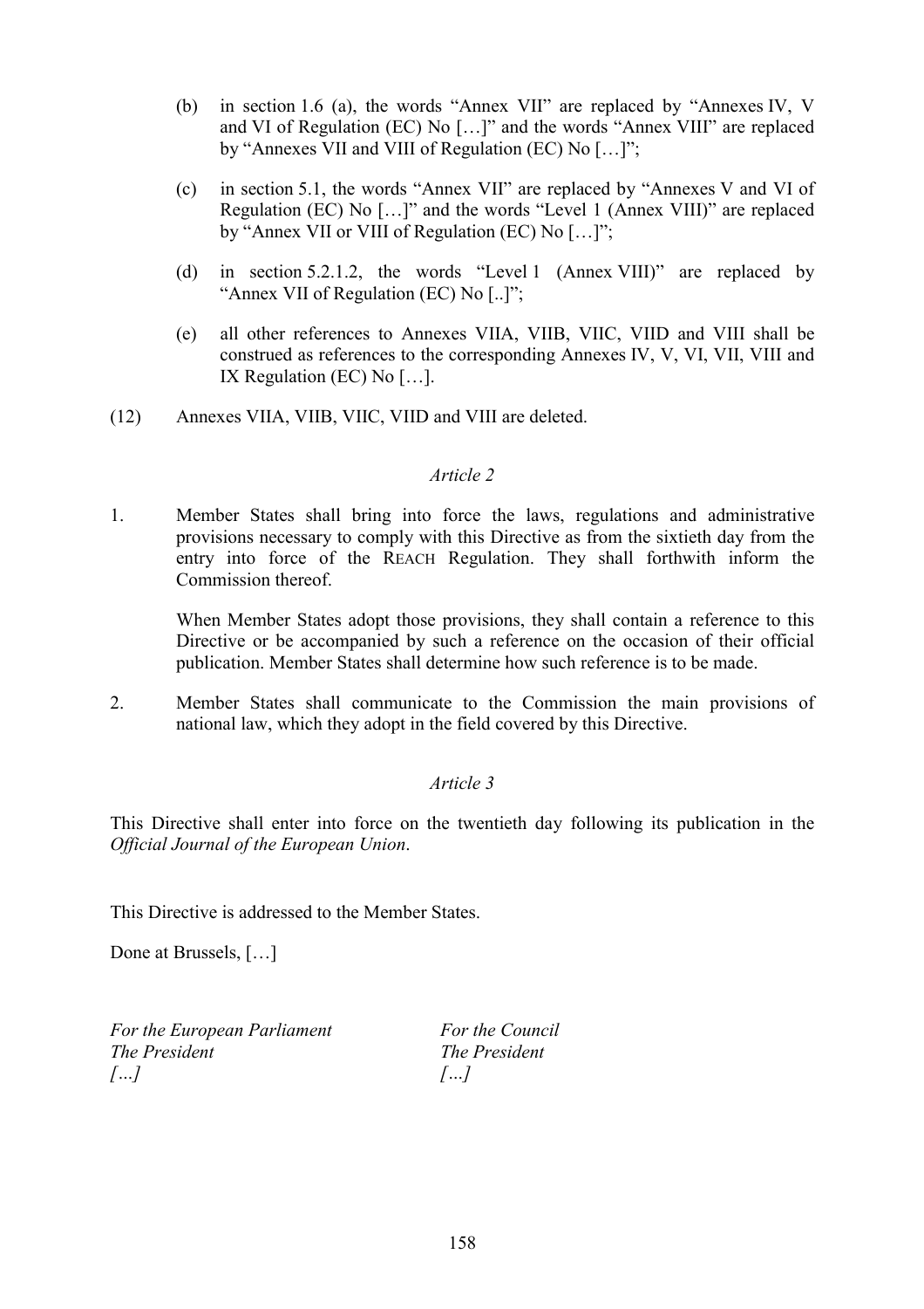(b) in section 1.6 (a), the words "Annex VII" are replaced by "Annexes IV, V and VI of Regulation (EC) No […]" and the words "Annex VIII" are replaced by "Annexes VII and VIII of Regulation (EC) No […]";

(c) in section 5.1, the words "Annex VII" are replaced by "Annexes V and VI of Regulation (EC) No […]" and the words "Level 1 (Annex VIII)" are replaced by "Annex VII or VIII of Regulation (EC) No […]";

(d) in section 5.2.1.2, the words "Level 1 (Annex VIII)" are replaced by "Annex VII of Regulation (EC) No [..]";

(e) all other references to Annexes VIIA, VIIB, VIIC, VIID and VIII shall be construed as references to the corresponding Annexes IV, V, VI, VII, VIII and IX Regulation (EC) No […].

(12) Annexes VIIA, VIIB, VIIC, VIID and VIII are deleted.

*Article 2*

1. Member States shall bring into force the laws, regulations and administrative provisions necessary to comply with this Directive as from the sixtieth day from the entry into force of the REACH Regulation. They shall forthwith inform the Commission thereof.

   When Member States adopt those provisions, they shall contain a reference to this Directive or be accompanied by such a reference on the occasion of their official publication. Member States shall determine how such reference is to be made.

2. Member States shall communicate to the Commission the main provisions of national law, which they adopt in the field covered by this Directive.

*Article 3*

This Directive shall enter into force on the twentieth day following its publication in the *Official Journal of the European Union*.

This Directive is addressed to the Member States.

Done at Brussels, […]

*For the European Parliament*
*The President*
*[…]*

*For the Council*
*The President*
*[…]*